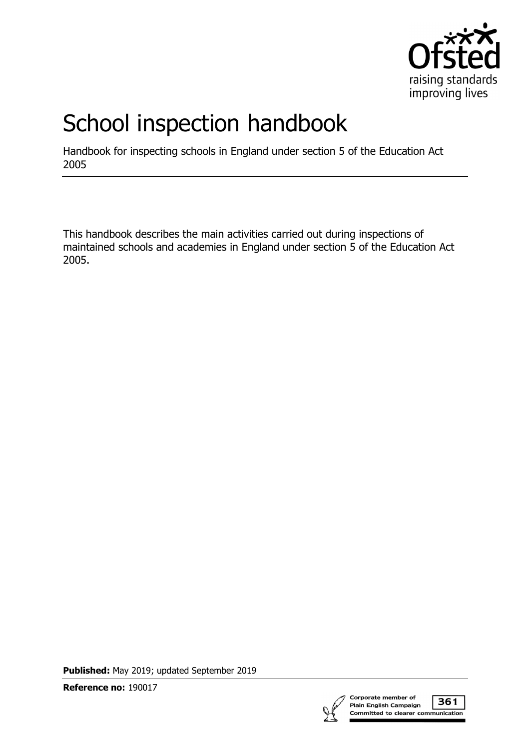Ofsted

raising standards
improving lives

# School inspection handbook

Handbook for inspecting schools in England under section 5 of the Education Act 2005

This handbook describes the main activities carried out during inspections of maintained schools and academies in England under section 5 of the Education Act 2005.

**Published:** May 2019; updated September 2019

**Reference no:** 190017

Corporate member of Plain English Campaign
Committed to clearer communication
361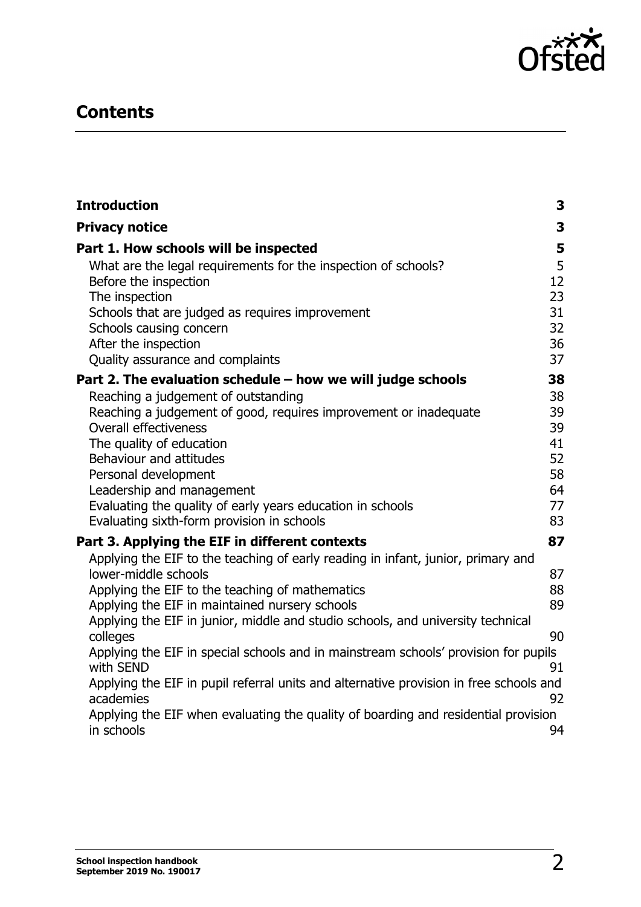## Contents

| | |
|---|---|
| **Introduction** | **3** |
| **Privacy notice** | **3** |
| **Part 1. How schools will be inspected** | **5** |
| What are the legal requirements for the inspection of schools? | 5 |
| Before the inspection | 12 |
| The inspection | 23 |
| Schools that are judged as requires improvement | 31 |
| Schools causing concern | 32 |
| After the inspection | 36 |
| Quality assurance and complaints | 37 |
| **Part 2. The evaluation schedule – how we will judge schools** | **38** |
| Reaching a judgement of outstanding | 38 |
| Reaching a judgement of good, requires improvement or inadequate | 39 |
| Overall effectiveness | 39 |
| The quality of education | 41 |
| Behaviour and attitudes | 52 |
| Personal development | 58 |
| Leadership and management | 64 |
| Evaluating the quality of early years education in schools | 77 |
| Evaluating sixth-form provision in schools | 83 |
| **Part 3. Applying the EIF in different contexts** | **87** |
| Applying the EIF to the teaching of early reading in infant, junior, primary and lower-middle schools | 87 |
| Applying the EIF to the teaching of mathematics | 88 |
| Applying the EIF in maintained nursery schools | 89 |
| Applying the EIF in junior, middle and studio schools, and university technical colleges | 90 |
| Applying the EIF in special schools and in mainstream schools' provision for pupils with SEND | 91 |
| Applying the EIF in pupil referral units and alternative provision in free schools and academies | 92 |
| Applying the EIF when evaluating the quality of boarding and residential provision in schools | 94 |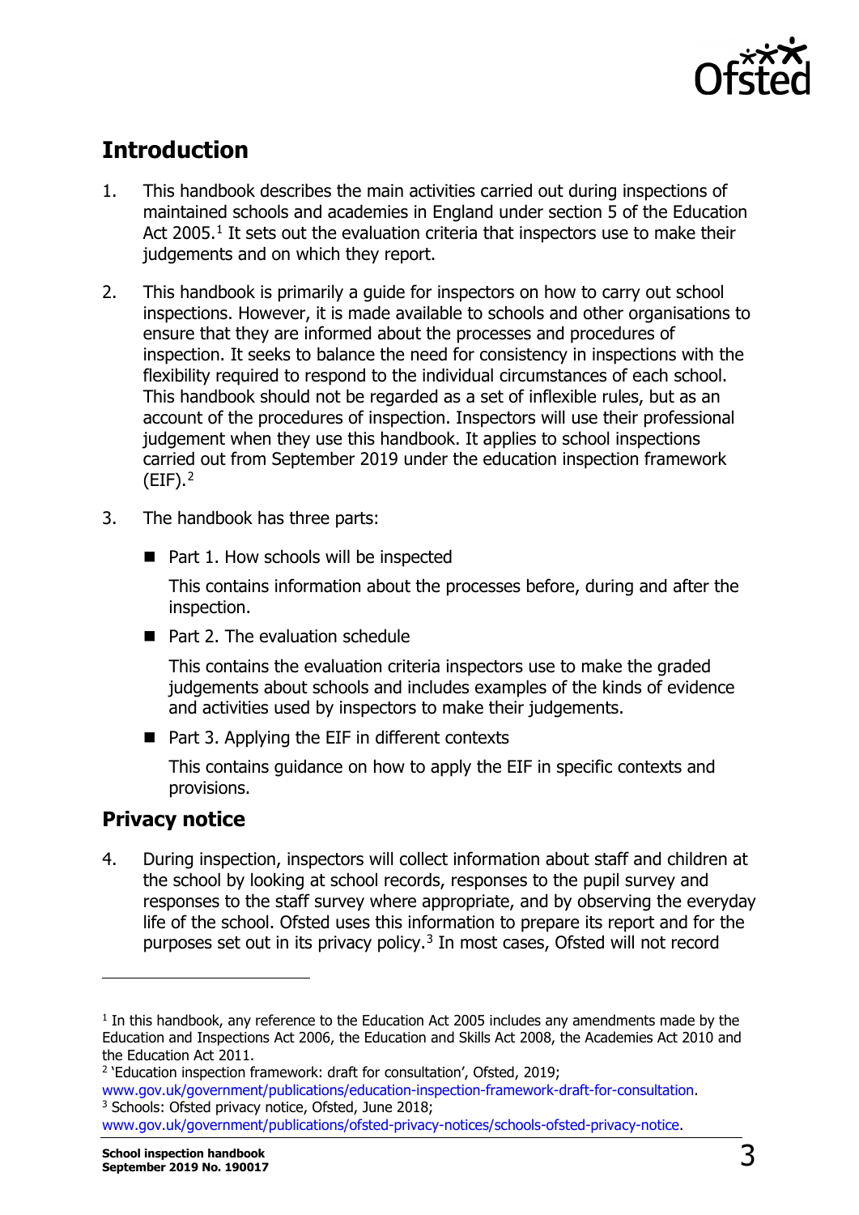## Introduction

1. This handbook describes the main activities carried out during inspections of maintained schools and academies in England under section 5 of the Education Act 2005.[1] It sets out the evaluation criteria that inspectors use to make their judgements and on which they report.

2. This handbook is primarily a guide for inspectors on how to carry out school inspections. However, it is made available to schools and other organisations to ensure that they are informed about the processes and procedures of inspection. It seeks to balance the need for consistency in inspections with the flexibility required to respond to the individual circumstances of each school. This handbook should not be regarded as a set of inflexible rules, but as an account of the procedures of inspection. Inspectors will use their professional judgement when they use this handbook. It applies to school inspections carried out from September 2019 under the education inspection framework (EIF).[2]

3. The handbook has three parts:

   - Part 1. How schools will be inspected

     This contains information about the processes before, during and after the inspection.

   - Part 2. The evaluation schedule

     This contains the evaluation criteria inspectors use to make the graded judgements about schools and includes examples of the kinds of evidence and activities used by inspectors to make their judgements.

   - Part 3. Applying the EIF in different contexts

     This contains guidance on how to apply the EIF in specific contexts and provisions.

## Privacy notice

4. During inspection, inspectors will collect information about staff and children at the school by looking at school records, responses to the pupil survey and responses to the staff survey where appropriate, and by observing the everyday life of the school. Ofsted uses this information to prepare its report and for the purposes set out in its privacy policy.[3] In most cases, Ofsted will not record

---

[1] In this handbook, any reference to the Education Act 2005 includes any amendments made by the Education and Inspections Act 2006, the Education and Skills Act 2008, the Academies Act 2010 and the Education Act 2011.

[2] 'Education inspection framework: draft for consultation', Ofsted, 2019; www.gov.uk/government/publications/education-inspection-framework-draft-for-consultation.

[3] Schools: Ofsted privacy notice, Ofsted, June 2018; www.gov.uk/government/publications/ofsted-privacy-notices/schools-ofsted-privacy-notice.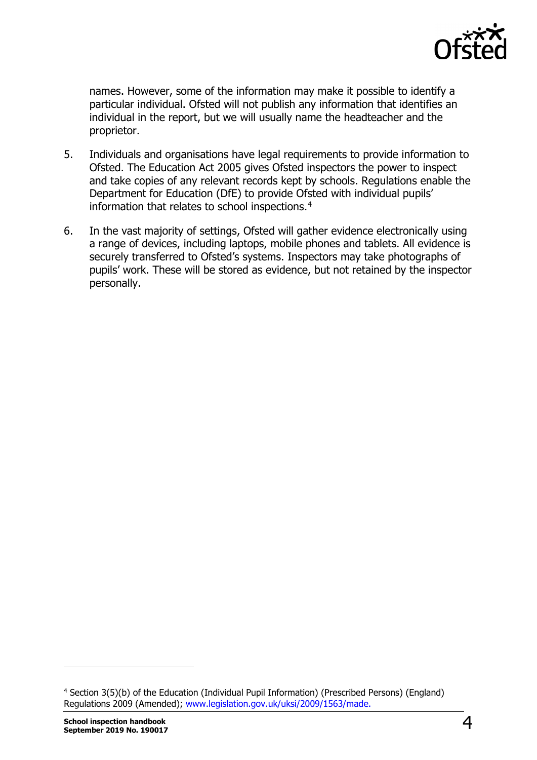names. However, some of the information may make it possible to identify a particular individual. Ofsted will not publish any information that identifies an individual in the report, but we will usually name the headteacher and the proprietor.

5. Individuals and organisations have legal requirements to provide information to Ofsted. The Education Act 2005 gives Ofsted inspectors the power to inspect and take copies of any relevant records kept by schools. Regulations enable the Department for Education (DfE) to provide Ofsted with individual pupils' information that relates to school inspections.[4]

6. In the vast majority of settings, Ofsted will gather evidence electronically using a range of devices, including laptops, mobile phones and tablets. All evidence is securely transferred to Ofsted's systems. Inspectors may take photographs of pupils' work. These will be stored as evidence, but not retained by the inspector personally.

---

[4] Section 3(5)(b) of the Education (Individual Pupil Information) (Prescribed Persons) (England) Regulations 2009 (Amended); www.legislation.gov.uk/uksi/2009/1563/made.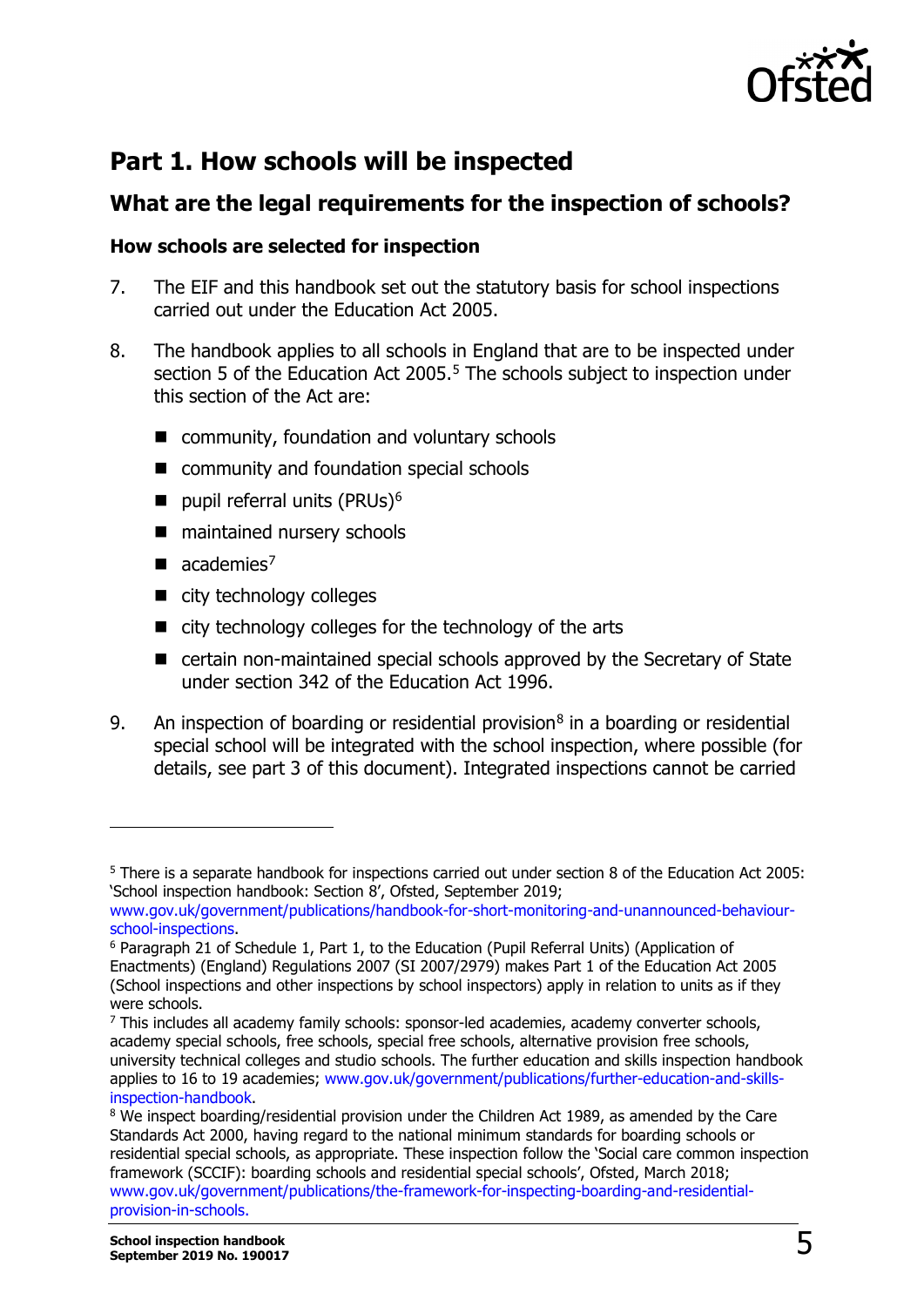# Part 1. How schools will be inspected

## What are the legal requirements for the inspection of schools?

### How schools are selected for inspection

7. The EIF and this handbook set out the statutory basis for school inspections carried out under the Education Act 2005.

8. The handbook applies to all schools in England that are to be inspected under section 5 of the Education Act 2005.[5] The schools subject to inspection under this section of the Act are:

   - community, foundation and voluntary schools
   - community and foundation special schools
   - pupil referral units (PRUs)[6]
   - maintained nursery schools
   - academies[7]
   - city technology colleges
   - city technology colleges for the technology of the arts
   - certain non-maintained special schools approved by the Secretary of State under section 342 of the Education Act 1996.

9. An inspection of boarding or residential provision[8] in a boarding or residential special school will be integrated with the school inspection, where possible (for details, see part 3 of this document). Integrated inspections cannot be carried

---

[5] There is a separate handbook for inspections carried out under section 8 of the Education Act 2005: 'School inspection handbook: Section 8', Ofsted, September 2019; www.gov.uk/government/publications/handbook-for-short-monitoring-and-unannounced-behaviour-school-inspections.

[6] Paragraph 21 of Schedule 1, Part 1, to the Education (Pupil Referral Units) (Application of Enactments) (England) Regulations 2007 (SI 2007/2979) makes Part 1 of the Education Act 2005 (School inspections and other inspections by school inspectors) apply in relation to units as if they were schools.

[7] This includes all academy family schools: sponsor-led academies, academy converter schools, academy special schools, free schools, special free schools, alternative provision free schools, university technical colleges and studio schools. The further education and skills inspection handbook applies to 16 to 19 academies; www.gov.uk/government/publications/further-education-and-skills-inspection-handbook.

[8] We inspect boarding/residential provision under the Children Act 1989, as amended by the Care Standards Act 2000, having regard to the national minimum standards for boarding schools or residential special schools, as appropriate. These inspection follow the 'Social care common inspection framework (SCCIF): boarding schools and residential special schools', Ofsted, March 2018; www.gov.uk/government/publications/the-framework-for-inspecting-boarding-and-residential-provision-in-schools.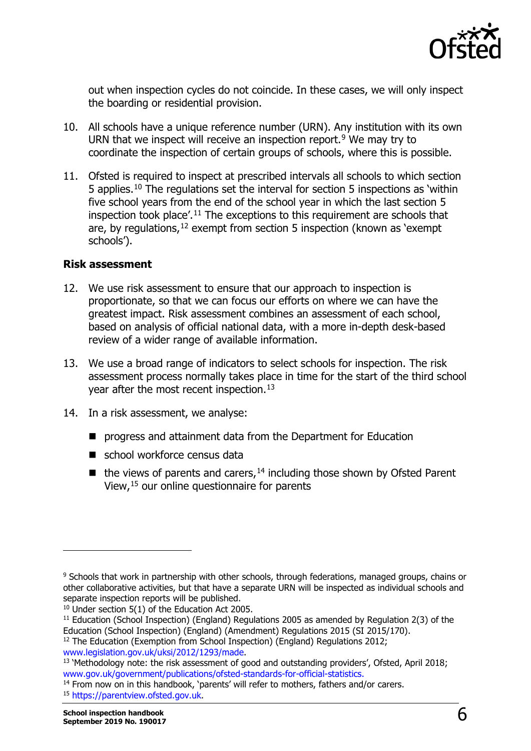out when inspection cycles do not coincide. In these cases, we will only inspect the boarding or residential provision.

10. All schools have a unique reference number (URN). Any institution with its own URN that we inspect will receive an inspection report.[9] We may try to coordinate the inspection of certain groups of schools, where this is possible.

11. Ofsted is required to inspect at prescribed intervals all schools to which section 5 applies.[10] The regulations set the interval for section 5 inspections as 'within five school years from the end of the school year in which the last section 5 inspection took place'.[11] The exceptions to this requirement are schools that are, by regulations,[12] exempt from section 5 inspection (known as 'exempt schools').

**Risk assessment**

12. We use risk assessment to ensure that our approach to inspection is proportionate, so that we can focus our efforts on where we can have the greatest impact. Risk assessment combines an assessment of each school, based on analysis of official national data, with a more in-depth desk-based review of a wider range of available information.

13. We use a broad range of indicators to select schools for inspection. The risk assessment process normally takes place in time for the start of the third school year after the most recent inspection.[13]

14. In a risk assessment, we analyse:

    - progress and attainment data from the Department for Education
    - school workforce census data
    - the views of parents and carers,[14] including those shown by Ofsted Parent View,[15] our online questionnaire for parents

---

[9] Schools that work in partnership with other schools, through federations, managed groups, chains or other collaborative activities, but that have a separate URN will be inspected as individual schools and separate inspection reports will be published.

[10] Under section 5(1) of the Education Act 2005.

[11] Education (School Inspection) (England) Regulations 2005 as amended by Regulation 2(3) of the Education (School Inspection) (England) (Amendment) Regulations 2015 (SI 2015/170).

[12] The Education (Exemption from School Inspection) (England) Regulations 2012; www.legislation.gov.uk/uksi/2012/1293/made.

[13] 'Methodology note: the risk assessment of good and outstanding providers', Ofsted, April 2018; www.gov.uk/government/publications/ofsted-standards-for-official-statistics.

[14] From now on in this handbook, 'parents' will refer to mothers, fathers and/or carers.

[15] https://parentview.ofsted.gov.uk.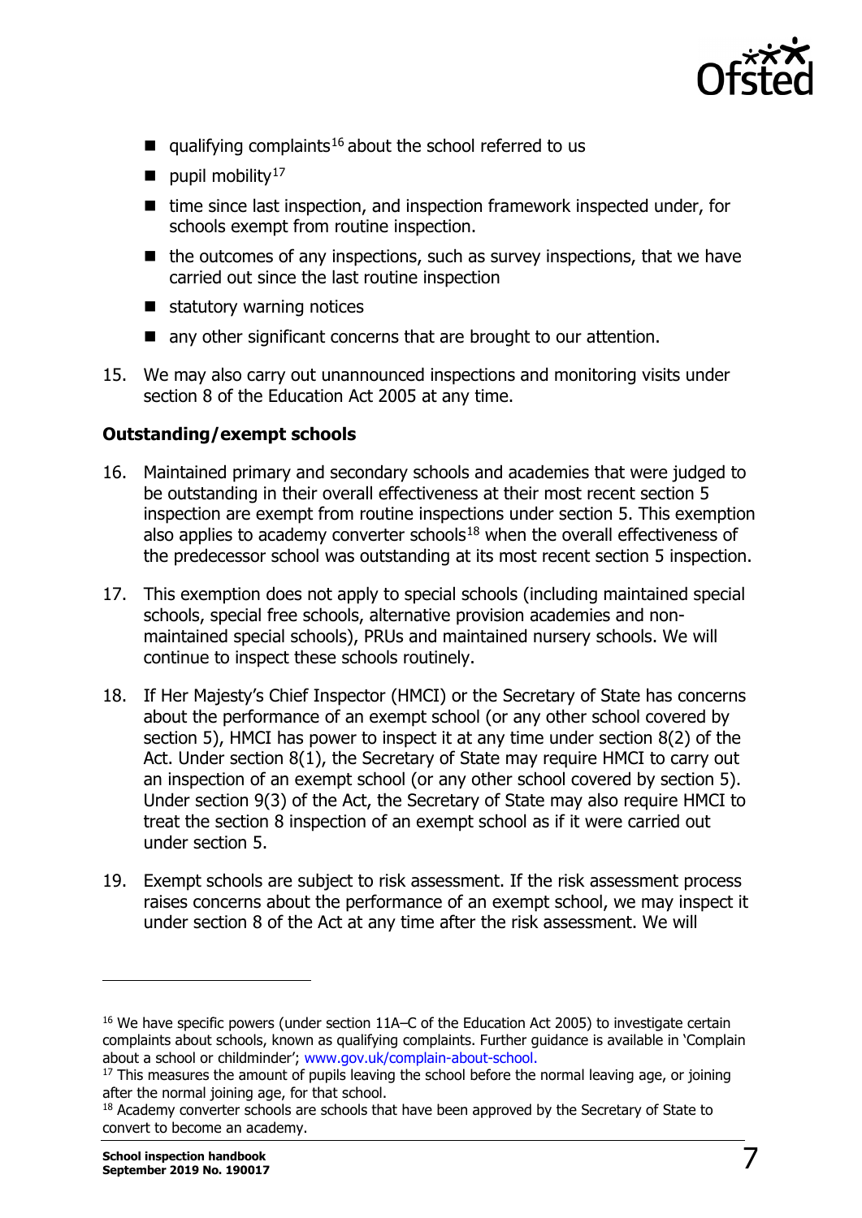- qualifying complaints[16] about the school referred to us
- pupil mobility[17]
- time since last inspection, and inspection framework inspected under, for schools exempt from routine inspection.
- the outcomes of any inspections, such as survey inspections, that we have carried out since the last routine inspection
- statutory warning notices
- any other significant concerns that are brought to our attention.

15. We may also carry out unannounced inspections and monitoring visits under section 8 of the Education Act 2005 at any time.

**Outstanding/exempt schools**

16. Maintained primary and secondary schools and academies that were judged to be outstanding in their overall effectiveness at their most recent section 5 inspection are exempt from routine inspections under section 5. This exemption also applies to academy converter schools[18] when the overall effectiveness of the predecessor school was outstanding at its most recent section 5 inspection.

17. This exemption does not apply to special schools (including maintained special schools, special free schools, alternative provision academies and non-maintained special schools), PRUs and maintained nursery schools. We will continue to inspect these schools routinely.

18. If Her Majesty's Chief Inspector (HMCI) or the Secretary of State has concerns about the performance of an exempt school (or any other school covered by section 5), HMCI has power to inspect it at any time under section 8(2) of the Act. Under section 8(1), the Secretary of State may require HMCI to carry out an inspection of an exempt school (or any other school covered by section 5). Under section 9(3) of the Act, the Secretary of State may also require HMCI to treat the section 8 inspection of an exempt school as if it were carried out under section 5.

19. Exempt schools are subject to risk assessment. If the risk assessment process raises concerns about the performance of an exempt school, we may inspect it under section 8 of the Act at any time after the risk assessment. We will

---

[16] We have specific powers (under section 11A–C of the Education Act 2005) to investigate certain complaints about schools, known as qualifying complaints. Further guidance is available in 'Complain about a school or childminder'; www.gov.uk/complain-about-school.

[17] This measures the amount of pupils leaving the school before the normal leaving age, or joining after the normal joining age, for that school.

[18] Academy converter schools are schools that have been approved by the Secretary of State to convert to become an academy.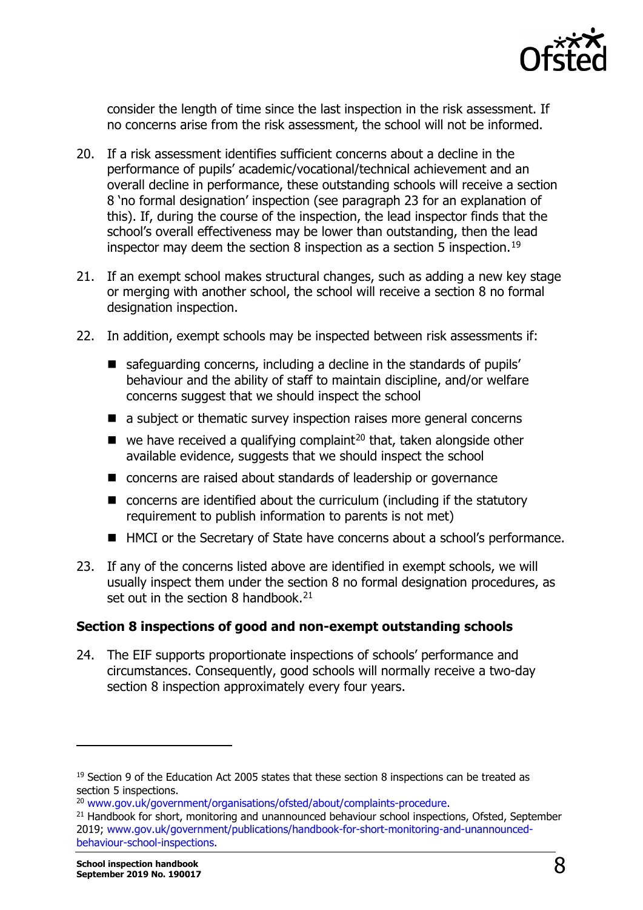consider the length of time since the last inspection in the risk assessment. If no concerns arise from the risk assessment, the school will not be informed.

20. If a risk assessment identifies sufficient concerns about a decline in the performance of pupils' academic/vocational/technical achievement and an overall decline in performance, these outstanding schools will receive a section 8 'no formal designation' inspection (see paragraph 23 for an explanation of this). If, during the course of the inspection, the lead inspector finds that the school's overall effectiveness may be lower than outstanding, then the lead inspector may deem the section 8 inspection as a section 5 inspection.[19]

21. If an exempt school makes structural changes, such as adding a new key stage or merging with another school, the school will receive a section 8 no formal designation inspection.

22. In addition, exempt schools may be inspected between risk assessments if:

    - safeguarding concerns, including a decline in the standards of pupils' behaviour and the ability of staff to maintain discipline, and/or welfare concerns suggest that we should inspect the school
    - a subject or thematic survey inspection raises more general concerns
    - we have received a qualifying complaint[20] that, taken alongside other available evidence, suggests that we should inspect the school
    - concerns are raised about standards of leadership or governance
    - concerns are identified about the curriculum (including if the statutory requirement to publish information to parents is not met)
    - HMCI or the Secretary of State have concerns about a school's performance.

23. If any of the concerns listed above are identified in exempt schools, we will usually inspect them under the section 8 no formal designation procedures, as set out in the section 8 handbook.[21]

### Section 8 inspections of good and non-exempt outstanding schools

24. The EIF supports proportionate inspections of schools' performance and circumstances. Consequently, good schools will normally receive a two-day section 8 inspection approximately every four years.

---

[19] Section 9 of the Education Act 2005 states that these section 8 inspections can be treated as section 5 inspections.

[20] www.gov.uk/government/organisations/ofsted/about/complaints-procedure.

[21] Handbook for short, monitoring and unannounced behaviour school inspections, Ofsted, September 2019; www.gov.uk/government/publications/handbook-for-short-monitoring-and-unannounced-behaviour-school-inspections.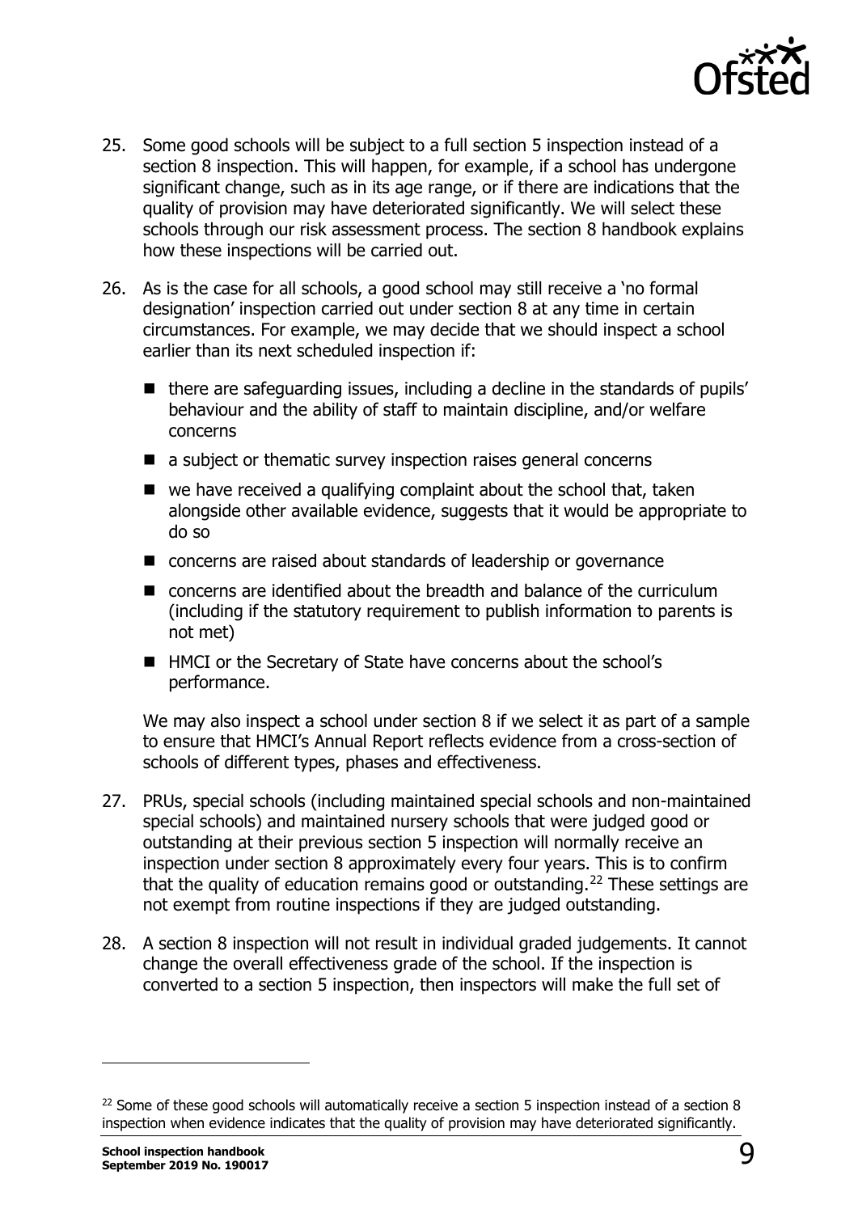25. Some good schools will be subject to a full section 5 inspection instead of a section 8 inspection. This will happen, for example, if a school has undergone significant change, such as in its age range, or if there are indications that the quality of provision may have deteriorated significantly. We will select these schools through our risk assessment process. The section 8 handbook explains how these inspections will be carried out.

26. As is the case for all schools, a good school may still receive a 'no formal designation' inspection carried out under section 8 at any time in certain circumstances. For example, we may decide that we should inspect a school earlier than its next scheduled inspection if:

    - there are safeguarding issues, including a decline in the standards of pupils' behaviour and the ability of staff to maintain discipline, and/or welfare concerns
    - a subject or thematic survey inspection raises general concerns
    - we have received a qualifying complaint about the school that, taken alongside other available evidence, suggests that it would be appropriate to do so
    - concerns are raised about standards of leadership or governance
    - concerns are identified about the breadth and balance of the curriculum (including if the statutory requirement to publish information to parents is not met)
    - HMCI or the Secretary of State have concerns about the school's performance.

    We may also inspect a school under section 8 if we select it as part of a sample to ensure that HMCI's Annual Report reflects evidence from a cross-section of schools of different types, phases and effectiveness.

27. PRUs, special schools (including maintained special schools and non-maintained special schools) and maintained nursery schools that were judged good or outstanding at their previous section 5 inspection will normally receive an inspection under section 8 approximately every four years. This is to confirm that the quality of education remains good or outstanding.[22] These settings are not exempt from routine inspections if they are judged outstanding.

28. A section 8 inspection will not result in individual graded judgements. It cannot change the overall effectiveness grade of the school. If the inspection is converted to a section 5 inspection, then inspectors will make the full set of

---

[22] Some of these good schools will automatically receive a section 5 inspection instead of a section 8 inspection when evidence indicates that the quality of provision may have deteriorated significantly.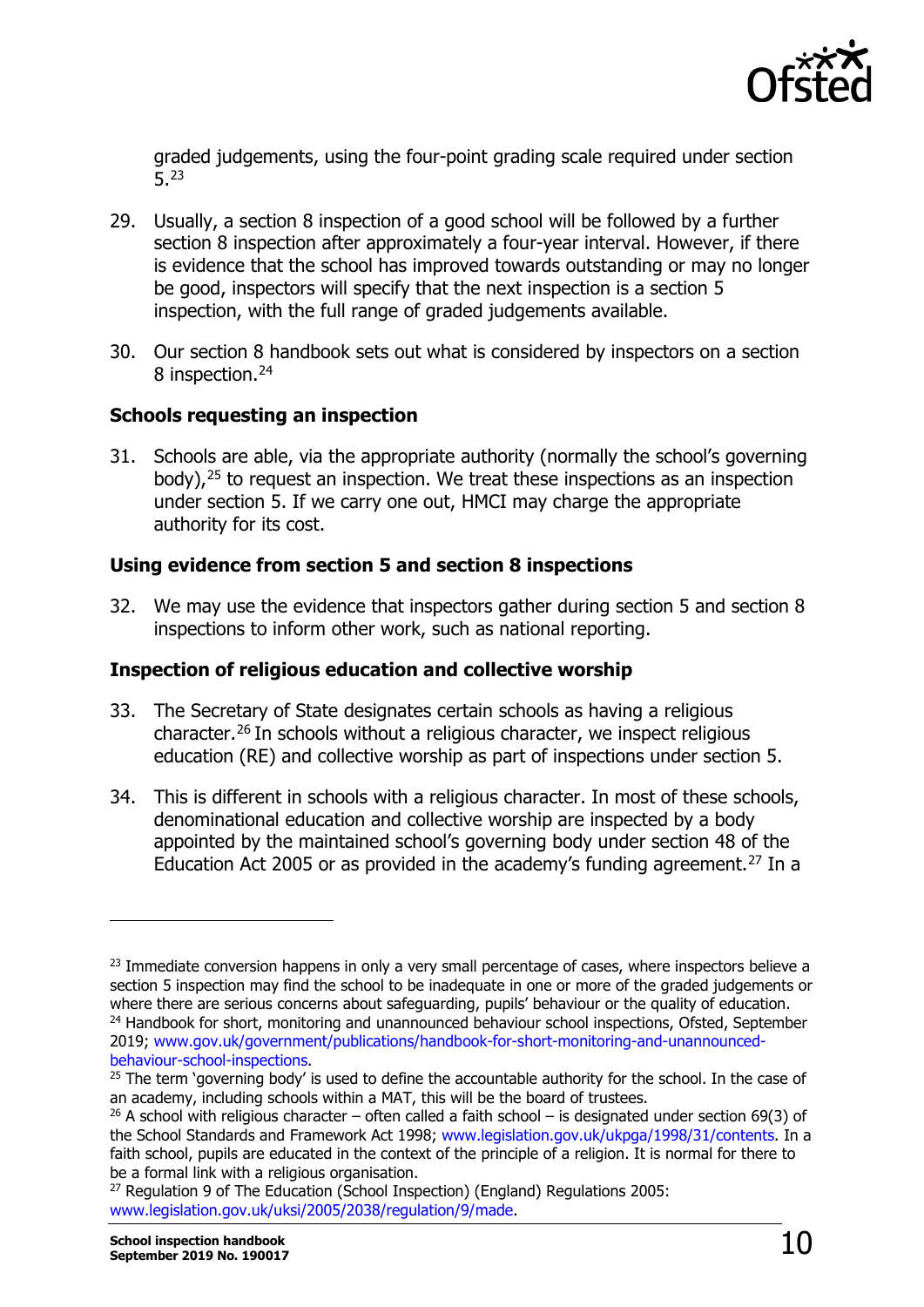graded judgements, using the four-point grading scale required under section 5.[23]

29. Usually, a section 8 inspection of a good school will be followed by a further section 8 inspection after approximately a four-year interval. However, if there is evidence that the school has improved towards outstanding or may no longer be good, inspectors will specify that the next inspection is a section 5 inspection, with the full range of graded judgements available.

30. Our section 8 handbook sets out what is considered by inspectors on a section 8 inspection.[24]

### Schools requesting an inspection

31. Schools are able, via the appropriate authority (normally the school's governing body),[25] to request an inspection. We treat these inspections as an inspection under section 5. If we carry one out, HMCI may charge the appropriate authority for its cost.

### Using evidence from section 5 and section 8 inspections

32. We may use the evidence that inspectors gather during section 5 and section 8 inspections to inform other work, such as national reporting.

### Inspection of religious education and collective worship

33. The Secretary of State designates certain schools as having a religious character.[26] In schools without a religious character, we inspect religious education (RE) and collective worship as part of inspections under section 5.

34. This is different in schools with a religious character. In most of these schools, denominational education and collective worship are inspected by a body appointed by the maintained school's governing body under section 48 of the Education Act 2005 or as provided in the academy's funding agreement.[27] In a

---

[23] Immediate conversion happens in only a very small percentage of cases, where inspectors believe a section 5 inspection may find the school to be inadequate in one or more of the graded judgements or where there are serious concerns about safeguarding, pupils' behaviour or the quality of education.

[24] Handbook for short, monitoring and unannounced behaviour school inspections, Ofsted, September 2019; www.gov.uk/government/publications/handbook-for-short-monitoring-and-unannounced-behaviour-school-inspections.

[25] The term 'governing body' is used to define the accountable authority for the school. In the case of an academy, including schools within a MAT, this will be the board of trustees.

[26] A school with religious character – often called a faith school – is designated under section 69(3) of the School Standards and Framework Act 1998; www.legislation.gov.uk/ukpga/1998/31/contents. In a faith school, pupils are educated in the context of the principle of a religion. It is normal for there to be a formal link with a religious organisation.

[27] Regulation 9 of The Education (School Inspection) (England) Regulations 2005: www.legislation.gov.uk/uksi/2005/2038/regulation/9/made.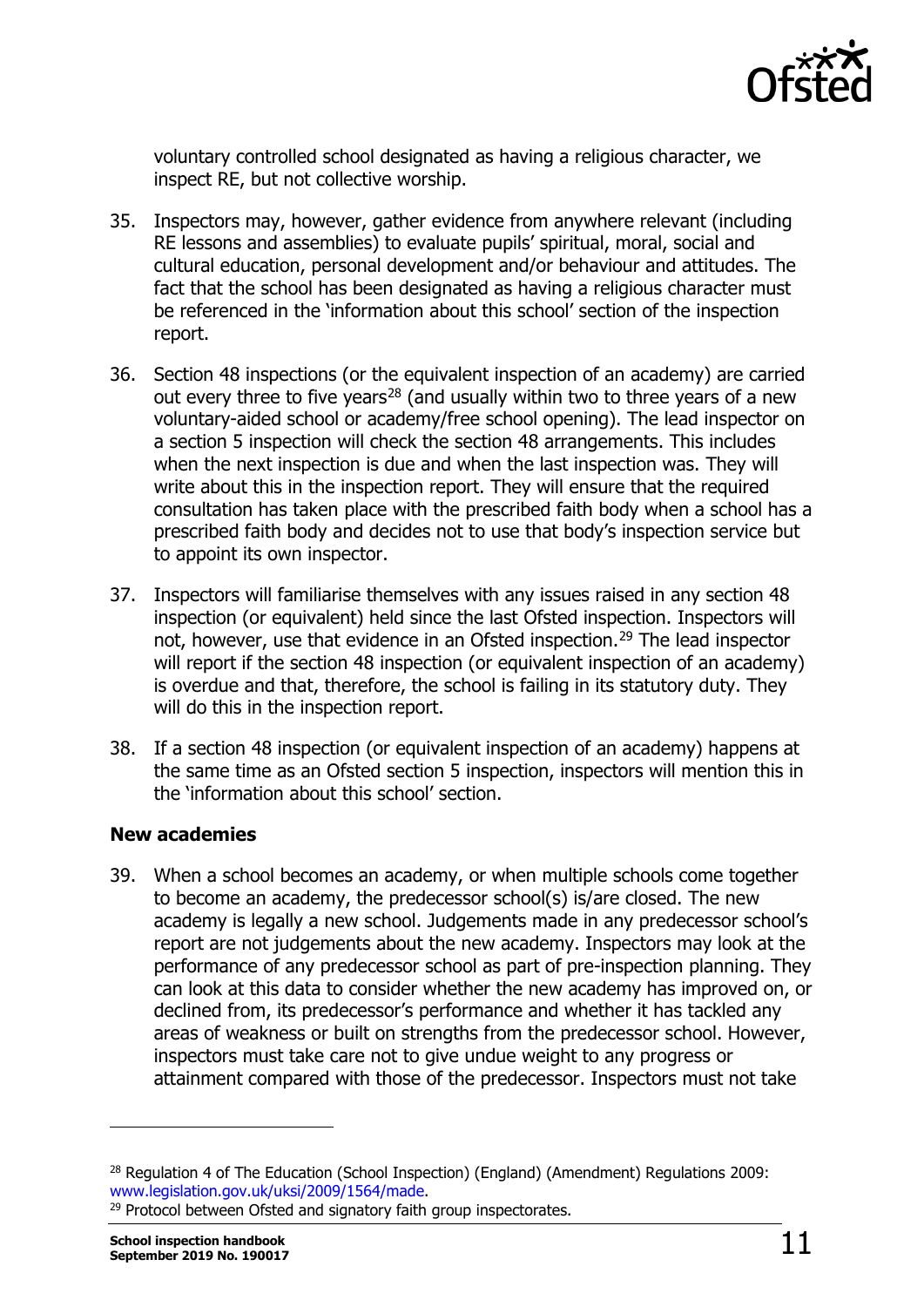voluntary controlled school designated as having a religious character, we inspect RE, but not collective worship.

35. Inspectors may, however, gather evidence from anywhere relevant (including RE lessons and assemblies) to evaluate pupils' spiritual, moral, social and cultural education, personal development and/or behaviour and attitudes. The fact that the school has been designated as having a religious character must be referenced in the 'information about this school' section of the inspection report.

36. Section 48 inspections (or the equivalent inspection of an academy) are carried out every three to five years[28] (and usually within two to three years of a new voluntary-aided school or academy/free school opening). The lead inspector on a section 5 inspection will check the section 48 arrangements. This includes when the next inspection is due and when the last inspection was. They will write about this in the inspection report. They will ensure that the required consultation has taken place with the prescribed faith body when a school has a prescribed faith body and decides not to use that body's inspection service but to appoint its own inspector.

37. Inspectors will familiarise themselves with any issues raised in any section 48 inspection (or equivalent) held since the last Ofsted inspection. Inspectors will not, however, use that evidence in an Ofsted inspection.[29] The lead inspector will report if the section 48 inspection (or equivalent inspection of an academy) is overdue and that, therefore, the school is failing in its statutory duty. They will do this in the inspection report.

38. If a section 48 inspection (or equivalent inspection of an academy) happens at the same time as an Ofsted section 5 inspection, inspectors will mention this in the 'information about this school' section.

### New academies

39. When a school becomes an academy, or when multiple schools come together to become an academy, the predecessor school(s) is/are closed. The new academy is legally a new school. Judgements made in any predecessor school's report are not judgements about the new academy. Inspectors may look at the performance of any predecessor school as part of pre-inspection planning. They can look at this data to consider whether the new academy has improved on, or declined from, its predecessor's performance and whether it has tackled any areas of weakness or built on strengths from the predecessor school. However, inspectors must take care not to give undue weight to any progress or attainment compared with those of the predecessor. Inspectors must not take

---

[28] Regulation 4 of The Education (School Inspection) (England) (Amendment) Regulations 2009: www.legislation.gov.uk/uksi/2009/1564/made.

[29] Protocol between Ofsted and signatory faith group inspectorates.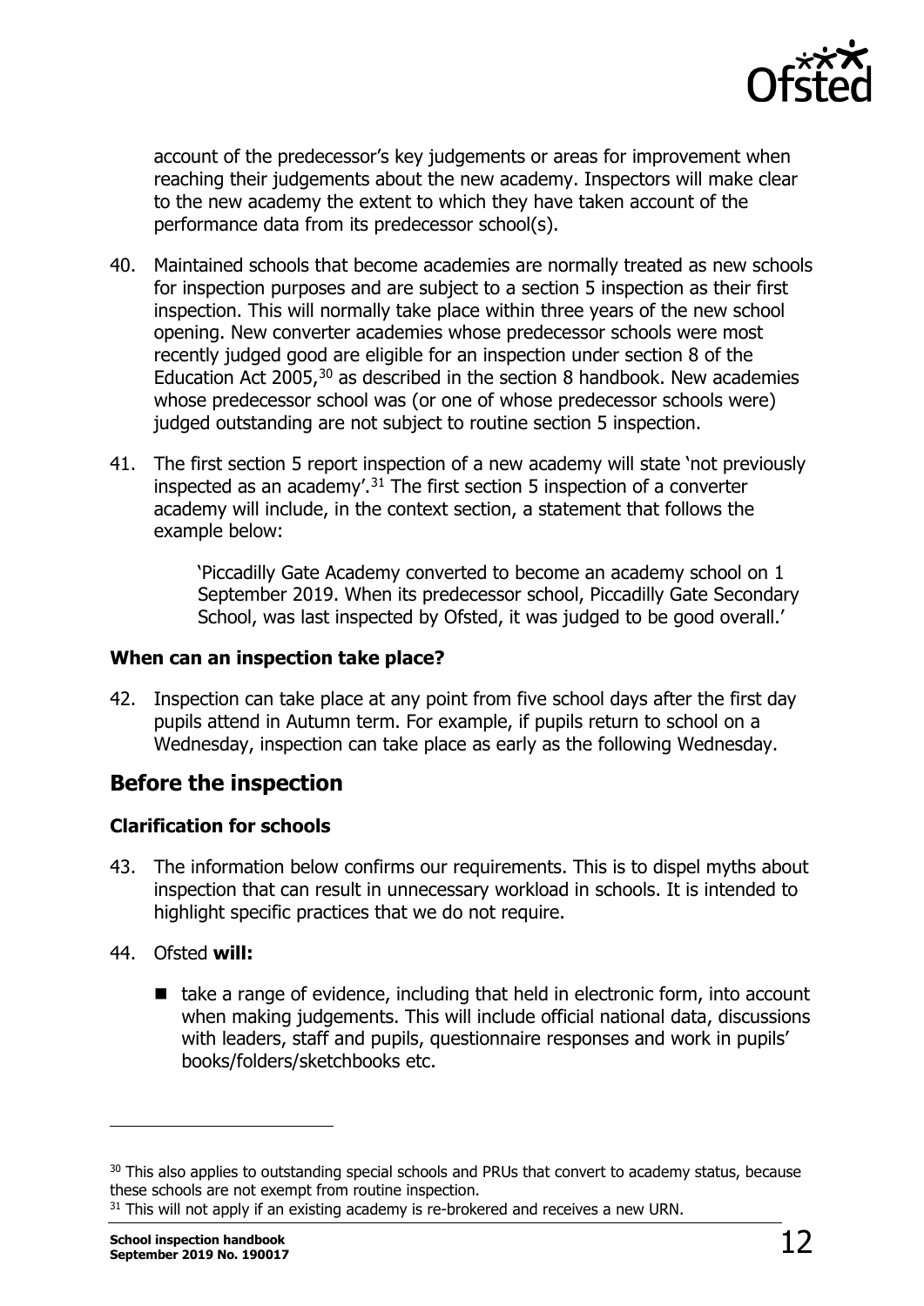account of the predecessor's key judgements or areas for improvement when reaching their judgements about the new academy. Inspectors will make clear to the new academy the extent to which they have taken account of the performance data from its predecessor school(s).

40. Maintained schools that become academies are normally treated as new schools for inspection purposes and are subject to a section 5 inspection as their first inspection. This will normally take place within three years of the new school opening. New converter academies whose predecessor schools were most recently judged good are eligible for an inspection under section 8 of the Education Act 2005,[30] as described in the section 8 handbook. New academies whose predecessor school was (or one of whose predecessor schools were) judged outstanding are not subject to routine section 5 inspection.

41. The first section 5 report inspection of a new academy will state 'not previously inspected as an academy'.[31] The first section 5 inspection of a converter academy will include, in the context section, a statement that follows the example below:

> 'Piccadilly Gate Academy converted to become an academy school on 1 September 2019. When its predecessor school, Piccadilly Gate Secondary School, was last inspected by Ofsted, it was judged to be good overall.'

### When can an inspection take place?

42. Inspection can take place at any point from five school days after the first day pupils attend in Autumn term. For example, if pupils return to school on a Wednesday, inspection can take place as early as the following Wednesday.

## Before the inspection

### Clarification for schools

43. The information below confirms our requirements. This is to dispel myths about inspection that can result in unnecessary workload in schools. It is intended to highlight specific practices that we do not require.

44. Ofsted **will:**

    - take a range of evidence, including that held in electronic form, into account when making judgements. This will include official national data, discussions with leaders, staff and pupils, questionnaire responses and work in pupils' books/folders/sketchbooks etc.

---

[30] This also applies to outstanding special schools and PRUs that convert to academy status, because these schools are not exempt from routine inspection.

[31] This will not apply if an existing academy is re-brokered and receives a new URN.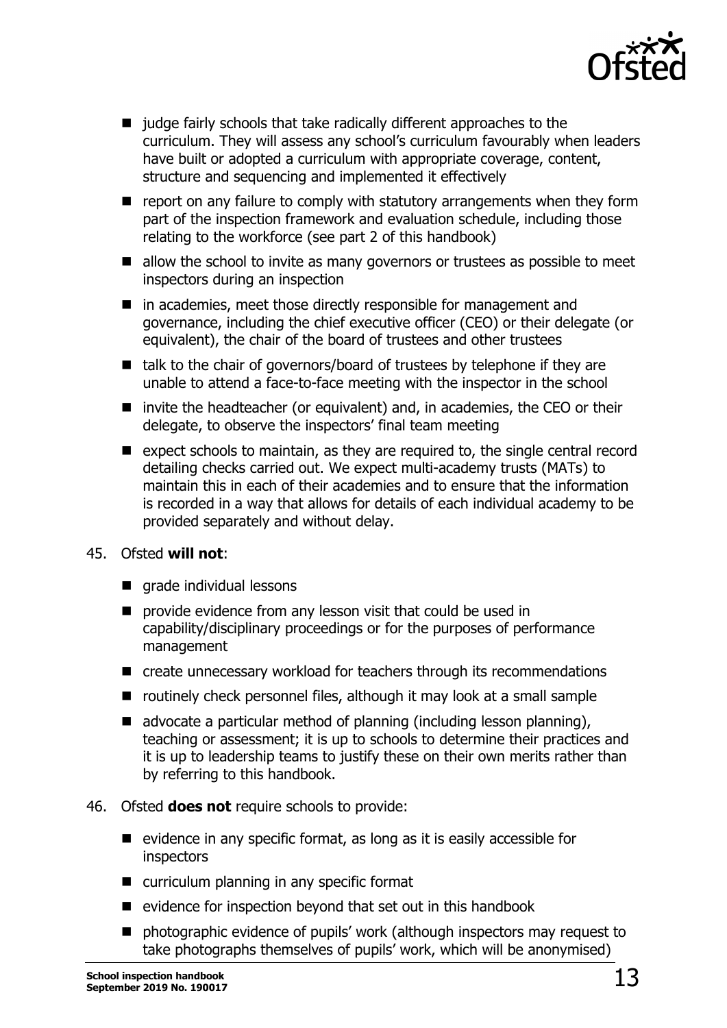- judge fairly schools that take radically different approaches to the curriculum. They will assess any school's curriculum favourably when leaders have built or adopted a curriculum with appropriate coverage, content, structure and sequencing and implemented it effectively
- report on any failure to comply with statutory arrangements when they form part of the inspection framework and evaluation schedule, including those relating to the workforce (see part 2 of this handbook)
- allow the school to invite as many governors or trustees as possible to meet inspectors during an inspection
- in academies, meet those directly responsible for management and governance, including the chief executive officer (CEO) or their delegate (or equivalent), the chair of the board of trustees and other trustees
- talk to the chair of governors/board of trustees by telephone if they are unable to attend a face-to-face meeting with the inspector in the school
- invite the headteacher (or equivalent) and, in academies, the CEO or their delegate, to observe the inspectors' final team meeting
- expect schools to maintain, as they are required to, the single central record detailing checks carried out. We expect multi-academy trusts (MATs) to maintain this in each of their academies and to ensure that the information is recorded in a way that allows for details of each individual academy to be provided separately and without delay.

45. Ofsted **will not**:

- grade individual lessons
- provide evidence from any lesson visit that could be used in capability/disciplinary proceedings or for the purposes of performance management
- create unnecessary workload for teachers through its recommendations
- routinely check personnel files, although it may look at a small sample
- advocate a particular method of planning (including lesson planning), teaching or assessment; it is up to schools to determine their practices and it is up to leadership teams to justify these on their own merits rather than by referring to this handbook.

46. Ofsted **does not** require schools to provide:

- evidence in any specific format, as long as it is easily accessible for inspectors
- curriculum planning in any specific format
- evidence for inspection beyond that set out in this handbook
- photographic evidence of pupils' work (although inspectors may request to take photographs themselves of pupils' work, which will be anonymised)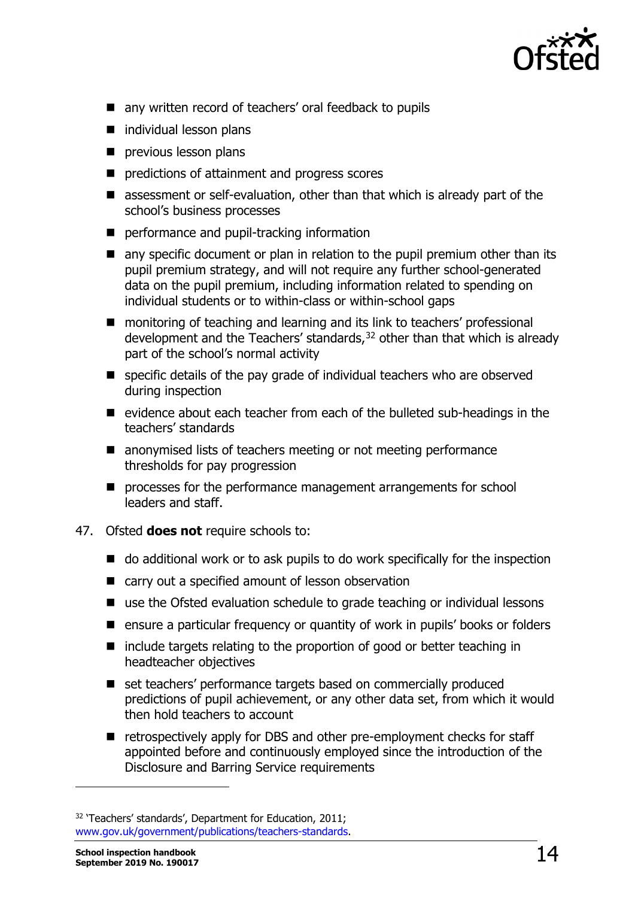- any written record of teachers' oral feedback to pupils
- individual lesson plans
- previous lesson plans
- predictions of attainment and progress scores
- assessment or self-evaluation, other than that which is already part of the school's business processes
- performance and pupil-tracking information
- any specific document or plan in relation to the pupil premium other than its pupil premium strategy, and will not require any further school-generated data on the pupil premium, including information related to spending on individual students or to within-class or within-school gaps
- monitoring of teaching and learning and its link to teachers' professional development and the Teachers' standards,[32] other than that which is already part of the school's normal activity
- specific details of the pay grade of individual teachers who are observed during inspection
- evidence about each teacher from each of the bulleted sub-headings in the teachers' standards
- anonymised lists of teachers meeting or not meeting performance thresholds for pay progression
- processes for the performance management arrangements for school leaders and staff.

47. Ofsted **does not** require schools to:

    - do additional work or to ask pupils to do work specifically for the inspection
    - carry out a specified amount of lesson observation
    - use the Ofsted evaluation schedule to grade teaching or individual lessons
    - ensure a particular frequency or quantity of work in pupils' books or folders
    - include targets relating to the proportion of good or better teaching in headteacher objectives
    - set teachers' performance targets based on commercially produced predictions of pupil achievement, or any other data set, from which it would then hold teachers to account
    - retrospectively apply for DBS and other pre-employment checks for staff appointed before and continuously employed since the introduction of the Disclosure and Barring Service requirements

---

[32] 'Teachers' standards', Department for Education, 2011; www.gov.uk/government/publications/teachers-standards.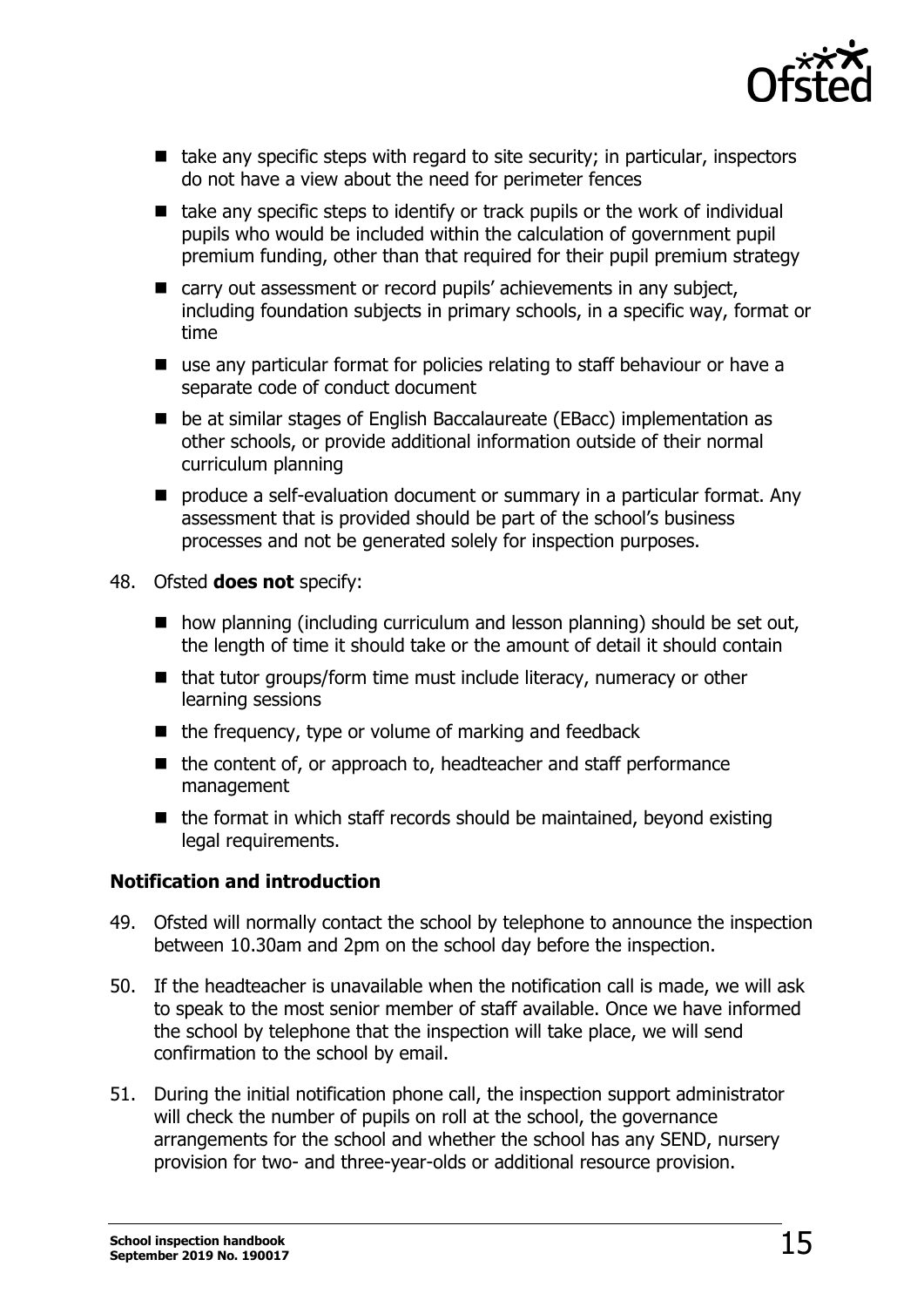- take any specific steps with regard to site security; in particular, inspectors do not have a view about the need for perimeter fences
- take any specific steps to identify or track pupils or the work of individual pupils who would be included within the calculation of government pupil premium funding, other than that required for their pupil premium strategy
- carry out assessment or record pupils' achievements in any subject, including foundation subjects in primary schools, in a specific way, format or time
- use any particular format for policies relating to staff behaviour or have a separate code of conduct document
- be at similar stages of English Baccalaureate (EBacc) implementation as other schools, or provide additional information outside of their normal curriculum planning
- produce a self-evaluation document or summary in a particular format. Any assessment that is provided should be part of the school's business processes and not be generated solely for inspection purposes.

48. Ofsted **does not** specify:
    - how planning (including curriculum and lesson planning) should be set out, the length of time it should take or the amount of detail it should contain
    - that tutor groups/form time must include literacy, numeracy or other learning sessions
    - the frequency, type or volume of marking and feedback
    - the content of, or approach to, headteacher and staff performance management
    - the format in which staff records should be maintained, beyond existing legal requirements.

### Notification and introduction

49. Ofsted will normally contact the school by telephone to announce the inspection between 10.30am and 2pm on the school day before the inspection.

50. If the headteacher is unavailable when the notification call is made, we will ask to speak to the most senior member of staff available. Once we have informed the school by telephone that the inspection will take place, we will send confirmation to the school by email.

51. During the initial notification phone call, the inspection support administrator will check the number of pupils on roll at the school, the governance arrangements for the school and whether the school has any SEND, nursery provision for two- and three-year-olds or additional resource provision.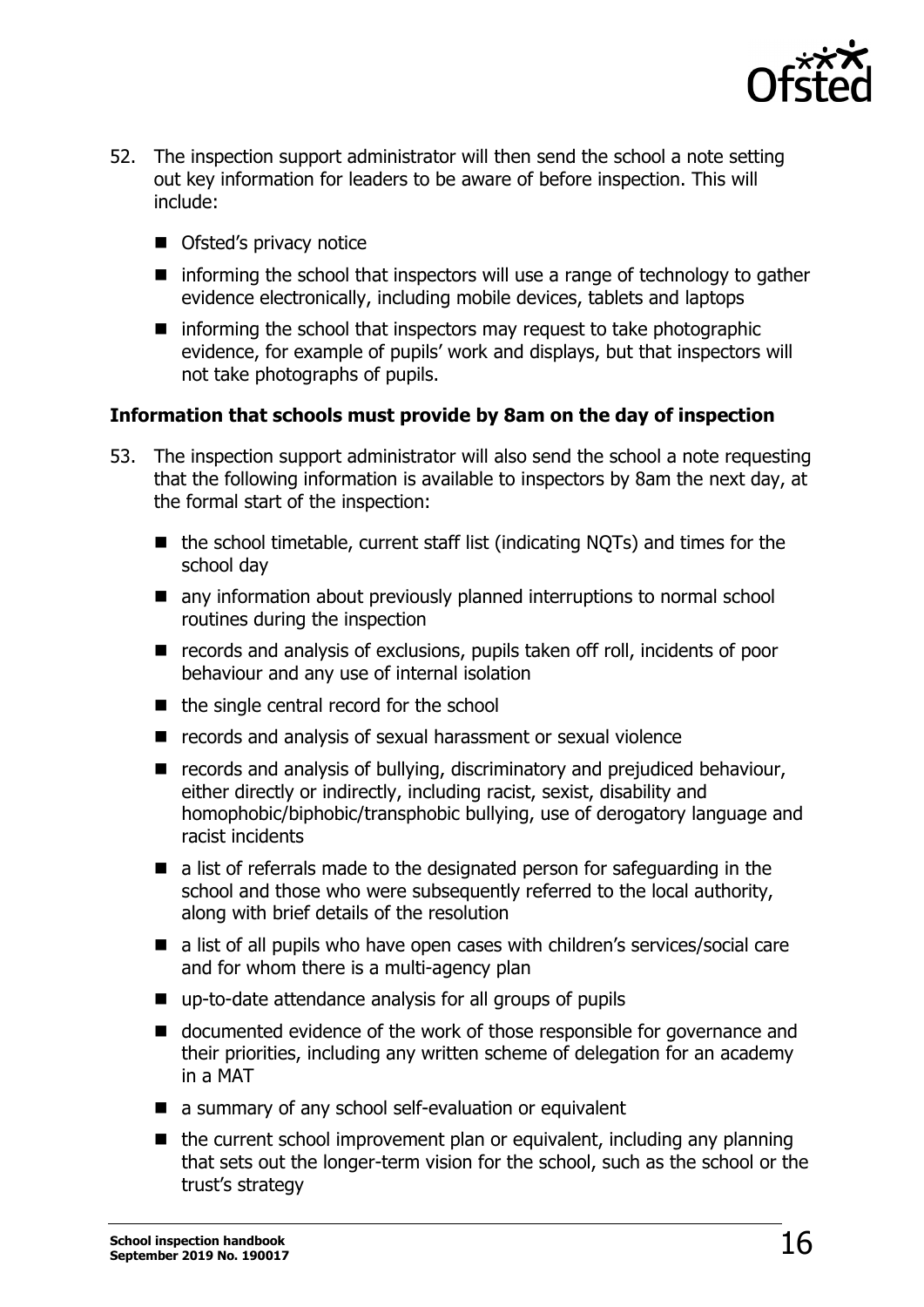52. The inspection support administrator will then send the school a note setting out key information for leaders to be aware of before inspection. This will include:

    - Ofsted's privacy notice
    - informing the school that inspectors will use a range of technology to gather evidence electronically, including mobile devices, tablets and laptops
    - informing the school that inspectors may request to take photographic evidence, for example of pupils' work and displays, but that inspectors will not take photographs of pupils.

**Information that schools must provide by 8am on the day of inspection**

53. The inspection support administrator will also send the school a note requesting that the following information is available to inspectors by 8am the next day, at the formal start of the inspection:

    - the school timetable, current staff list (indicating NQTs) and times for the school day
    - any information about previously planned interruptions to normal school routines during the inspection
    - records and analysis of exclusions, pupils taken off roll, incidents of poor behaviour and any use of internal isolation
    - the single central record for the school
    - records and analysis of sexual harassment or sexual violence
    - records and analysis of bullying, discriminatory and prejudiced behaviour, either directly or indirectly, including racist, sexist, disability and homophobic/biphobic/transphobic bullying, use of derogatory language and racist incidents
    - a list of referrals made to the designated person for safeguarding in the school and those who were subsequently referred to the local authority, along with brief details of the resolution
    - a list of all pupils who have open cases with children's services/social care and for whom there is a multi-agency plan
    - up-to-date attendance analysis for all groups of pupils
    - documented evidence of the work of those responsible for governance and their priorities, including any written scheme of delegation for an academy in a MAT
    - a summary of any school self-evaluation or equivalent
    - the current school improvement plan or equivalent, including any planning that sets out the longer-term vision for the school, such as the school or the trust's strategy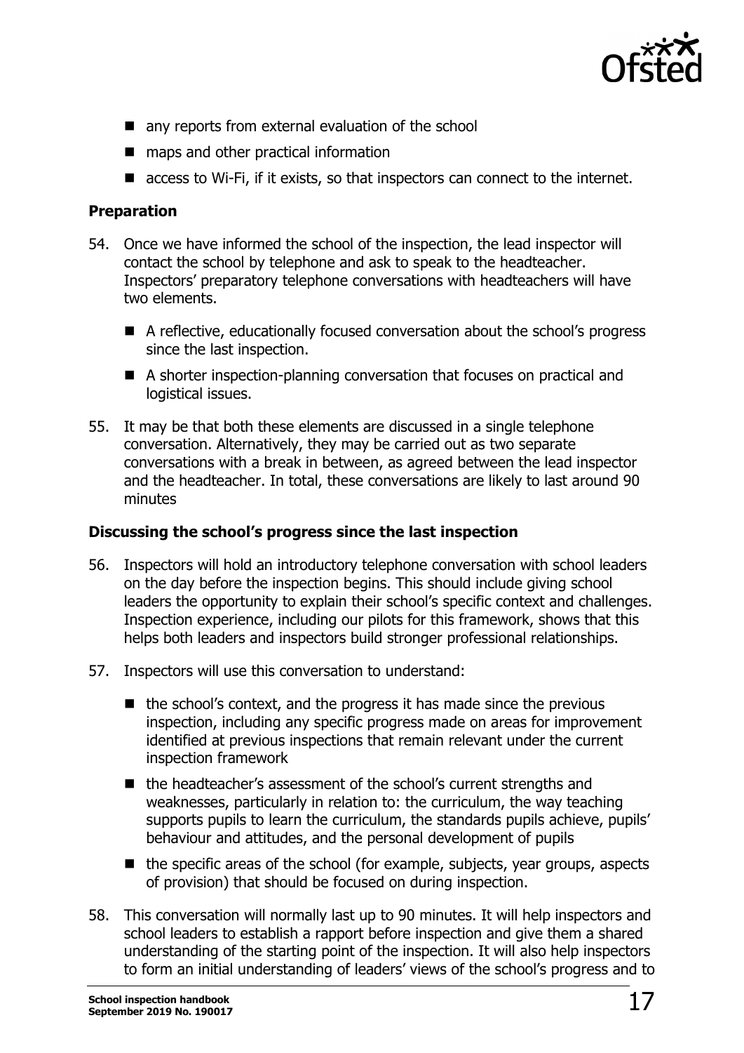- any reports from external evaluation of the school
- maps and other practical information
- access to Wi-Fi, if it exists, so that inspectors can connect to the internet.

### Preparation

54. Once we have informed the school of the inspection, the lead inspector will contact the school by telephone and ask to speak to the headteacher. Inspectors' preparatory telephone conversations with headteachers will have two elements.

    - A reflective, educationally focused conversation about the school's progress since the last inspection.
    - A shorter inspection-planning conversation that focuses on practical and logistical issues.

55. It may be that both these elements are discussed in a single telephone conversation. Alternatively, they may be carried out as two separate conversations with a break in between, as agreed between the lead inspector and the headteacher. In total, these conversations are likely to last around 90 minutes

### Discussing the school's progress since the last inspection

56. Inspectors will hold an introductory telephone conversation with school leaders on the day before the inspection begins. This should include giving school leaders the opportunity to explain their school's specific context and challenges. Inspection experience, including our pilots for this framework, shows that this helps both leaders and inspectors build stronger professional relationships.

57. Inspectors will use this conversation to understand:

    - the school's context, and the progress it has made since the previous inspection, including any specific progress made on areas for improvement identified at previous inspections that remain relevant under the current inspection framework
    - the headteacher's assessment of the school's current strengths and weaknesses, particularly in relation to: the curriculum, the way teaching supports pupils to learn the curriculum, the standards pupils achieve, pupils' behaviour and attitudes, and the personal development of pupils
    - the specific areas of the school (for example, subjects, year groups, aspects of provision) that should be focused on during inspection.

58. This conversation will normally last up to 90 minutes. It will help inspectors and school leaders to establish a rapport before inspection and give them a shared understanding of the starting point of the inspection. It will also help inspectors to form an initial understanding of leaders' views of the school's progress and to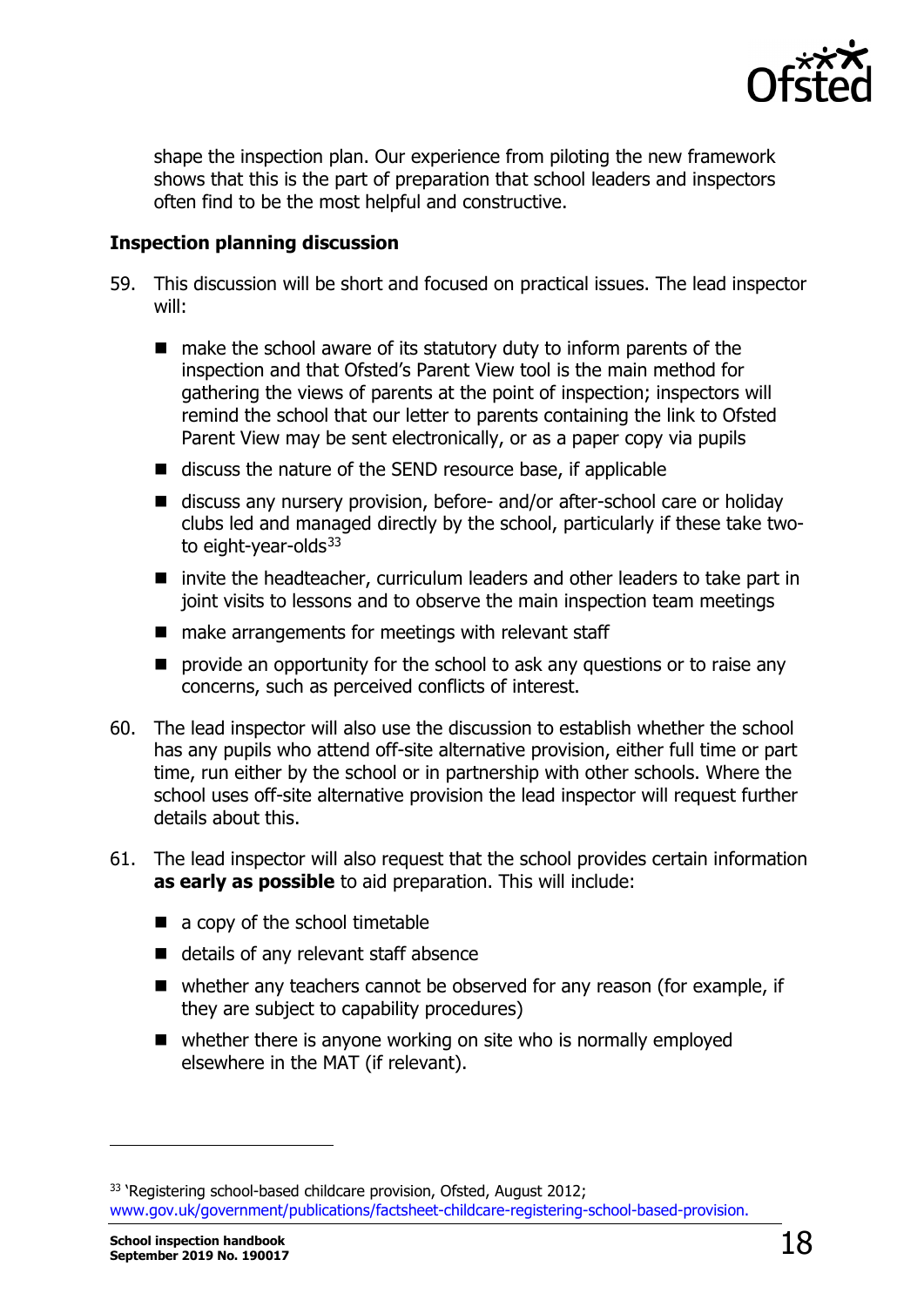shape the inspection plan. Our experience from piloting the new framework shows that this is the part of preparation that school leaders and inspectors often find to be the most helpful and constructive.

**Inspection planning discussion**

59. This discussion will be short and focused on practical issues. The lead inspector will:

    - make the school aware of its statutory duty to inform parents of the inspection and that Ofsted's Parent View tool is the main method for gathering the views of parents at the point of inspection; inspectors will remind the school that our letter to parents containing the link to Ofsted Parent View may be sent electronically, or as a paper copy via pupils
    - discuss the nature of the SEND resource base, if applicable
    - discuss any nursery provision, before- and/or after-school care or holiday clubs led and managed directly by the school, particularly if these take two- to eight-year-olds[33]
    - invite the headteacher, curriculum leaders and other leaders to take part in joint visits to lessons and to observe the main inspection team meetings
    - make arrangements for meetings with relevant staff
    - provide an opportunity for the school to ask any questions or to raise any concerns, such as perceived conflicts of interest.

60. The lead inspector will also use the discussion to establish whether the school has any pupils who attend off-site alternative provision, either full time or part time, run either by the school or in partnership with other schools. Where the school uses off-site alternative provision the lead inspector will request further details about this.

61. The lead inspector will also request that the school provides certain information **as early as possible** to aid preparation. This will include:

    - a copy of the school timetable
    - details of any relevant staff absence
    - whether any teachers cannot be observed for any reason (for example, if they are subject to capability procedures)
    - whether there is anyone working on site who is normally employed elsewhere in the MAT (if relevant).

---

[33] 'Registering school-based childcare provision, Ofsted, August 2012; www.gov.uk/government/publications/factsheet-childcare-registering-school-based-provision.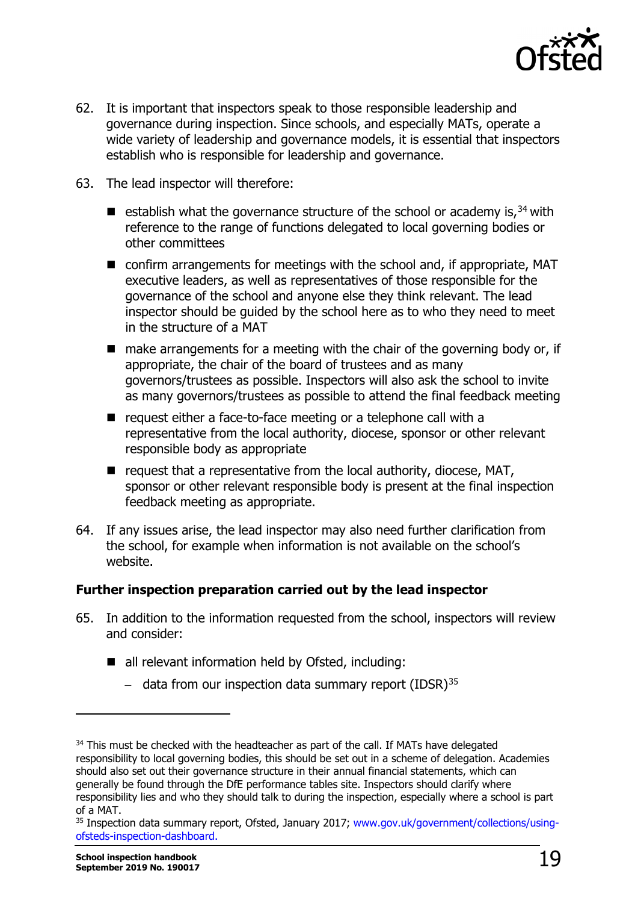62. It is important that inspectors speak to those responsible leadership and governance during inspection. Since schools, and especially MATs, operate a wide variety of leadership and governance models, it is essential that inspectors establish who is responsible for leadership and governance.

63. The lead inspector will therefore:

    - establish what the governance structure of the school or academy is,[34] with reference to the range of functions delegated to local governing bodies or other committees
    - confirm arrangements for meetings with the school and, if appropriate, MAT executive leaders, as well as representatives of those responsible for the governance of the school and anyone else they think relevant. The lead inspector should be guided by the school here as to who they need to meet in the structure of a MAT
    - make arrangements for a meeting with the chair of the governing body or, if appropriate, the chair of the board of trustees and as many governors/trustees as possible. Inspectors will also ask the school to invite as many governors/trustees as possible to attend the final feedback meeting
    - request either a face-to-face meeting or a telephone call with a representative from the local authority, diocese, sponsor or other relevant responsible body as appropriate
    - request that a representative from the local authority, diocese, MAT, sponsor or other relevant responsible body is present at the final inspection feedback meeting as appropriate.

64. If any issues arise, the lead inspector may also need further clarification from the school, for example when information is not available on the school's website.

### Further inspection preparation carried out by the lead inspector

65. In addition to the information requested from the school, inspectors will review and consider:

    - all relevant information held by Ofsted, including:
        - data from our inspection data summary report (IDSR)[35]

---

[34] This must be checked with the headteacher as part of the call. If MATs have delegated responsibility to local governing bodies, this should be set out in a scheme of delegation. Academies should also set out their governance structure in their annual financial statements, which can generally be found through the DfE performance tables site. Inspectors should clarify where responsibility lies and who they should talk to during the inspection, especially where a school is part of a MAT.

[35] Inspection data summary report, Ofsted, January 2017; www.gov.uk/government/collections/using-ofsteds-inspection-dashboard.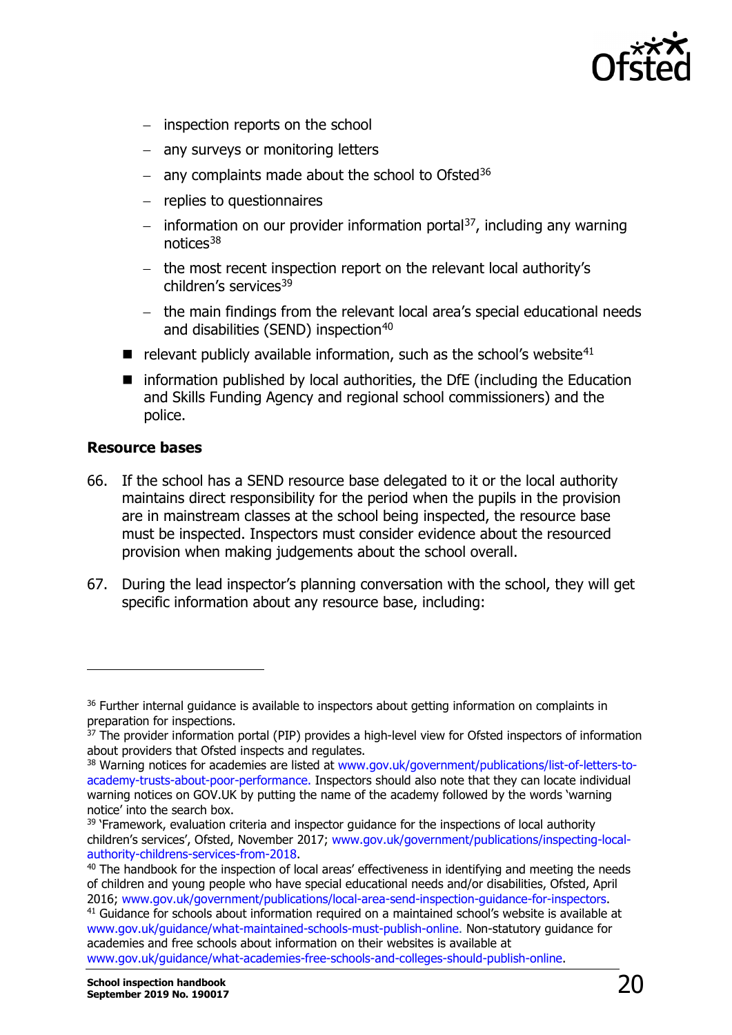- inspection reports on the school
  - any surveys or monitoring letters
  - any complaints made about the school to Ofsted[36]
  - replies to questionnaires
  - information on our provider information portal[37], including any warning notices[38]
  - the most recent inspection report on the relevant local authority's children's services[39]
  - the main findings from the relevant local area's special educational needs and disabilities (SEND) inspection[40]
- relevant publicly available information, such as the school's website[41]
- information published by local authorities, the DfE (including the Education and Skills Funding Agency and regional school commissioners) and the police.

**Resource bases**

66. If the school has a SEND resource base delegated to it or the local authority maintains direct responsibility for the period when the pupils in the provision are in mainstream classes at the school being inspected, the resource base must be inspected. Inspectors must consider evidence about the resourced provision when making judgements about the school overall.

67. During the lead inspector's planning conversation with the school, they will get specific information about any resource base, including:

---

[36] Further internal guidance is available to inspectors about getting information on complaints in preparation for inspections.

[37] The provider information portal (PIP) provides a high-level view for Ofsted inspectors of information about providers that Ofsted inspects and regulates.

[38] Warning notices for academies are listed at www.gov.uk/government/publications/list-of-letters-to-academy-trusts-about-poor-performance. Inspectors should also note that they can locate individual warning notices on GOV.UK by putting the name of the academy followed by the words 'warning notice' into the search box.

[39] 'Framework, evaluation criteria and inspector guidance for the inspections of local authority children's services', Ofsted, November 2017; www.gov.uk/government/publications/inspecting-local-authority-childrens-services-from-2018.

[40] The handbook for the inspection of local areas' effectiveness in identifying and meeting the needs of children and young people who have special educational needs and/or disabilities, Ofsted, April 2016; www.gov.uk/government/publications/local-area-send-inspection-guidance-for-inspectors.

[41] Guidance for schools about information required on a maintained school's website is available at www.gov.uk/guidance/what-maintained-schools-must-publish-online. Non-statutory guidance for academies and free schools about information on their websites is available at www.gov.uk/guidance/what-academies-free-schools-and-colleges-should-publish-online.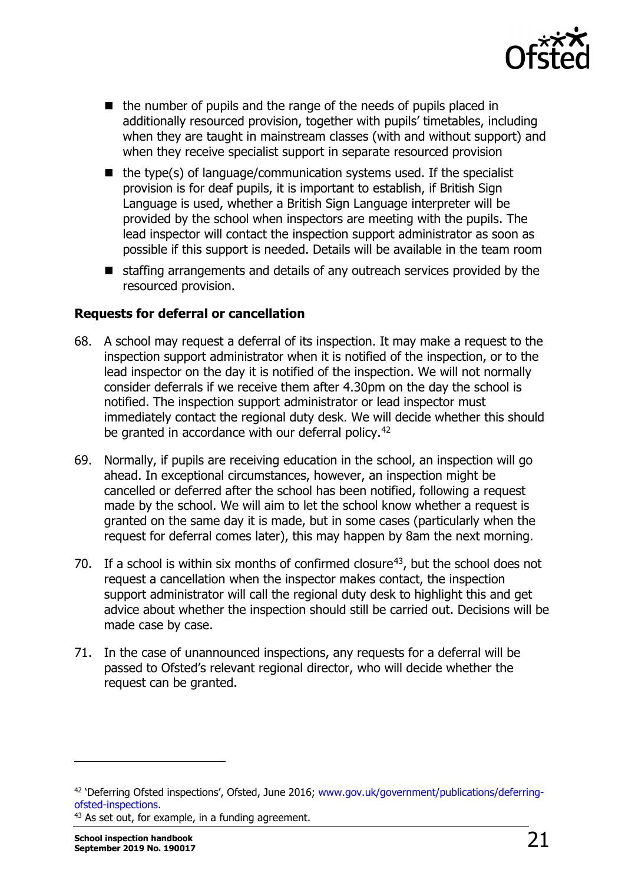- the number of pupils and the range of the needs of pupils placed in additionally resourced provision, together with pupils' timetables, including when they are taught in mainstream classes (with and without support) and when they receive specialist support in separate resourced provision
- the type(s) of language/communication systems used. If the specialist provision is for deaf pupils, it is important to establish, if British Sign Language is used, whether a British Sign Language interpreter will be provided by the school when inspectors are meeting with the pupils. The lead inspector will contact the inspection support administrator as soon as possible if this support is needed. Details will be available in the team room
- staffing arrangements and details of any outreach services provided by the resourced provision.

**Requests for deferral or cancellation**

68. A school may request a deferral of its inspection. It may make a request to the inspection support administrator when it is notified of the inspection, or to the lead inspector on the day it is notified of the inspection. We will not normally consider deferrals if we receive them after 4.30pm on the day the school is notified. The inspection support administrator or lead inspector must immediately contact the regional duty desk. We will decide whether this should be granted in accordance with our deferral policy.[42]

69. Normally, if pupils are receiving education in the school, an inspection will go ahead. In exceptional circumstances, however, an inspection might be cancelled or deferred after the school has been notified, following a request made by the school. We will aim to let the school know whether a request is granted on the same day it is made, but in some cases (particularly when the request for deferral comes later), this may happen by 8am the next morning.

70. If a school is within six months of confirmed closure[43], but the school does not request a cancellation when the inspector makes contact, the inspection support administrator will call the regional duty desk to highlight this and get advice about whether the inspection should still be carried out. Decisions will be made case by case.

71. In the case of unannounced inspections, any requests for a deferral will be passed to Ofsted's relevant regional director, who will decide whether the request can be granted.

---

[42] 'Deferring Ofsted inspections', Ofsted, June 2016; www.gov.uk/government/publications/deferring-ofsted-inspections.

[43] As set out, for example, in a funding agreement.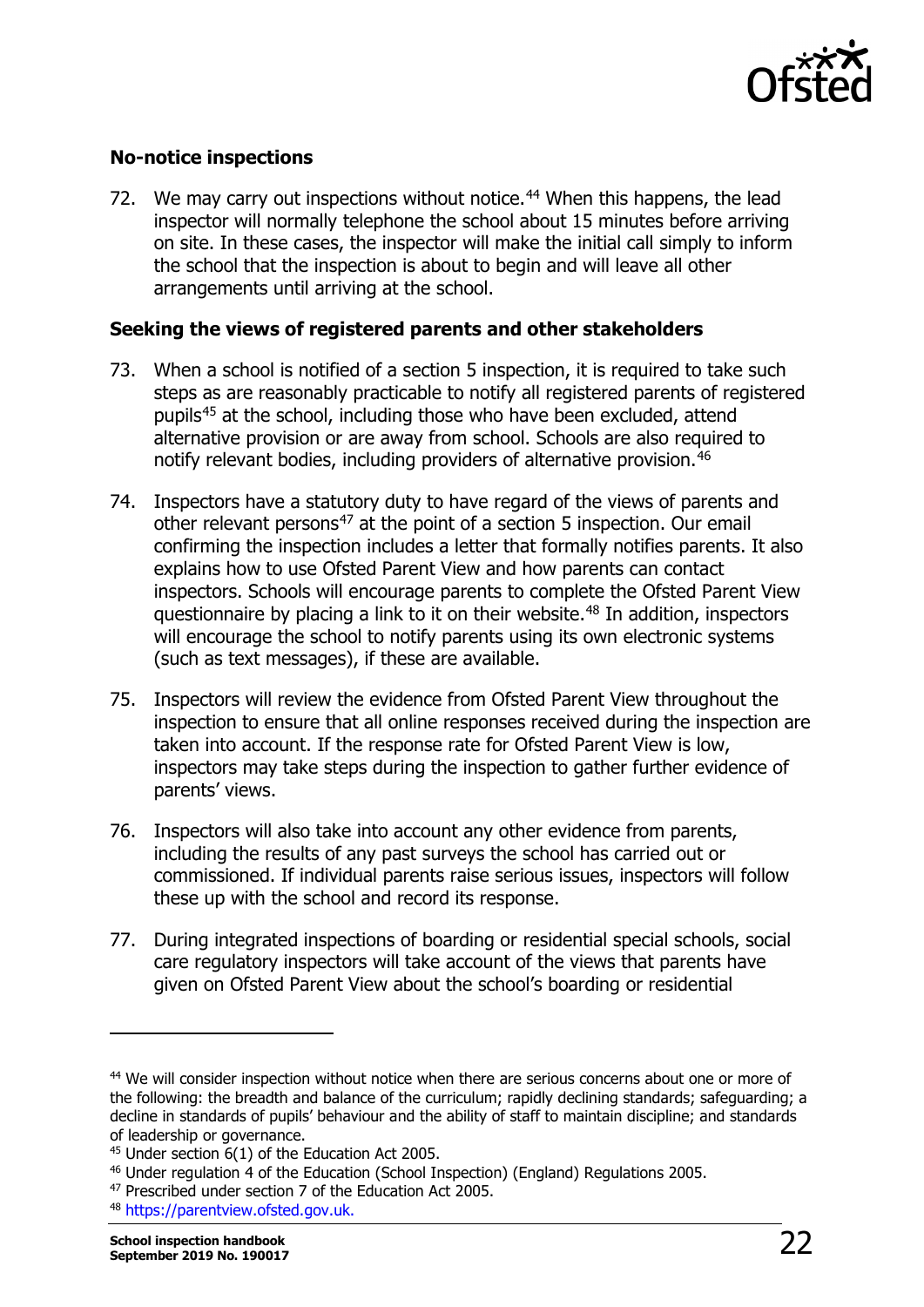### No-notice inspections

72. We may carry out inspections without notice.[44] When this happens, the lead inspector will normally telephone the school about 15 minutes before arriving on site. In these cases, the inspector will make the initial call simply to inform the school that the inspection is about to begin and will leave all other arrangements until arriving at the school.

### Seeking the views of registered parents and other stakeholders

73. When a school is notified of a section 5 inspection, it is required to take such steps as are reasonably practicable to notify all registered parents of registered pupils[45] at the school, including those who have been excluded, attend alternative provision or are away from school. Schools are also required to notify relevant bodies, including providers of alternative provision.[46]

74. Inspectors have a statutory duty to have regard of the views of parents and other relevant persons[47] at the point of a section 5 inspection. Our email confirming the inspection includes a letter that formally notifies parents. It also explains how to use Ofsted Parent View and how parents can contact inspectors. Schools will encourage parents to complete the Ofsted Parent View questionnaire by placing a link to it on their website.[48] In addition, inspectors will encourage the school to notify parents using its own electronic systems (such as text messages), if these are available.

75. Inspectors will review the evidence from Ofsted Parent View throughout the inspection to ensure that all online responses received during the inspection are taken into account. If the response rate for Ofsted Parent View is low, inspectors may take steps during the inspection to gather further evidence of parents' views.

76. Inspectors will also take into account any other evidence from parents, including the results of any past surveys the school has carried out or commissioned. If individual parents raise serious issues, inspectors will follow these up with the school and record its response.

77. During integrated inspections of boarding or residential special schools, social care regulatory inspectors will take account of the views that parents have given on Ofsted Parent View about the school's boarding or residential

---

[44] We will consider inspection without notice when there are serious concerns about one or more of the following: the breadth and balance of the curriculum; rapidly declining standards; safeguarding; a decline in standards of pupils' behaviour and the ability of staff to maintain discipline; and standards of leadership or governance.

[45] Under section 6(1) of the Education Act 2005.

[46] Under regulation 4 of the Education (School Inspection) (England) Regulations 2005.

[47] Prescribed under section 7 of the Education Act 2005.

[48] https://parentview.ofsted.gov.uk.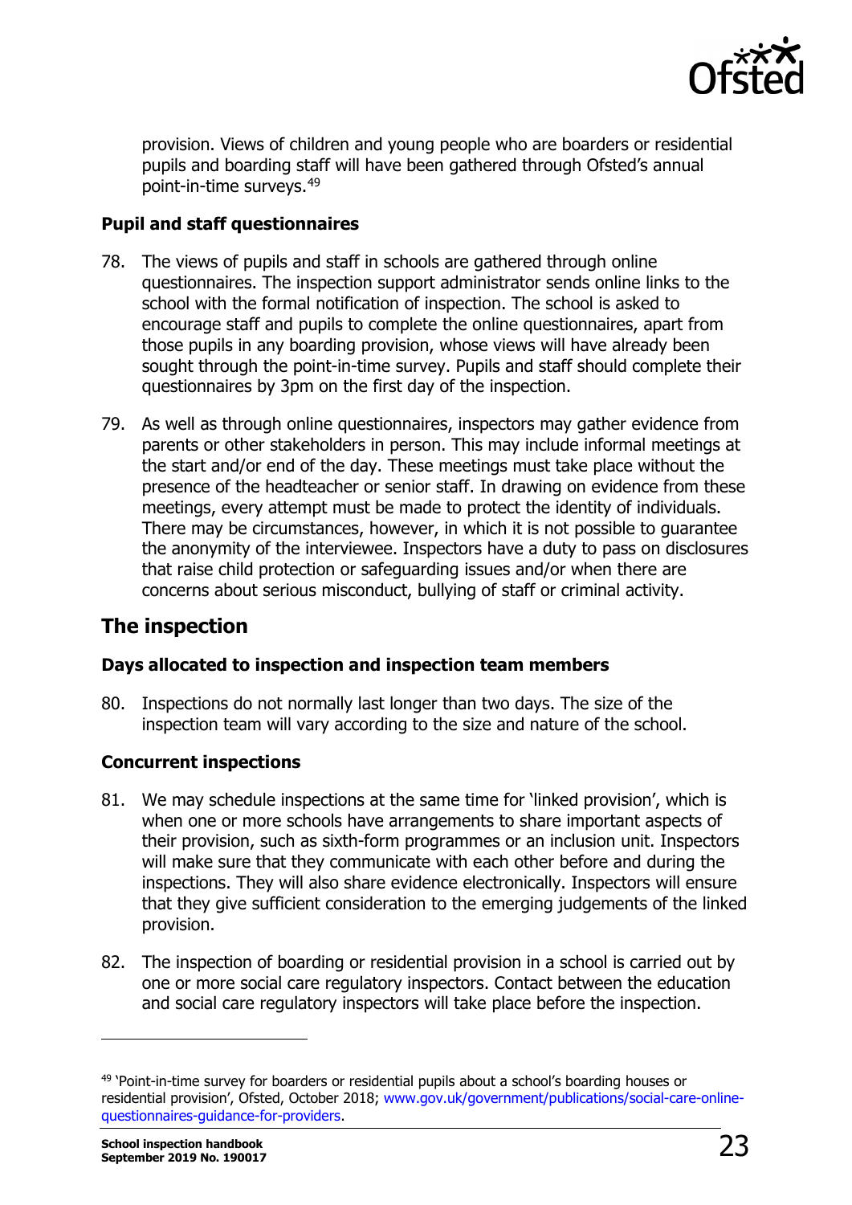provision. Views of children and young people who are boarders or residential pupils and boarding staff will have been gathered through Ofsted's annual point-in-time surveys.[49]

### Pupil and staff questionnaires

78. The views of pupils and staff in schools are gathered through online questionnaires. The inspection support administrator sends online links to the school with the formal notification of inspection. The school is asked to encourage staff and pupils to complete the online questionnaires, apart from those pupils in any boarding provision, whose views will have already been sought through the point-in-time survey. Pupils and staff should complete their questionnaires by 3pm on the first day of the inspection.

79. As well as through online questionnaires, inspectors may gather evidence from parents or other stakeholders in person. This may include informal meetings at the start and/or end of the day. These meetings must take place without the presence of the headteacher or senior staff. In drawing on evidence from these meetings, every attempt must be made to protect the identity of individuals. There may be circumstances, however, in which it is not possible to guarantee the anonymity of the interviewee. Inspectors have a duty to pass on disclosures that raise child protection or safeguarding issues and/or when there are concerns about serious misconduct, bullying of staff or criminal activity.

## The inspection

### Days allocated to inspection and inspection team members

80. Inspections do not normally last longer than two days. The size of the inspection team will vary according to the size and nature of the school.

### Concurrent inspections

81. We may schedule inspections at the same time for 'linked provision', which is when one or more schools have arrangements to share important aspects of their provision, such as sixth-form programmes or an inclusion unit. Inspectors will make sure that they communicate with each other before and during the inspections. They will also share evidence electronically. Inspectors will ensure that they give sufficient consideration to the emerging judgements of the linked provision.

82. The inspection of boarding or residential provision in a school is carried out by one or more social care regulatory inspectors. Contact between the education and social care regulatory inspectors will take place before the inspection.

---

[49] 'Point-in-time survey for boarders or residential pupils about a school's boarding houses or residential provision', Ofsted, October 2018; www.gov.uk/government/publications/social-care-online-questionnaires-guidance-for-providers.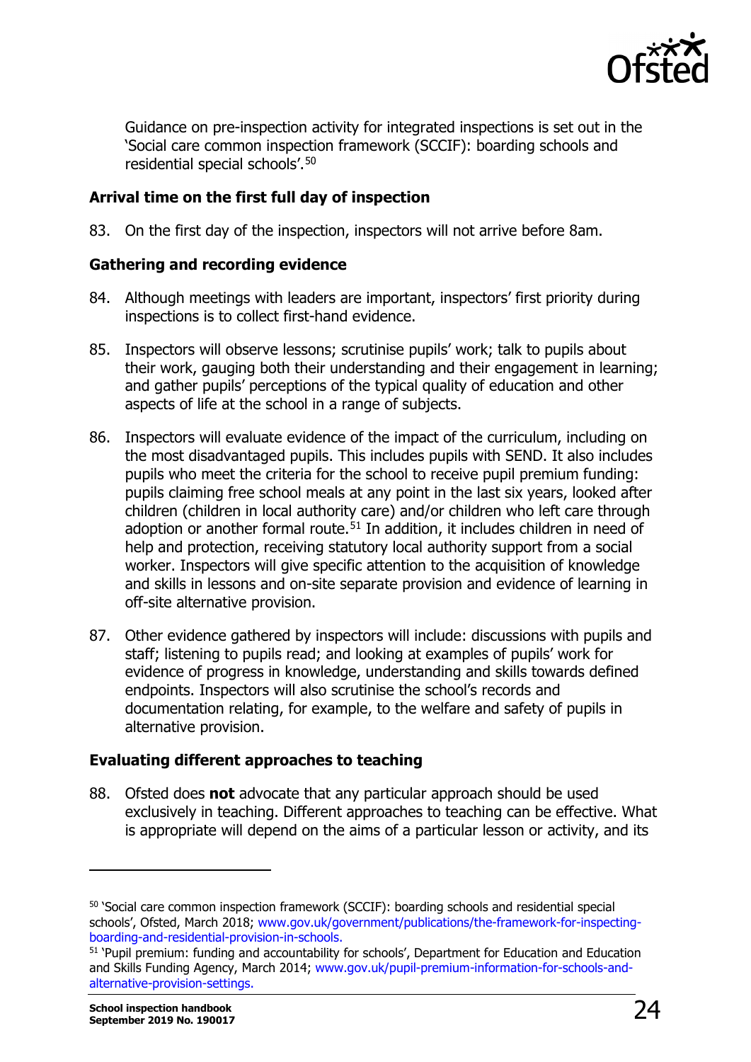Guidance on pre-inspection activity for integrated inspections is set out in the 'Social care common inspection framework (SCCIF): boarding schools and residential special schools'.[50]

### Arrival time on the first full day of inspection

83. On the first day of the inspection, inspectors will not arrive before 8am.

### Gathering and recording evidence

84. Although meetings with leaders are important, inspectors' first priority during inspections is to collect first-hand evidence.

85. Inspectors will observe lessons; scrutinise pupils' work; talk to pupils about their work, gauging both their understanding and their engagement in learning; and gather pupils' perceptions of the typical quality of education and other aspects of life at the school in a range of subjects.

86. Inspectors will evaluate evidence of the impact of the curriculum, including on the most disadvantaged pupils. This includes pupils with SEND. It also includes pupils who meet the criteria for the school to receive pupil premium funding: pupils claiming free school meals at any point in the last six years, looked after children (children in local authority care) and/or children who left care through adoption or another formal route.[51] In addition, it includes children in need of help and protection, receiving statutory local authority support from a social worker. Inspectors will give specific attention to the acquisition of knowledge and skills in lessons and on-site separate provision and evidence of learning in off-site alternative provision.

87. Other evidence gathered by inspectors will include: discussions with pupils and staff; listening to pupils read; and looking at examples of pupils' work for evidence of progress in knowledge, understanding and skills towards defined endpoints. Inspectors will also scrutinise the school's records and documentation relating, for example, to the welfare and safety of pupils in alternative provision.

### Evaluating different approaches to teaching

88. Ofsted does **not** advocate that any particular approach should be used exclusively in teaching. Different approaches to teaching can be effective. What is appropriate will depend on the aims of a particular lesson or activity, and its

---

[50] 'Social care common inspection framework (SCCIF): boarding schools and residential special schools', Ofsted, March 2018; www.gov.uk/government/publications/the-framework-for-inspecting-boarding-and-residential-provision-in-schools.

[51] 'Pupil premium: funding and accountability for schools', Department for Education and Education and Skills Funding Agency, March 2014; www.gov.uk/pupil-premium-information-for-schools-and-alternative-provision-settings.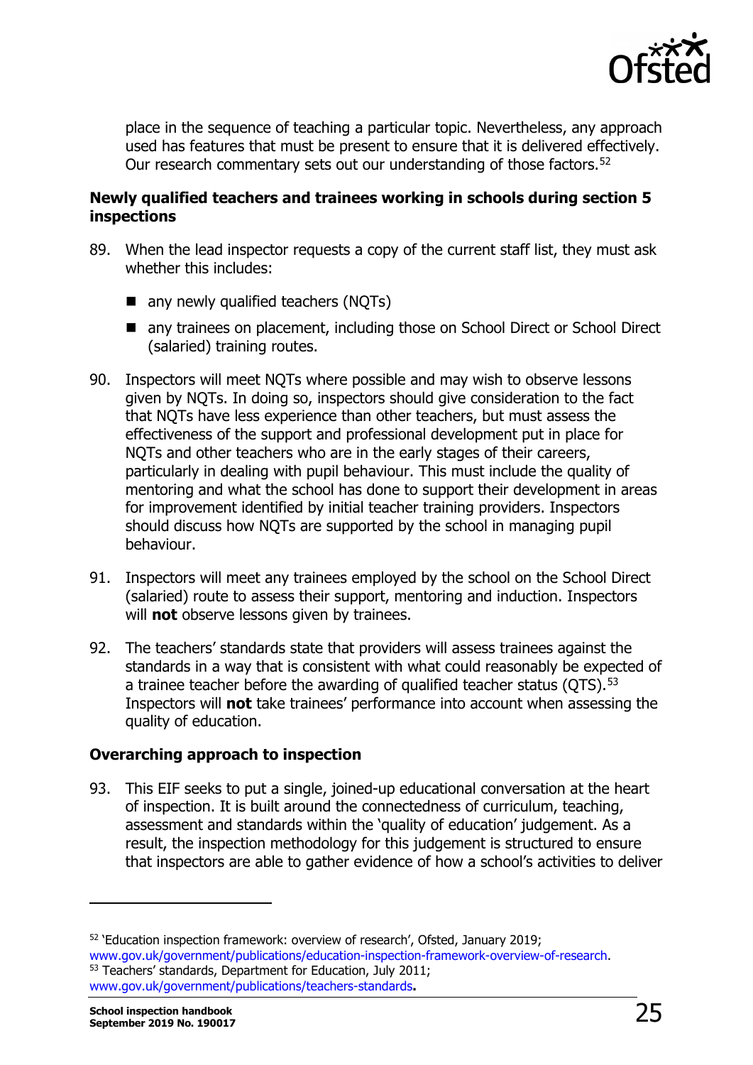place in the sequence of teaching a particular topic. Nevertheless, any approach used has features that must be present to ensure that it is delivered effectively. Our research commentary sets out our understanding of those factors.[52]

### Newly qualified teachers and trainees working in schools during section 5 inspections

89. When the lead inspector requests a copy of the current staff list, they must ask whether this includes:

    - any newly qualified teachers (NQTs)
    - any trainees on placement, including those on School Direct or School Direct (salaried) training routes.

90. Inspectors will meet NQTs where possible and may wish to observe lessons given by NQTs. In doing so, inspectors should give consideration to the fact that NQTs have less experience than other teachers, but must assess the effectiveness of the support and professional development put in place for NQTs and other teachers who are in the early stages of their careers, particularly in dealing with pupil behaviour. This must include the quality of mentoring and what the school has done to support their development in areas for improvement identified by initial teacher training providers. Inspectors should discuss how NQTs are supported by the school in managing pupil behaviour.

91. Inspectors will meet any trainees employed by the school on the School Direct (salaried) route to assess their support, mentoring and induction. Inspectors will **not** observe lessons given by trainees.

92. The teachers' standards state that providers will assess trainees against the standards in a way that is consistent with what could reasonably be expected of a trainee teacher before the awarding of qualified teacher status (QTS).[53] Inspectors will **not** take trainees' performance into account when assessing the quality of education.

### Overarching approach to inspection

93. This EIF seeks to put a single, joined-up educational conversation at the heart of inspection. It is built around the connectedness of curriculum, teaching, assessment and standards within the 'quality of education' judgement. As a result, the inspection methodology for this judgement is structured to ensure that inspectors are able to gather evidence of how a school's activities to deliver

---

[52] 'Education inspection framework: overview of research', Ofsted, January 2019; www.gov.uk/government/publications/education-inspection-framework-overview-of-research.

[53] Teachers' standards, Department for Education, July 2011; www.gov.uk/government/publications/teachers-standards.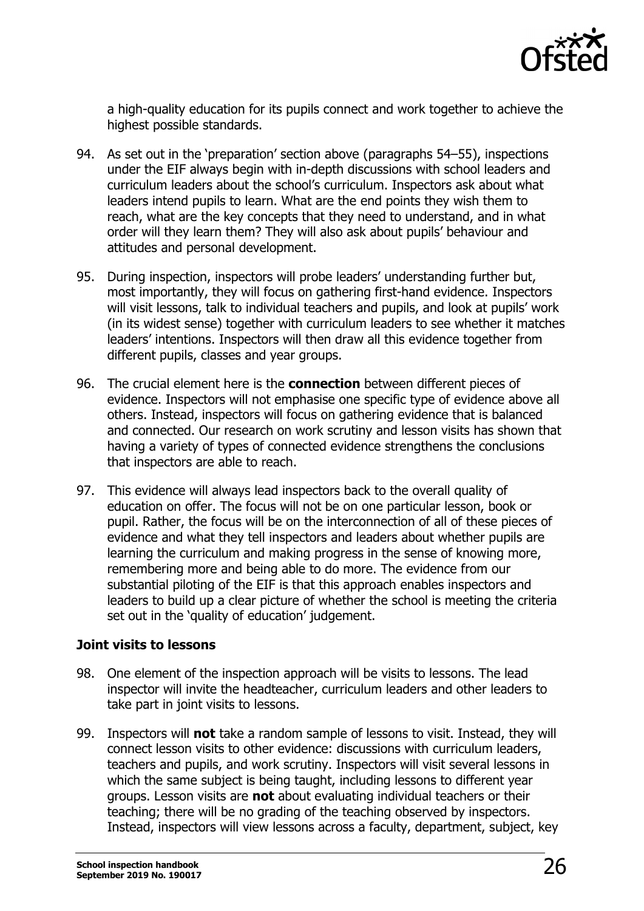a high-quality education for its pupils connect and work together to achieve the highest possible standards.

94. As set out in the 'preparation' section above (paragraphs 54–55), inspections under the EIF always begin with in-depth discussions with school leaders and curriculum leaders about the school's curriculum. Inspectors ask about what leaders intend pupils to learn. What are the end points they wish them to reach, what are the key concepts that they need to understand, and in what order will they learn them? They will also ask about pupils' behaviour and attitudes and personal development.

95. During inspection, inspectors will probe leaders' understanding further but, most importantly, they will focus on gathering first-hand evidence. Inspectors will visit lessons, talk to individual teachers and pupils, and look at pupils' work (in its widest sense) together with curriculum leaders to see whether it matches leaders' intentions. Inspectors will then draw all this evidence together from different pupils, classes and year groups.

96. The crucial element here is the **connection** between different pieces of evidence. Inspectors will not emphasise one specific type of evidence above all others. Instead, inspectors will focus on gathering evidence that is balanced and connected. Our research on work scrutiny and lesson visits has shown that having a variety of types of connected evidence strengthens the conclusions that inspectors are able to reach.

97. This evidence will always lead inspectors back to the overall quality of education on offer. The focus will not be on one particular lesson, book or pupil. Rather, the focus will be on the interconnection of all of these pieces of evidence and what they tell inspectors and leaders about whether pupils are learning the curriculum and making progress in the sense of knowing more, remembering more and being able to do more. The evidence from our substantial piloting of the EIF is that this approach enables inspectors and leaders to build up a clear picture of whether the school is meeting the criteria set out in the 'quality of education' judgement.

### Joint visits to lessons

98. One element of the inspection approach will be visits to lessons. The lead inspector will invite the headteacher, curriculum leaders and other leaders to take part in joint visits to lessons.

99. Inspectors will **not** take a random sample of lessons to visit. Instead, they will connect lesson visits to other evidence: discussions with curriculum leaders, teachers and pupils, and work scrutiny. Inspectors will visit several lessons in which the same subject is being taught, including lessons to different year groups. Lesson visits are **not** about evaluating individual teachers or their teaching; there will be no grading of the teaching observed by inspectors. Instead, inspectors will view lessons across a faculty, department, subject, key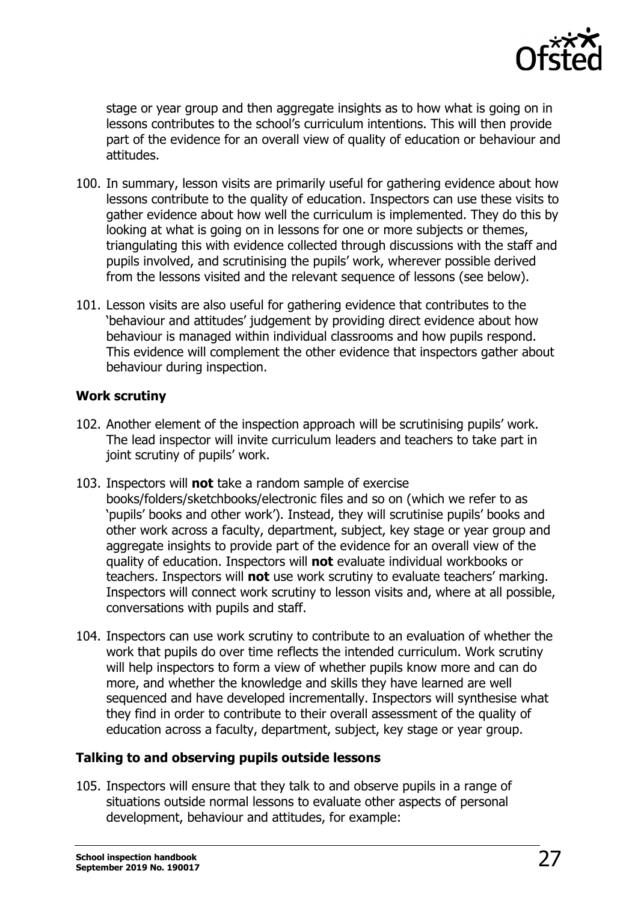stage or year group and then aggregate insights as to how what is going on in lessons contributes to the school's curriculum intentions. This will then provide part of the evidence for an overall view of quality of education or behaviour and attitudes.

100. In summary, lesson visits are primarily useful for gathering evidence about how lessons contribute to the quality of education. Inspectors can use these visits to gather evidence about how well the curriculum is implemented. They do this by looking at what is going on in lessons for one or more subjects or themes, triangulating this with evidence collected through discussions with the staff and pupils involved, and scrutinising the pupils' work, wherever possible derived from the lessons visited and the relevant sequence of lessons (see below).

101. Lesson visits are also useful for gathering evidence that contributes to the 'behaviour and attitudes' judgement by providing direct evidence about how behaviour is managed within individual classrooms and how pupils respond. This evidence will complement the other evidence that inspectors gather about behaviour during inspection.

### Work scrutiny

102. Another element of the inspection approach will be scrutinising pupils' work. The lead inspector will invite curriculum leaders and teachers to take part in joint scrutiny of pupils' work.

103. Inspectors will **not** take a random sample of exercise books/folders/sketchbooks/electronic files and so on (which we refer to as 'pupils' books and other work'). Instead, they will scrutinise pupils' books and other work across a faculty, department, subject, key stage or year group and aggregate insights to provide part of the evidence for an overall view of the quality of education. Inspectors will **not** evaluate individual workbooks or teachers. Inspectors will **not** use work scrutiny to evaluate teachers' marking. Inspectors will connect work scrutiny to lesson visits and, where at all possible, conversations with pupils and staff.

104. Inspectors can use work scrutiny to contribute to an evaluation of whether the work that pupils do over time reflects the intended curriculum. Work scrutiny will help inspectors to form a view of whether pupils know more and can do more, and whether the knowledge and skills they have learned are well sequenced and have developed incrementally. Inspectors will synthesise what they find in order to contribute to their overall assessment of the quality of education across a faculty, department, subject, key stage or year group.

### Talking to and observing pupils outside lessons

105. Inspectors will ensure that they talk to and observe pupils in a range of situations outside normal lessons to evaluate other aspects of personal development, behaviour and attitudes, for example: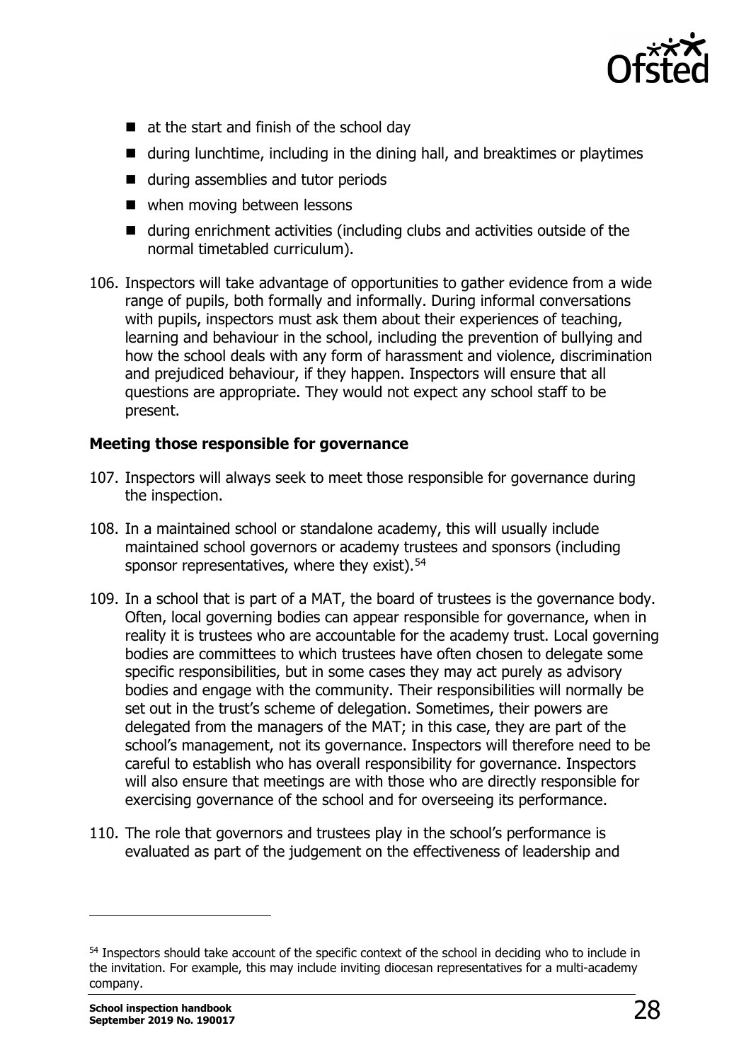- at the start and finish of the school day
- during lunchtime, including in the dining hall, and breaktimes or playtimes
- during assemblies and tutor periods
- when moving between lessons
- during enrichment activities (including clubs and activities outside of the normal timetabled curriculum).

106. Inspectors will take advantage of opportunities to gather evidence from a wide range of pupils, both formally and informally. During informal conversations with pupils, inspectors must ask them about their experiences of teaching, learning and behaviour in the school, including the prevention of bullying and how the school deals with any form of harassment and violence, discrimination and prejudiced behaviour, if they happen. Inspectors will ensure that all questions are appropriate. They would not expect any school staff to be present.

**Meeting those responsible for governance**

107. Inspectors will always seek to meet those responsible for governance during the inspection.

108. In a maintained school or standalone academy, this will usually include maintained school governors or academy trustees and sponsors (including sponsor representatives, where they exist).[54]

109. In a school that is part of a MAT, the board of trustees is the governance body. Often, local governing bodies can appear responsible for governance, when in reality it is trustees who are accountable for the academy trust. Local governing bodies are committees to which trustees have often chosen to delegate some specific responsibilities, but in some cases they may act purely as advisory bodies and engage with the community. Their responsibilities will normally be set out in the trust's scheme of delegation. Sometimes, their powers are delegated from the managers of the MAT; in this case, they are part of the school's management, not its governance. Inspectors will therefore need to be careful to establish who has overall responsibility for governance. Inspectors will also ensure that meetings are with those who are directly responsible for exercising governance of the school and for overseeing its performance.

110. The role that governors and trustees play in the school's performance is evaluated as part of the judgement on the effectiveness of leadership and

---

[54] Inspectors should take account of the specific context of the school in deciding who to include in the invitation. For example, this may include inviting diocesan representatives for a multi-academy company.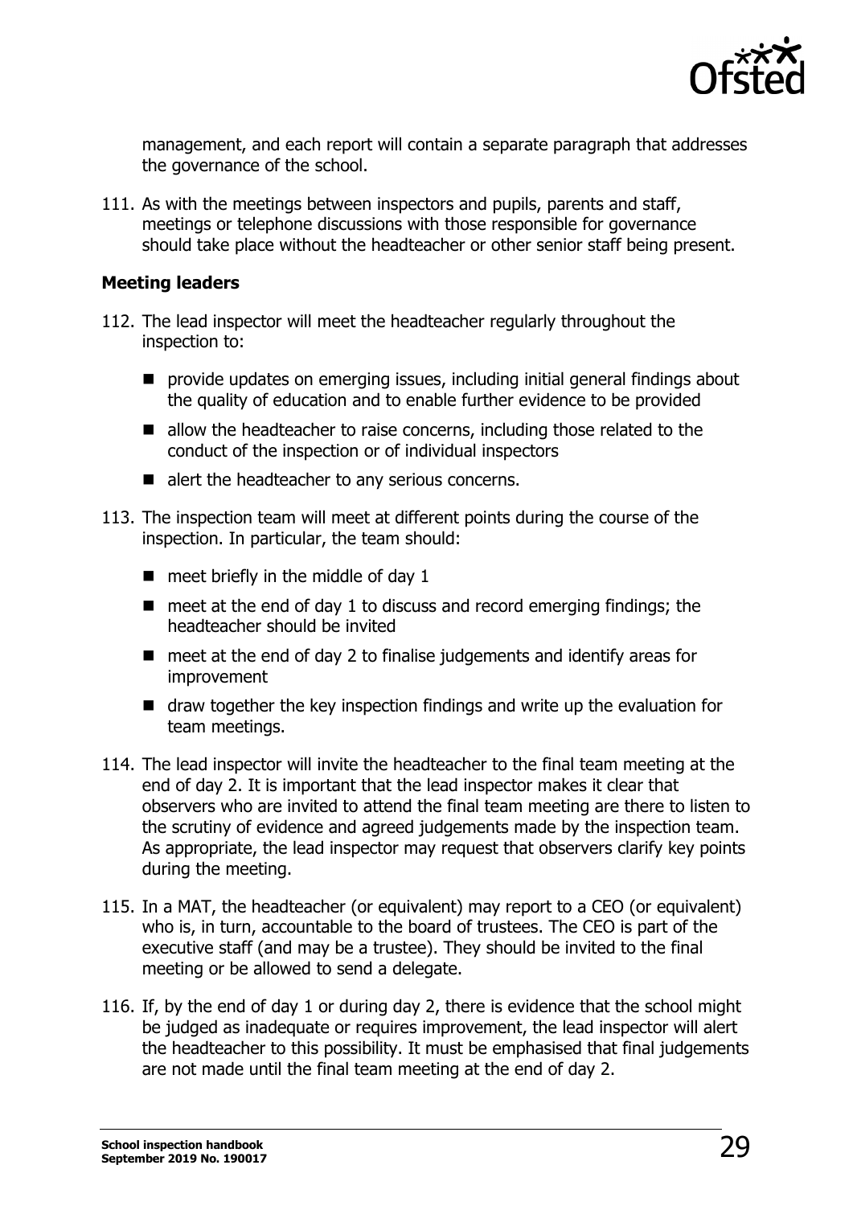management, and each report will contain a separate paragraph that addresses the governance of the school.

111. As with the meetings between inspectors and pupils, parents and staff, meetings or telephone discussions with those responsible for governance should take place without the headteacher or other senior staff being present.

### Meeting leaders

112. The lead inspector will meet the headteacher regularly throughout the inspection to:

- provide updates on emerging issues, including initial general findings about the quality of education and to enable further evidence to be provided
- allow the headteacher to raise concerns, including those related to the conduct of the inspection or of individual inspectors
- alert the headteacher to any serious concerns.

113. The inspection team will meet at different points during the course of the inspection. In particular, the team should:

- meet briefly in the middle of day 1
- meet at the end of day 1 to discuss and record emerging findings; the headteacher should be invited
- meet at the end of day 2 to finalise judgements and identify areas for improvement
- draw together the key inspection findings and write up the evaluation for team meetings.

114. The lead inspector will invite the headteacher to the final team meeting at the end of day 2. It is important that the lead inspector makes it clear that observers who are invited to attend the final team meeting are there to listen to the scrutiny of evidence and agreed judgements made by the inspection team. As appropriate, the lead inspector may request that observers clarify key points during the meeting.

115. In a MAT, the headteacher (or equivalent) may report to a CEO (or equivalent) who is, in turn, accountable to the board of trustees. The CEO is part of the executive staff (and may be a trustee). They should be invited to the final meeting or be allowed to send a delegate.

116. If, by the end of day 1 or during day 2, there is evidence that the school might be judged as inadequate or requires improvement, the lead inspector will alert the headteacher to this possibility. It must be emphasised that final judgements are not made until the final team meeting at the end of day 2.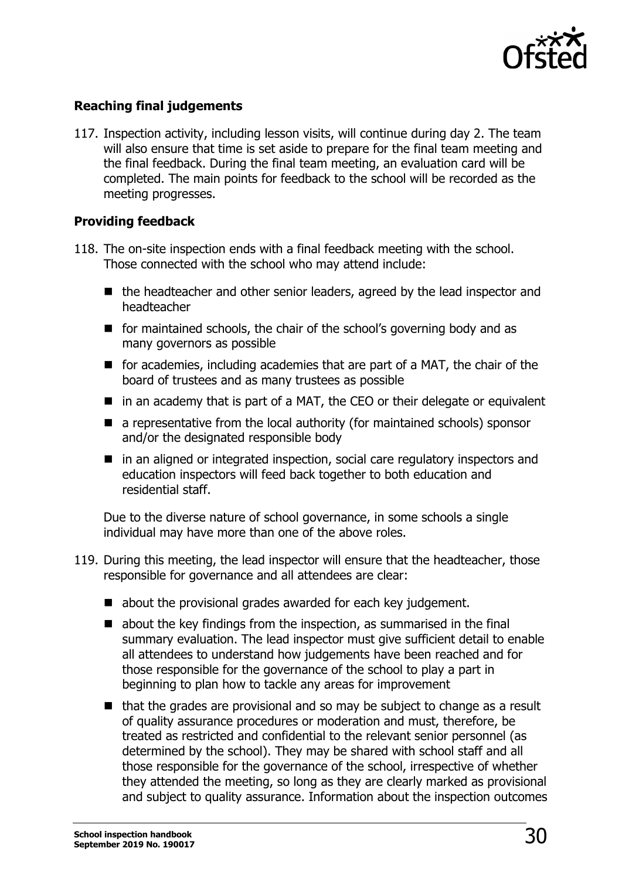### Reaching final judgements

117. Inspection activity, including lesson visits, will continue during day 2. The team will also ensure that time is set aside to prepare for the final team meeting and the final feedback. During the final team meeting, an evaluation card will be completed. The main points for feedback to the school will be recorded as the meeting progresses.

### Providing feedback

118. The on-site inspection ends with a final feedback meeting with the school. Those connected with the school who may attend include:

    - the headteacher and other senior leaders, agreed by the lead inspector and headteacher
    - for maintained schools, the chair of the school's governing body and as many governors as possible
    - for academies, including academies that are part of a MAT, the chair of the board of trustees and as many trustees as possible
    - in an academy that is part of a MAT, the CEO or their delegate or equivalent
    - a representative from the local authority (for maintained schools) sponsor and/or the designated responsible body
    - in an aligned or integrated inspection, social care regulatory inspectors and education inspectors will feed back together to both education and residential staff.

    Due to the diverse nature of school governance, in some schools a single individual may have more than one of the above roles.

119. During this meeting, the lead inspector will ensure that the headteacher, those responsible for governance and all attendees are clear:

    - about the provisional grades awarded for each key judgement.
    - about the key findings from the inspection, as summarised in the final summary evaluation. The lead inspector must give sufficient detail to enable all attendees to understand how judgements have been reached and for those responsible for the governance of the school to play a part in beginning to plan how to tackle any areas for improvement
    - that the grades are provisional and so may be subject to change as a result of quality assurance procedures or moderation and must, therefore, be treated as restricted and confidential to the relevant senior personnel (as determined by the school). They may be shared with school staff and all those responsible for the governance of the school, irrespective of whether they attended the meeting, so long as they are clearly marked as provisional and subject to quality assurance. Information about the inspection outcomes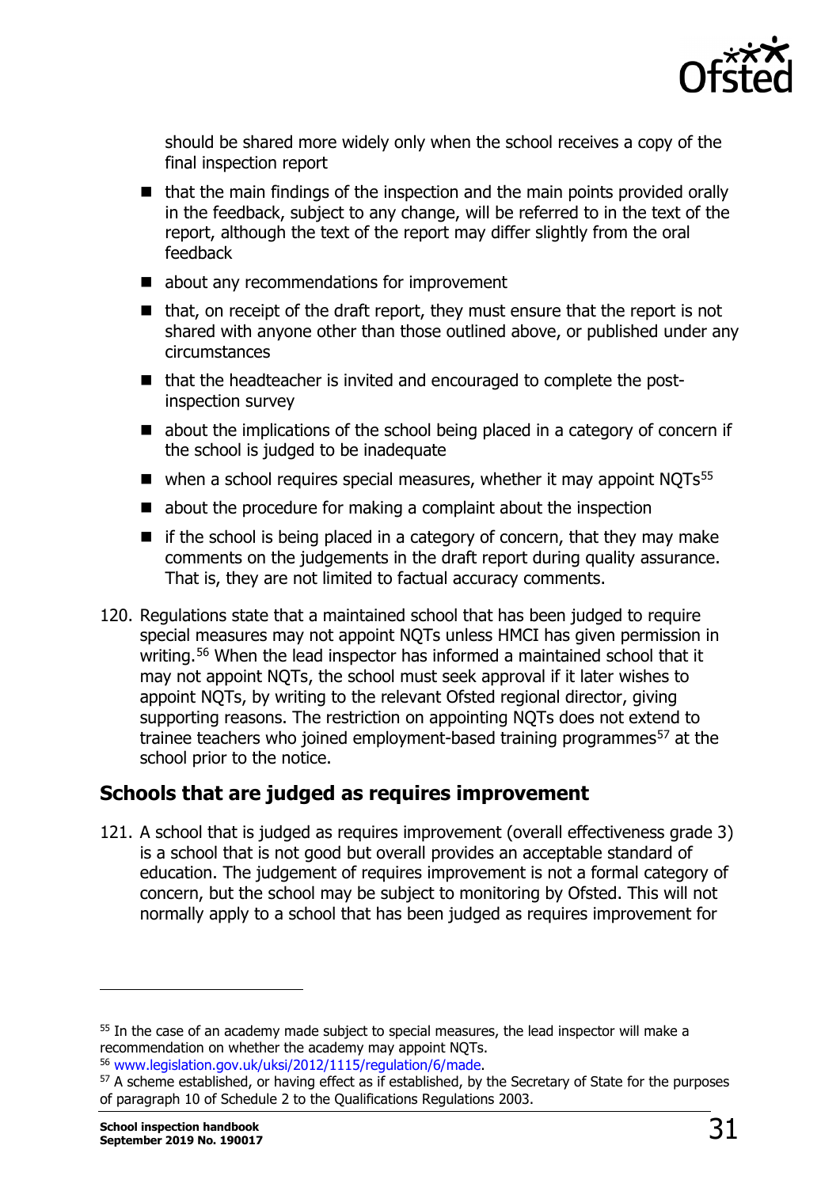should be shared more widely only when the school receives a copy of the final inspection report

- that the main findings of the inspection and the main points provided orally in the feedback, subject to any change, will be referred to in the text of the report, although the text of the report may differ slightly from the oral feedback
- about any recommendations for improvement
- that, on receipt of the draft report, they must ensure that the report is not shared with anyone other than those outlined above, or published under any circumstances
- that the headteacher is invited and encouraged to complete the post-inspection survey
- about the implications of the school being placed in a category of concern if the school is judged to be inadequate
- when a school requires special measures, whether it may appoint NQTs[55]
- about the procedure for making a complaint about the inspection
- if the school is being placed in a category of concern, that they may make comments on the judgements in the draft report during quality assurance. That is, they are not limited to factual accuracy comments.

120. Regulations state that a maintained school that has been judged to require special measures may not appoint NQTs unless HMCI has given permission in writing.[56] When the lead inspector has informed a maintained school that it may not appoint NQTs, the school must seek approval if it later wishes to appoint NQTs, by writing to the relevant Ofsted regional director, giving supporting reasons. The restriction on appointing NQTs does not extend to trainee teachers who joined employment-based training programmes[57] at the school prior to the notice.

## Schools that are judged as requires improvement

121. A school that is judged as requires improvement (overall effectiveness grade 3) is a school that is not good but overall provides an acceptable standard of education. The judgement of requires improvement is not a formal category of concern, but the school may be subject to monitoring by Ofsted. This will not normally apply to a school that has been judged as requires improvement for

---

[55] In the case of an academy made subject to special measures, the lead inspector will make a recommendation on whether the academy may appoint NQTs.

[56] www.legislation.gov.uk/uksi/2012/1115/regulation/6/made.

[57] A scheme established, or having effect as if established, by the Secretary of State for the purposes of paragraph 10 of Schedule 2 to the Qualifications Regulations 2003.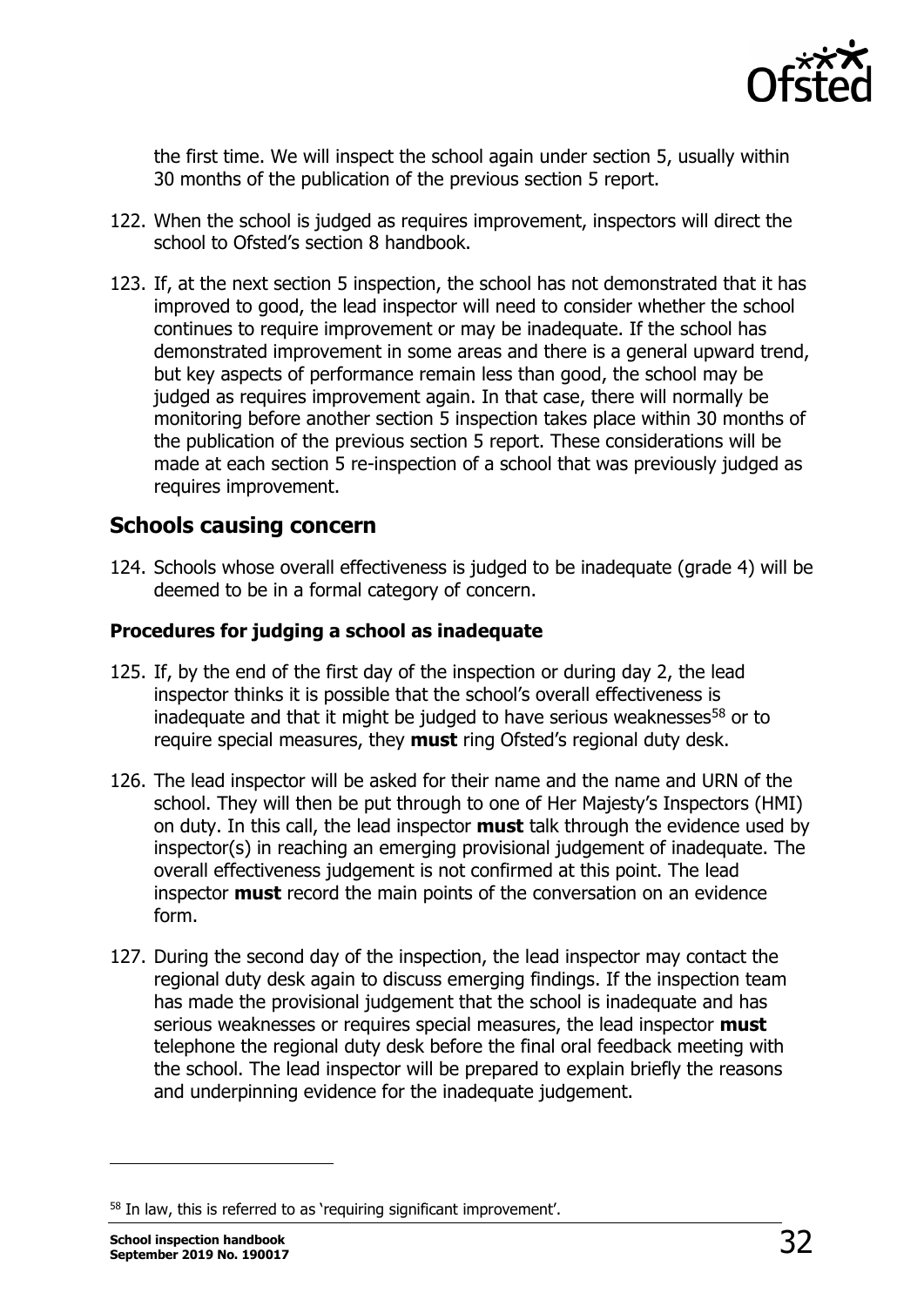the first time. We will inspect the school again under section 5, usually within 30 months of the publication of the previous section 5 report.

122. When the school is judged as requires improvement, inspectors will direct the school to Ofsted's section 8 handbook.

123. If, at the next section 5 inspection, the school has not demonstrated that it has improved to good, the lead inspector will need to consider whether the school continues to require improvement or may be inadequate. If the school has demonstrated improvement in some areas and there is a general upward trend, but key aspects of performance remain less than good, the school may be judged as requires improvement again. In that case, there will normally be monitoring before another section 5 inspection takes place within 30 months of the publication of the previous section 5 report. These considerations will be made at each section 5 re-inspection of a school that was previously judged as requires improvement.

## Schools causing concern

124. Schools whose overall effectiveness is judged to be inadequate (grade 4) will be deemed to be in a formal category of concern.

### Procedures for judging a school as inadequate

125. If, by the end of the first day of the inspection or during day 2, the lead inspector thinks it is possible that the school's overall effectiveness is inadequate and that it might be judged to have serious weaknesses[58] or to require special measures, they **must** ring Ofsted's regional duty desk.

126. The lead inspector will be asked for their name and the name and URN of the school. They will then be put through to one of Her Majesty's Inspectors (HMI) on duty. In this call, the lead inspector **must** talk through the evidence used by inspector(s) in reaching an emerging provisional judgement of inadequate. The overall effectiveness judgement is not confirmed at this point. The lead inspector **must** record the main points of the conversation on an evidence form.

127. During the second day of the inspection, the lead inspector may contact the regional duty desk again to discuss emerging findings. If the inspection team has made the provisional judgement that the school is inadequate and has serious weaknesses or requires special measures, the lead inspector **must** telephone the regional duty desk before the final oral feedback meeting with the school. The lead inspector will be prepared to explain briefly the reasons and underpinning evidence for the inadequate judgement.

[58] In law, this is referred to as 'requiring significant improvement'.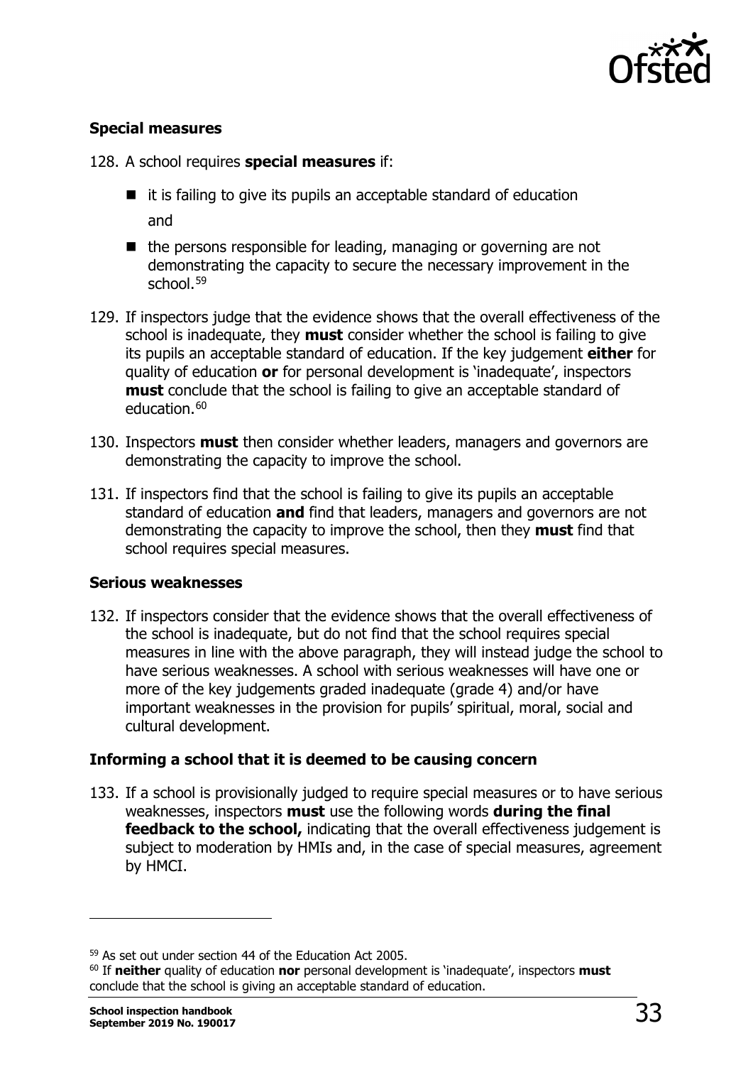### Special measures

128. A school requires **special measures** if:

- it is failing to give its pupils an acceptable standard of education

  and

- the persons responsible for leading, managing or governing are not demonstrating the capacity to secure the necessary improvement in the school.[59]

129. If inspectors judge that the evidence shows that the overall effectiveness of the school is inadequate, they **must** consider whether the school is failing to give its pupils an acceptable standard of education. If the key judgement **either** for quality of education **or** for personal development is 'inadequate', inspectors **must** conclude that the school is failing to give an acceptable standard of education.[60]

130. Inspectors **must** then consider whether leaders, managers and governors are demonstrating the capacity to improve the school.

131. If inspectors find that the school is failing to give its pupils an acceptable standard of education **and** find that leaders, managers and governors are not demonstrating the capacity to improve the school, then they **must** find that school requires special measures.

### Serious weaknesses

132. If inspectors consider that the evidence shows that the overall effectiveness of the school is inadequate, but do not find that the school requires special measures in line with the above paragraph, they will instead judge the school to have serious weaknesses. A school with serious weaknesses will have one or more of the key judgements graded inadequate (grade 4) and/or have important weaknesses in the provision for pupils' spiritual, moral, social and cultural development.

### Informing a school that it is deemed to be causing concern

133. If a school is provisionally judged to require special measures or to have serious weaknesses, inspectors **must** use the following words **during the final feedback to the school,** indicating that the overall effectiveness judgement is subject to moderation by HMIs and, in the case of special measures, agreement by HMCI.

---

[59] As set out under section 44 of the Education Act 2005.

[60] If **neither** quality of education **nor** personal development is 'inadequate', inspectors **must** conclude that the school is giving an acceptable standard of education.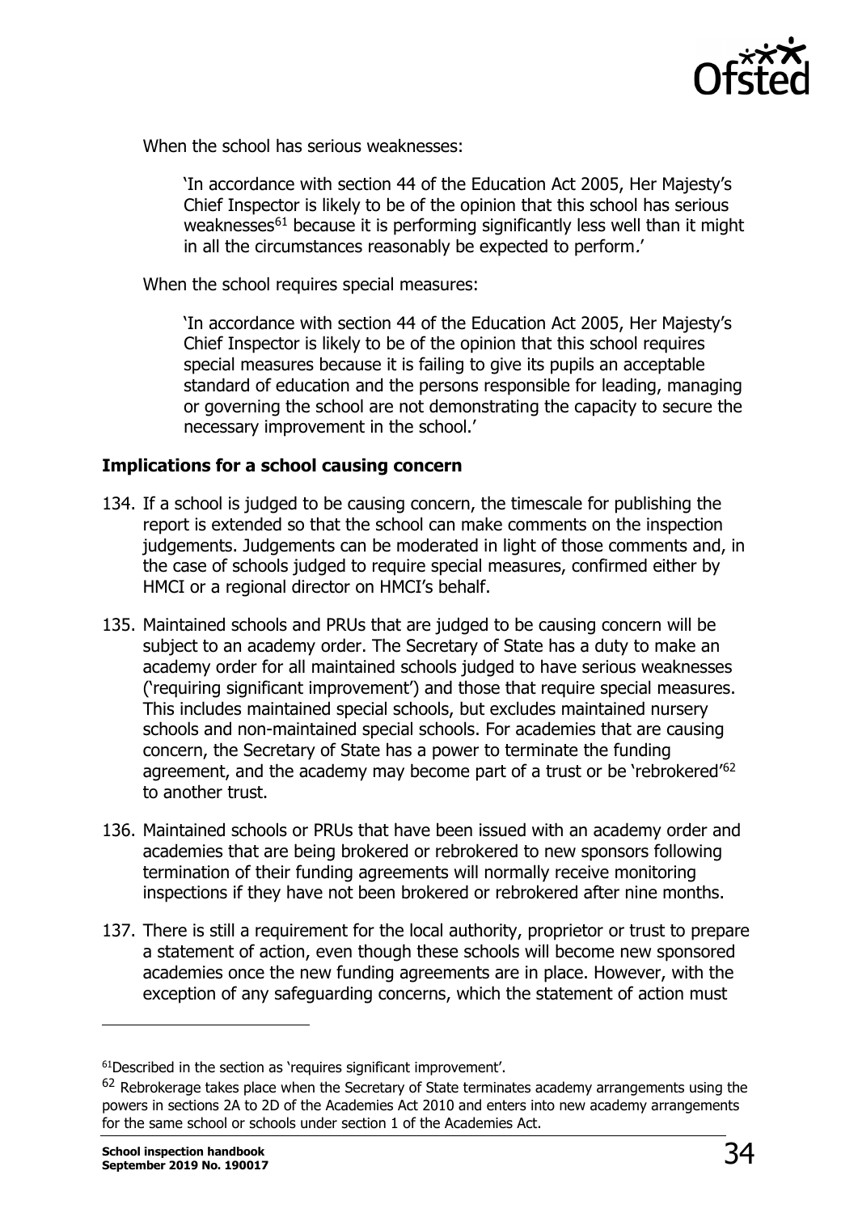When the school has serious weaknesses:

> 'In accordance with section 44 of the Education Act 2005, Her Majesty's Chief Inspector is likely to be of the opinion that this school has serious weaknesses[61] because it is performing significantly less well than it might in all the circumstances reasonably be expected to perform.'

When the school requires special measures:

> 'In accordance with section 44 of the Education Act 2005, Her Majesty's Chief Inspector is likely to be of the opinion that this school requires special measures because it is failing to give its pupils an acceptable standard of education and the persons responsible for leading, managing or governing the school are not demonstrating the capacity to secure the necessary improvement in the school.'

### Implications for a school causing concern

134. If a school is judged to be causing concern, the timescale for publishing the report is extended so that the school can make comments on the inspection judgements. Judgements can be moderated in light of those comments and, in the case of schools judged to require special measures, confirmed either by HMCI or a regional director on HMCI's behalf.

135. Maintained schools and PRUs that are judged to be causing concern will be subject to an academy order. The Secretary of State has a duty to make an academy order for all maintained schools judged to have serious weaknesses ('requiring significant improvement') and those that require special measures. This includes maintained special schools, but excludes maintained nursery schools and non-maintained special schools. For academies that are causing concern, the Secretary of State has a power to terminate the funding agreement, and the academy may become part of a trust or be 'rebrokered'[62] to another trust.

136. Maintained schools or PRUs that have been issued with an academy order and academies that are being brokered or rebrokered to new sponsors following termination of their funding agreements will normally receive monitoring inspections if they have not been brokered or rebrokered after nine months.

137. There is still a requirement for the local authority, proprietor or trust to prepare a statement of action, even though these schools will become new sponsored academies once the new funding agreements are in place. However, with the exception of any safeguarding concerns, which the statement of action must

---

[61] Described in the section as 'requires significant improvement'.

[62] Rebrokerage takes place when the Secretary of State terminates academy arrangements using the powers in sections 2A to 2D of the Academies Act 2010 and enters into new academy arrangements for the same school or schools under section 1 of the Academies Act.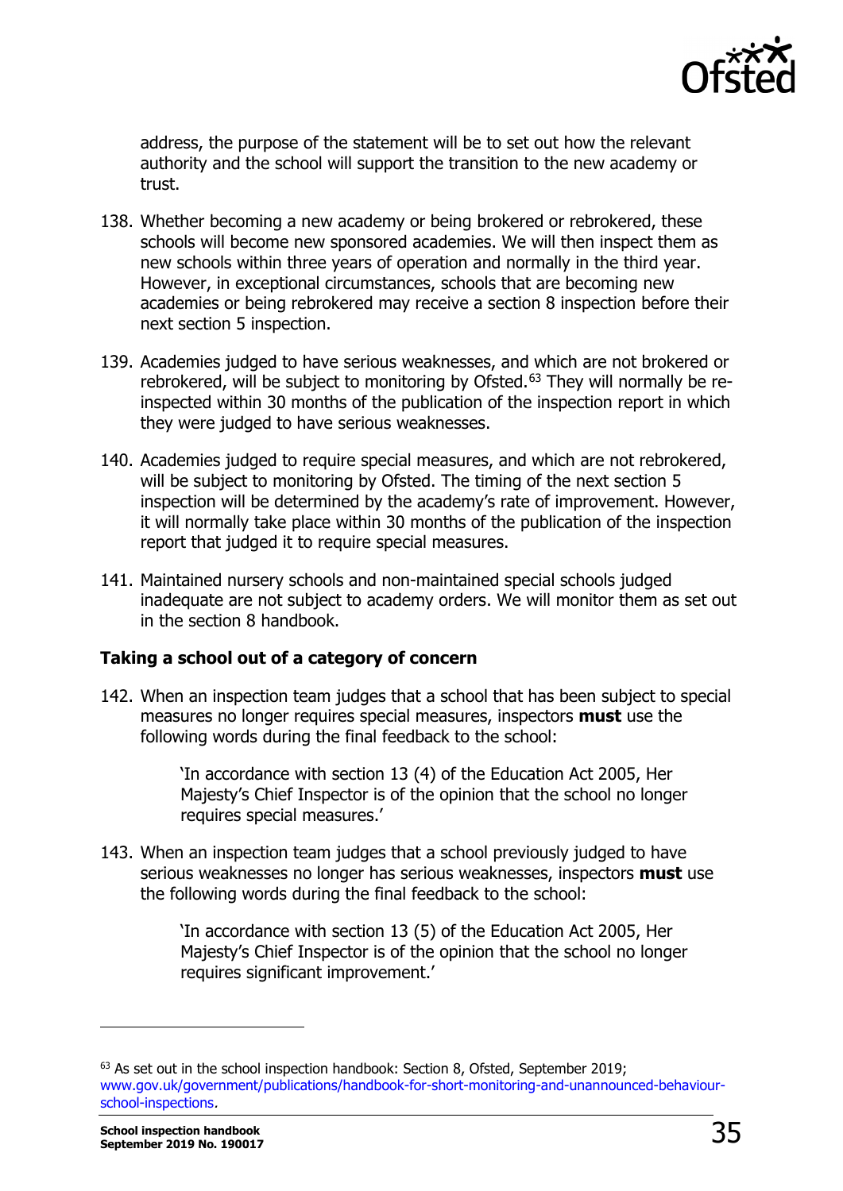address, the purpose of the statement will be to set out how the relevant authority and the school will support the transition to the new academy or trust.

138. Whether becoming a new academy or being brokered or rebrokered, these schools will become new sponsored academies. We will then inspect them as new schools within three years of operation and normally in the third year. However, in exceptional circumstances, schools that are becoming new academies or being rebrokered may receive a section 8 inspection before their next section 5 inspection.

139. Academies judged to have serious weaknesses, and which are not brokered or rebrokered, will be subject to monitoring by Ofsted.[63] They will normally be re-inspected within 30 months of the publication of the inspection report in which they were judged to have serious weaknesses.

140. Academies judged to require special measures, and which are not rebrokered, will be subject to monitoring by Ofsted. The timing of the next section 5 inspection will be determined by the academy's rate of improvement. However, it will normally take place within 30 months of the publication of the inspection report that judged it to require special measures.

141. Maintained nursery schools and non-maintained special schools judged inadequate are not subject to academy orders. We will monitor them as set out in the section 8 handbook.

### Taking a school out of a category of concern

142. When an inspection team judges that a school that has been subject to special measures no longer requires special measures, inspectors **must** use the following words during the final feedback to the school:

> 'In accordance with section 13 (4) of the Education Act 2005, Her Majesty's Chief Inspector is of the opinion that the school no longer requires special measures.'

143. When an inspection team judges that a school previously judged to have serious weaknesses no longer has serious weaknesses, inspectors **must** use the following words during the final feedback to the school:

> 'In accordance with section 13 (5) of the Education Act 2005, Her Majesty's Chief Inspector is of the opinion that the school no longer requires significant improvement.'

---

[63] As set out in the school inspection handbook: Section 8, Ofsted, September 2019; www.gov.uk/government/publications/handbook-for-short-monitoring-and-unannounced-behaviour-school-inspections.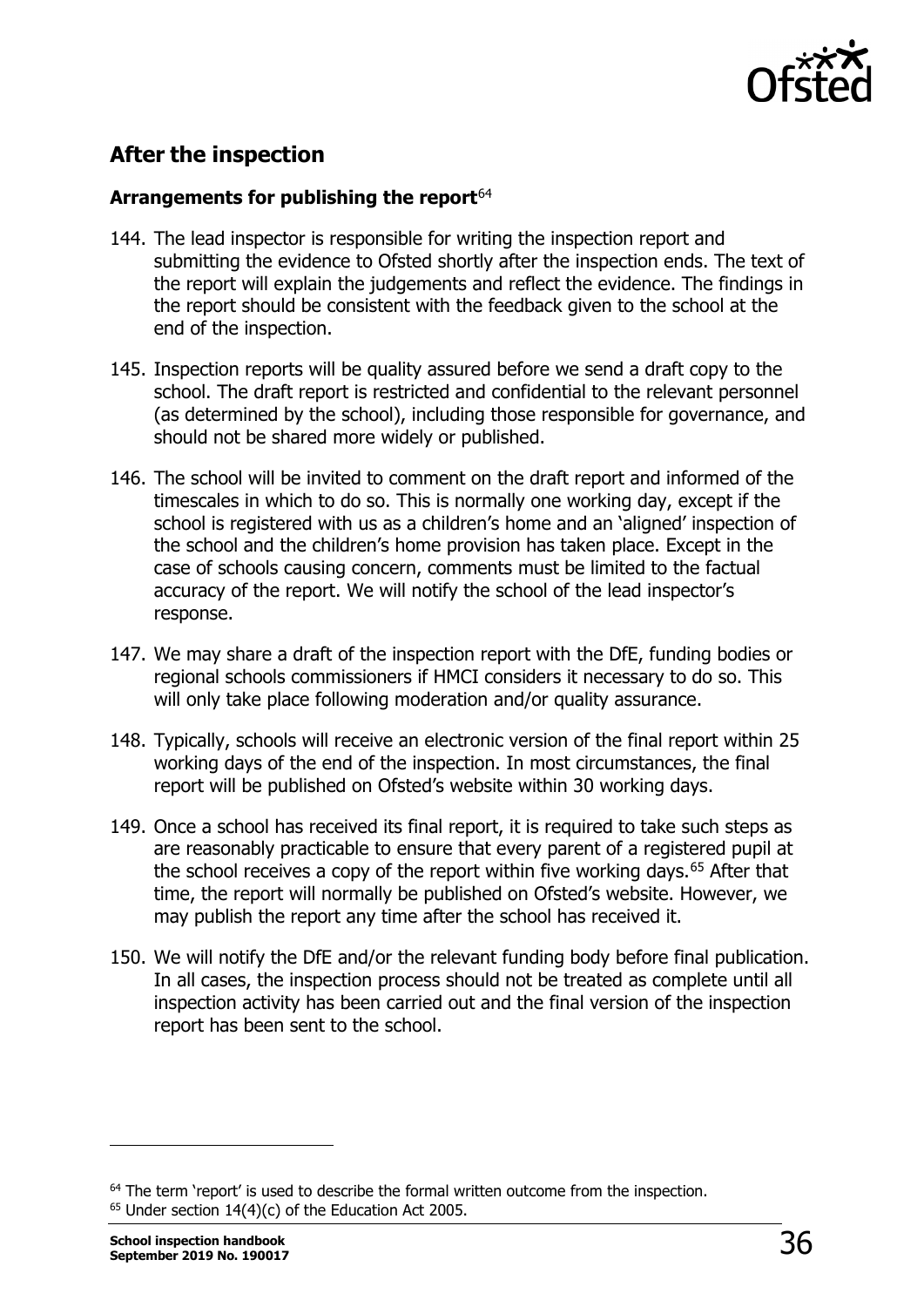## After the inspection

### Arrangements for publishing the report[64]

144. The lead inspector is responsible for writing the inspection report and submitting the evidence to Ofsted shortly after the inspection ends. The text of the report will explain the judgements and reflect the evidence. The findings in the report should be consistent with the feedback given to the school at the end of the inspection.

145. Inspection reports will be quality assured before we send a draft copy to the school. The draft report is restricted and confidential to the relevant personnel (as determined by the school), including those responsible for governance, and should not be shared more widely or published.

146. The school will be invited to comment on the draft report and informed of the timescales in which to do so. This is normally one working day, except if the school is registered with us as a children's home and an 'aligned' inspection of the school and the children's home provision has taken place. Except in the case of schools causing concern, comments must be limited to the factual accuracy of the report. We will notify the school of the lead inspector's response.

147. We may share a draft of the inspection report with the DfE, funding bodies or regional schools commissioners if HMCI considers it necessary to do so. This will only take place following moderation and/or quality assurance.

148. Typically, schools will receive an electronic version of the final report within 25 working days of the end of the inspection. In most circumstances, the final report will be published on Ofsted's website within 30 working days.

149. Once a school has received its final report, it is required to take such steps as are reasonably practicable to ensure that every parent of a registered pupil at the school receives a copy of the report within five working days.[65] After that time, the report will normally be published on Ofsted's website. However, we may publish the report any time after the school has received it.

150. We will notify the DfE and/or the relevant funding body before final publication. In all cases, the inspection process should not be treated as complete until all inspection activity has been carried out and the final version of the inspection report has been sent to the school.

---

[64] The term 'report' is used to describe the formal written outcome from the inspection.

[65] Under section 14(4)(c) of the Education Act 2005.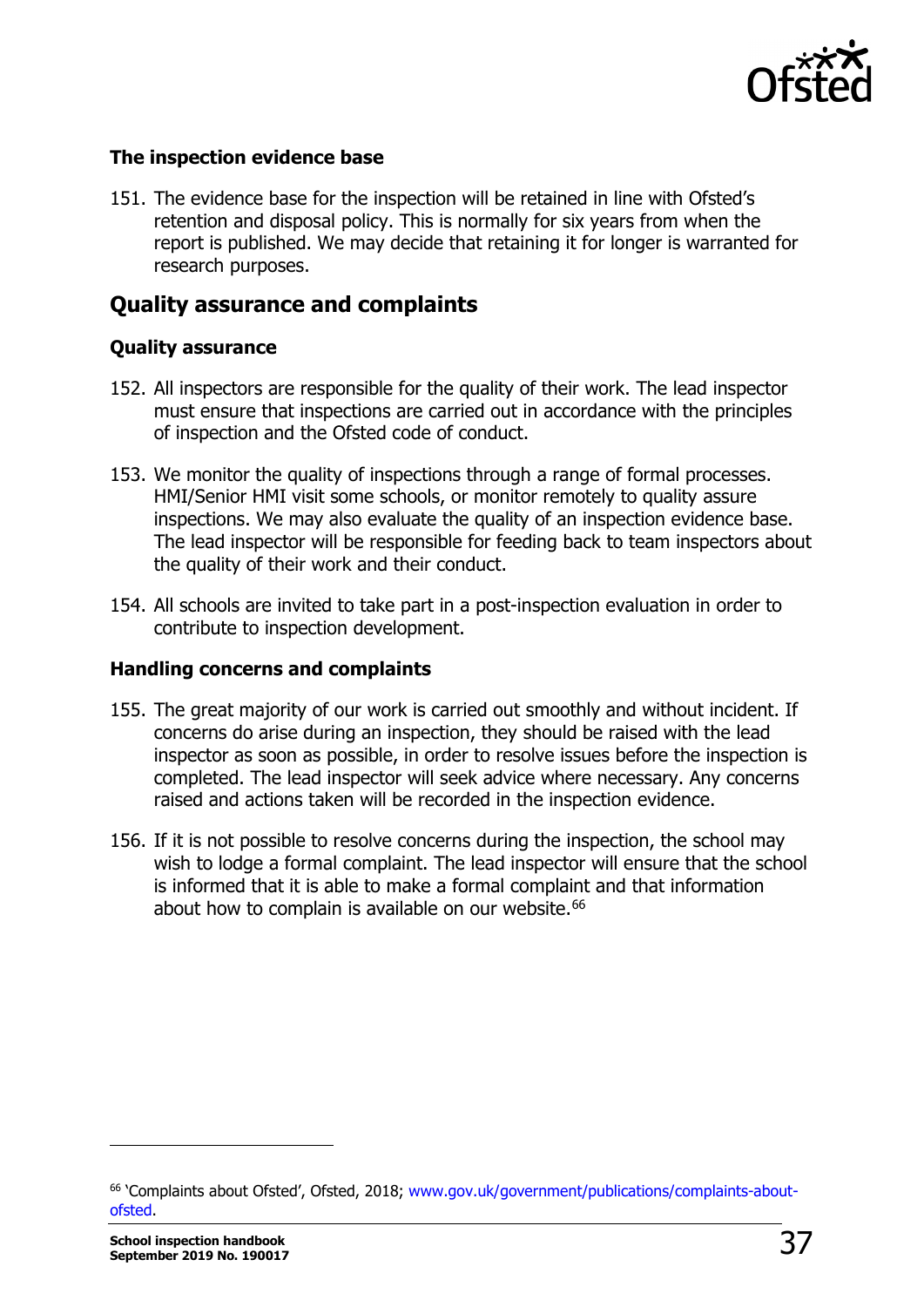### The inspection evidence base

151. The evidence base for the inspection will be retained in line with Ofsted's retention and disposal policy. This is normally for six years from when the report is published. We may decide that retaining it for longer is warranted for research purposes.

## Quality assurance and complaints

### Quality assurance

152. All inspectors are responsible for the quality of their work. The lead inspector must ensure that inspections are carried out in accordance with the principles of inspection and the Ofsted code of conduct.

153. We monitor the quality of inspections through a range of formal processes. HMI/Senior HMI visit some schools, or monitor remotely to quality assure inspections. We may also evaluate the quality of an inspection evidence base. The lead inspector will be responsible for feeding back to team inspectors about the quality of their work and their conduct.

154. All schools are invited to take part in a post-inspection evaluation in order to contribute to inspection development.

### Handling concerns and complaints

155. The great majority of our work is carried out smoothly and without incident. If concerns do arise during an inspection, they should be raised with the lead inspector as soon as possible, in order to resolve issues before the inspection is completed. The lead inspector will seek advice where necessary. Any concerns raised and actions taken will be recorded in the inspection evidence.

156. If it is not possible to resolve concerns during the inspection, the school may wish to lodge a formal complaint. The lead inspector will ensure that the school is informed that it is able to make a formal complaint and that information about how to complain is available on our website.[66]

---

[66] 'Complaints about Ofsted', Ofsted, 2018; www.gov.uk/government/publications/complaints-about-ofsted.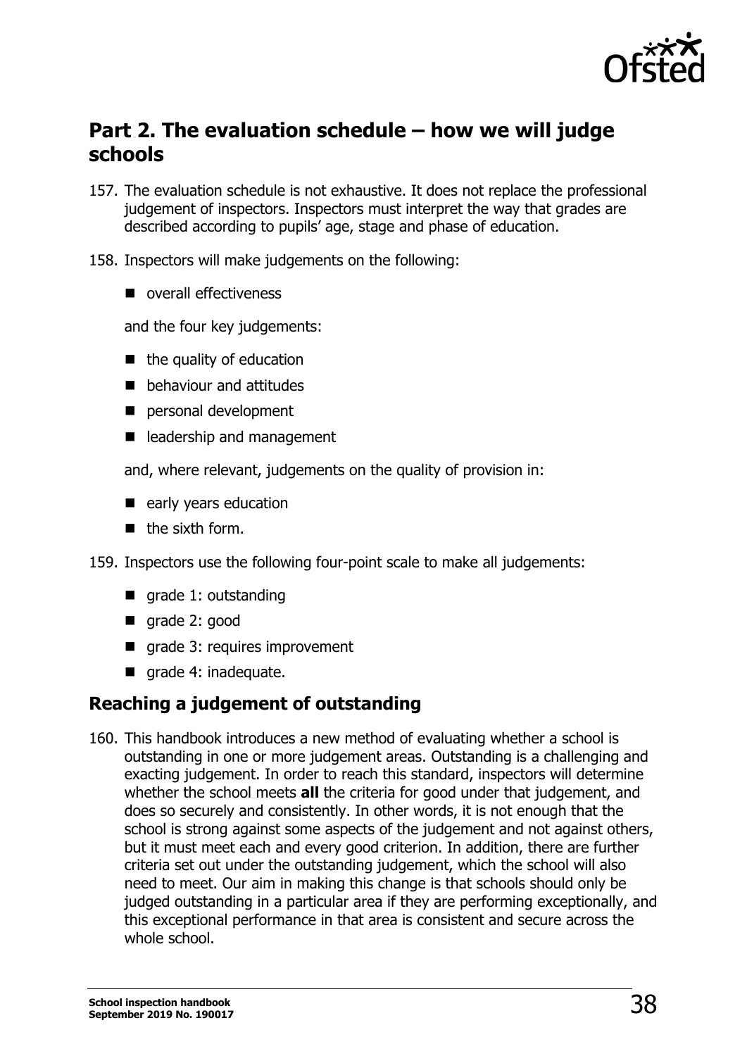## Part 2. The evaluation schedule – how we will judge schools

157. The evaluation schedule is not exhaustive. It does not replace the professional judgement of inspectors. Inspectors must interpret the way that grades are described according to pupils' age, stage and phase of education.

158. Inspectors will make judgements on the following:

   - overall effectiveness

   and the four key judgements:

   - the quality of education
   - behaviour and attitudes
   - personal development
   - leadership and management

   and, where relevant, judgements on the quality of provision in:

   - early years education
   - the sixth form.

159. Inspectors use the following four-point scale to make all judgements:

   - grade 1: outstanding
   - grade 2: good
   - grade 3: requires improvement
   - grade 4: inadequate.

### Reaching a judgement of outstanding

160. This handbook introduces a new method of evaluating whether a school is outstanding in one or more judgement areas. Outstanding is a challenging and exacting judgement. In order to reach this standard, inspectors will determine whether the school meets **all** the criteria for good under that judgement, and does so securely and consistently. In other words, it is not enough that the school is strong against some aspects of the judgement and not against others, but it must meet each and every good criterion. In addition, there are further criteria set out under the outstanding judgement, which the school will also need to meet. Our aim in making this change is that schools should only be judged outstanding in a particular area if they are performing exceptionally, and this exceptional performance in that area is consistent and secure across the whole school.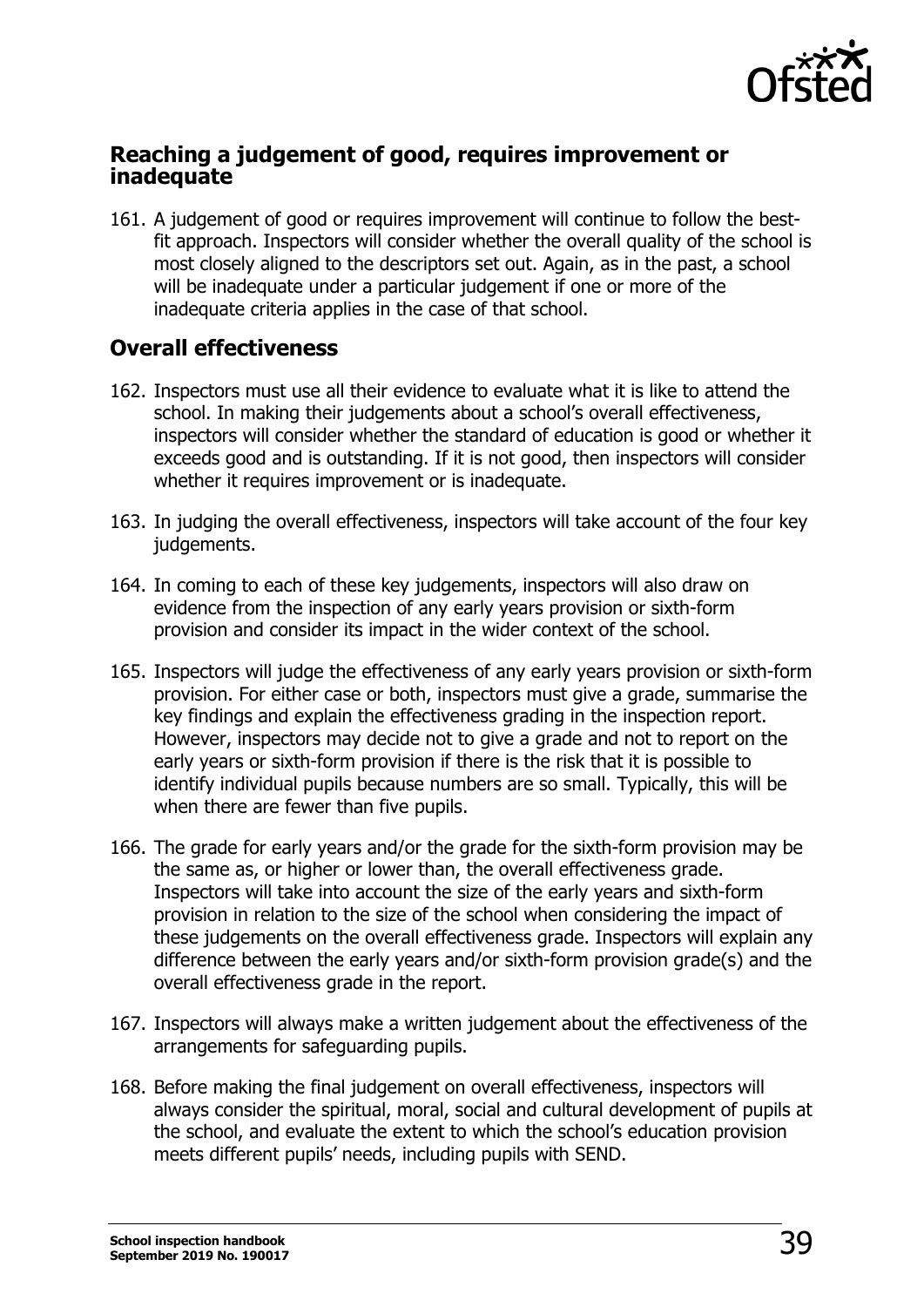## Reaching a judgement of good, requires improvement or inadequate

161. A judgement of good or requires improvement will continue to follow the best-fit approach. Inspectors will consider whether the overall quality of the school is most closely aligned to the descriptors set out. Again, as in the past, a school will be inadequate under a particular judgement if one or more of the inadequate criteria applies in the case of that school.

## Overall effectiveness

162. Inspectors must use all their evidence to evaluate what it is like to attend the school. In making their judgements about a school's overall effectiveness, inspectors will consider whether the standard of education is good or whether it exceeds good and is outstanding. If it is not good, then inspectors will consider whether it requires improvement or is inadequate.

163. In judging the overall effectiveness, inspectors will take account of the four key judgements.

164. In coming to each of these key judgements, inspectors will also draw on evidence from the inspection of any early years provision or sixth-form provision and consider its impact in the wider context of the school.

165. Inspectors will judge the effectiveness of any early years provision or sixth-form provision. For either case or both, inspectors must give a grade, summarise the key findings and explain the effectiveness grading in the inspection report. However, inspectors may decide not to give a grade and not to report on the early years or sixth-form provision if there is the risk that it is possible to identify individual pupils because numbers are so small. Typically, this will be when there are fewer than five pupils.

166. The grade for early years and/or the grade for the sixth-form provision may be the same as, or higher or lower than, the overall effectiveness grade. Inspectors will take into account the size of the early years and sixth-form provision in relation to the size of the school when considering the impact of these judgements on the overall effectiveness grade. Inspectors will explain any difference between the early years and/or sixth-form provision grade(s) and the overall effectiveness grade in the report.

167. Inspectors will always make a written judgement about the effectiveness of the arrangements for safeguarding pupils.

168. Before making the final judgement on overall effectiveness, inspectors will always consider the spiritual, moral, social and cultural development of pupils at the school, and evaluate the extent to which the school's education provision meets different pupils' needs, including pupils with SEND.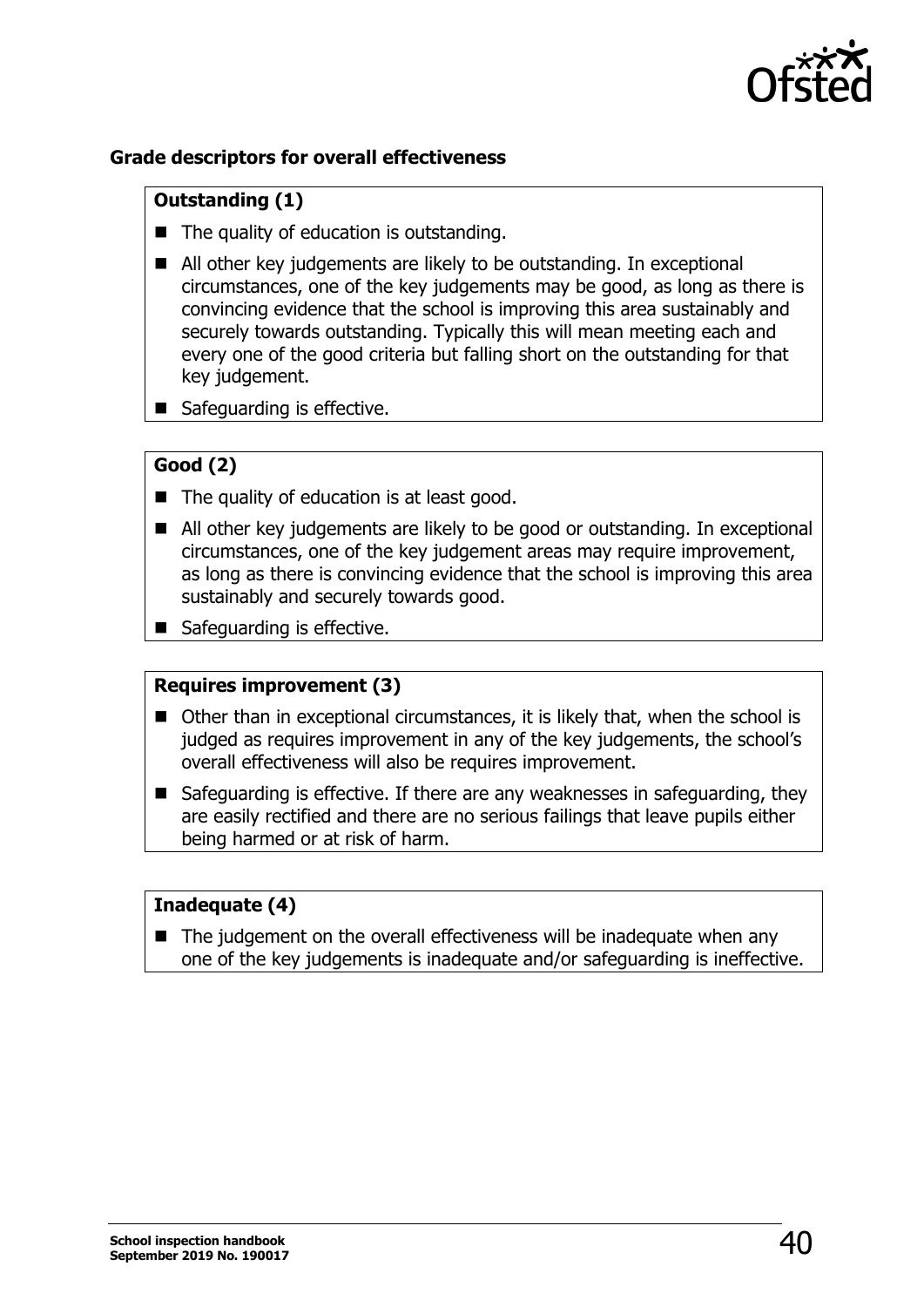**Grade descriptors for overall effectiveness**

**Outstanding (1)**

- The quality of education is outstanding.
- All other key judgements are likely to be outstanding. In exceptional circumstances, one of the key judgements may be good, as long as there is convincing evidence that the school is improving this area sustainably and securely towards outstanding. Typically this will mean meeting each and every one of the good criteria but falling short on the outstanding for that key judgement.
- Safeguarding is effective.

**Good (2)**

- The quality of education is at least good.
- All other key judgements are likely to be good or outstanding. In exceptional circumstances, one of the key judgement areas may require improvement, as long as there is convincing evidence that the school is improving this area sustainably and securely towards good.
- Safeguarding is effective.

**Requires improvement (3)**

- Other than in exceptional circumstances, it is likely that, when the school is judged as requires improvement in any of the key judgements, the school's overall effectiveness will also be requires improvement.
- Safeguarding is effective. If there are any weaknesses in safeguarding, they are easily rectified and there are no serious failings that leave pupils either being harmed or at risk of harm.

**Inadequate (4)**

- The judgement on the overall effectiveness will be inadequate when any one of the key judgements is inadequate and/or safeguarding is ineffective.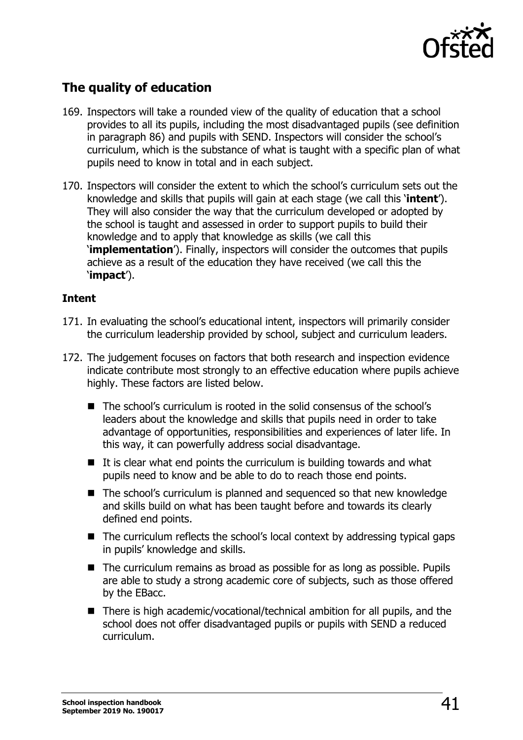## The quality of education

169. Inspectors will take a rounded view of the quality of education that a school provides to all its pupils, including the most disadvantaged pupils (see definition in paragraph 86) and pupils with SEND. Inspectors will consider the school's curriculum, which is the substance of what is taught with a specific plan of what pupils need to know in total and in each subject.

170. Inspectors will consider the extent to which the school's curriculum sets out the knowledge and skills that pupils will gain at each stage (we call this '**intent**'). They will also consider the way that the curriculum developed or adopted by the school is taught and assessed in order to support pupils to build their knowledge and to apply that knowledge as skills (we call this '**implementation**'). Finally, inspectors will consider the outcomes that pupils achieve as a result of the education they have received (we call this the '**impact**').

### Intent

171. In evaluating the school's educational intent, inspectors will primarily consider the curriculum leadership provided by school, subject and curriculum leaders.

172. The judgement focuses on factors that both research and inspection evidence indicate contribute most strongly to an effective education where pupils achieve highly. These factors are listed below.

- The school's curriculum is rooted in the solid consensus of the school's leaders about the knowledge and skills that pupils need in order to take advantage of opportunities, responsibilities and experiences of later life. In this way, it can powerfully address social disadvantage.
- It is clear what end points the curriculum is building towards and what pupils need to know and be able to do to reach those end points.
- The school's curriculum is planned and sequenced so that new knowledge and skills build on what has been taught before and towards its clearly defined end points.
- The curriculum reflects the school's local context by addressing typical gaps in pupils' knowledge and skills.
- The curriculum remains as broad as possible for as long as possible. Pupils are able to study a strong academic core of subjects, such as those offered by the EBacc.
- There is high academic/vocational/technical ambition for all pupils, and the school does not offer disadvantaged pupils or pupils with SEND a reduced curriculum.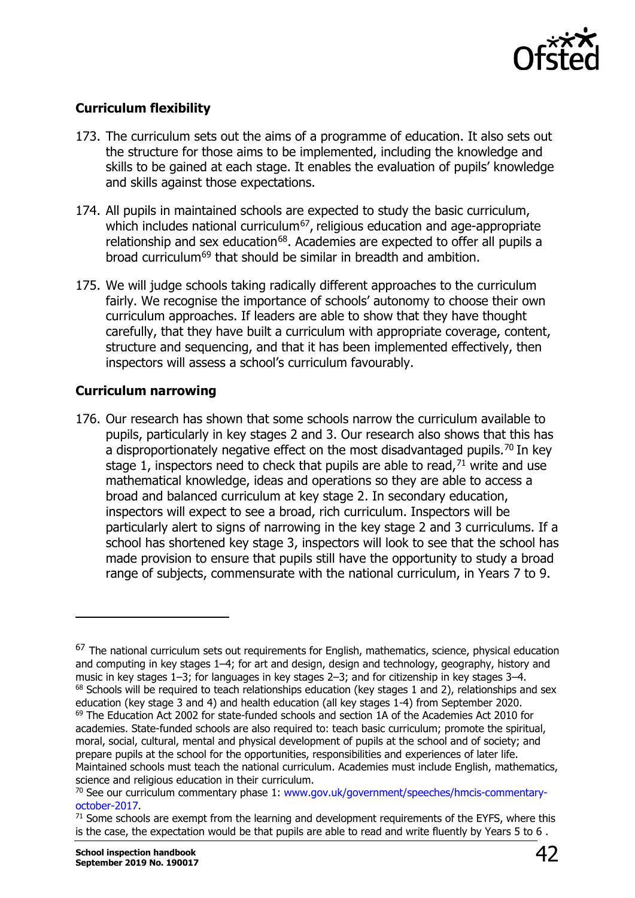### Curriculum flexibility

173. The curriculum sets out the aims of a programme of education. It also sets out the structure for those aims to be implemented, including the knowledge and skills to be gained at each stage. It enables the evaluation of pupils' knowledge and skills against those expectations.

174. All pupils in maintained schools are expected to study the basic curriculum, which includes national curriculum[67], religious education and age-appropriate relationship and sex education[68]. Academies are expected to offer all pupils a broad curriculum[69] that should be similar in breadth and ambition.

175. We will judge schools taking radically different approaches to the curriculum fairly. We recognise the importance of schools' autonomy to choose their own curriculum approaches. If leaders are able to show that they have thought carefully, that they have built a curriculum with appropriate coverage, content, structure and sequencing, and that it has been implemented effectively, then inspectors will assess a school's curriculum favourably.

### Curriculum narrowing

176. Our research has shown that some schools narrow the curriculum available to pupils, particularly in key stages 2 and 3. Our research also shows that this has a disproportionately negative effect on the most disadvantaged pupils.[70] In key stage 1, inspectors need to check that pupils are able to read,[71] write and use mathematical knowledge, ideas and operations so they are able to access a broad and balanced curriculum at key stage 2. In secondary education, inspectors will expect to see a broad, rich curriculum. Inspectors will be particularly alert to signs of narrowing in the key stage 2 and 3 curriculums. If a school has shortened key stage 3, inspectors will look to see that the school has made provision to ensure that pupils still have the opportunity to study a broad range of subjects, commensurate with the national curriculum, in Years 7 to 9.

---

[67] The national curriculum sets out requirements for English, mathematics, science, physical education and computing in key stages 1–4; for art and design, design and technology, geography, history and music in key stages 1–3; for languages in key stages 2–3; and for citizenship in key stages 3–4.

[68] Schools will be required to teach relationships education (key stages 1 and 2), relationships and sex education (key stage 3 and 4) and health education (all key stages 1-4) from September 2020.

[69] The Education Act 2002 for state-funded schools and section 1A of the Academies Act 2010 for academies. State-funded schools are also required to: teach basic curriculum; promote the spiritual, moral, social, cultural, mental and physical development of pupils at the school and of society; and prepare pupils at the school for the opportunities, responsibilities and experiences of later life. Maintained schools must teach the national curriculum. Academies must include English, mathematics, science and religious education in their curriculum.

[70] See our curriculum commentary phase 1: www.gov.uk/government/speeches/hmcis-commentary-october-2017.

[71] Some schools are exempt from the learning and development requirements of the EYFS, where this is the case, the expectation would be that pupils are able to read and write fluently by Years 5 to 6 .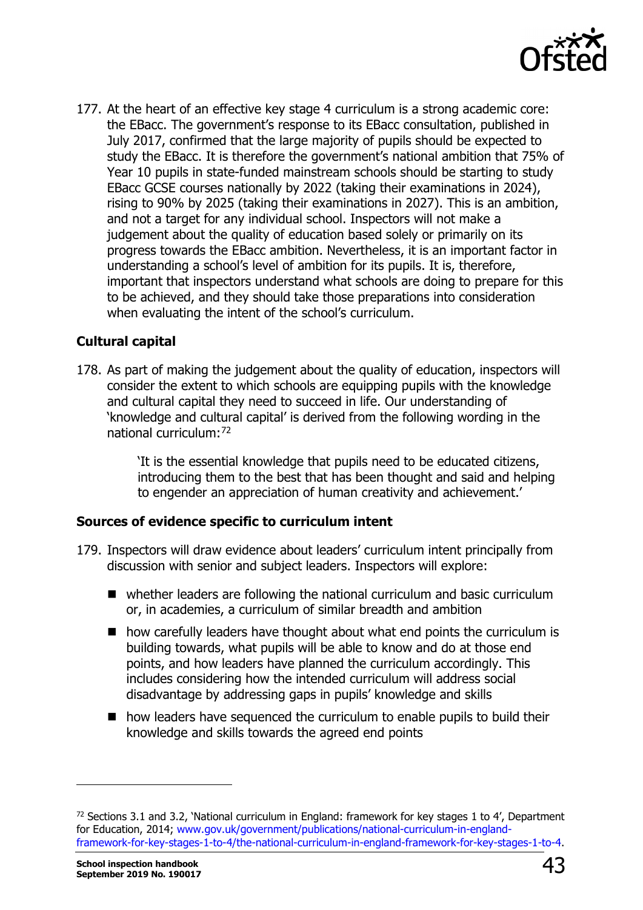177. At the heart of an effective key stage 4 curriculum is a strong academic core: the EBacc. The government's response to its EBacc consultation, published in July 2017, confirmed that the large majority of pupils should be expected to study the EBacc. It is therefore the government's national ambition that 75% of Year 10 pupils in state-funded mainstream schools should be starting to study EBacc GCSE courses nationally by 2022 (taking their examinations in 2024), rising to 90% by 2025 (taking their examinations in 2027). This is an ambition, and not a target for any individual school. Inspectors will not make a judgement about the quality of education based solely or primarily on its progress towards the EBacc ambition. Nevertheless, it is an important factor in understanding a school's level of ambition for its pupils. It is, therefore, important that inspectors understand what schools are doing to prepare for this to be achieved, and they should take those preparations into consideration when evaluating the intent of the school's curriculum.

### Cultural capital

178. As part of making the judgement about the quality of education, inspectors will consider the extent to which schools are equipping pupils with the knowledge and cultural capital they need to succeed in life. Our understanding of 'knowledge and cultural capital' is derived from the following wording in the national curriculum:[72]

> 'It is the essential knowledge that pupils need to be educated citizens, introducing them to the best that has been thought and said and helping to engender an appreciation of human creativity and achievement.'

### Sources of evidence specific to curriculum intent

179. Inspectors will draw evidence about leaders' curriculum intent principally from discussion with senior and subject leaders. Inspectors will explore:

- whether leaders are following the national curriculum and basic curriculum or, in academies, a curriculum of similar breadth and ambition
- how carefully leaders have thought about what end points the curriculum is building towards, what pupils will be able to know and do at those end points, and how leaders have planned the curriculum accordingly. This includes considering how the intended curriculum will address social disadvantage by addressing gaps in pupils' knowledge and skills
- how leaders have sequenced the curriculum to enable pupils to build their knowledge and skills towards the agreed end points

---

[72] Sections 3.1 and 3.2, 'National curriculum in England: framework for key stages 1 to 4', Department for Education, 2014; www.gov.uk/government/publications/national-curriculum-in-england-framework-for-key-stages-1-to-4/the-national-curriculum-in-england-framework-for-key-stages-1-to-4.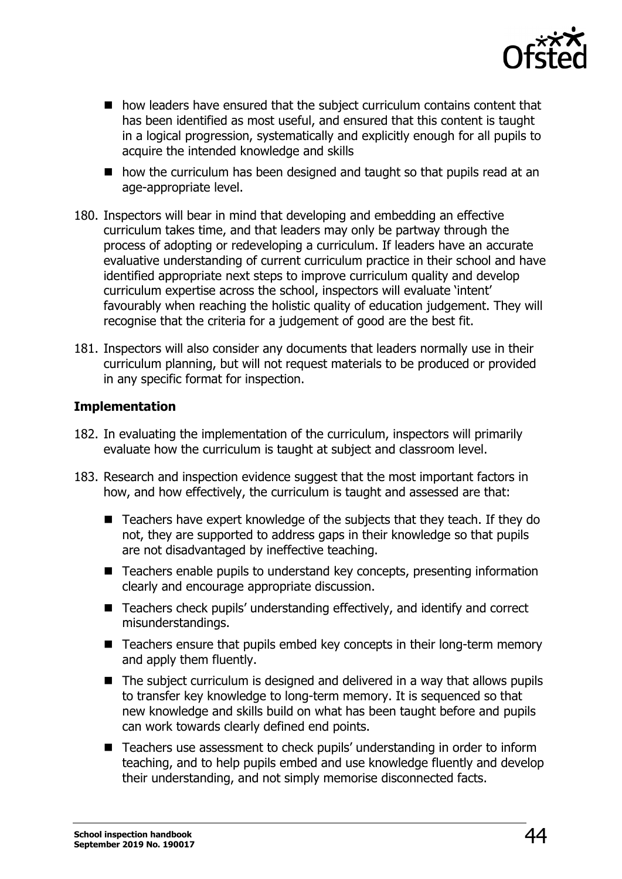- how leaders have ensured that the subject curriculum contains content that has been identified as most useful, and ensured that this content is taught in a logical progression, systematically and explicitly enough for all pupils to acquire the intended knowledge and skills
- how the curriculum has been designed and taught so that pupils read at an age-appropriate level.

180. Inspectors will bear in mind that developing and embedding an effective curriculum takes time, and that leaders may only be partway through the process of adopting or redeveloping a curriculum. If leaders have an accurate evaluative understanding of current curriculum practice in their school and have identified appropriate next steps to improve curriculum quality and develop curriculum expertise across the school, inspectors will evaluate 'intent' favourably when reaching the holistic quality of education judgement. They will recognise that the criteria for a judgement of good are the best fit.

181. Inspectors will also consider any documents that leaders normally use in their curriculum planning, but will not request materials to be produced or provided in any specific format for inspection.

### Implementation

182. In evaluating the implementation of the curriculum, inspectors will primarily evaluate how the curriculum is taught at subject and classroom level.

183. Research and inspection evidence suggest that the most important factors in how, and how effectively, the curriculum is taught and assessed are that:

   - Teachers have expert knowledge of the subjects that they teach. If they do not, they are supported to address gaps in their knowledge so that pupils are not disadvantaged by ineffective teaching.
   - Teachers enable pupils to understand key concepts, presenting information clearly and encourage appropriate discussion.
   - Teachers check pupils' understanding effectively, and identify and correct misunderstandings.
   - Teachers ensure that pupils embed key concepts in their long-term memory and apply them fluently.
   - The subject curriculum is designed and delivered in a way that allows pupils to transfer key knowledge to long-term memory. It is sequenced so that new knowledge and skills build on what has been taught before and pupils can work towards clearly defined end points.
   - Teachers use assessment to check pupils' understanding in order to inform teaching, and to help pupils embed and use knowledge fluently and develop their understanding, and not simply memorise disconnected facts.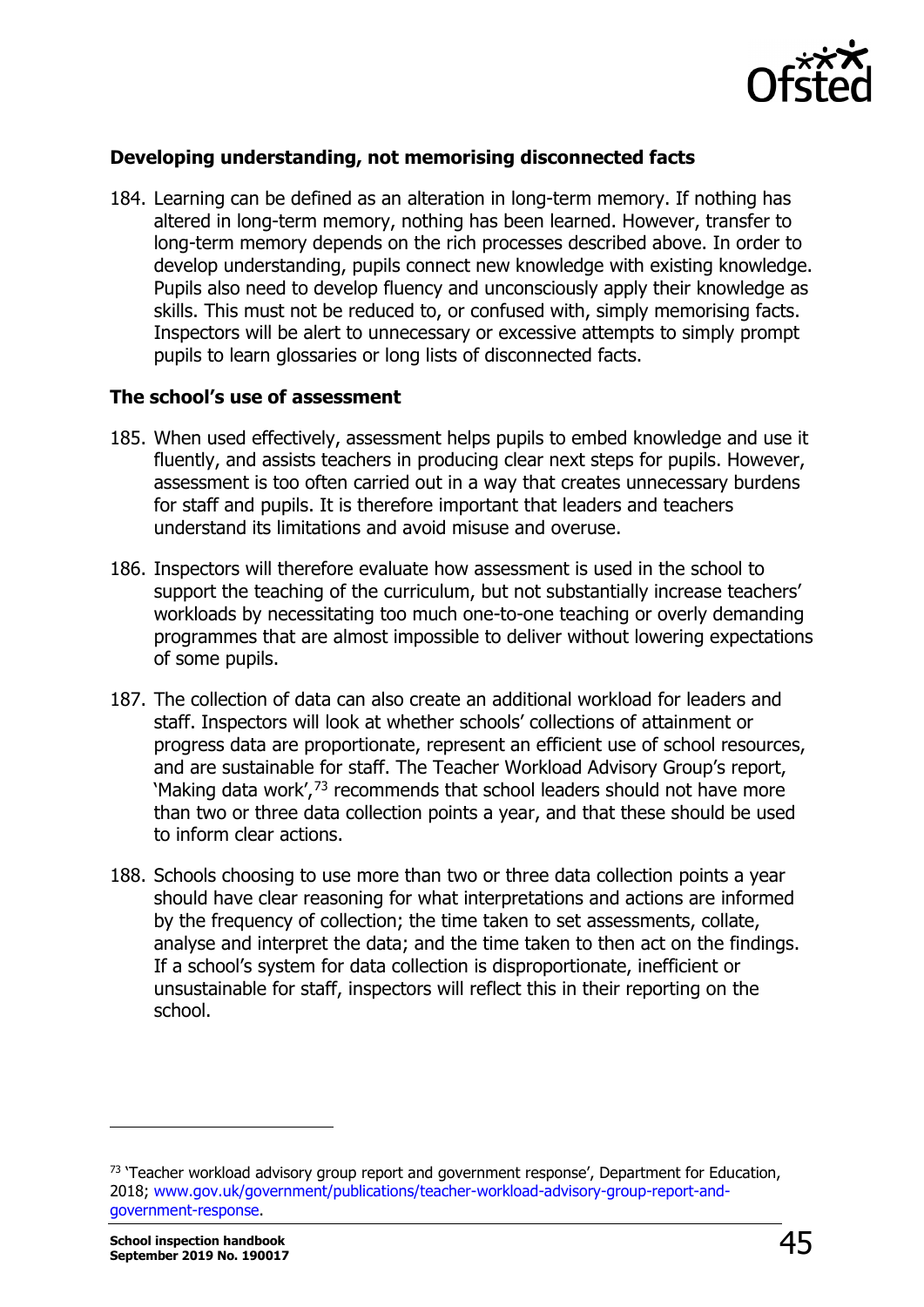### Developing understanding, not memorising disconnected facts

184. Learning can be defined as an alteration in long-term memory. If nothing has altered in long-term memory, nothing has been learned. However, transfer to long-term memory depends on the rich processes described above. In order to develop understanding, pupils connect new knowledge with existing knowledge. Pupils also need to develop fluency and unconsciously apply their knowledge as skills. This must not be reduced to, or confused with, simply memorising facts. Inspectors will be alert to unnecessary or excessive attempts to simply prompt pupils to learn glossaries or long lists of disconnected facts.

### The school's use of assessment

185. When used effectively, assessment helps pupils to embed knowledge and use it fluently, and assists teachers in producing clear next steps for pupils. However, assessment is too often carried out in a way that creates unnecessary burdens for staff and pupils. It is therefore important that leaders and teachers understand its limitations and avoid misuse and overuse.

186. Inspectors will therefore evaluate how assessment is used in the school to support the teaching of the curriculum, but not substantially increase teachers' workloads by necessitating too much one-to-one teaching or overly demanding programmes that are almost impossible to deliver without lowering expectations of some pupils.

187. The collection of data can also create an additional workload for leaders and staff. Inspectors will look at whether schools' collections of attainment or progress data are proportionate, represent an efficient use of school resources, and are sustainable for staff. The Teacher Workload Advisory Group's report, 'Making data work',[73] recommends that school leaders should not have more than two or three data collection points a year, and that these should be used to inform clear actions.

188. Schools choosing to use more than two or three data collection points a year should have clear reasoning for what interpretations and actions are informed by the frequency of collection; the time taken to set assessments, collate, analyse and interpret the data; and the time taken to then act on the findings. If a school's system for data collection is disproportionate, inefficient or unsustainable for staff, inspectors will reflect this in their reporting on the school.

---

[73] 'Teacher workload advisory group report and government response', Department for Education, 2018; www.gov.uk/government/publications/teacher-workload-advisory-group-report-and-government-response.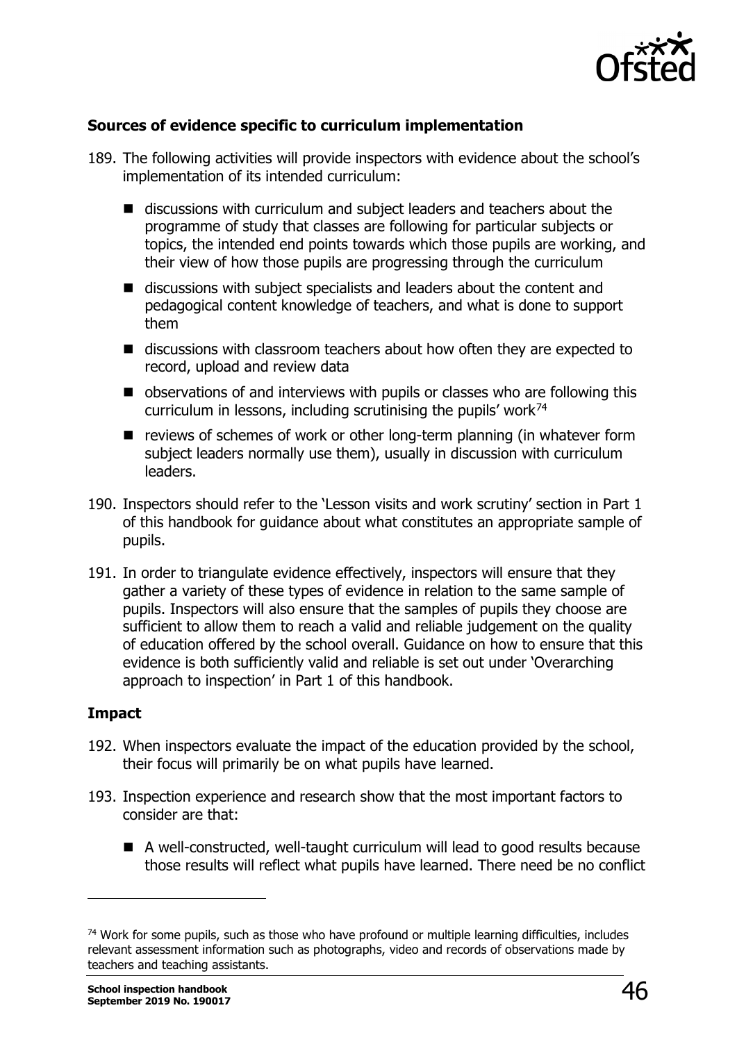### Sources of evidence specific to curriculum implementation

189. The following activities will provide inspectors with evidence about the school's implementation of its intended curriculum:

   - discussions with curriculum and subject leaders and teachers about the programme of study that classes are following for particular subjects or topics, the intended end points towards which those pupils are working, and their view of how those pupils are progressing through the curriculum
   - discussions with subject specialists and leaders about the content and pedagogical content knowledge of teachers, and what is done to support them
   - discussions with classroom teachers about how often they are expected to record, upload and review data
   - observations of and interviews with pupils or classes who are following this curriculum in lessons, including scrutinising the pupils' work[74]
   - reviews of schemes of work or other long-term planning (in whatever form subject leaders normally use them), usually in discussion with curriculum leaders.

190. Inspectors should refer to the 'Lesson visits and work scrutiny' section in Part 1 of this handbook for guidance about what constitutes an appropriate sample of pupils.

191. In order to triangulate evidence effectively, inspectors will ensure that they gather a variety of these types of evidence in relation to the same sample of pupils. Inspectors will also ensure that the samples of pupils they choose are sufficient to allow them to reach a valid and reliable judgement on the quality of education offered by the school overall. Guidance on how to ensure that this evidence is both sufficiently valid and reliable is set out under 'Overarching approach to inspection' in Part 1 of this handbook.

### Impact

192. When inspectors evaluate the impact of the education provided by the school, their focus will primarily be on what pupils have learned.

193. Inspection experience and research show that the most important factors to consider are that:

   - A well-constructed, well-taught curriculum will lead to good results because those results will reflect what pupils have learned. There need be no conflict

---

[74] Work for some pupils, such as those who have profound or multiple learning difficulties, includes relevant assessment information such as photographs, video and records of observations made by teachers and teaching assistants.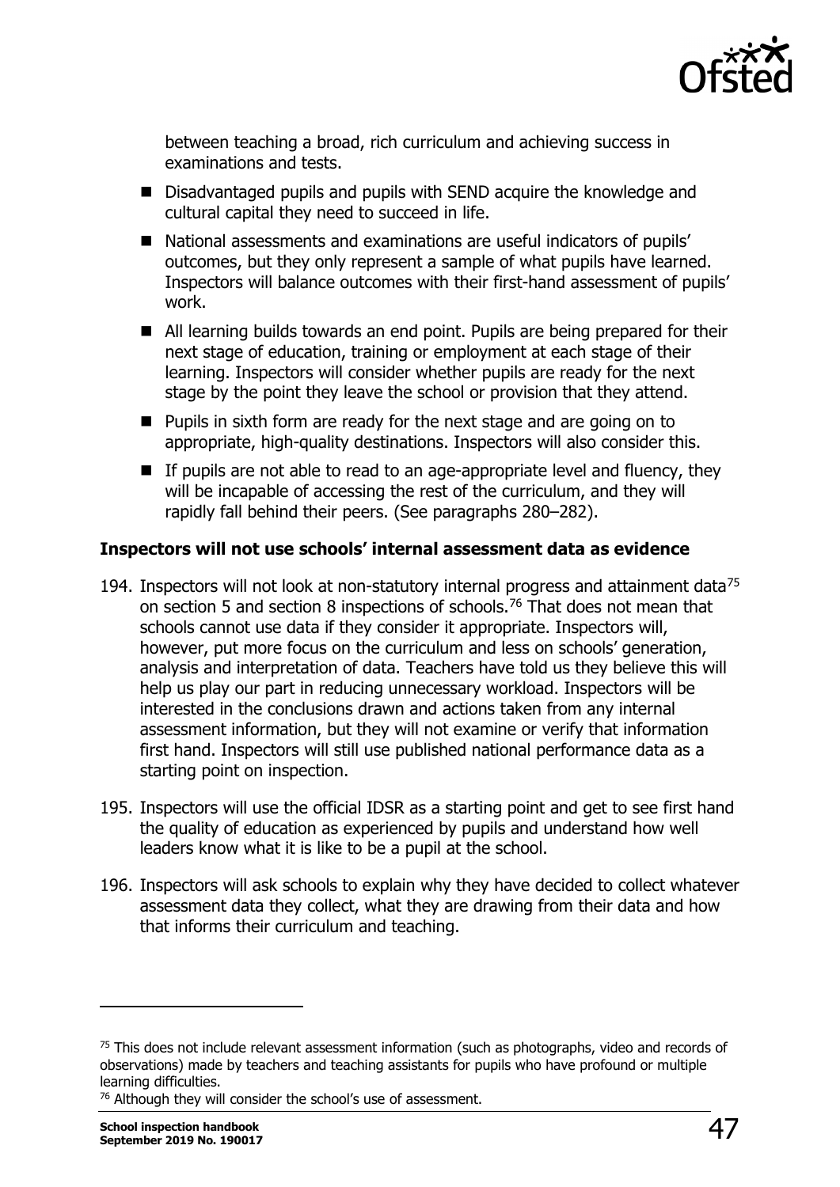between teaching a broad, rich curriculum and achieving success in examinations and tests.

- Disadvantaged pupils and pupils with SEND acquire the knowledge and cultural capital they need to succeed in life.
- National assessments and examinations are useful indicators of pupils' outcomes, but they only represent a sample of what pupils have learned. Inspectors will balance outcomes with their first-hand assessment of pupils' work.
- All learning builds towards an end point. Pupils are being prepared for their next stage of education, training or employment at each stage of their learning. Inspectors will consider whether pupils are ready for the next stage by the point they leave the school or provision that they attend.
- Pupils in sixth form are ready for the next stage and are going on to appropriate, high-quality destinations. Inspectors will also consider this.
- If pupils are not able to read to an age-appropriate level and fluency, they will be incapable of accessing the rest of the curriculum, and they will rapidly fall behind their peers. (See paragraphs 280–282).

**Inspectors will not use schools' internal assessment data as evidence**

194. Inspectors will not look at non-statutory internal progress and attainment data[75] on section 5 and section 8 inspections of schools.[76] That does not mean that schools cannot use data if they consider it appropriate. Inspectors will, however, put more focus on the curriculum and less on schools' generation, analysis and interpretation of data. Teachers have told us they believe this will help us play our part in reducing unnecessary workload. Inspectors will be interested in the conclusions drawn and actions taken from any internal assessment information, but they will not examine or verify that information first hand. Inspectors will still use published national performance data as a starting point on inspection.

195. Inspectors will use the official IDSR as a starting point and get to see first hand the quality of education as experienced by pupils and understand how well leaders know what it is like to be a pupil at the school.

196. Inspectors will ask schools to explain why they have decided to collect whatever assessment data they collect, what they are drawing from their data and how that informs their curriculum and teaching.

---

[75] This does not include relevant assessment information (such as photographs, video and records of observations) made by teachers and teaching assistants for pupils who have profound or multiple learning difficulties.

[76] Although they will consider the school's use of assessment.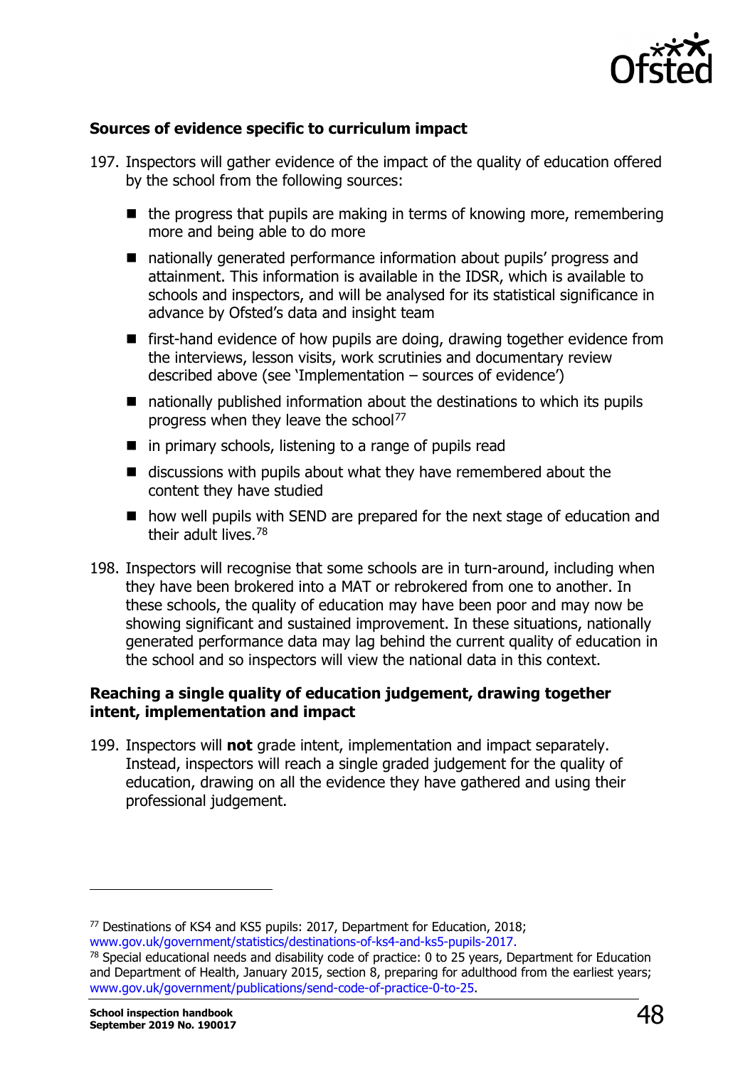**Sources of evidence specific to curriculum impact**

197. Inspectors will gather evidence of the impact of the quality of education offered by the school from the following sources:

- the progress that pupils are making in terms of knowing more, remembering more and being able to do more
- nationally generated performance information about pupils' progress and attainment. This information is available in the IDSR, which is available to schools and inspectors, and will be analysed for its statistical significance in advance by Ofsted's data and insight team
- first-hand evidence of how pupils are doing, drawing together evidence from the interviews, lesson visits, work scrutinies and documentary review described above (see 'Implementation – sources of evidence')
- nationally published information about the destinations to which its pupils progress when they leave the school[77]
- in primary schools, listening to a range of pupils read
- discussions with pupils about what they have remembered about the content they have studied
- how well pupils with SEND are prepared for the next stage of education and their adult lives.[78]

198. Inspectors will recognise that some schools are in turn-around, including when they have been brokered into a MAT or rebrokered from one to another. In these schools, the quality of education may have been poor and may now be showing significant and sustained improvement. In these situations, nationally generated performance data may lag behind the current quality of education in the school and so inspectors will view the national data in this context.

**Reaching a single quality of education judgement, drawing together intent, implementation and impact**

199. Inspectors will **not** grade intent, implementation and impact separately. Instead, inspectors will reach a single graded judgement for the quality of education, drawing on all the evidence they have gathered and using their professional judgement.

---

[77] Destinations of KS4 and KS5 pupils: 2017, Department for Education, 2018; www.gov.uk/government/statistics/destinations-of-ks4-and-ks5-pupils-2017.

[78] Special educational needs and disability code of practice: 0 to 25 years, Department for Education and Department of Health, January 2015, section 8, preparing for adulthood from the earliest years; www.gov.uk/government/publications/send-code-of-practice-0-to-25.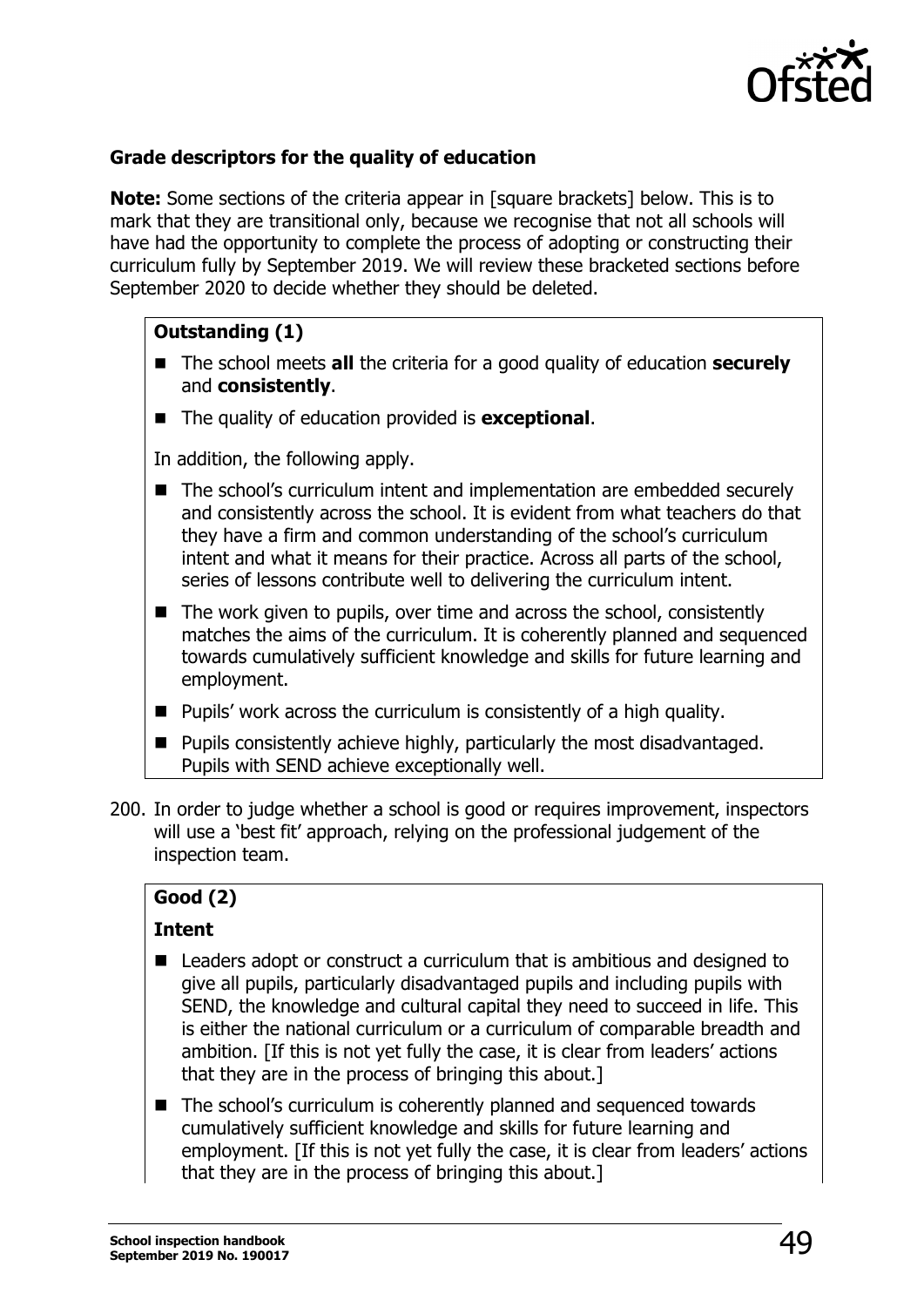**Grade descriptors for the quality of education**

**Note:** Some sections of the criteria appear in [square brackets] below. This is to mark that they are transitional only, because we recognise that not all schools will have had the opportunity to complete the process of adopting or constructing their curriculum fully by September 2019. We will review these bracketed sections before September 2020 to decide whether they should be deleted.

**Outstanding (1)**

- The school meets **all** the criteria for a good quality of education **securely** and **consistently**.
- The quality of education provided is **exceptional**.

In addition, the following apply.

- The school's curriculum intent and implementation are embedded securely and consistently across the school. It is evident from what teachers do that they have a firm and common understanding of the school's curriculum intent and what it means for their practice. Across all parts of the school, series of lessons contribute well to delivering the curriculum intent.
- The work given to pupils, over time and across the school, consistently matches the aims of the curriculum. It is coherently planned and sequenced towards cumulatively sufficient knowledge and skills for future learning and employment.
- Pupils' work across the curriculum is consistently of a high quality.
- Pupils consistently achieve highly, particularly the most disadvantaged. Pupils with SEND achieve exceptionally well.

200. In order to judge whether a school is good or requires improvement, inspectors will use a 'best fit' approach, relying on the professional judgement of the inspection team.

**Good (2)**

**Intent**

- Leaders adopt or construct a curriculum that is ambitious and designed to give all pupils, particularly disadvantaged pupils and including pupils with SEND, the knowledge and cultural capital they need to succeed in life. This is either the national curriculum or a curriculum of comparable breadth and ambition. [If this is not yet fully the case, it is clear from leaders' actions that they are in the process of bringing this about.]
- The school's curriculum is coherently planned and sequenced towards cumulatively sufficient knowledge and skills for future learning and employment. [If this is not yet fully the case, it is clear from leaders' actions that they are in the process of bringing this about.]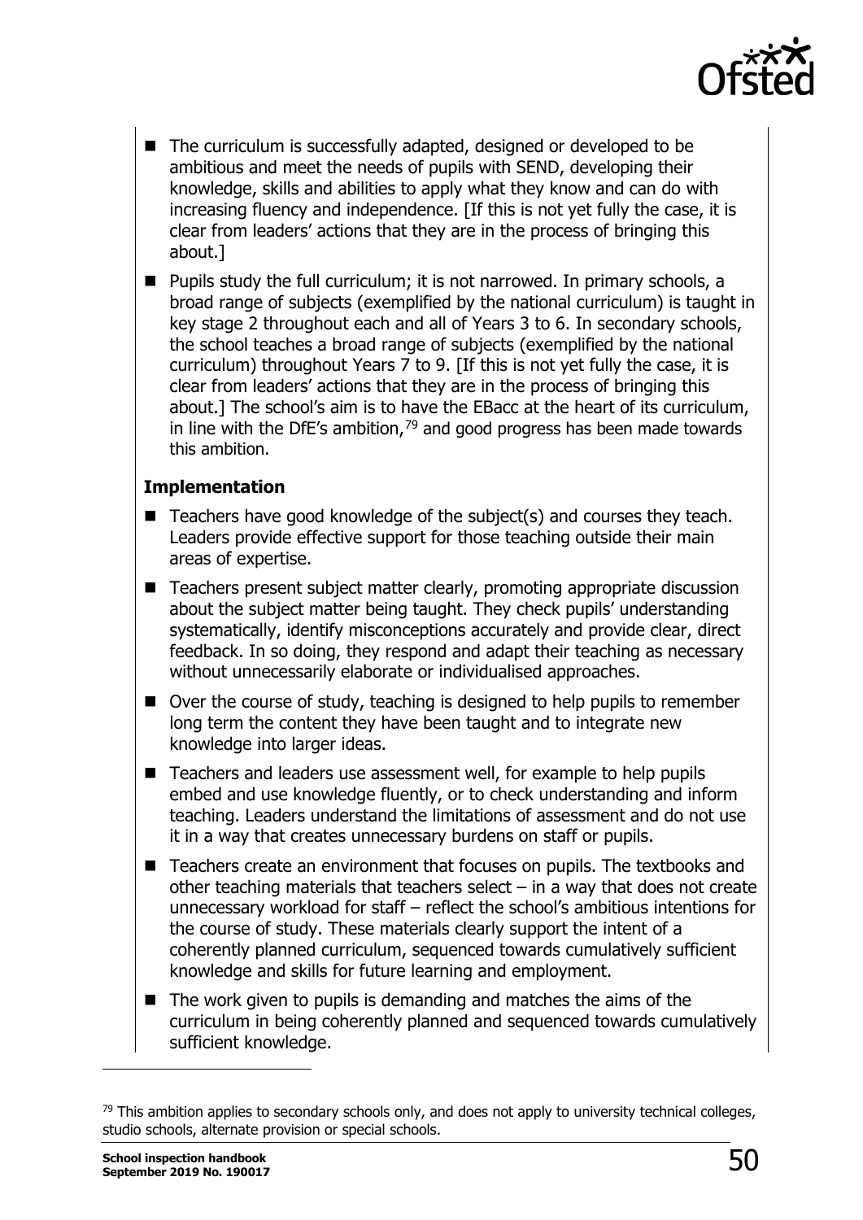- The curriculum is successfully adapted, designed or developed to be ambitious and meet the needs of pupils with SEND, developing their knowledge, skills and abilities to apply what they know and can do with increasing fluency and independence. [If this is not yet fully the case, it is clear from leaders' actions that they are in the process of bringing this about.]
- Pupils study the full curriculum; it is not narrowed. In primary schools, a broad range of subjects (exemplified by the national curriculum) is taught in key stage 2 throughout each and all of Years 3 to 6. In secondary schools, the school teaches a broad range of subjects (exemplified by the national curriculum) throughout Years 7 to 9. [If this is not yet fully the case, it is clear from leaders' actions that they are in the process of bringing this about.] The school's aim is to have the EBacc at the heart of its curriculum, in line with the DfE's ambition,[79] and good progress has been made towards this ambition.

**Implementation**

- Teachers have good knowledge of the subject(s) and courses they teach. Leaders provide effective support for those teaching outside their main areas of expertise.
- Teachers present subject matter clearly, promoting appropriate discussion about the subject matter being taught. They check pupils' understanding systematically, identify misconceptions accurately and provide clear, direct feedback. In so doing, they respond and adapt their teaching as necessary without unnecessarily elaborate or individualised approaches.
- Over the course of study, teaching is designed to help pupils to remember long term the content they have been taught and to integrate new knowledge into larger ideas.
- Teachers and leaders use assessment well, for example to help pupils embed and use knowledge fluently, or to check understanding and inform teaching. Leaders understand the limitations of assessment and do not use it in a way that creates unnecessary burdens on staff or pupils.
- Teachers create an environment that focuses on pupils. The textbooks and other teaching materials that teachers select – in a way that does not create unnecessary workload for staff – reflect the school's ambitious intentions for the course of study. These materials clearly support the intent of a coherently planned curriculum, sequenced towards cumulatively sufficient knowledge and skills for future learning and employment.
- The work given to pupils is demanding and matches the aims of the curriculum in being coherently planned and sequenced towards cumulatively sufficient knowledge.

[79] This ambition applies to secondary schools only, and does not apply to university technical colleges, studio schools, alternate provision or special schools.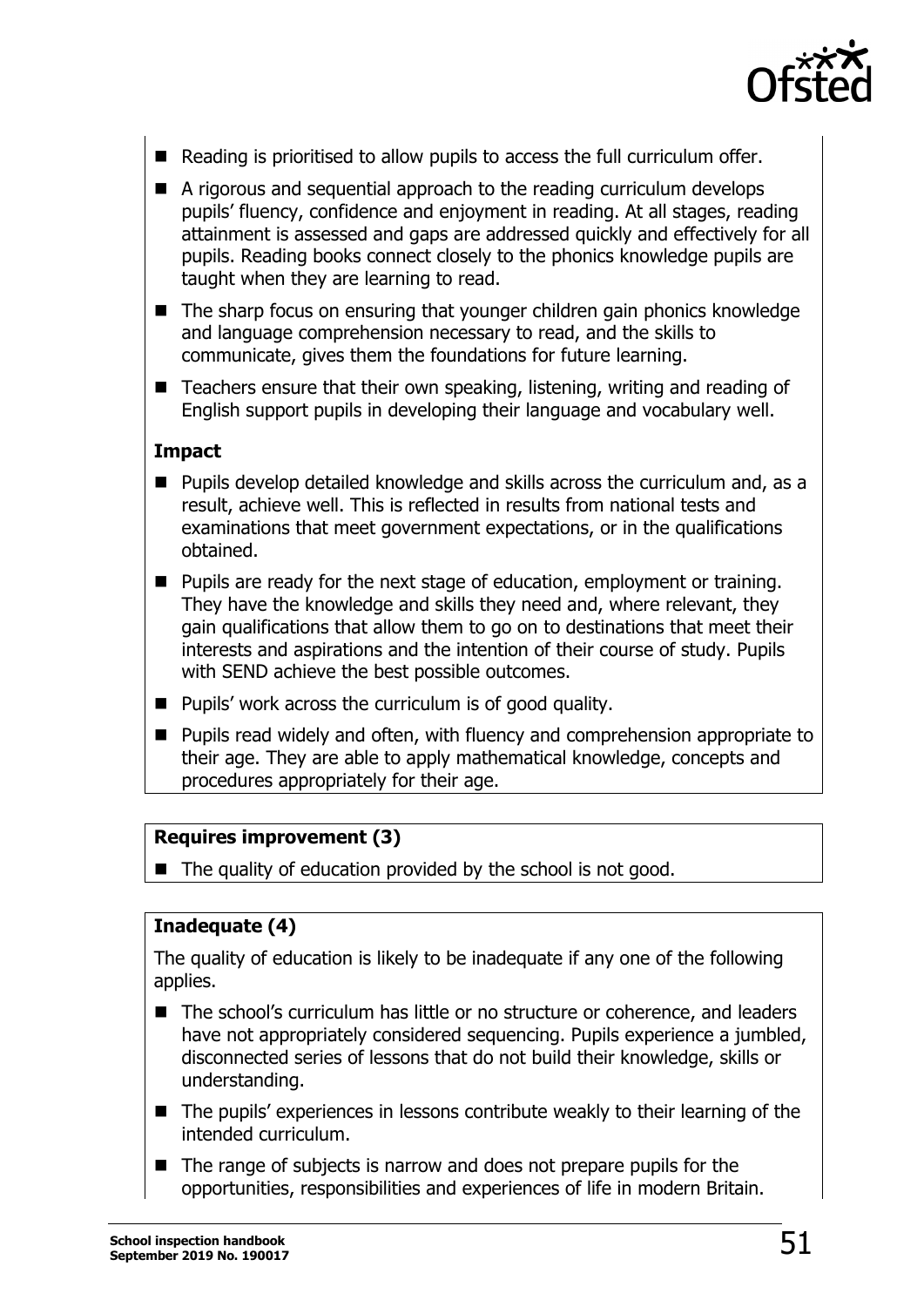- Reading is prioritised to allow pupils to access the full curriculum offer.
- A rigorous and sequential approach to the reading curriculum develops pupils' fluency, confidence and enjoyment in reading. At all stages, reading attainment is assessed and gaps are addressed quickly and effectively for all pupils. Reading books connect closely to the phonics knowledge pupils are taught when they are learning to read.
- The sharp focus on ensuring that younger children gain phonics knowledge and language comprehension necessary to read, and the skills to communicate, gives them the foundations for future learning.
- Teachers ensure that their own speaking, listening, writing and reading of English support pupils in developing their language and vocabulary well.

**Impact**

- Pupils develop detailed knowledge and skills across the curriculum and, as a result, achieve well. This is reflected in results from national tests and examinations that meet government expectations, or in the qualifications obtained.
- Pupils are ready for the next stage of education, employment or training. They have the knowledge and skills they need and, where relevant, they gain qualifications that allow them to go on to destinations that meet their interests and aspirations and the intention of their course of study. Pupils with SEND achieve the best possible outcomes.
- Pupils' work across the curriculum is of good quality.
- Pupils read widely and often, with fluency and comprehension appropriate to their age. They are able to apply mathematical knowledge, concepts and procedures appropriately for their age.

**Requires improvement (3)**

- The quality of education provided by the school is not good.

**Inadequate (4)**

The quality of education is likely to be inadequate if any one of the following applies.

- The school's curriculum has little or no structure or coherence, and leaders have not appropriately considered sequencing. Pupils experience a jumbled, disconnected series of lessons that do not build their knowledge, skills or understanding.
- The pupils' experiences in lessons contribute weakly to their learning of the intended curriculum.
- The range of subjects is narrow and does not prepare pupils for the opportunities, responsibilities and experiences of life in modern Britain.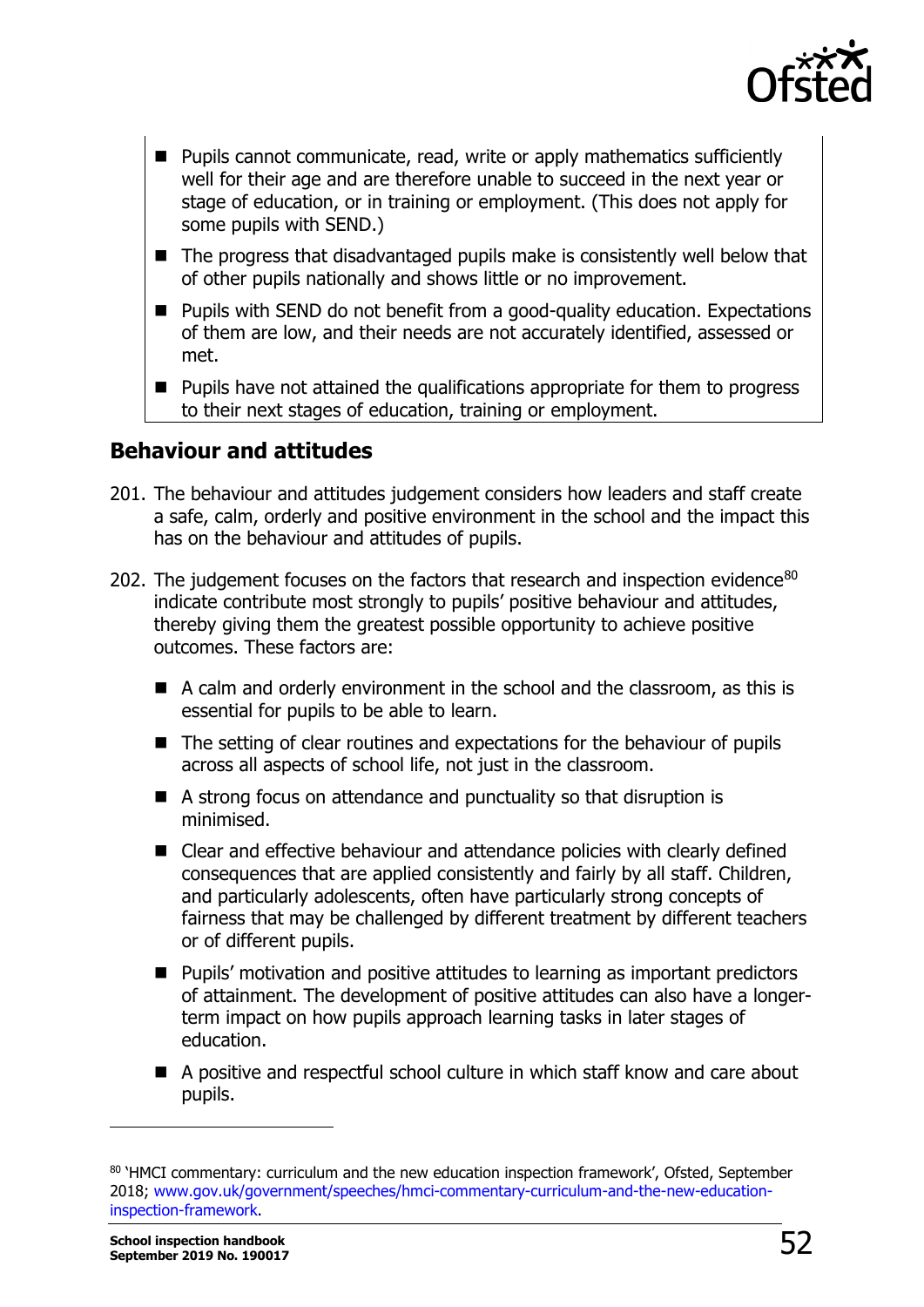- Pupils cannot communicate, read, write or apply mathematics sufficiently well for their age and are therefore unable to succeed in the next year or stage of education, or in training or employment. (This does not apply for some pupils with SEND.)
- The progress that disadvantaged pupils make is consistently well below that of other pupils nationally and shows little or no improvement.
- Pupils with SEND do not benefit from a good-quality education. Expectations of them are low, and their needs are not accurately identified, assessed or met.
- Pupils have not attained the qualifications appropriate for them to progress to their next stages of education, training or employment.

## Behaviour and attitudes

201. The behaviour and attitudes judgement considers how leaders and staff create a safe, calm, orderly and positive environment in the school and the impact this has on the behaviour and attitudes of pupils.

202. The judgement focuses on the factors that research and inspection evidence[80] indicate contribute most strongly to pupils' positive behaviour and attitudes, thereby giving them the greatest possible opportunity to achieve positive outcomes. These factors are:

   - A calm and orderly environment in the school and the classroom, as this is essential for pupils to be able to learn.
   - The setting of clear routines and expectations for the behaviour of pupils across all aspects of school life, not just in the classroom.
   - A strong focus on attendance and punctuality so that disruption is minimised.
   - Clear and effective behaviour and attendance policies with clearly defined consequences that are applied consistently and fairly by all staff. Children, and particularly adolescents, often have particularly strong concepts of fairness that may be challenged by different treatment by different teachers or of different pupils.
   - Pupils' motivation and positive attitudes to learning as important predictors of attainment. The development of positive attitudes can also have a longer-term impact on how pupils approach learning tasks in later stages of education.
   - A positive and respectful school culture in which staff know and care about pupils.

[80] 'HMCI commentary: curriculum and the new education inspection framework', Ofsted, September 2018; www.gov.uk/government/speeches/hmci-commentary-curriculum-and-the-new-education-inspection-framework.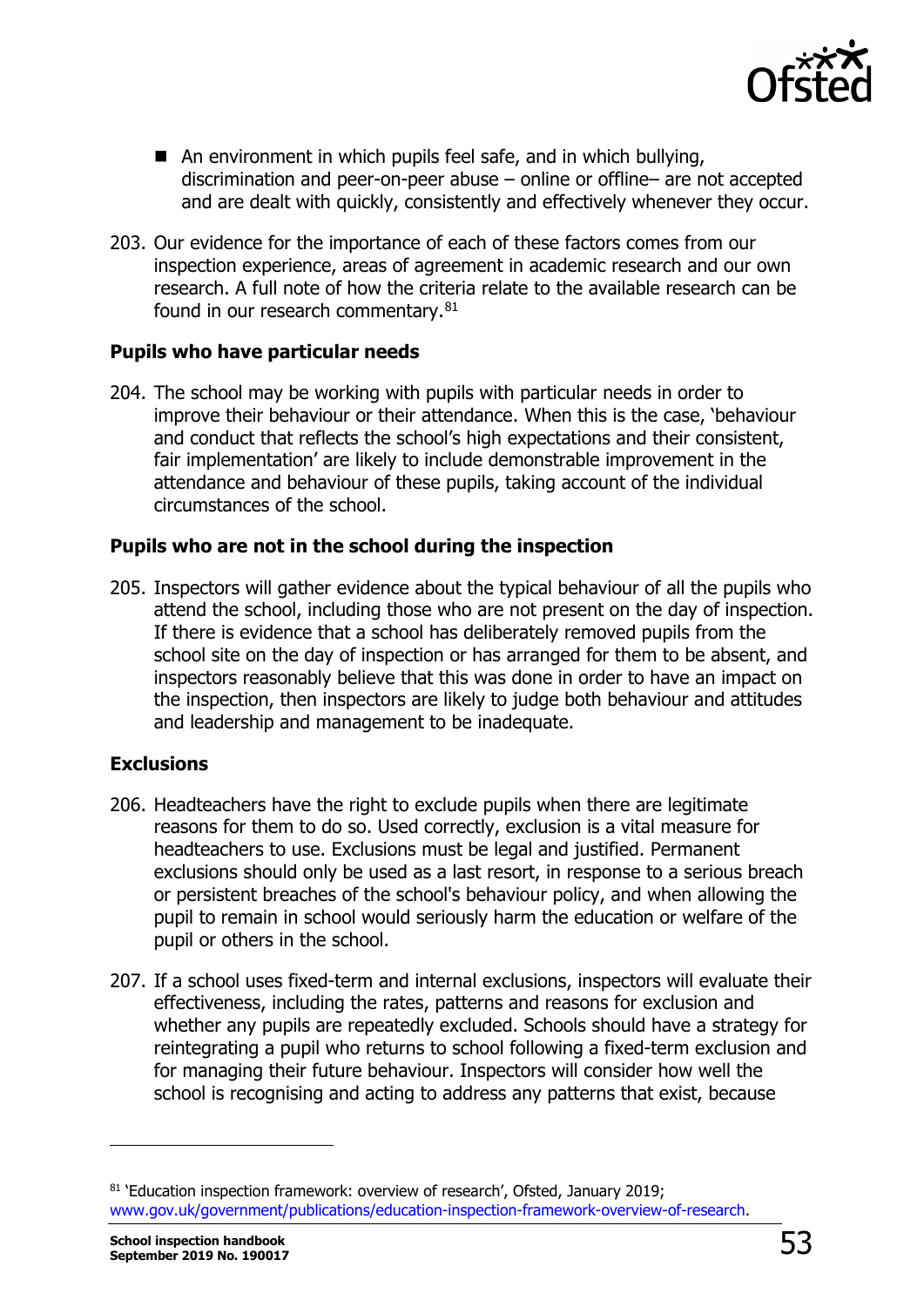- An environment in which pupils feel safe, and in which bullying, discrimination and peer-on-peer abuse – online or offline– are not accepted and are dealt with quickly, consistently and effectively whenever they occur.

203. Our evidence for the importance of each of these factors comes from our inspection experience, areas of agreement in academic research and our own research. A full note of how the criteria relate to the available research can be found in our research commentary.[81]

### Pupils who have particular needs

204. The school may be working with pupils with particular needs in order to improve their behaviour or their attendance. When this is the case, 'behaviour and conduct that reflects the school's high expectations and their consistent, fair implementation' are likely to include demonstrable improvement in the attendance and behaviour of these pupils, taking account of the individual circumstances of the school.

### Pupils who are not in the school during the inspection

205. Inspectors will gather evidence about the typical behaviour of all the pupils who attend the school, including those who are not present on the day of inspection. If there is evidence that a school has deliberately removed pupils from the school site on the day of inspection or has arranged for them to be absent, and inspectors reasonably believe that this was done in order to have an impact on the inspection, then inspectors are likely to judge both behaviour and attitudes and leadership and management to be inadequate.

### Exclusions

206. Headteachers have the right to exclude pupils when there are legitimate reasons for them to do so. Used correctly, exclusion is a vital measure for headteachers to use. Exclusions must be legal and justified. Permanent exclusions should only be used as a last resort, in response to a serious breach or persistent breaches of the school's behaviour policy, and when allowing the pupil to remain in school would seriously harm the education or welfare of the pupil or others in the school.

207. If a school uses fixed-term and internal exclusions, inspectors will evaluate their effectiveness, including the rates, patterns and reasons for exclusion and whether any pupils are repeatedly excluded. Schools should have a strategy for reintegrating a pupil who returns to school following a fixed-term exclusion and for managing their future behaviour. Inspectors will consider how well the school is recognising and acting to address any patterns that exist, because

---

[81] 'Education inspection framework: overview of research', Ofsted, January 2019; www.gov.uk/government/publications/education-inspection-framework-overview-of-research.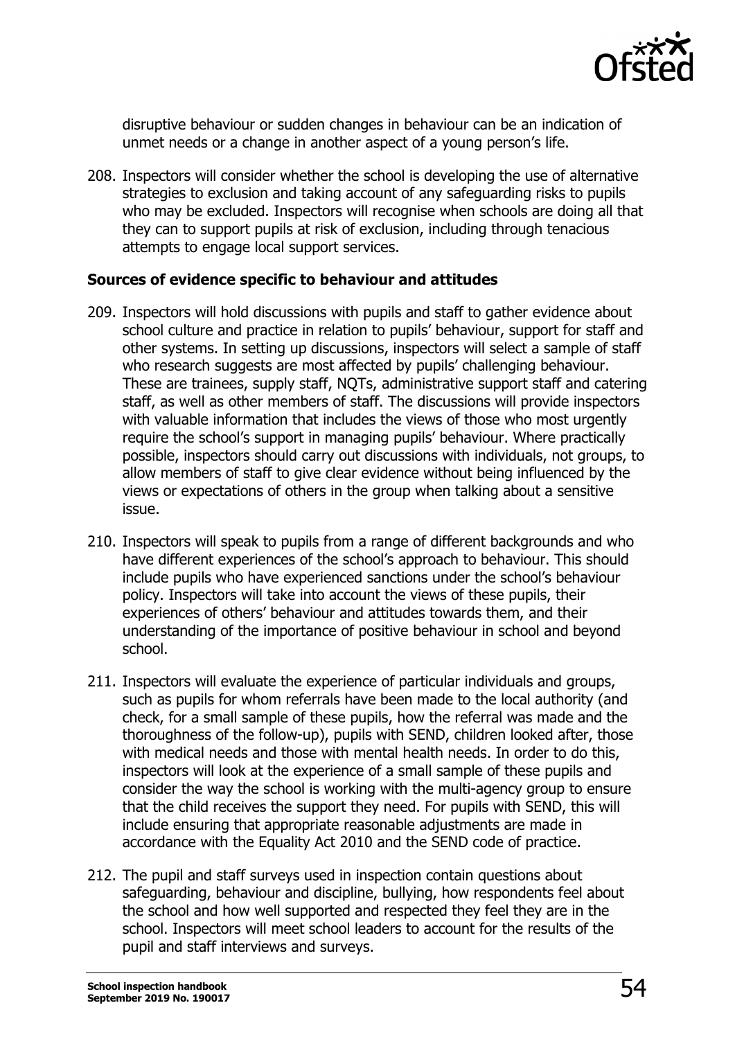disruptive behaviour or sudden changes in behaviour can be an indication of unmet needs or a change in another aspect of a young person's life.

208. Inspectors will consider whether the school is developing the use of alternative strategies to exclusion and taking account of any safeguarding risks to pupils who may be excluded. Inspectors will recognise when schools are doing all that they can to support pupils at risk of exclusion, including through tenacious attempts to engage local support services.

**Sources of evidence specific to behaviour and attitudes**

209. Inspectors will hold discussions with pupils and staff to gather evidence about school culture and practice in relation to pupils' behaviour, support for staff and other systems. In setting up discussions, inspectors will select a sample of staff who research suggests are most affected by pupils' challenging behaviour. These are trainees, supply staff, NQTs, administrative support staff and catering staff, as well as other members of staff. The discussions will provide inspectors with valuable information that includes the views of those who most urgently require the school's support in managing pupils' behaviour. Where practically possible, inspectors should carry out discussions with individuals, not groups, to allow members of staff to give clear evidence without being influenced by the views or expectations of others in the group when talking about a sensitive issue.

210. Inspectors will speak to pupils from a range of different backgrounds and who have different experiences of the school's approach to behaviour. This should include pupils who have experienced sanctions under the school's behaviour policy. Inspectors will take into account the views of these pupils, their experiences of others' behaviour and attitudes towards them, and their understanding of the importance of positive behaviour in school and beyond school.

211. Inspectors will evaluate the experience of particular individuals and groups, such as pupils for whom referrals have been made to the local authority (and check, for a small sample of these pupils, how the referral was made and the thoroughness of the follow-up), pupils with SEND, children looked after, those with medical needs and those with mental health needs. In order to do this, inspectors will look at the experience of a small sample of these pupils and consider the way the school is working with the multi-agency group to ensure that the child receives the support they need. For pupils with SEND, this will include ensuring that appropriate reasonable adjustments are made in accordance with the Equality Act 2010 and the SEND code of practice.

212. The pupil and staff surveys used in inspection contain questions about safeguarding, behaviour and discipline, bullying, how respondents feel about the school and how well supported and respected they feel they are in the school. Inspectors will meet school leaders to account for the results of the pupil and staff interviews and surveys.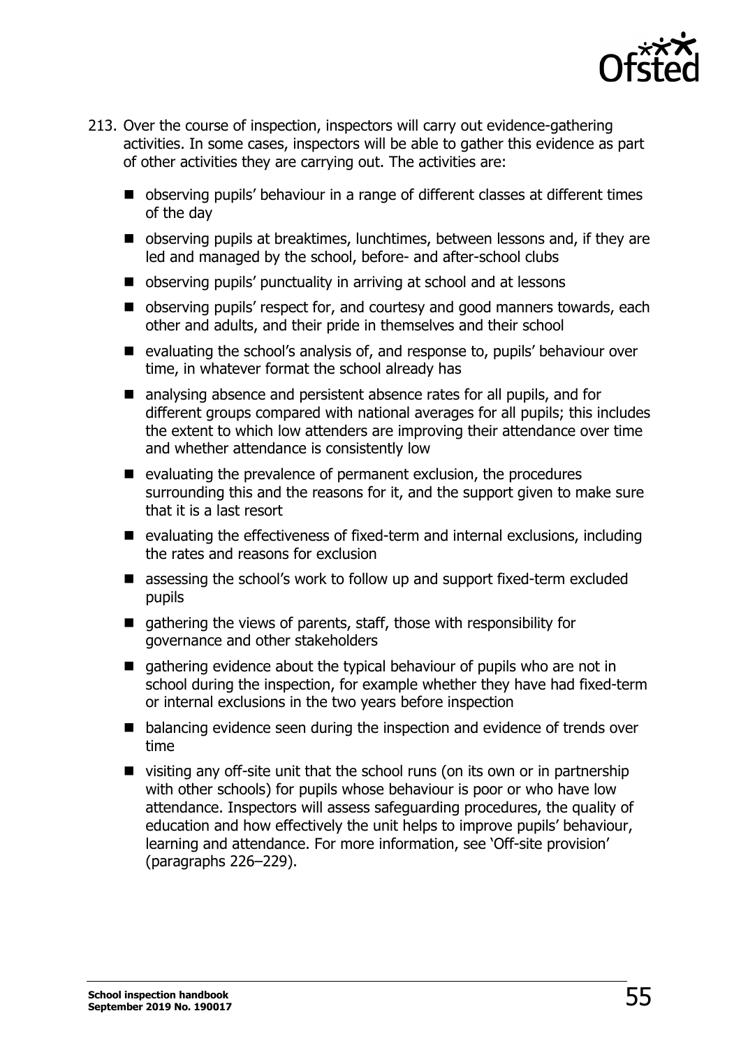213. Over the course of inspection, inspectors will carry out evidence-gathering activities. In some cases, inspectors will be able to gather this evidence as part of other activities they are carrying out. The activities are:

- observing pupils' behaviour in a range of different classes at different times of the day
- observing pupils at breaktimes, lunchtimes, between lessons and, if they are led and managed by the school, before- and after-school clubs
- observing pupils' punctuality in arriving at school and at lessons
- observing pupils' respect for, and courtesy and good manners towards, each other and adults, and their pride in themselves and their school
- evaluating the school's analysis of, and response to, pupils' behaviour over time, in whatever format the school already has
- analysing absence and persistent absence rates for all pupils, and for different groups compared with national averages for all pupils; this includes the extent to which low attenders are improving their attendance over time and whether attendance is consistently low
- evaluating the prevalence of permanent exclusion, the procedures surrounding this and the reasons for it, and the support given to make sure that it is a last resort
- evaluating the effectiveness of fixed-term and internal exclusions, including the rates and reasons for exclusion
- assessing the school's work to follow up and support fixed-term excluded pupils
- gathering the views of parents, staff, those with responsibility for governance and other stakeholders
- gathering evidence about the typical behaviour of pupils who are not in school during the inspection, for example whether they have had fixed-term or internal exclusions in the two years before inspection
- balancing evidence seen during the inspection and evidence of trends over time
- visiting any off-site unit that the school runs (on its own or in partnership with other schools) for pupils whose behaviour is poor or who have low attendance. Inspectors will assess safeguarding procedures, the quality of education and how effectively the unit helps to improve pupils' behaviour, learning and attendance. For more information, see 'Off-site provision' (paragraphs 226–229).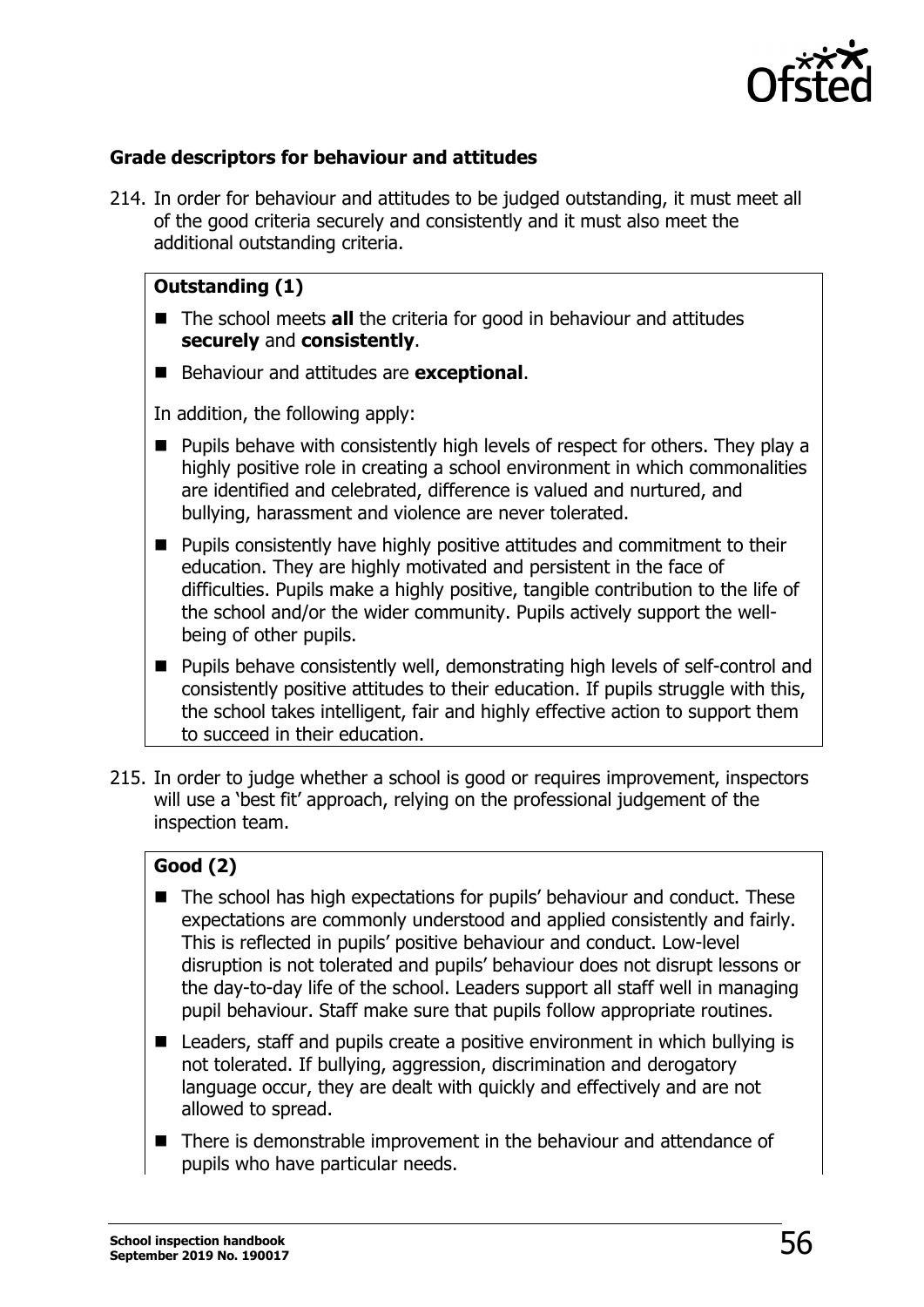### Grade descriptors for behaviour and attitudes

214. In order for behaviour and attitudes to be judged outstanding, it must meet all of the good criteria securely and consistently and it must also meet the additional outstanding criteria.

**Outstanding (1)**

- The school meets **all** the criteria for good in behaviour and attitudes **securely** and **consistently**.
- Behaviour and attitudes are **exceptional**.

In addition, the following apply:

- Pupils behave with consistently high levels of respect for others. They play a highly positive role in creating a school environment in which commonalities are identified and celebrated, difference is valued and nurtured, and bullying, harassment and violence are never tolerated.
- Pupils consistently have highly positive attitudes and commitment to their education. They are highly motivated and persistent in the face of difficulties. Pupils make a highly positive, tangible contribution to the life of the school and/or the wider community. Pupils actively support the well-being of other pupils.
- Pupils behave consistently well, demonstrating high levels of self-control and consistently positive attitudes to their education. If pupils struggle with this, the school takes intelligent, fair and highly effective action to support them to succeed in their education.

215. In order to judge whether a school is good or requires improvement, inspectors will use a 'best fit' approach, relying on the professional judgement of the inspection team.

**Good (2)**

- The school has high expectations for pupils' behaviour and conduct. These expectations are commonly understood and applied consistently and fairly. This is reflected in pupils' positive behaviour and conduct. Low-level disruption is not tolerated and pupils' behaviour does not disrupt lessons or the day-to-day life of the school. Leaders support all staff well in managing pupil behaviour. Staff make sure that pupils follow appropriate routines.
- Leaders, staff and pupils create a positive environment in which bullying is not tolerated. If bullying, aggression, discrimination and derogatory language occur, they are dealt with quickly and effectively and are not allowed to spread.
- There is demonstrable improvement in the behaviour and attendance of pupils who have particular needs.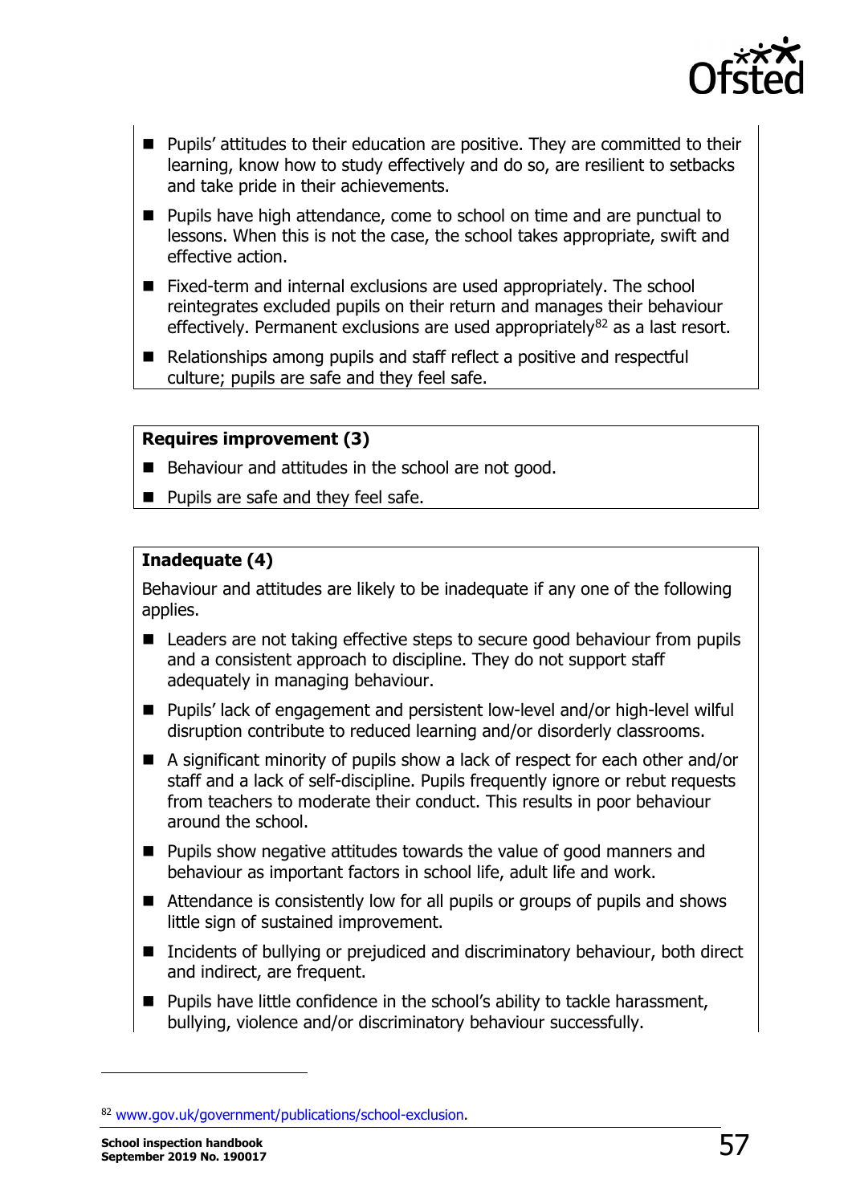- Pupils' attitudes to their education are positive. They are committed to their learning, know how to study effectively and do so, are resilient to setbacks and take pride in their achievements.
- Pupils have high attendance, come to school on time and are punctual to lessons. When this is not the case, the school takes appropriate, swift and effective action.
- Fixed-term and internal exclusions are used appropriately. The school reintegrates excluded pupils on their return and manages their behaviour effectively. Permanent exclusions are used appropriately[82] as a last resort.
- Relationships among pupils and staff reflect a positive and respectful culture; pupils are safe and they feel safe.

**Requires improvement (3)**

- Behaviour and attitudes in the school are not good.
- Pupils are safe and they feel safe.

**Inadequate (4)**

Behaviour and attitudes are likely to be inadequate if any one of the following applies.

- Leaders are not taking effective steps to secure good behaviour from pupils and a consistent approach to discipline. They do not support staff adequately in managing behaviour.
- Pupils' lack of engagement and persistent low-level and/or high-level wilful disruption contribute to reduced learning and/or disorderly classrooms.
- A significant minority of pupils show a lack of respect for each other and/or staff and a lack of self-discipline. Pupils frequently ignore or rebut requests from teachers to moderate their conduct. This results in poor behaviour around the school.
- Pupils show negative attitudes towards the value of good manners and behaviour as important factors in school life, adult life and work.
- Attendance is consistently low for all pupils or groups of pupils and shows little sign of sustained improvement.
- Incidents of bullying or prejudiced and discriminatory behaviour, both direct and indirect, are frequent.
- Pupils have little confidence in the school's ability to tackle harassment, bullying, violence and/or discriminatory behaviour successfully.

[82] www.gov.uk/government/publications/school-exclusion.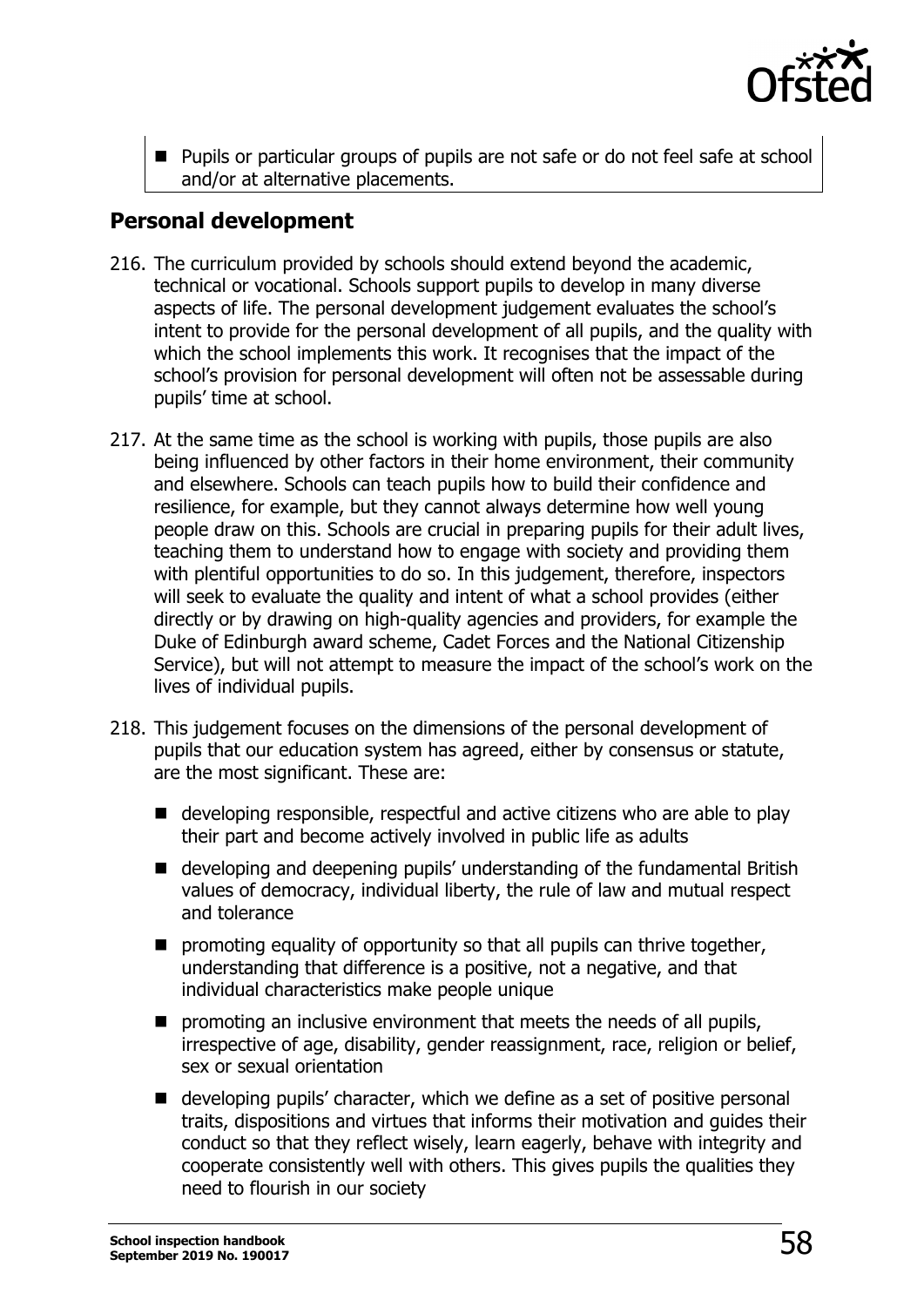- Pupils or particular groups of pupils are not safe or do not feel safe at school and/or at alternative placements.

## Personal development

216. The curriculum provided by schools should extend beyond the academic, technical or vocational. Schools support pupils to develop in many diverse aspects of life. The personal development judgement evaluates the school's intent to provide for the personal development of all pupils, and the quality with which the school implements this work. It recognises that the impact of the school's provision for personal development will often not be assessable during pupils' time at school.

217. At the same time as the school is working with pupils, those pupils are also being influenced by other factors in their home environment, their community and elsewhere. Schools can teach pupils how to build their confidence and resilience, for example, but they cannot always determine how well young people draw on this. Schools are crucial in preparing pupils for their adult lives, teaching them to understand how to engage with society and providing them with plentiful opportunities to do so. In this judgement, therefore, inspectors will seek to evaluate the quality and intent of what a school provides (either directly or by drawing on high-quality agencies and providers, for example the Duke of Edinburgh award scheme, Cadet Forces and the National Citizenship Service), but will not attempt to measure the impact of the school's work on the lives of individual pupils.

218. This judgement focuses on the dimensions of the personal development of pupils that our education system has agreed, either by consensus or statute, are the most significant. These are:

    - developing responsible, respectful and active citizens who are able to play their part and become actively involved in public life as adults
    - developing and deepening pupils' understanding of the fundamental British values of democracy, individual liberty, the rule of law and mutual respect and tolerance
    - promoting equality of opportunity so that all pupils can thrive together, understanding that difference is a positive, not a negative, and that individual characteristics make people unique
    - promoting an inclusive environment that meets the needs of all pupils, irrespective of age, disability, gender reassignment, race, religion or belief, sex or sexual orientation
    - developing pupils' character, which we define as a set of positive personal traits, dispositions and virtues that informs their motivation and guides their conduct so that they reflect wisely, learn eagerly, behave with integrity and cooperate consistently well with others. This gives pupils the qualities they need to flourish in our society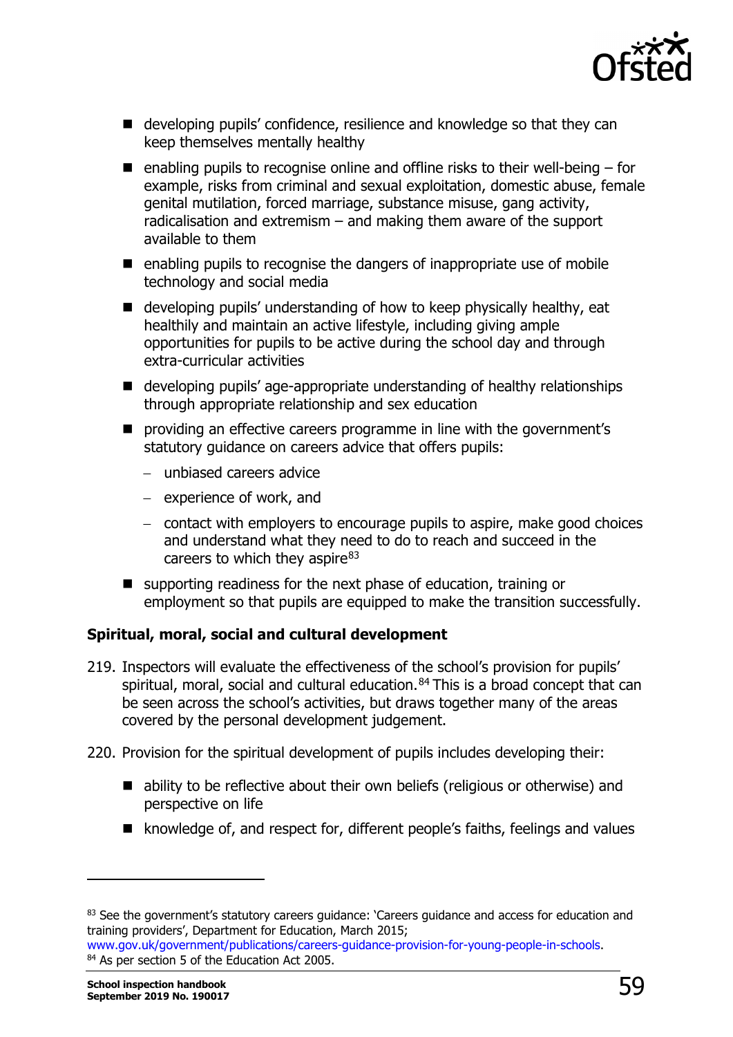- developing pupils' confidence, resilience and knowledge so that they can keep themselves mentally healthy
- enabling pupils to recognise online and offline risks to their well-being – for example, risks from criminal and sexual exploitation, domestic abuse, female genital mutilation, forced marriage, substance misuse, gang activity, radicalisation and extremism – and making them aware of the support available to them
- enabling pupils to recognise the dangers of inappropriate use of mobile technology and social media
- developing pupils' understanding of how to keep physically healthy, eat healthily and maintain an active lifestyle, including giving ample opportunities for pupils to be active during the school day and through extra-curricular activities
- developing pupils' age-appropriate understanding of healthy relationships through appropriate relationship and sex education
- providing an effective careers programme in line with the government's statutory guidance on careers advice that offers pupils:
  - unbiased careers advice
  - experience of work, and
  - contact with employers to encourage pupils to aspire, make good choices and understand what they need to do to reach and succeed in the careers to which they aspire[83]
- supporting readiness for the next phase of education, training or employment so that pupils are equipped to make the transition successfully.

**Spiritual, moral, social and cultural development**

219. Inspectors will evaluate the effectiveness of the school's provision for pupils' spiritual, moral, social and cultural education.[84] This is a broad concept that can be seen across the school's activities, but draws together many of the areas covered by the personal development judgement.

220. Provision for the spiritual development of pupils includes developing their:

- ability to be reflective about their own beliefs (religious or otherwise) and perspective on life
- knowledge of, and respect for, different people's faiths, feelings and values

---

[83] See the government's statutory careers guidance: 'Careers guidance and access for education and training providers', Department for Education, March 2015; www.gov.uk/government/publications/careers-guidance-provision-for-young-people-in-schools.

[84] As per section 5 of the Education Act 2005.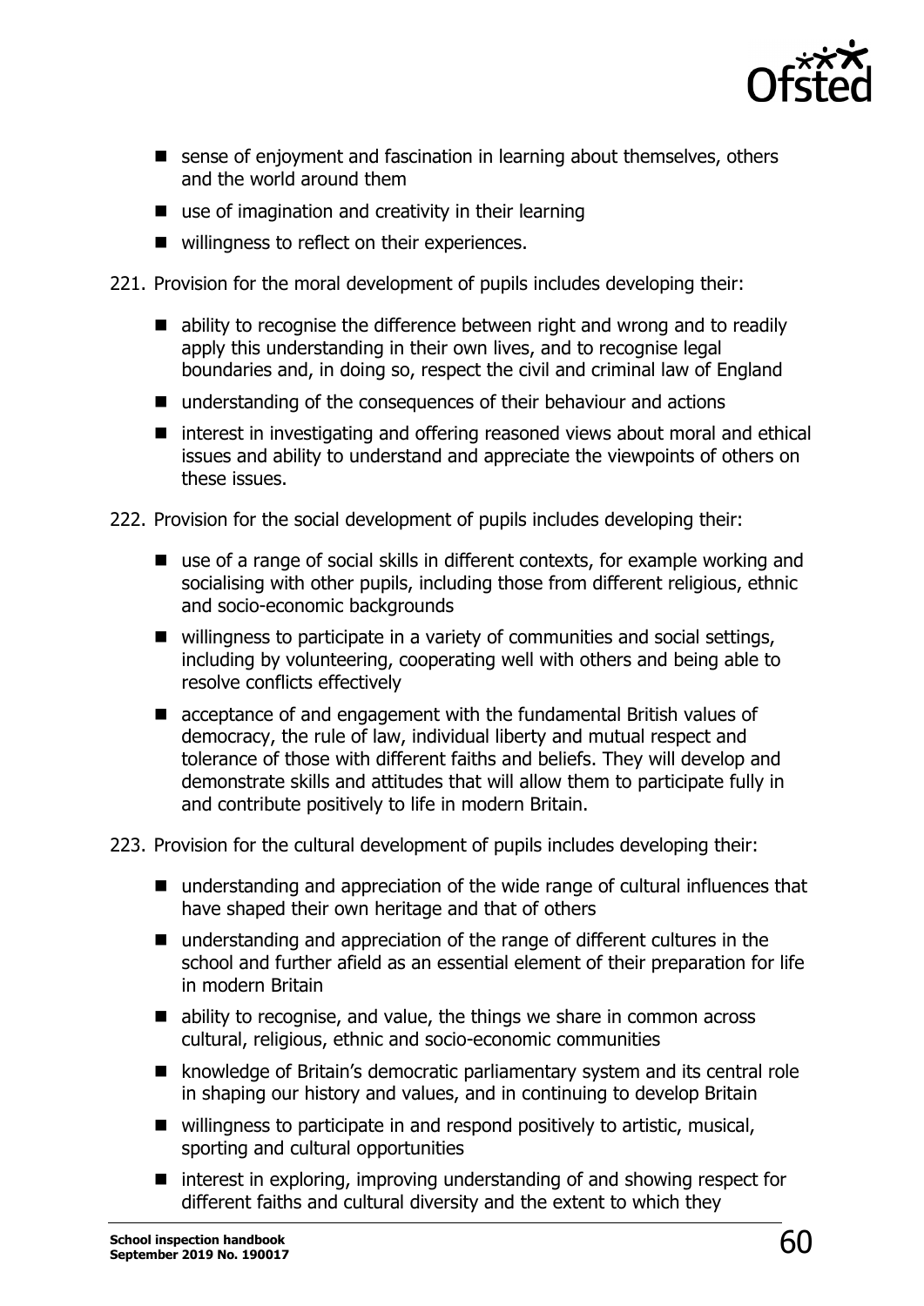- sense of enjoyment and fascination in learning about themselves, others and the world around them
- use of imagination and creativity in their learning
- willingness to reflect on their experiences.

221. Provision for the moral development of pupils includes developing their:

- ability to recognise the difference between right and wrong and to readily apply this understanding in their own lives, and to recognise legal boundaries and, in doing so, respect the civil and criminal law of England
- understanding of the consequences of their behaviour and actions
- interest in investigating and offering reasoned views about moral and ethical issues and ability to understand and appreciate the viewpoints of others on these issues.

222. Provision for the social development of pupils includes developing their:

- use of a range of social skills in different contexts, for example working and socialising with other pupils, including those from different religious, ethnic and socio-economic backgrounds
- willingness to participate in a variety of communities and social settings, including by volunteering, cooperating well with others and being able to resolve conflicts effectively
- acceptance of and engagement with the fundamental British values of democracy, the rule of law, individual liberty and mutual respect and tolerance of those with different faiths and beliefs. They will develop and demonstrate skills and attitudes that will allow them to participate fully in and contribute positively to life in modern Britain.

223. Provision for the cultural development of pupils includes developing their:

- understanding and appreciation of the wide range of cultural influences that have shaped their own heritage and that of others
- understanding and appreciation of the range of different cultures in the school and further afield as an essential element of their preparation for life in modern Britain
- ability to recognise, and value, the things we share in common across cultural, religious, ethnic and socio-economic communities
- knowledge of Britain's democratic parliamentary system and its central role in shaping our history and values, and in continuing to develop Britain
- willingness to participate in and respond positively to artistic, musical, sporting and cultural opportunities
- interest in exploring, improving understanding of and showing respect for different faiths and cultural diversity and the extent to which they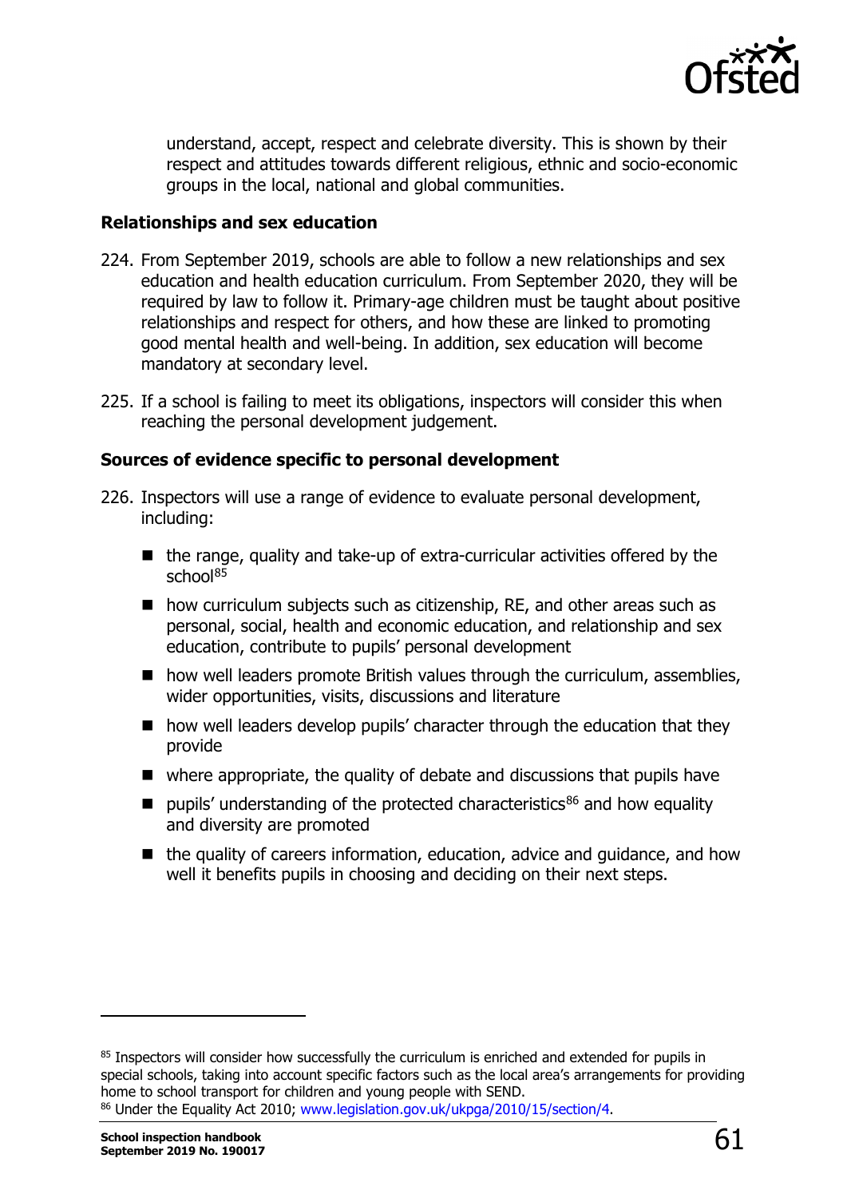understand, accept, respect and celebrate diversity. This is shown by their respect and attitudes towards different religious, ethnic and socio-economic groups in the local, national and global communities.

**Relationships and sex education**

224. From September 2019, schools are able to follow a new relationships and sex education and health education curriculum. From September 2020, they will be required by law to follow it. Primary-age children must be taught about positive relationships and respect for others, and how these are linked to promoting good mental health and well-being. In addition, sex education will become mandatory at secondary level.

225. If a school is failing to meet its obligations, inspectors will consider this when reaching the personal development judgement.

**Sources of evidence specific to personal development**

226. Inspectors will use a range of evidence to evaluate personal development, including:

- the range, quality and take-up of extra-curricular activities offered by the school[85]
- how curriculum subjects such as citizenship, RE, and other areas such as personal, social, health and economic education, and relationship and sex education, contribute to pupils' personal development
- how well leaders promote British values through the curriculum, assemblies, wider opportunities, visits, discussions and literature
- how well leaders develop pupils' character through the education that they provide
- where appropriate, the quality of debate and discussions that pupils have
- pupils' understanding of the protected characteristics[86] and how equality and diversity are promoted
- the quality of careers information, education, advice and guidance, and how well it benefits pupils in choosing and deciding on their next steps.

---

[85] Inspectors will consider how successfully the curriculum is enriched and extended for pupils in special schools, taking into account specific factors such as the local area's arrangements for providing home to school transport for children and young people with SEND.

[86] Under the Equality Act 2010; www.legislation.gov.uk/ukpga/2010/15/section/4.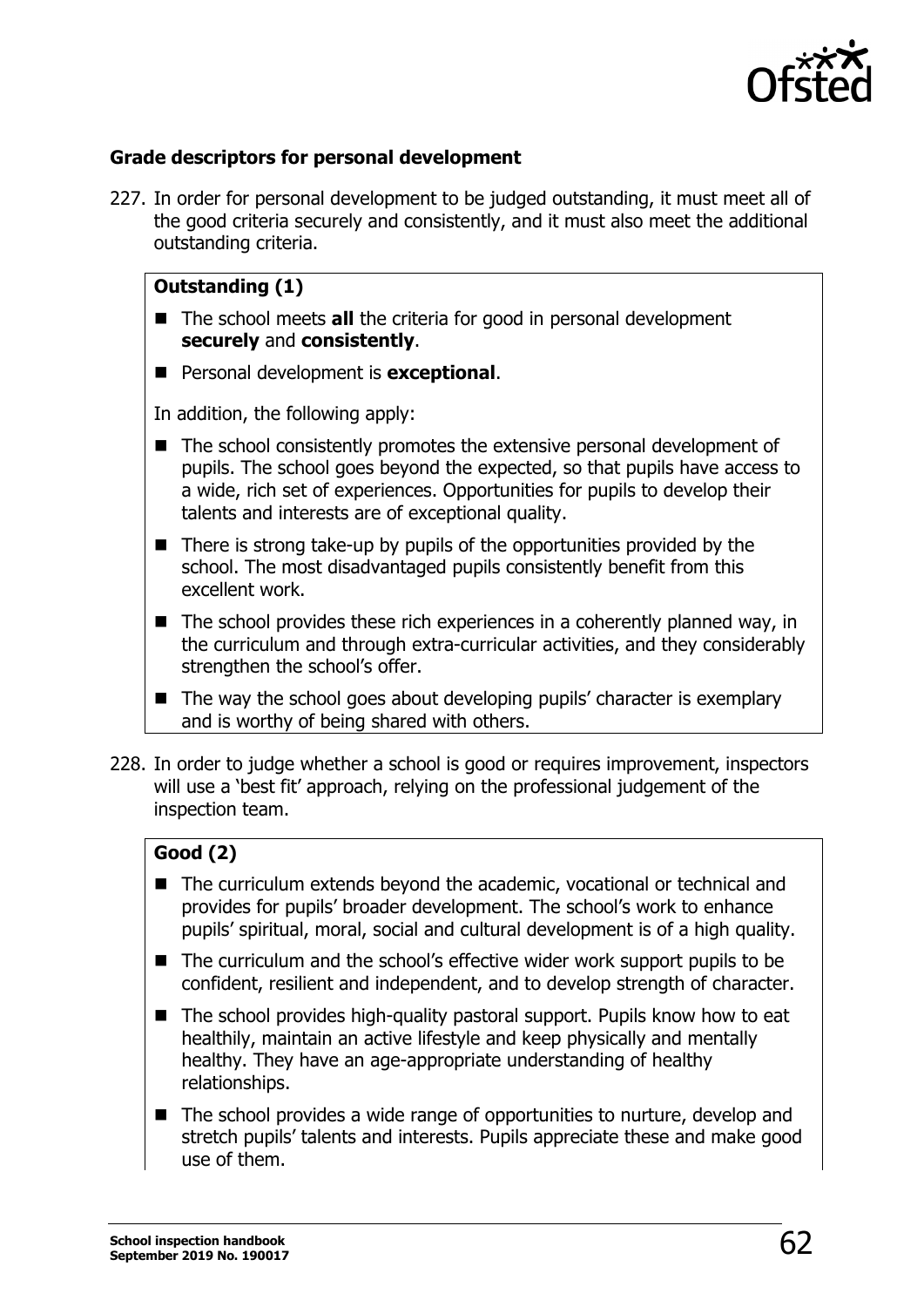### Grade descriptors for personal development

227. In order for personal development to be judged outstanding, it must meet all of the good criteria securely and consistently, and it must also meet the additional outstanding criteria.

**Outstanding (1)**

- The school meets **all** the criteria for good in personal development **securely** and **consistently**.
- Personal development is **exceptional**.

In addition, the following apply:

- The school consistently promotes the extensive personal development of pupils. The school goes beyond the expected, so that pupils have access to a wide, rich set of experiences. Opportunities for pupils to develop their talents and interests are of exceptional quality.
- There is strong take-up by pupils of the opportunities provided by the school. The most disadvantaged pupils consistently benefit from this excellent work.
- The school provides these rich experiences in a coherently planned way, in the curriculum and through extra-curricular activities, and they considerably strengthen the school's offer.
- The way the school goes about developing pupils' character is exemplary and is worthy of being shared with others.

228. In order to judge whether a school is good or requires improvement, inspectors will use a 'best fit' approach, relying on the professional judgement of the inspection team.

**Good (2)**

- The curriculum extends beyond the academic, vocational or technical and provides for pupils' broader development. The school's work to enhance pupils' spiritual, moral, social and cultural development is of a high quality.
- The curriculum and the school's effective wider work support pupils to be confident, resilient and independent, and to develop strength of character.
- The school provides high-quality pastoral support. Pupils know how to eat healthily, maintain an active lifestyle and keep physically and mentally healthy. They have an age-appropriate understanding of healthy relationships.
- The school provides a wide range of opportunities to nurture, develop and stretch pupils' talents and interests. Pupils appreciate these and make good use of them.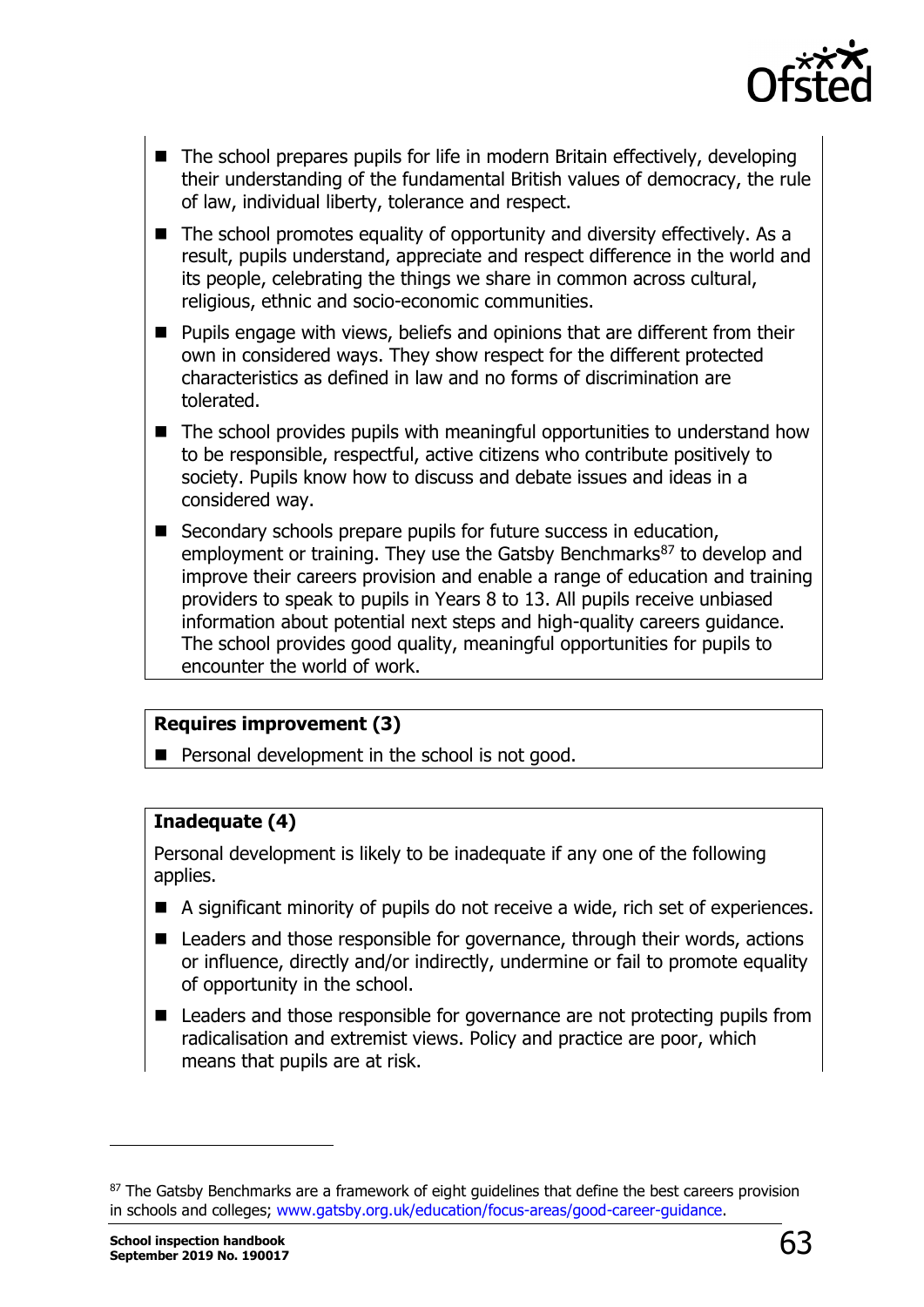- The school prepares pupils for life in modern Britain effectively, developing their understanding of the fundamental British values of democracy, the rule of law, individual liberty, tolerance and respect.
- The school promotes equality of opportunity and diversity effectively. As a result, pupils understand, appreciate and respect difference in the world and its people, celebrating the things we share in common across cultural, religious, ethnic and socio-economic communities.
- Pupils engage with views, beliefs and opinions that are different from their own in considered ways. They show respect for the different protected characteristics as defined in law and no forms of discrimination are tolerated.
- The school provides pupils with meaningful opportunities to understand how to be responsible, respectful, active citizens who contribute positively to society. Pupils know how to discuss and debate issues and ideas in a considered way.
- Secondary schools prepare pupils for future success in education, employment or training. They use the Gatsby Benchmarks[87] to develop and improve their careers provision and enable a range of education and training providers to speak to pupils in Years 8 to 13. All pupils receive unbiased information about potential next steps and high-quality careers guidance. The school provides good quality, meaningful opportunities for pupils to encounter the world of work.

**Requires improvement (3)**

- Personal development in the school is not good.

**Inadequate (4)**

Personal development is likely to be inadequate if any one of the following applies.

- A significant minority of pupils do not receive a wide, rich set of experiences.
- Leaders and those responsible for governance, through their words, actions or influence, directly and/or indirectly, undermine or fail to promote equality of opportunity in the school.
- Leaders and those responsible for governance are not protecting pupils from radicalisation and extremist views. Policy and practice are poor, which means that pupils are at risk.

---

[87] The Gatsby Benchmarks are a framework of eight guidelines that define the best careers provision in schools and colleges; www.gatsby.org.uk/education/focus-areas/good-career-guidance.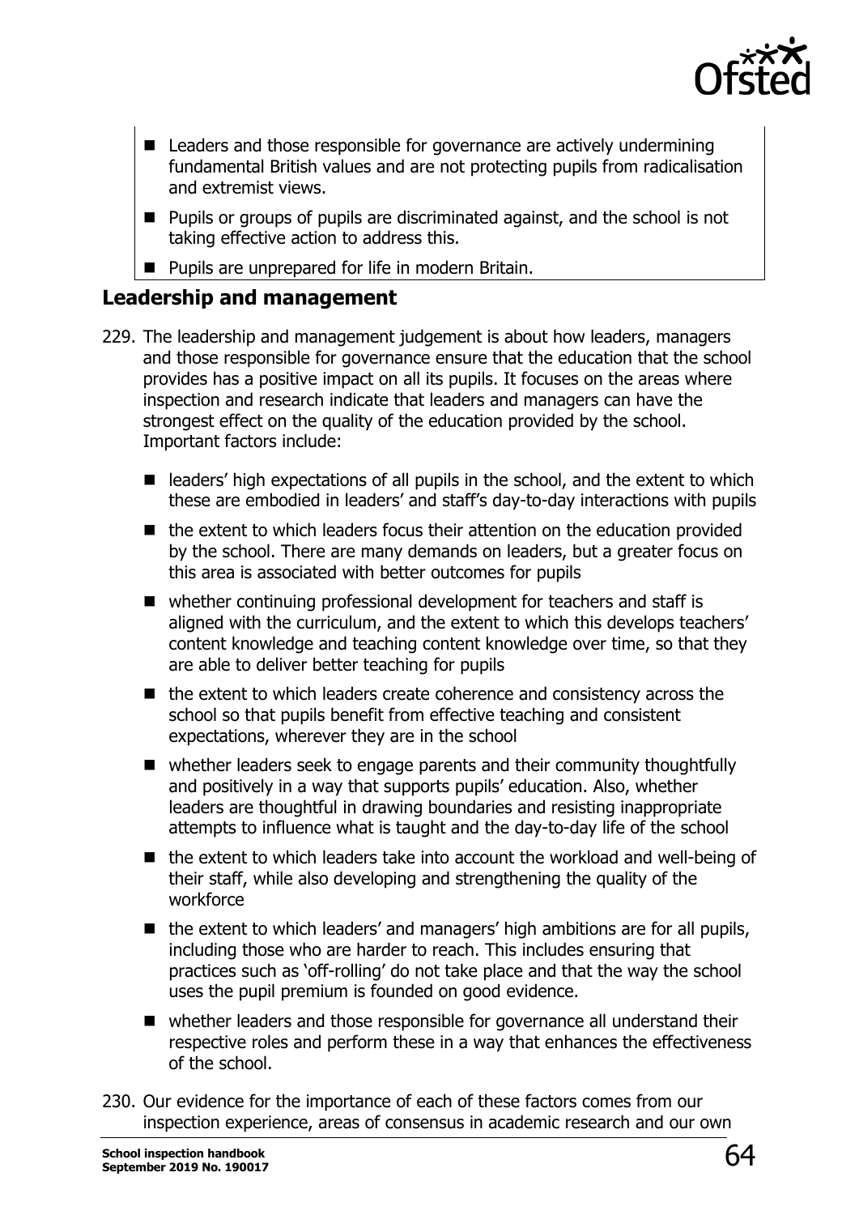- Leaders and those responsible for governance are actively undermining fundamental British values and are not protecting pupils from radicalisation and extremist views.
- Pupils or groups of pupils are discriminated against, and the school is not taking effective action to address this.
- Pupils are unprepared for life in modern Britain.

## Leadership and management

229. The leadership and management judgement is about how leaders, managers and those responsible for governance ensure that the education that the school provides has a positive impact on all its pupils. It focuses on the areas where inspection and research indicate that leaders and managers can have the strongest effect on the quality of the education provided by the school. Important factors include:

    - leaders' high expectations of all pupils in the school, and the extent to which these are embodied in leaders' and staff's day-to-day interactions with pupils
    - the extent to which leaders focus their attention on the education provided by the school. There are many demands on leaders, but a greater focus on this area is associated with better outcomes for pupils
    - whether continuing professional development for teachers and staff is aligned with the curriculum, and the extent to which this develops teachers' content knowledge and teaching content knowledge over time, so that they are able to deliver better teaching for pupils
    - the extent to which leaders create coherence and consistency across the school so that pupils benefit from effective teaching and consistent expectations, wherever they are in the school
    - whether leaders seek to engage parents and their community thoughtfully and positively in a way that supports pupils' education. Also, whether leaders are thoughtful in drawing boundaries and resisting inappropriate attempts to influence what is taught and the day-to-day life of the school
    - the extent to which leaders take into account the workload and well-being of their staff, while also developing and strengthening the quality of the workforce
    - the extent to which leaders' and managers' high ambitions are for all pupils, including those who are harder to reach. This includes ensuring that practices such as 'off-rolling' do not take place and that the way the school uses the pupil premium is founded on good evidence.
    - whether leaders and those responsible for governance all understand their respective roles and perform these in a way that enhances the effectiveness of the school.

230. Our evidence for the importance of each of these factors comes from our inspection experience, areas of consensus in academic research and our own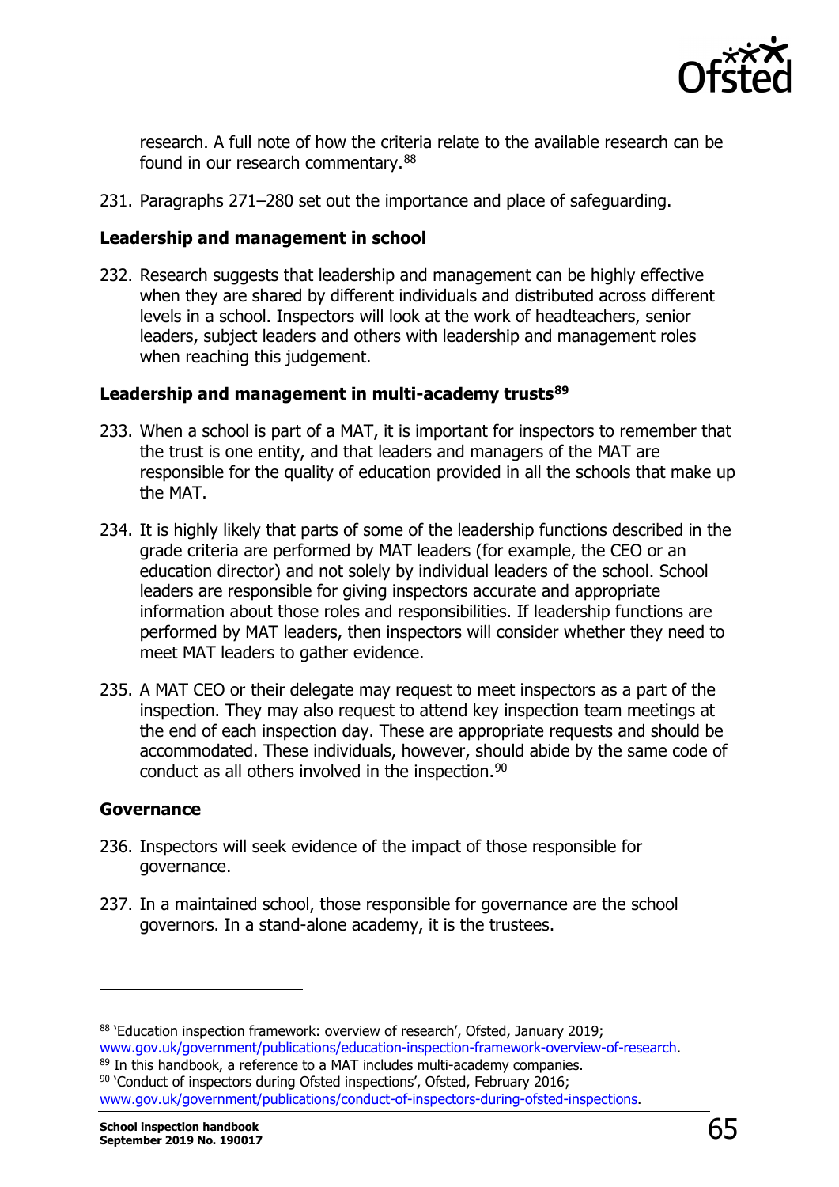research. A full note of how the criteria relate to the available research can be found in our research commentary.[88]

231. Paragraphs 271–280 set out the importance and place of safeguarding.

**Leadership and management in school**

232. Research suggests that leadership and management can be highly effective when they are shared by different individuals and distributed across different levels in a school. Inspectors will look at the work of headteachers, senior leaders, subject leaders and others with leadership and management roles when reaching this judgement.

**Leadership and management in multi-academy trusts[89]**

233. When a school is part of a MAT, it is important for inspectors to remember that the trust is one entity, and that leaders and managers of the MAT are responsible for the quality of education provided in all the schools that make up the MAT.

234. It is highly likely that parts of some of the leadership functions described in the grade criteria are performed by MAT leaders (for example, the CEO or an education director) and not solely by individual leaders of the school. School leaders are responsible for giving inspectors accurate and appropriate information about those roles and responsibilities. If leadership functions are performed by MAT leaders, then inspectors will consider whether they need to meet MAT leaders to gather evidence.

235. A MAT CEO or their delegate may request to meet inspectors as a part of the inspection. They may also request to attend key inspection team meetings at the end of each inspection day. These are appropriate requests and should be accommodated. These individuals, however, should abide by the same code of conduct as all others involved in the inspection.[90]

**Governance**

236. Inspectors will seek evidence of the impact of those responsible for governance.

237. In a maintained school, those responsible for governance are the school governors. In a stand-alone academy, it is the trustees.

---

[88] 'Education inspection framework: overview of research', Ofsted, January 2019; www.gov.uk/government/publications/education-inspection-framework-overview-of-research.

[89] In this handbook, a reference to a MAT includes multi-academy companies.

[90] 'Conduct of inspectors during Ofsted inspections', Ofsted, February 2016; www.gov.uk/government/publications/conduct-of-inspectors-during-ofsted-inspections.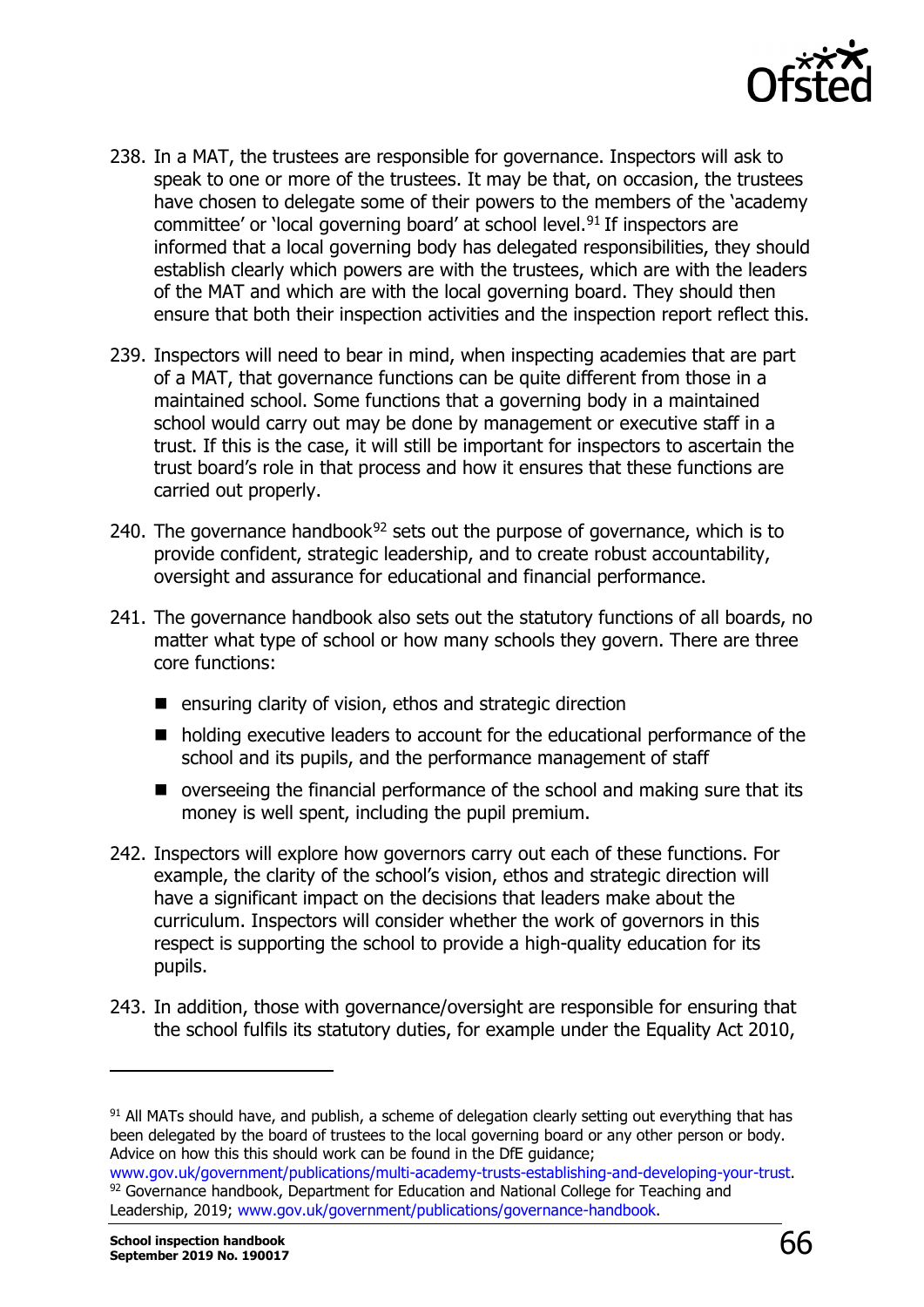238. In a MAT, the trustees are responsible for governance. Inspectors will ask to speak to one or more of the trustees. It may be that, on occasion, the trustees have chosen to delegate some of their powers to the members of the 'academy committee' or 'local governing board' at school level.[91] If inspectors are informed that a local governing body has delegated responsibilities, they should establish clearly which powers are with the trustees, which are with the leaders of the MAT and which are with the local governing board. They should then ensure that both their inspection activities and the inspection report reflect this.

239. Inspectors will need to bear in mind, when inspecting academies that are part of a MAT, that governance functions can be quite different from those in a maintained school. Some functions that a governing body in a maintained school would carry out may be done by management or executive staff in a trust. If this is the case, it will still be important for inspectors to ascertain the trust board's role in that process and how it ensures that these functions are carried out properly.

240. The governance handbook[92] sets out the purpose of governance, which is to provide confident, strategic leadership, and to create robust accountability, oversight and assurance for educational and financial performance.

241. The governance handbook also sets out the statutory functions of all boards, no matter what type of school or how many schools they govern. There are three core functions:

- ensuring clarity of vision, ethos and strategic direction
- holding executive leaders to account for the educational performance of the school and its pupils, and the performance management of staff
- overseeing the financial performance of the school and making sure that its money is well spent, including the pupil premium.

242. Inspectors will explore how governors carry out each of these functions. For example, the clarity of the school's vision, ethos and strategic direction will have a significant impact on the decisions that leaders make about the curriculum. Inspectors will consider whether the work of governors in this respect is supporting the school to provide a high-quality education for its pupils.

243. In addition, those with governance/oversight are responsible for ensuring that the school fulfils its statutory duties, for example under the Equality Act 2010,

---

[91] All MATs should have, and publish, a scheme of delegation clearly setting out everything that has been delegated by the board of trustees to the local governing board or any other person or body. Advice on how this this should work can be found in the DfE guidance; www.gov.uk/government/publications/multi-academy-trusts-establishing-and-developing-your-trust.

[92] Governance handbook, Department for Education and National College for Teaching and Leadership, 2019; www.gov.uk/government/publications/governance-handbook.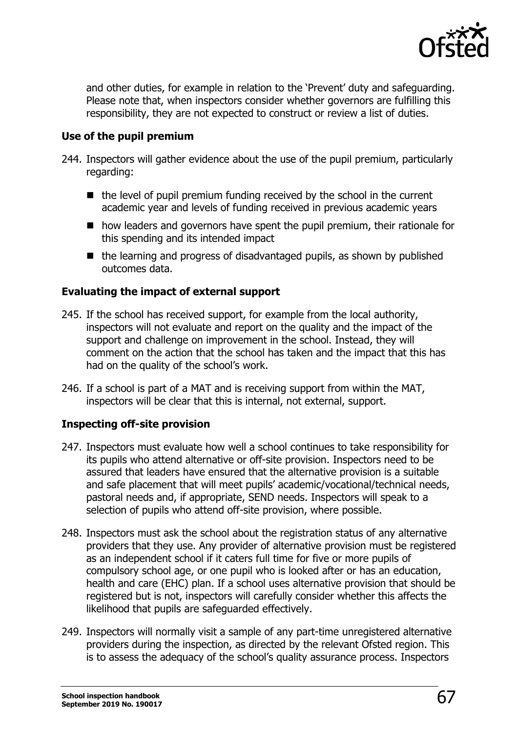and other duties, for example in relation to the 'Prevent' duty and safeguarding. Please note that, when inspectors consider whether governors are fulfilling this responsibility, they are not expected to construct or review a list of duties.

### Use of the pupil premium

244. Inspectors will gather evidence about the use of the pupil premium, particularly regarding:

   - the level of pupil premium funding received by the school in the current academic year and levels of funding received in previous academic years
   - how leaders and governors have spent the pupil premium, their rationale for this spending and its intended impact
   - the learning and progress of disadvantaged pupils, as shown by published outcomes data.

### Evaluating the impact of external support

245. If the school has received support, for example from the local authority, inspectors will not evaluate and report on the quality and the impact of the support and challenge on improvement in the school. Instead, they will comment on the action that the school has taken and the impact that this has had on the quality of the school's work.

246. If a school is part of a MAT and is receiving support from within the MAT, inspectors will be clear that this is internal, not external, support.

### Inspecting off-site provision

247. Inspectors must evaluate how well a school continues to take responsibility for its pupils who attend alternative or off-site provision. Inspectors need to be assured that leaders have ensured that the alternative provision is a suitable and safe placement that will meet pupils' academic/vocational/technical needs, pastoral needs and, if appropriate, SEND needs. Inspectors will speak to a selection of pupils who attend off-site provision, where possible.

248. Inspectors must ask the school about the registration status of any alternative providers that they use. Any provider of alternative provision must be registered as an independent school if it caters full time for five or more pupils of compulsory school age, or one pupil who is looked after or has an education, health and care (EHC) plan. If a school uses alternative provision that should be registered but is not, inspectors will carefully consider whether this affects the likelihood that pupils are safeguarded effectively.

249. Inspectors will normally visit a sample of any part-time unregistered alternative providers during the inspection, as directed by the relevant Ofsted region. This is to assess the adequacy of the school's quality assurance process. Inspectors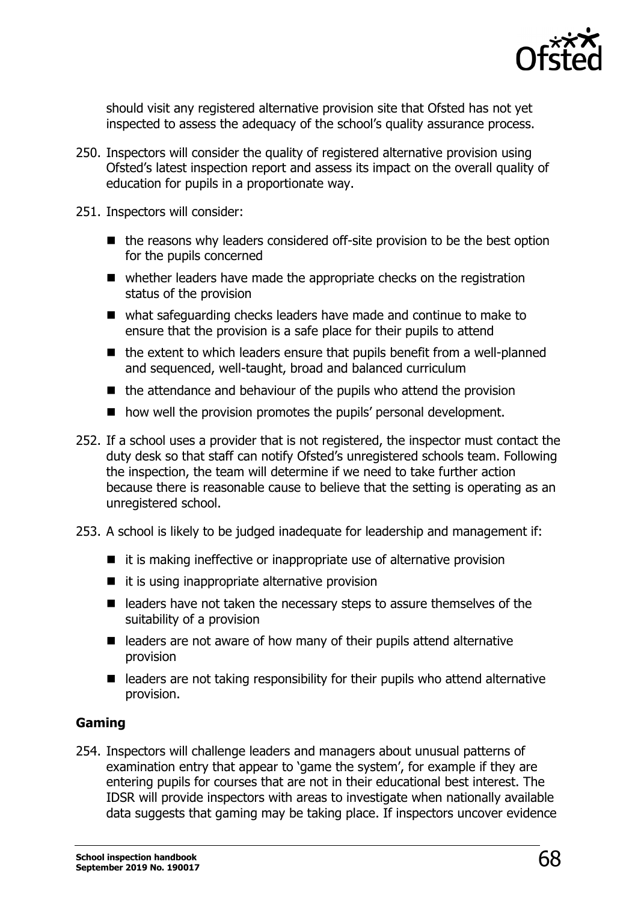should visit any registered alternative provision site that Ofsted has not yet inspected to assess the adequacy of the school's quality assurance process.

250. Inspectors will consider the quality of registered alternative provision using Ofsted's latest inspection report and assess its impact on the overall quality of education for pupils in a proportionate way.

251. Inspectors will consider:

   - the reasons why leaders considered off-site provision to be the best option for the pupils concerned
   - whether leaders have made the appropriate checks on the registration status of the provision
   - what safeguarding checks leaders have made and continue to make to ensure that the provision is a safe place for their pupils to attend
   - the extent to which leaders ensure that pupils benefit from a well-planned and sequenced, well-taught, broad and balanced curriculum
   - the attendance and behaviour of the pupils who attend the provision
   - how well the provision promotes the pupils' personal development.

252. If a school uses a provider that is not registered, the inspector must contact the duty desk so that staff can notify Ofsted's unregistered schools team. Following the inspection, the team will determine if we need to take further action because there is reasonable cause to believe that the setting is operating as an unregistered school.

253. A school is likely to be judged inadequate for leadership and management if:

   - it is making ineffective or inappropriate use of alternative provision
   - it is using inappropriate alternative provision
   - leaders have not taken the necessary steps to assure themselves of the suitability of a provision
   - leaders are not aware of how many of their pupils attend alternative provision
   - leaders are not taking responsibility for their pupils who attend alternative provision.

**Gaming**

254. Inspectors will challenge leaders and managers about unusual patterns of examination entry that appear to 'game the system', for example if they are entering pupils for courses that are not in their educational best interest. The IDSR will provide inspectors with areas to investigate when nationally available data suggests that gaming may be taking place. If inspectors uncover evidence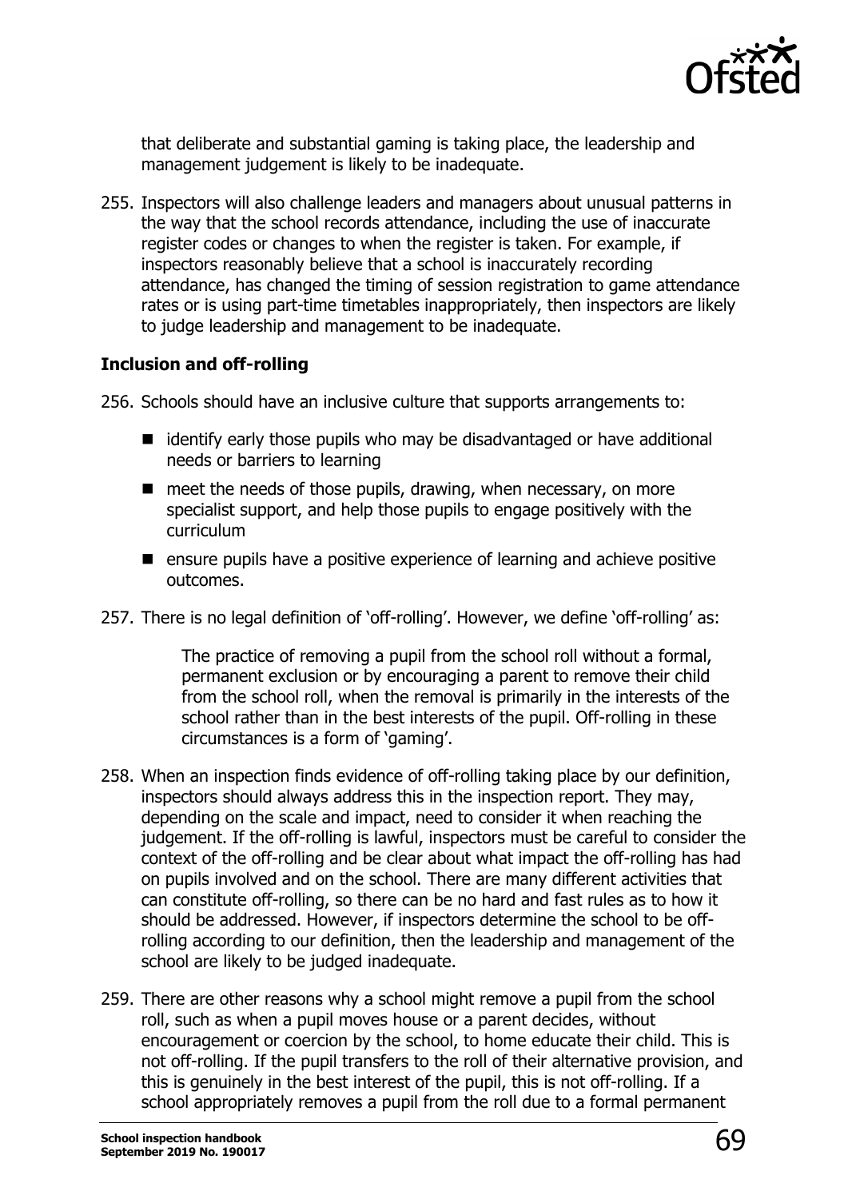that deliberate and substantial gaming is taking place, the leadership and management judgement is likely to be inadequate.

255. Inspectors will also challenge leaders and managers about unusual patterns in the way that the school records attendance, including the use of inaccurate register codes or changes to when the register is taken. For example, if inspectors reasonably believe that a school is inaccurately recording attendance, has changed the timing of session registration to game attendance rates or is using part-time timetables inappropriately, then inspectors are likely to judge leadership and management to be inadequate.

### Inclusion and off-rolling

256. Schools should have an inclusive culture that supports arrangements to:

- identify early those pupils who may be disadvantaged or have additional needs or barriers to learning
- meet the needs of those pupils, drawing, when necessary, on more specialist support, and help those pupils to engage positively with the curriculum
- ensure pupils have a positive experience of learning and achieve positive outcomes.

257. There is no legal definition of 'off-rolling'. However, we define 'off-rolling' as:

> The practice of removing a pupil from the school roll without a formal, permanent exclusion or by encouraging a parent to remove their child from the school roll, when the removal is primarily in the interests of the school rather than in the best interests of the pupil. Off-rolling in these circumstances is a form of 'gaming'.

258. When an inspection finds evidence of off-rolling taking place by our definition, inspectors should always address this in the inspection report. They may, depending on the scale and impact, need to consider it when reaching the judgement. If the off-rolling is lawful, inspectors must be careful to consider the context of the off-rolling and be clear about what impact the off-rolling has had on pupils involved and on the school. There are many different activities that can constitute off-rolling, so there can be no hard and fast rules as to how it should be addressed. However, if inspectors determine the school to be off-rolling according to our definition, then the leadership and management of the school are likely to be judged inadequate.

259. There are other reasons why a school might remove a pupil from the school roll, such as when a pupil moves house or a parent decides, without encouragement or coercion by the school, to home educate their child. This is not off-rolling. If the pupil transfers to the roll of their alternative provision, and this is genuinely in the best interest of the pupil, this is not off-rolling. If a school appropriately removes a pupil from the roll due to a formal permanent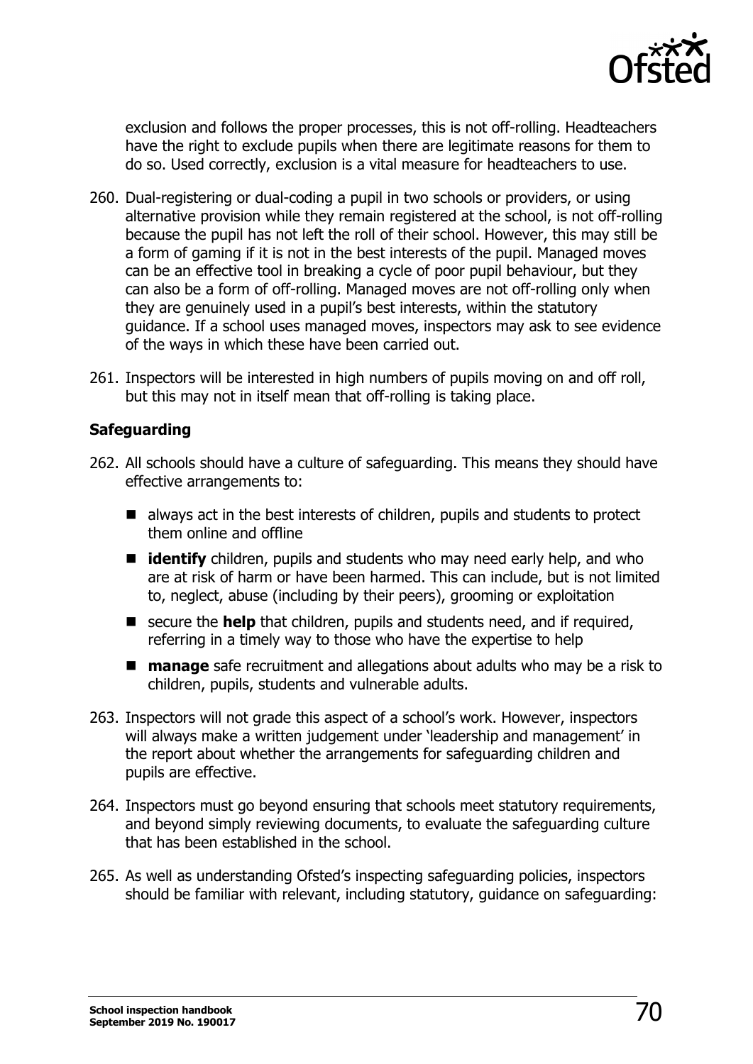exclusion and follows the proper processes, this is not off-rolling. Headteachers have the right to exclude pupils when there are legitimate reasons for them to do so. Used correctly, exclusion is a vital measure for headteachers to use.

260. Dual-registering or dual-coding a pupil in two schools or providers, or using alternative provision while they remain registered at the school, is not off-rolling because the pupil has not left the roll of their school. However, this may still be a form of gaming if it is not in the best interests of the pupil. Managed moves can be an effective tool in breaking a cycle of poor pupil behaviour, but they can also be a form of off-rolling. Managed moves are not off-rolling only when they are genuinely used in a pupil's best interests, within the statutory guidance. If a school uses managed moves, inspectors may ask to see evidence of the ways in which these have been carried out.

261. Inspectors will be interested in high numbers of pupils moving on and off roll, but this may not in itself mean that off-rolling is taking place.

### Safeguarding

262. All schools should have a culture of safeguarding. This means they should have effective arrangements to:

- always act in the best interests of children, pupils and students to protect them online and offline
- **identify** children, pupils and students who may need early help, and who are at risk of harm or have been harmed. This can include, but is not limited to, neglect, abuse (including by their peers), grooming or exploitation
- secure the **help** that children, pupils and students need, and if required, referring in a timely way to those who have the expertise to help
- **manage** safe recruitment and allegations about adults who may be a risk to children, pupils, students and vulnerable adults.

263. Inspectors will not grade this aspect of a school's work. However, inspectors will always make a written judgement under 'leadership and management' in the report about whether the arrangements for safeguarding children and pupils are effective.

264. Inspectors must go beyond ensuring that schools meet statutory requirements, and beyond simply reviewing documents, to evaluate the safeguarding culture that has been established in the school.

265. As well as understanding Ofsted's inspecting safeguarding policies, inspectors should be familiar with relevant, including statutory, guidance on safeguarding: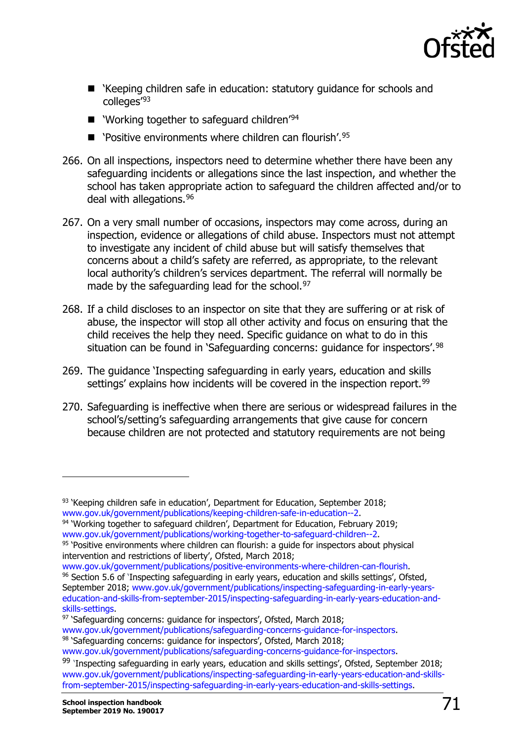- 'Keeping children safe in education: statutory guidance for schools and colleges'[93]
- 'Working together to safeguard children'[94]
- 'Positive environments where children can flourish'.[95]

266. On all inspections, inspectors need to determine whether there have been any safeguarding incidents or allegations since the last inspection, and whether the school has taken appropriate action to safeguard the children affected and/or to deal with allegations.[96]

267. On a very small number of occasions, inspectors may come across, during an inspection, evidence or allegations of child abuse. Inspectors must not attempt to investigate any incident of child abuse but will satisfy themselves that concerns about a child's safety are referred, as appropriate, to the relevant local authority's children's services department. The referral will normally be made by the safeguarding lead for the school.[97]

268. If a child discloses to an inspector on site that they are suffering or at risk of abuse, the inspector will stop all other activity and focus on ensuring that the child receives the help they need. Specific guidance on what to do in this situation can be found in 'Safeguarding concerns: guidance for inspectors'.[98]

269. The guidance 'Inspecting safeguarding in early years, education and skills settings' explains how incidents will be covered in the inspection report.[99]

270. Safeguarding is ineffective when there are serious or widespread failures in the school's/setting's safeguarding arrangements that give cause for concern because children are not protected and statutory requirements are not being

---

[93] 'Keeping children safe in education', Department for Education, September 2018; www.gov.uk/government/publications/keeping-children-safe-in-education--2.

[94] 'Working together to safeguard children', Department for Education, February 2019; www.gov.uk/government/publications/working-together-to-safeguard-children--2.

[95] 'Positive environments where children can flourish: a guide for inspectors about physical intervention and restrictions of liberty', Ofsted, March 2018; www.gov.uk/government/publications/positive-environments-where-children-can-flourish.

[96] Section 5.6 of 'Inspecting safeguarding in early years, education and skills settings', Ofsted, September 2018; www.gov.uk/government/publications/inspecting-safeguarding-in-early-years-education-and-skills-from-september-2015/inspecting-safeguarding-in-early-years-education-and-skills-settings.

[97] 'Safeguarding concerns: guidance for inspectors', Ofsted, March 2018; www.gov.uk/government/publications/safeguarding-concerns-guidance-for-inspectors.

[98] 'Safeguarding concerns: guidance for inspectors', Ofsted, March 2018; www.gov.uk/government/publications/safeguarding-concerns-guidance-for-inspectors.

[99] 'Inspecting safeguarding in early years, education and skills settings', Ofsted, September 2018; www.gov.uk/government/publications/inspecting-safeguarding-in-early-years-education-and-skills-from-september-2015/inspecting-safeguarding-in-early-years-education-and-skills-settings.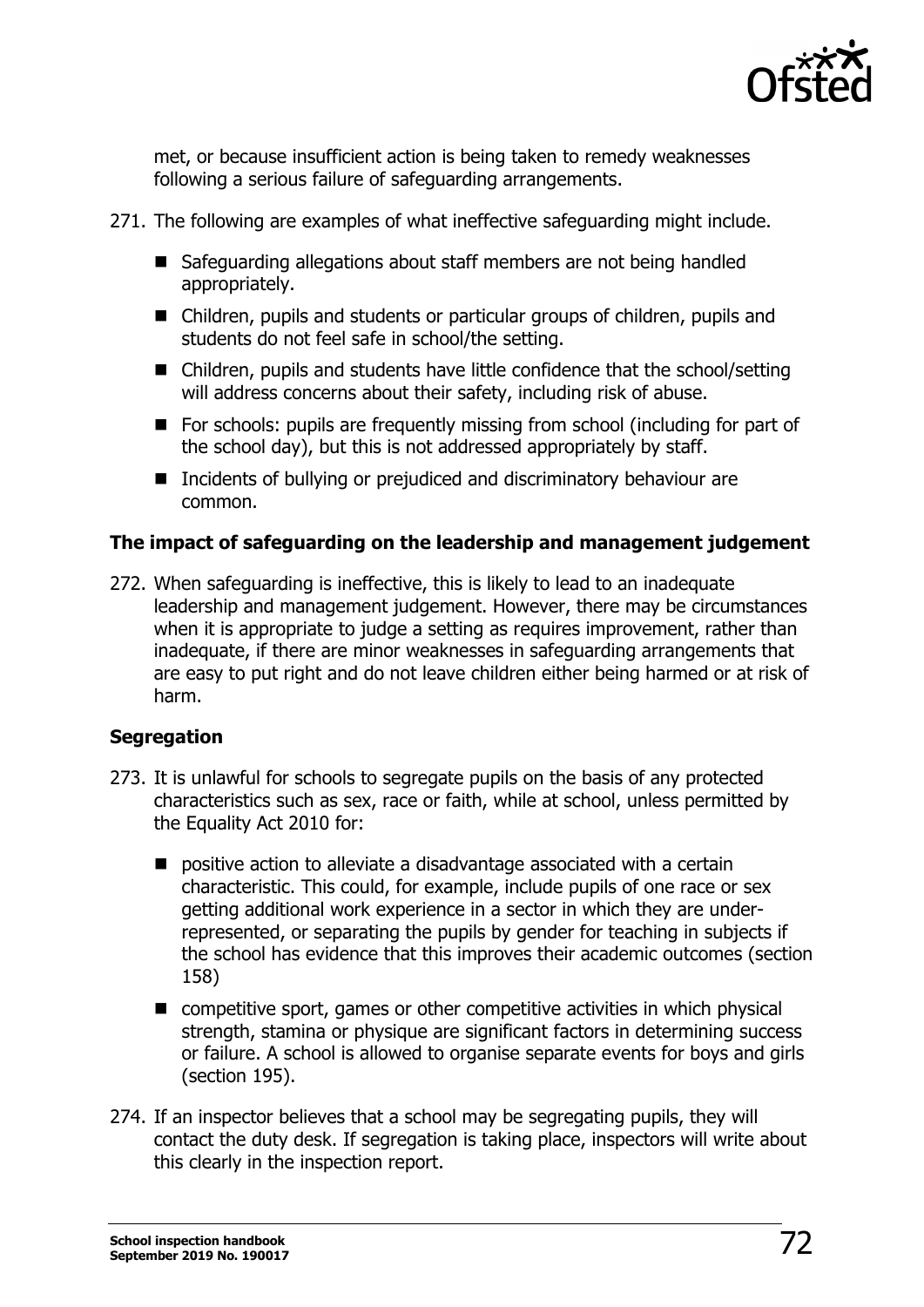met, or because insufficient action is being taken to remedy weaknesses following a serious failure of safeguarding arrangements.

271. The following are examples of what ineffective safeguarding might include.

- Safeguarding allegations about staff members are not being handled appropriately.
- Children, pupils and students or particular groups of children, pupils and students do not feel safe in school/the setting.
- Children, pupils and students have little confidence that the school/setting will address concerns about their safety, including risk of abuse.
- For schools: pupils are frequently missing from school (including for part of the school day), but this is not addressed appropriately by staff.
- Incidents of bullying or prejudiced and discriminatory behaviour are common.

### The impact of safeguarding on the leadership and management judgement

272. When safeguarding is ineffective, this is likely to lead to an inadequate leadership and management judgement. However, there may be circumstances when it is appropriate to judge a setting as requires improvement, rather than inadequate, if there are minor weaknesses in safeguarding arrangements that are easy to put right and do not leave children either being harmed or at risk of harm.

### Segregation

273. It is unlawful for schools to segregate pupils on the basis of any protected characteristics such as sex, race or faith, while at school, unless permitted by the Equality Act 2010 for:

- positive action to alleviate a disadvantage associated with a certain characteristic. This could, for example, include pupils of one race or sex getting additional work experience in a sector in which they are under-represented, or separating the pupils by gender for teaching in subjects if the school has evidence that this improves their academic outcomes (section 158)
- competitive sport, games or other competitive activities in which physical strength, stamina or physique are significant factors in determining success or failure. A school is allowed to organise separate events for boys and girls (section 195).

274. If an inspector believes that a school may be segregating pupils, they will contact the duty desk. If segregation is taking place, inspectors will write about this clearly in the inspection report.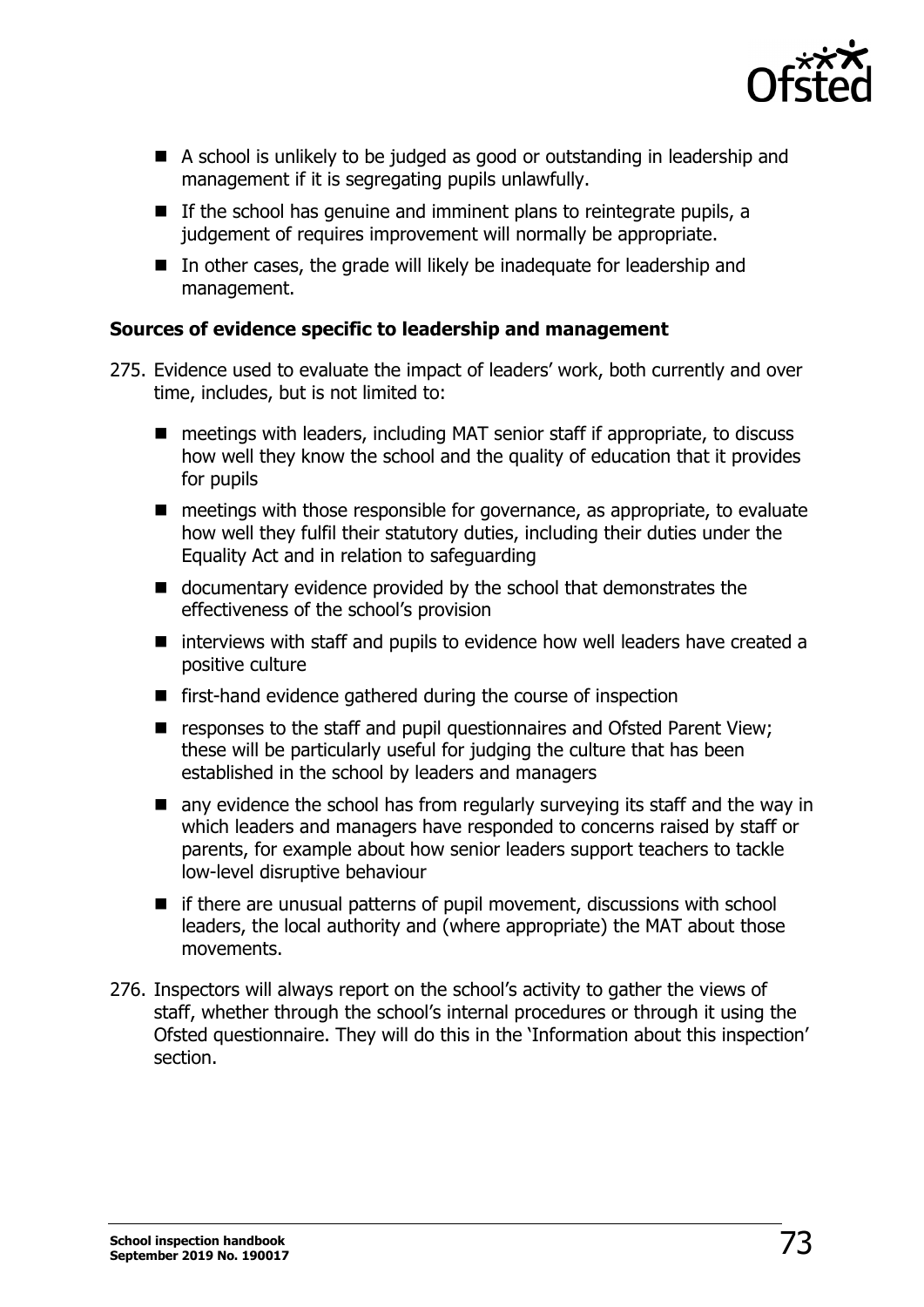- A school is unlikely to be judged as good or outstanding in leadership and management if it is segregating pupils unlawfully.
- If the school has genuine and imminent plans to reintegrate pupils, a judgement of requires improvement will normally be appropriate.
- In other cases, the grade will likely be inadequate for leadership and management.

**Sources of evidence specific to leadership and management**

275. Evidence used to evaluate the impact of leaders' work, both currently and over time, includes, but is not limited to:

- meetings with leaders, including MAT senior staff if appropriate, to discuss how well they know the school and the quality of education that it provides for pupils
- meetings with those responsible for governance, as appropriate, to evaluate how well they fulfil their statutory duties, including their duties under the Equality Act and in relation to safeguarding
- documentary evidence provided by the school that demonstrates the effectiveness of the school's provision
- interviews with staff and pupils to evidence how well leaders have created a positive culture
- first-hand evidence gathered during the course of inspection
- responses to the staff and pupil questionnaires and Ofsted Parent View; these will be particularly useful for judging the culture that has been established in the school by leaders and managers
- any evidence the school has from regularly surveying its staff and the way in which leaders and managers have responded to concerns raised by staff or parents, for example about how senior leaders support teachers to tackle low-level disruptive behaviour
- if there are unusual patterns of pupil movement, discussions with school leaders, the local authority and (where appropriate) the MAT about those movements.

276. Inspectors will always report on the school's activity to gather the views of staff, whether through the school's internal procedures or through it using the Ofsted questionnaire. They will do this in the 'Information about this inspection' section.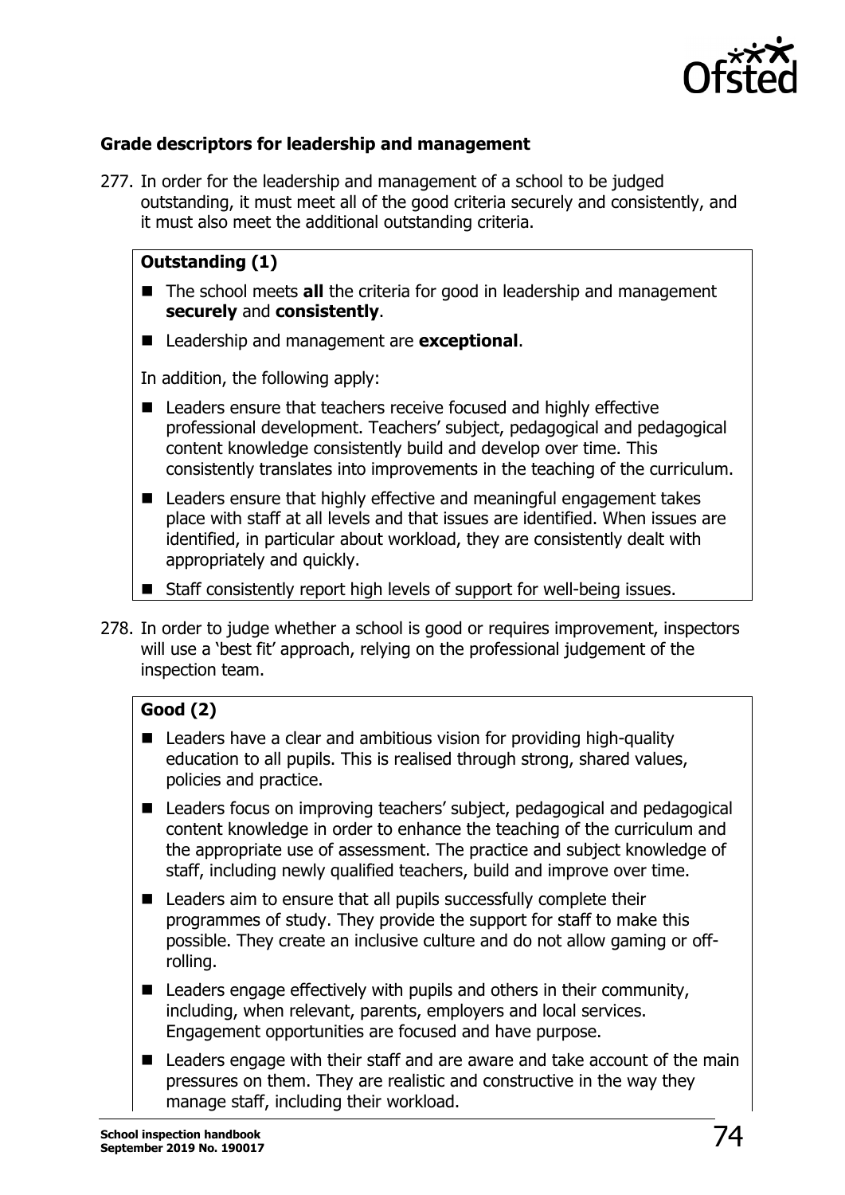### Grade descriptors for leadership and management

277. In order for the leadership and management of a school to be judged outstanding, it must meet all of the good criteria securely and consistently, and it must also meet the additional outstanding criteria.

**Outstanding (1)**

- The school meets **all** the criteria for good in leadership and management **securely** and **consistently**.
- Leadership and management are **exceptional**.

In addition, the following apply:

- Leaders ensure that teachers receive focused and highly effective professional development. Teachers' subject, pedagogical and pedagogical content knowledge consistently build and develop over time. This consistently translates into improvements in the teaching of the curriculum.
- Leaders ensure that highly effective and meaningful engagement takes place with staff at all levels and that issues are identified. When issues are identified, in particular about workload, they are consistently dealt with appropriately and quickly.
- Staff consistently report high levels of support for well-being issues.

278. In order to judge whether a school is good or requires improvement, inspectors will use a 'best fit' approach, relying on the professional judgement of the inspection team.

**Good (2)**

- Leaders have a clear and ambitious vision for providing high-quality education to all pupils. This is realised through strong, shared values, policies and practice.
- Leaders focus on improving teachers' subject, pedagogical and pedagogical content knowledge in order to enhance the teaching of the curriculum and the appropriate use of assessment. The practice and subject knowledge of staff, including newly qualified teachers, build and improve over time.
- Leaders aim to ensure that all pupils successfully complete their programmes of study. They provide the support for staff to make this possible. They create an inclusive culture and do not allow gaming or off-rolling.
- Leaders engage effectively with pupils and others in their community, including, when relevant, parents, employers and local services. Engagement opportunities are focused and have purpose.
- Leaders engage with their staff and are aware and take account of the main pressures on them. They are realistic and constructive in the way they manage staff, including their workload.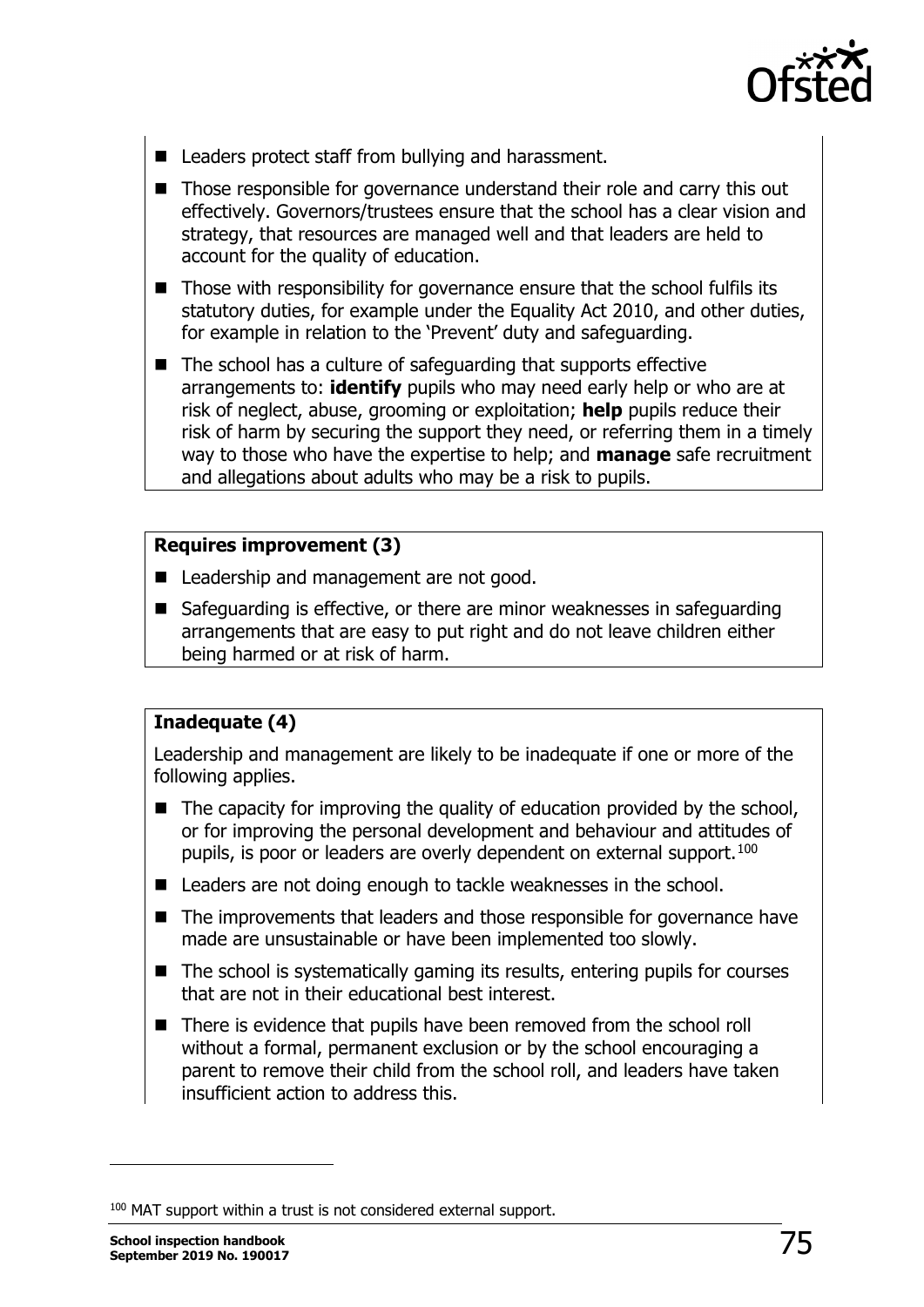- Leaders protect staff from bullying and harassment.
- Those responsible for governance understand their role and carry this out effectively. Governors/trustees ensure that the school has a clear vision and strategy, that resources are managed well and that leaders are held to account for the quality of education.
- Those with responsibility for governance ensure that the school fulfils its statutory duties, for example under the Equality Act 2010, and other duties, for example in relation to the 'Prevent' duty and safeguarding.
- The school has a culture of safeguarding that supports effective arrangements to: **identify** pupils who may need early help or who are at risk of neglect, abuse, grooming or exploitation; **help** pupils reduce their risk of harm by securing the support they need, or referring them in a timely way to those who have the expertise to help; and **manage** safe recruitment and allegations about adults who may be a risk to pupils.

**Requires improvement (3)**

- Leadership and management are not good.
- Safeguarding is effective, or there are minor weaknesses in safeguarding arrangements that are easy to put right and do not leave children either being harmed or at risk of harm.

**Inadequate (4)**

Leadership and management are likely to be inadequate if one or more of the following applies.

- The capacity for improving the quality of education provided by the school, or for improving the personal development and behaviour and attitudes of pupils, is poor or leaders are overly dependent on external support.[100]
- Leaders are not doing enough to tackle weaknesses in the school.
- The improvements that leaders and those responsible for governance have made are unsustainable or have been implemented too slowly.
- The school is systematically gaming its results, entering pupils for courses that are not in their educational best interest.
- There is evidence that pupils have been removed from the school roll without a formal, permanent exclusion or by the school encouraging a parent to remove their child from the school roll, and leaders have taken insufficient action to address this.

[100] MAT support within a trust is not considered external support.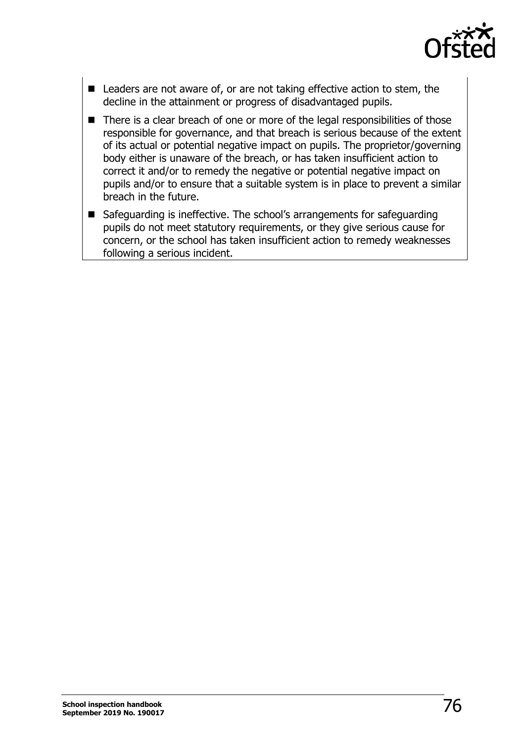- Leaders are not aware of, or are not taking effective action to stem, the decline in the attainment or progress of disadvantaged pupils.
- There is a clear breach of one or more of the legal responsibilities of those responsible for governance, and that breach is serious because of the extent of its actual or potential negative impact on pupils. The proprietor/governing body either is unaware of the breach, or has taken insufficient action to correct it and/or to remedy the negative or potential negative impact on pupils and/or to ensure that a suitable system is in place to prevent a similar breach in the future.
- Safeguarding is ineffective. The school's arrangements for safeguarding pupils do not meet statutory requirements, or they give serious cause for concern, or the school has taken insufficient action to remedy weaknesses following a serious incident.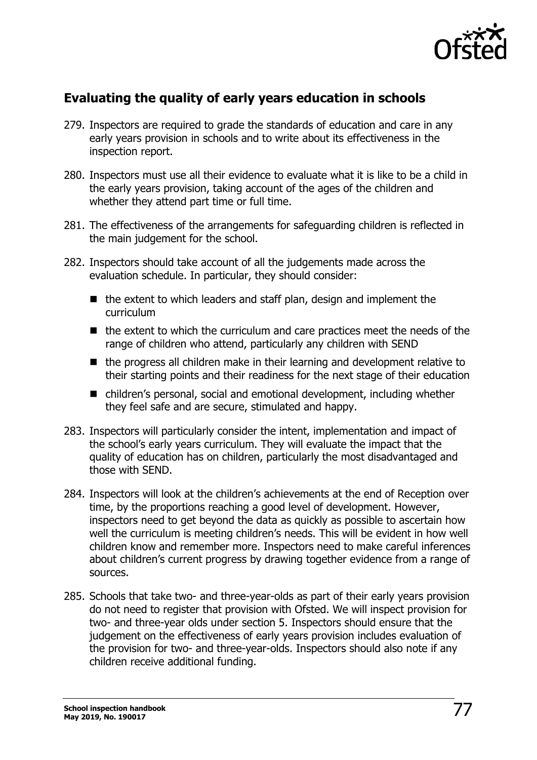## Evaluating the quality of early years education in schools

279. Inspectors are required to grade the standards of education and care in any early years provision in schools and to write about its effectiveness in the inspection report.

280. Inspectors must use all their evidence to evaluate what it is like to be a child in the early years provision, taking account of the ages of the children and whether they attend part time or full time.

281. The effectiveness of the arrangements for safeguarding children is reflected in the main judgement for the school.

282. Inspectors should take account of all the judgements made across the evaluation schedule. In particular, they should consider:

   - the extent to which leaders and staff plan, design and implement the curriculum
   - the extent to which the curriculum and care practices meet the needs of the range of children who attend, particularly any children with SEND
   - the progress all children make in their learning and development relative to their starting points and their readiness for the next stage of their education
   - children's personal, social and emotional development, including whether they feel safe and are secure, stimulated and happy.

283. Inspectors will particularly consider the intent, implementation and impact of the school's early years curriculum. They will evaluate the impact that the quality of education has on children, particularly the most disadvantaged and those with SEND.

284. Inspectors will look at the children's achievements at the end of Reception over time, by the proportions reaching a good level of development. However, inspectors need to get beyond the data as quickly as possible to ascertain how well the curriculum is meeting children's needs. This will be evident in how well children know and remember more. Inspectors need to make careful inferences about children's current progress by drawing together evidence from a range of sources.

285. Schools that take two- and three-year-olds as part of their early years provision do not need to register that provision with Ofsted. We will inspect provision for two- and three-year olds under section 5. Inspectors should ensure that the judgement on the effectiveness of early years provision includes evaluation of the provision for two- and three-year-olds. Inspectors should also note if any children receive additional funding.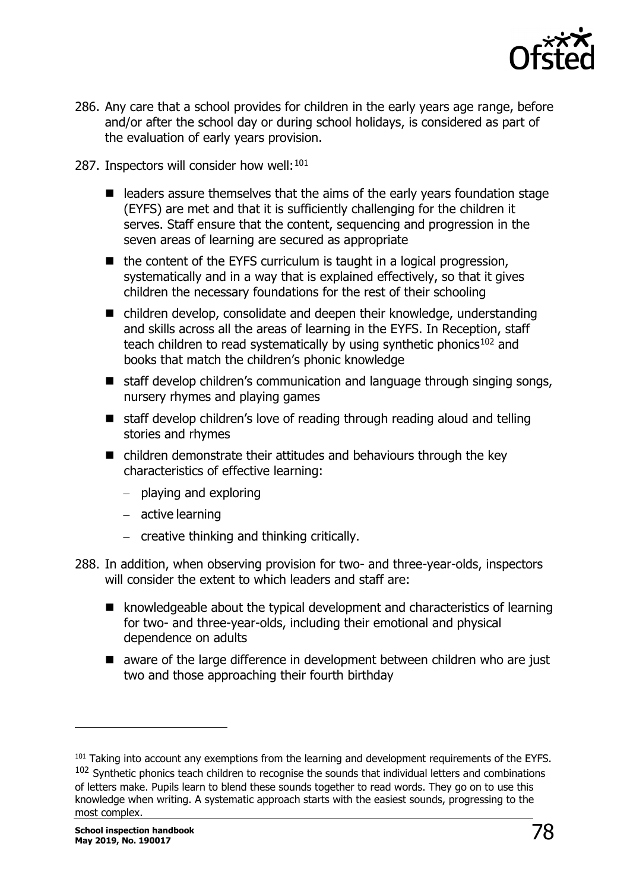286. Any care that a school provides for children in the early years age range, before and/or after the school day or during school holidays, is considered as part of the evaluation of early years provision.

287. Inspectors will consider how well:[101]

- leaders assure themselves that the aims of the early years foundation stage (EYFS) are met and that it is sufficiently challenging for the children it serves. Staff ensure that the content, sequencing and progression in the seven areas of learning are secured as appropriate
- the content of the EYFS curriculum is taught in a logical progression, systematically and in a way that is explained effectively, so that it gives children the necessary foundations for the rest of their schooling
- children develop, consolidate and deepen their knowledge, understanding and skills across all the areas of learning in the EYFS. In Reception, staff teach children to read systematically by using synthetic phonics[102] and books that match the children's phonic knowledge
- staff develop children's communication and language through singing songs, nursery rhymes and playing games
- staff develop children's love of reading through reading aloud and telling stories and rhymes
- children demonstrate their attitudes and behaviours through the key characteristics of effective learning:
  - playing and exploring
  - active learning
  - creative thinking and thinking critically.

288. In addition, when observing provision for two- and three-year-olds, inspectors will consider the extent to which leaders and staff are:

- knowledgeable about the typical development and characteristics of learning for two- and three-year-olds, including their emotional and physical dependence on adults
- aware of the large difference in development between children who are just two and those approaching their fourth birthday

---

[101] Taking into account any exemptions from the learning and development requirements of the EYFS.

[102] Synthetic phonics teach children to recognise the sounds that individual letters and combinations of letters make. Pupils learn to blend these sounds together to read words. They go on to use this knowledge when writing. A systematic approach starts with the easiest sounds, progressing to the most complex.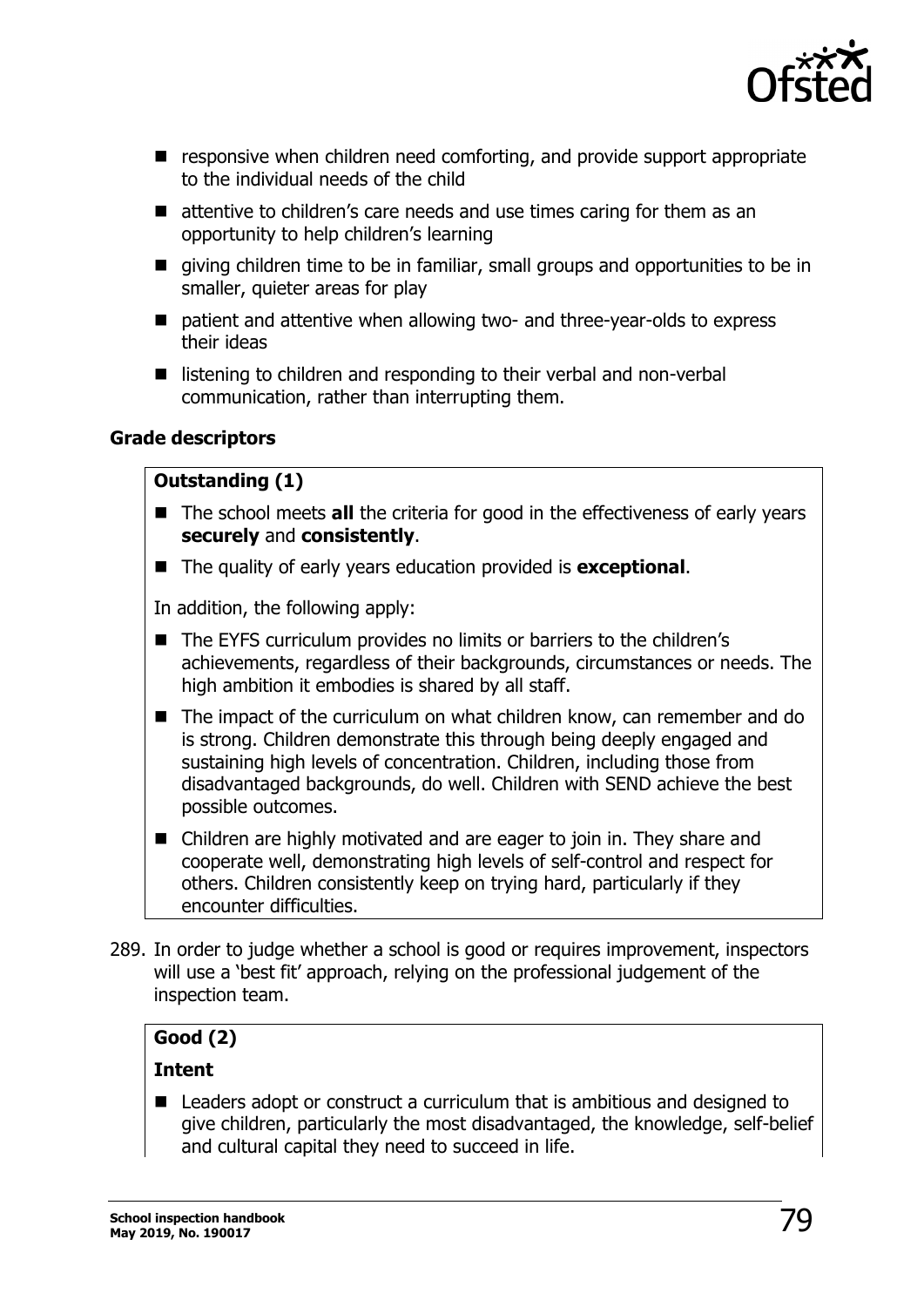- responsive when children need comforting, and provide support appropriate to the individual needs of the child
- attentive to children's care needs and use times caring for them as an opportunity to help children's learning
- giving children time to be in familiar, small groups and opportunities to be in smaller, quieter areas for play
- patient and attentive when allowing two- and three-year-olds to express their ideas
- listening to children and responding to their verbal and non-verbal communication, rather than interrupting them.

**Grade descriptors**

**Outstanding (1)**

- The school meets **all** the criteria for good in the effectiveness of early years **securely** and **consistently**.
- The quality of early years education provided is **exceptional**.

In addition, the following apply:

- The EYFS curriculum provides no limits or barriers to the children's achievements, regardless of their backgrounds, circumstances or needs. The high ambition it embodies is shared by all staff.
- The impact of the curriculum on what children know, can remember and do is strong. Children demonstrate this through being deeply engaged and sustaining high levels of concentration. Children, including those from disadvantaged backgrounds, do well. Children with SEND achieve the best possible outcomes.
- Children are highly motivated and are eager to join in. They share and cooperate well, demonstrating high levels of self-control and respect for others. Children consistently keep on trying hard, particularly if they encounter difficulties.

289. In order to judge whether a school is good or requires improvement, inspectors will use a 'best fit' approach, relying on the professional judgement of the inspection team.

**Good (2)**

**Intent**

- Leaders adopt or construct a curriculum that is ambitious and designed to give children, particularly the most disadvantaged, the knowledge, self-belief and cultural capital they need to succeed in life.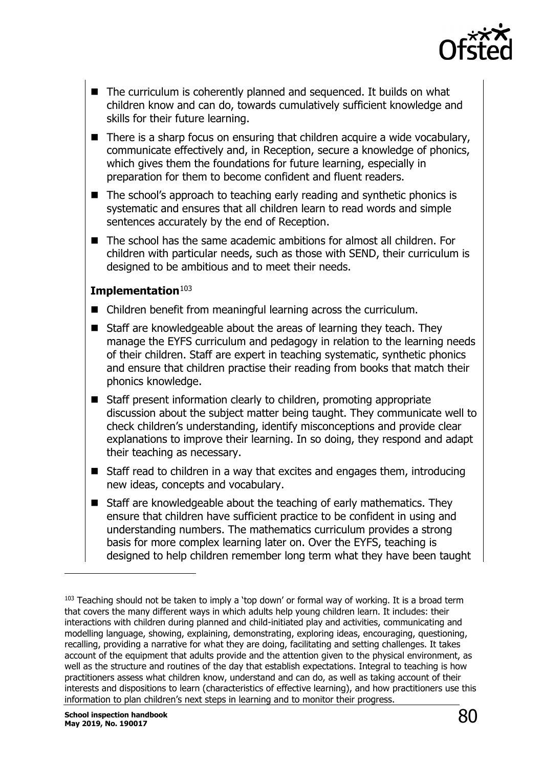- The curriculum is coherently planned and sequenced. It builds on what children know and can do, towards cumulatively sufficient knowledge and skills for their future learning.
- There is a sharp focus on ensuring that children acquire a wide vocabulary, communicate effectively and, in Reception, secure a knowledge of phonics, which gives them the foundations for future learning, especially in preparation for them to become confident and fluent readers.
- The school's approach to teaching early reading and synthetic phonics is systematic and ensures that all children learn to read words and simple sentences accurately by the end of Reception.
- The school has the same academic ambitions for almost all children. For children with particular needs, such as those with SEND, their curriculum is designed to be ambitious and to meet their needs.

**Implementation**[103]

- Children benefit from meaningful learning across the curriculum.
- Staff are knowledgeable about the areas of learning they teach. They manage the EYFS curriculum and pedagogy in relation to the learning needs of their children. Staff are expert in teaching systematic, synthetic phonics and ensure that children practise their reading from books that match their phonics knowledge.
- Staff present information clearly to children, promoting appropriate discussion about the subject matter being taught. They communicate well to check children's understanding, identify misconceptions and provide clear explanations to improve their learning. In so doing, they respond and adapt their teaching as necessary.
- Staff read to children in a way that excites and engages them, introducing new ideas, concepts and vocabulary.
- Staff are knowledgeable about the teaching of early mathematics. They ensure that children have sufficient practice to be confident in using and understanding numbers. The mathematics curriculum provides a strong basis for more complex learning later on. Over the EYFS, teaching is designed to help children remember long term what they have been taught

---

[103] Teaching should not be taken to imply a 'top down' or formal way of working. It is a broad term that covers the many different ways in which adults help young children learn. It includes: their interactions with children during planned and child-initiated play and activities, communicating and modelling language, showing, explaining, demonstrating, exploring ideas, encouraging, questioning, recalling, providing a narrative for what they are doing, facilitating and setting challenges. It takes account of the equipment that adults provide and the attention given to the physical environment, as well as the structure and routines of the day that establish expectations. Integral to teaching is how practitioners assess what children know, understand and can do, as well as taking account of their interests and dispositions to learn (characteristics of effective learning), and how practitioners use this information to plan children's next steps in learning and to monitor their progress.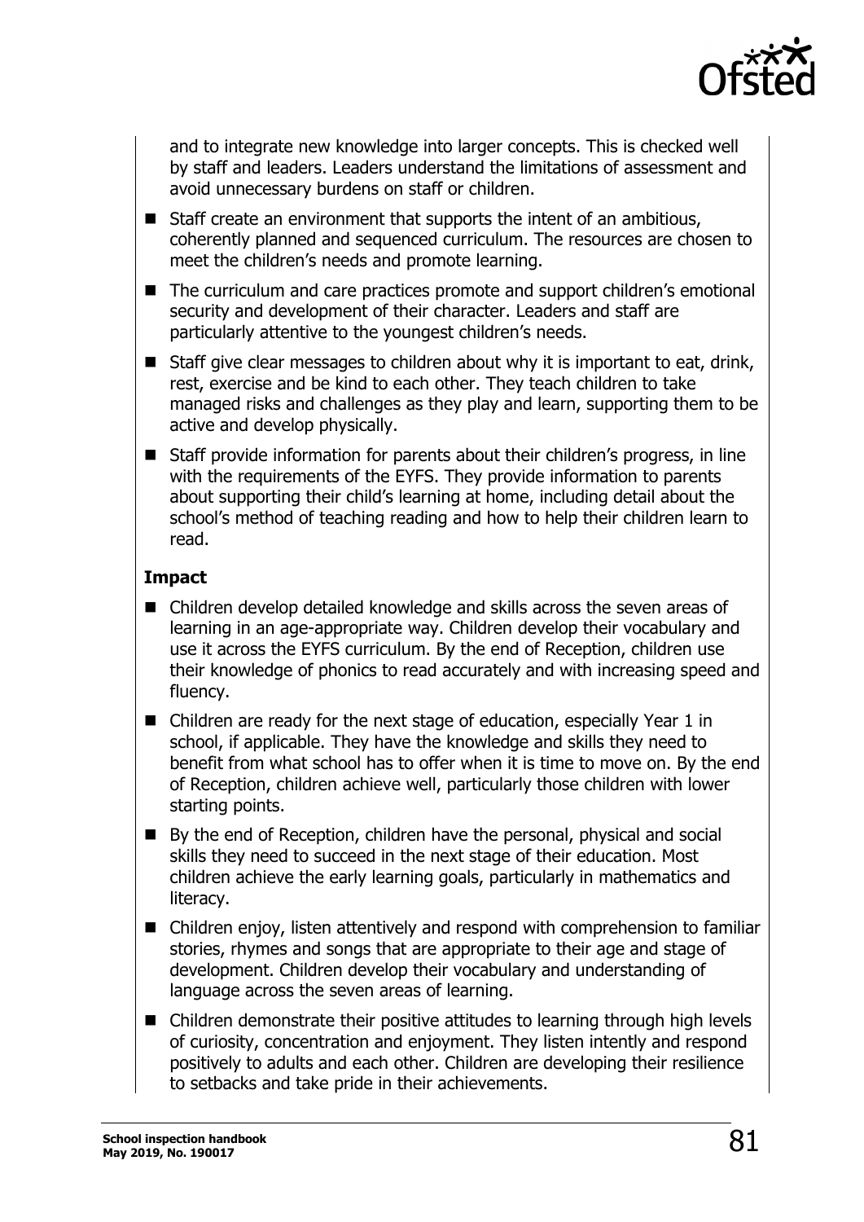and to integrate new knowledge into larger concepts. This is checked well by staff and leaders. Leaders understand the limitations of assessment and avoid unnecessary burdens on staff or children.

- Staff create an environment that supports the intent of an ambitious, coherently planned and sequenced curriculum. The resources are chosen to meet the children's needs and promote learning.
- The curriculum and care practices promote and support children's emotional security and development of their character. Leaders and staff are particularly attentive to the youngest children's needs.
- Staff give clear messages to children about why it is important to eat, drink, rest, exercise and be kind to each other. They teach children to take managed risks and challenges as they play and learn, supporting them to be active and develop physically.
- Staff provide information for parents about their children's progress, in line with the requirements of the EYFS. They provide information to parents about supporting their child's learning at home, including detail about the school's method of teaching reading and how to help their children learn to read.

**Impact**

- Children develop detailed knowledge and skills across the seven areas of learning in an age-appropriate way. Children develop their vocabulary and use it across the EYFS curriculum. By the end of Reception, children use their knowledge of phonics to read accurately and with increasing speed and fluency.
- Children are ready for the next stage of education, especially Year 1 in school, if applicable. They have the knowledge and skills they need to benefit from what school has to offer when it is time to move on. By the end of Reception, children achieve well, particularly those children with lower starting points.
- By the end of Reception, children have the personal, physical and social skills they need to succeed in the next stage of their education. Most children achieve the early learning goals, particularly in mathematics and literacy.
- Children enjoy, listen attentively and respond with comprehension to familiar stories, rhymes and songs that are appropriate to their age and stage of development. Children develop their vocabulary and understanding of language across the seven areas of learning.
- Children demonstrate their positive attitudes to learning through high levels of curiosity, concentration and enjoyment. They listen intently and respond positively to adults and each other. Children are developing their resilience to setbacks and take pride in their achievements.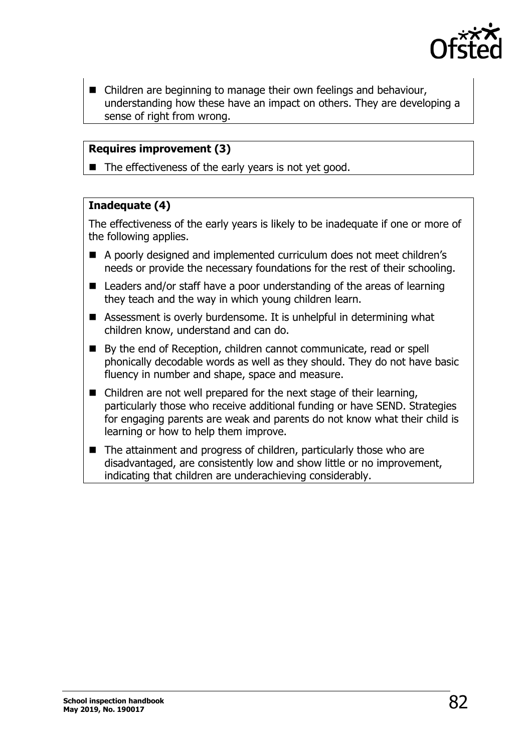- Children are beginning to manage their own feelings and behaviour, understanding how these have an impact on others. They are developing a sense of right from wrong.

**Requires improvement (3)**

- The effectiveness of the early years is not yet good.

**Inadequate (4)**

The effectiveness of the early years is likely to be inadequate if one or more of the following applies.

- A poorly designed and implemented curriculum does not meet children's needs or provide the necessary foundations for the rest of their schooling.
- Leaders and/or staff have a poor understanding of the areas of learning they teach and the way in which young children learn.
- Assessment is overly burdensome. It is unhelpful in determining what children know, understand and can do.
- By the end of Reception, children cannot communicate, read or spell phonically decodable words as well as they should. They do not have basic fluency in number and shape, space and measure.
- Children are not well prepared for the next stage of their learning, particularly those who receive additional funding or have SEND. Strategies for engaging parents are weak and parents do not know what their child is learning or how to help them improve.
- The attainment and progress of children, particularly those who are disadvantaged, are consistently low and show little or no improvement, indicating that children are underachieving considerably.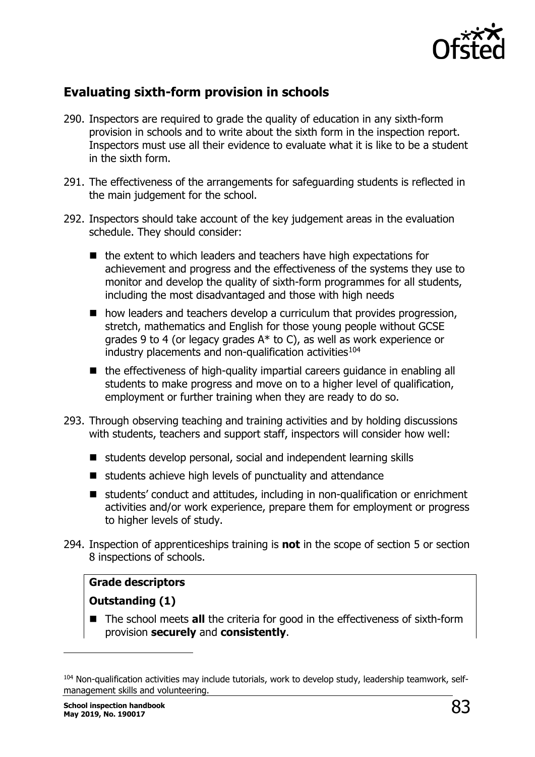## Evaluating sixth-form provision in schools

290. Inspectors are required to grade the quality of education in any sixth-form provision in schools and to write about the sixth form in the inspection report. Inspectors must use all their evidence to evaluate what it is like to be a student in the sixth form.

291. The effectiveness of the arrangements for safeguarding students is reflected in the main judgement for the school.

292. Inspectors should take account of the key judgement areas in the evaluation schedule. They should consider:

   - the extent to which leaders and teachers have high expectations for achievement and progress and the effectiveness of the systems they use to monitor and develop the quality of sixth-form programmes for all students, including the most disadvantaged and those with high needs
   - how leaders and teachers develop a curriculum that provides progression, stretch, mathematics and English for those young people without GCSE grades 9 to 4 (or legacy grades A* to C), as well as work experience or industry placements and non-qualification activities[104]
   - the effectiveness of high-quality impartial careers guidance in enabling all students to make progress and move on to a higher level of qualification, employment or further training when they are ready to do so.

293. Through observing teaching and training activities and by holding discussions with students, teachers and support staff, inspectors will consider how well:

   - students develop personal, social and independent learning skills
   - students achieve high levels of punctuality and attendance
   - students' conduct and attitudes, including in non-qualification or enrichment activities and/or work experience, prepare them for employment or progress to higher levels of study.

294. Inspection of apprenticeships training is **not** in the scope of section 5 or section 8 inspections of schools.

**Grade descriptors**

**Outstanding (1)**

- The school meets **all** the criteria for good in the effectiveness of sixth-form provision **securely** and **consistently**.

---

[104] Non-qualification activities may include tutorials, work to develop study, leadership teamwork, self-management skills and volunteering.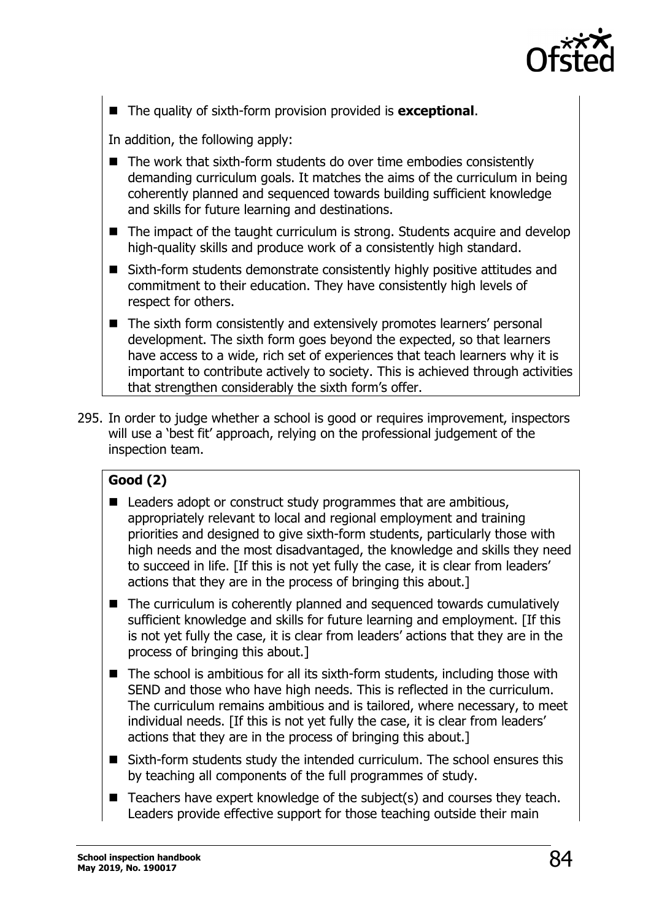- The quality of sixth-form provision provided is **exceptional**.

In addition, the following apply:

- The work that sixth-form students do over time embodies consistently demanding curriculum goals. It matches the aims of the curriculum in being coherently planned and sequenced towards building sufficient knowledge and skills for future learning and destinations.
- The impact of the taught curriculum is strong. Students acquire and develop high-quality skills and produce work of a consistently high standard.
- Sixth-form students demonstrate consistently highly positive attitudes and commitment to their education. They have consistently high levels of respect for others.
- The sixth form consistently and extensively promotes learners' personal development. The sixth form goes beyond the expected, so that learners have access to a wide, rich set of experiences that teach learners why it is important to contribute actively to society. This is achieved through activities that strengthen considerably the sixth form's offer.

295. In order to judge whether a school is good or requires improvement, inspectors will use a 'best fit' approach, relying on the professional judgement of the inspection team.

**Good (2)**

- Leaders adopt or construct study programmes that are ambitious, appropriately relevant to local and regional employment and training priorities and designed to give sixth-form students, particularly those with high needs and the most disadvantaged, the knowledge and skills they need to succeed in life. [If this is not yet fully the case, it is clear from leaders' actions that they are in the process of bringing this about.]
- The curriculum is coherently planned and sequenced towards cumulatively sufficient knowledge and skills for future learning and employment. [If this is not yet fully the case, it is clear from leaders' actions that they are in the process of bringing this about.]
- The school is ambitious for all its sixth-form students, including those with SEND and those who have high needs. This is reflected in the curriculum. The curriculum remains ambitious and is tailored, where necessary, to meet individual needs. [If this is not yet fully the case, it is clear from leaders' actions that they are in the process of bringing this about.]
- Sixth-form students study the intended curriculum. The school ensures this by teaching all components of the full programmes of study.
- Teachers have expert knowledge of the subject(s) and courses they teach. Leaders provide effective support for those teaching outside their main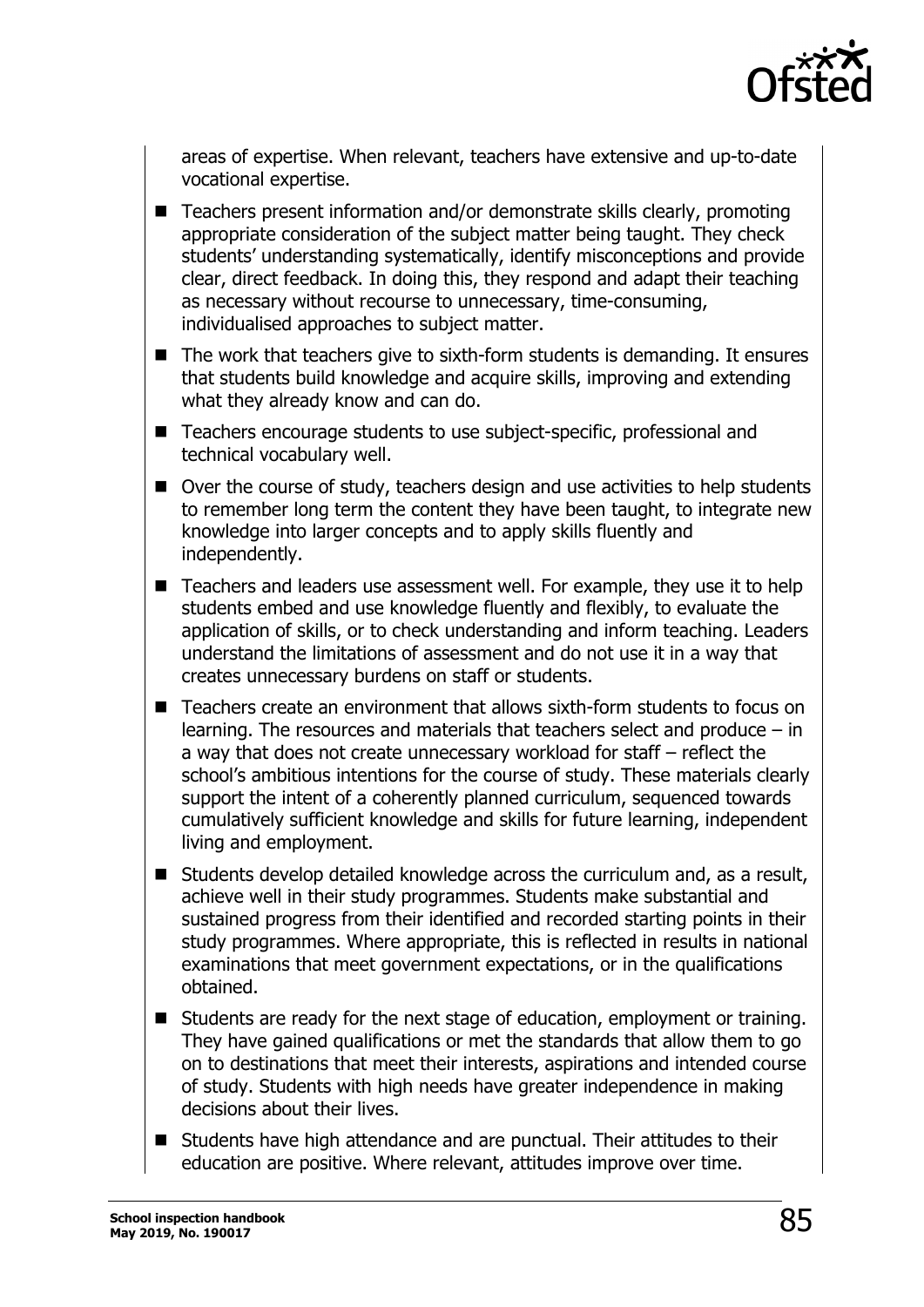areas of expertise. When relevant, teachers have extensive and up-to-date vocational expertise.

- Teachers present information and/or demonstrate skills clearly, promoting appropriate consideration of the subject matter being taught. They check students' understanding systematically, identify misconceptions and provide clear, direct feedback. In doing this, they respond and adapt their teaching as necessary without recourse to unnecessary, time-consuming, individualised approaches to subject matter.
- The work that teachers give to sixth-form students is demanding. It ensures that students build knowledge and acquire skills, improving and extending what they already know and can do.
- Teachers encourage students to use subject-specific, professional and technical vocabulary well.
- Over the course of study, teachers design and use activities to help students to remember long term the content they have been taught, to integrate new knowledge into larger concepts and to apply skills fluently and independently.
- Teachers and leaders use assessment well. For example, they use it to help students embed and use knowledge fluently and flexibly, to evaluate the application of skills, or to check understanding and inform teaching. Leaders understand the limitations of assessment and do not use it in a way that creates unnecessary burdens on staff or students.
- Teachers create an environment that allows sixth-form students to focus on learning. The resources and materials that teachers select and produce – in a way that does not create unnecessary workload for staff – reflect the school's ambitious intentions for the course of study. These materials clearly support the intent of a coherently planned curriculum, sequenced towards cumulatively sufficient knowledge and skills for future learning, independent living and employment.
- Students develop detailed knowledge across the curriculum and, as a result, achieve well in their study programmes. Students make substantial and sustained progress from their identified and recorded starting points in their study programmes. Where appropriate, this is reflected in results in national examinations that meet government expectations, or in the qualifications obtained.
- Students are ready for the next stage of education, employment or training. They have gained qualifications or met the standards that allow them to go on to destinations that meet their interests, aspirations and intended course of study. Students with high needs have greater independence in making decisions about their lives.
- Students have high attendance and are punctual. Their attitudes to their education are positive. Where relevant, attitudes improve over time.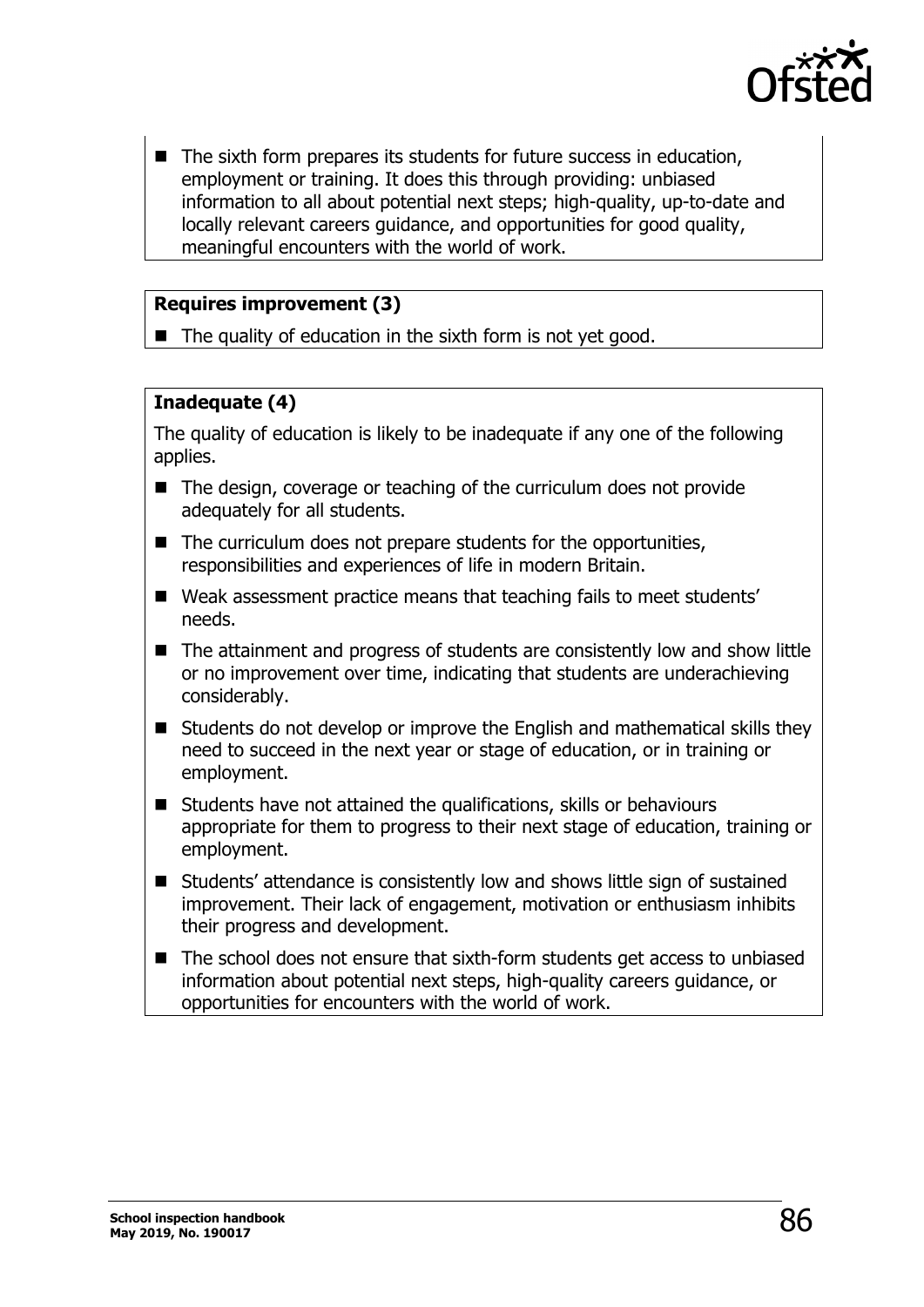- The sixth form prepares its students for future success in education, employment or training. It does this through providing: unbiased information to all about potential next steps; high-quality, up-to-date and locally relevant careers guidance, and opportunities for good quality, meaningful encounters with the world of work.

**Requires improvement (3)**

- The quality of education in the sixth form is not yet good.

**Inadequate (4)**

The quality of education is likely to be inadequate if any one of the following applies.

- The design, coverage or teaching of the curriculum does not provide adequately for all students.
- The curriculum does not prepare students for the opportunities, responsibilities and experiences of life in modern Britain.
- Weak assessment practice means that teaching fails to meet students' needs.
- The attainment and progress of students are consistently low and show little or no improvement over time, indicating that students are underachieving considerably.
- Students do not develop or improve the English and mathematical skills they need to succeed in the next year or stage of education, or in training or employment.
- Students have not attained the qualifications, skills or behaviours appropriate for them to progress to their next stage of education, training or employment.
- Students' attendance is consistently low and shows little sign of sustained improvement. Their lack of engagement, motivation or enthusiasm inhibits their progress and development.
- The school does not ensure that sixth-form students get access to unbiased information about potential next steps, high-quality careers guidance, or opportunities for encounters with the world of work.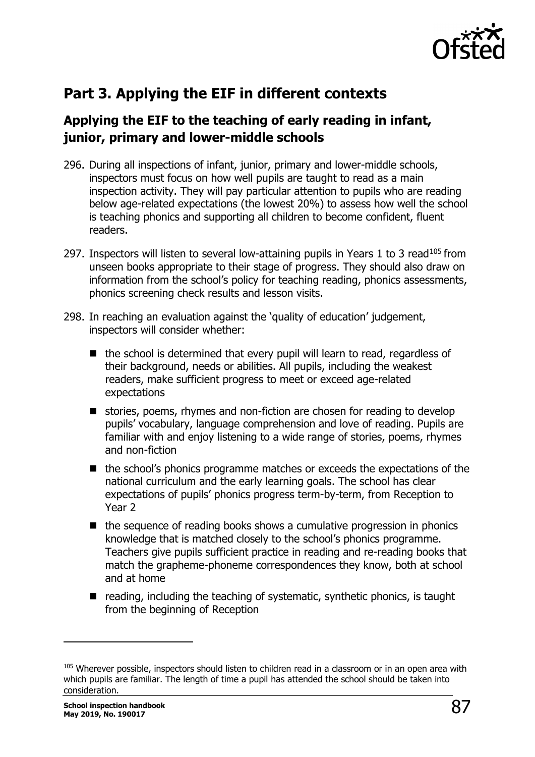## Part 3. Applying the EIF in different contexts

### Applying the EIF to the teaching of early reading in infant, junior, primary and lower-middle schools

296. During all inspections of infant, junior, primary and lower-middle schools, inspectors must focus on how well pupils are taught to read as a main inspection activity. They will pay particular attention to pupils who are reading below age-related expectations (the lowest 20%) to assess how well the school is teaching phonics and supporting all children to become confident, fluent readers.

297. Inspectors will listen to several low-attaining pupils in Years 1 to 3 read[105] from unseen books appropriate to their stage of progress. They should also draw on information from the school's policy for teaching reading, phonics assessments, phonics screening check results and lesson visits.

298. In reaching an evaluation against the 'quality of education' judgement, inspectors will consider whether:

   - the school is determined that every pupil will learn to read, regardless of their background, needs or abilities. All pupils, including the weakest readers, make sufficient progress to meet or exceed age-related expectations
   - stories, poems, rhymes and non-fiction are chosen for reading to develop pupils' vocabulary, language comprehension and love of reading. Pupils are familiar with and enjoy listening to a wide range of stories, poems, rhymes and non-fiction
   - the school's phonics programme matches or exceeds the expectations of the national curriculum and the early learning goals. The school has clear expectations of pupils' phonics progress term-by-term, from Reception to Year 2
   - the sequence of reading books shows a cumulative progression in phonics knowledge that is matched closely to the school's phonics programme. Teachers give pupils sufficient practice in reading and re-reading books that match the grapheme-phoneme correspondences they know, both at school and at home
   - reading, including the teaching of systematic, synthetic phonics, is taught from the beginning of Reception

---

[105] Wherever possible, inspectors should listen to children read in a classroom or in an open area with which pupils are familiar. The length of time a pupil has attended the school should be taken into consideration.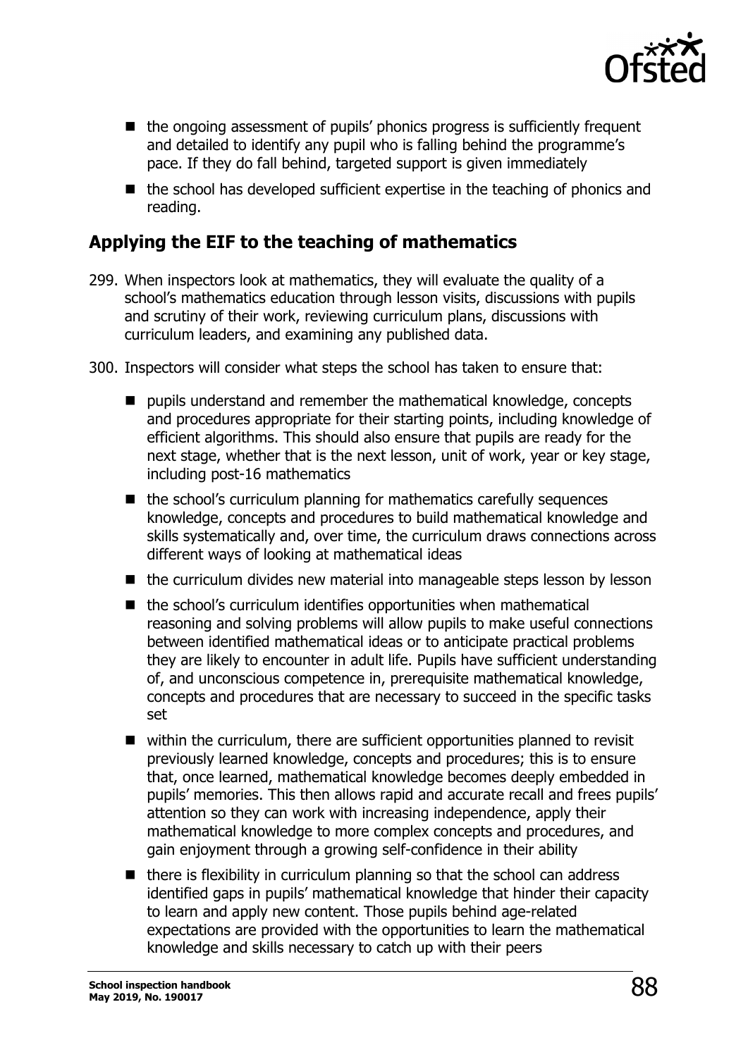- the ongoing assessment of pupils' phonics progress is sufficiently frequent and detailed to identify any pupil who is falling behind the programme's pace. If they do fall behind, targeted support is given immediately
- the school has developed sufficient expertise in the teaching of phonics and reading.

## Applying the EIF to the teaching of mathematics

299. When inspectors look at mathematics, they will evaluate the quality of a school's mathematics education through lesson visits, discussions with pupils and scrutiny of their work, reviewing curriculum plans, discussions with curriculum leaders, and examining any published data.

300. Inspectors will consider what steps the school has taken to ensure that:

- pupils understand and remember the mathematical knowledge, concepts and procedures appropriate for their starting points, including knowledge of efficient algorithms. This should also ensure that pupils are ready for the next stage, whether that is the next lesson, unit of work, year or key stage, including post-16 mathematics
- the school's curriculum planning for mathematics carefully sequences knowledge, concepts and procedures to build mathematical knowledge and skills systematically and, over time, the curriculum draws connections across different ways of looking at mathematical ideas
- the curriculum divides new material into manageable steps lesson by lesson
- the school's curriculum identifies opportunities when mathematical reasoning and solving problems will allow pupils to make useful connections between identified mathematical ideas or to anticipate practical problems they are likely to encounter in adult life. Pupils have sufficient understanding of, and unconscious competence in, prerequisite mathematical knowledge, concepts and procedures that are necessary to succeed in the specific tasks set
- within the curriculum, there are sufficient opportunities planned to revisit previously learned knowledge, concepts and procedures; this is to ensure that, once learned, mathematical knowledge becomes deeply embedded in pupils' memories. This then allows rapid and accurate recall and frees pupils' attention so they can work with increasing independence, apply their mathematical knowledge to more complex concepts and procedures, and gain enjoyment through a growing self-confidence in their ability
- there is flexibility in curriculum planning so that the school can address identified gaps in pupils' mathematical knowledge that hinder their capacity to learn and apply new content. Those pupils behind age-related expectations are provided with the opportunities to learn the mathematical knowledge and skills necessary to catch up with their peers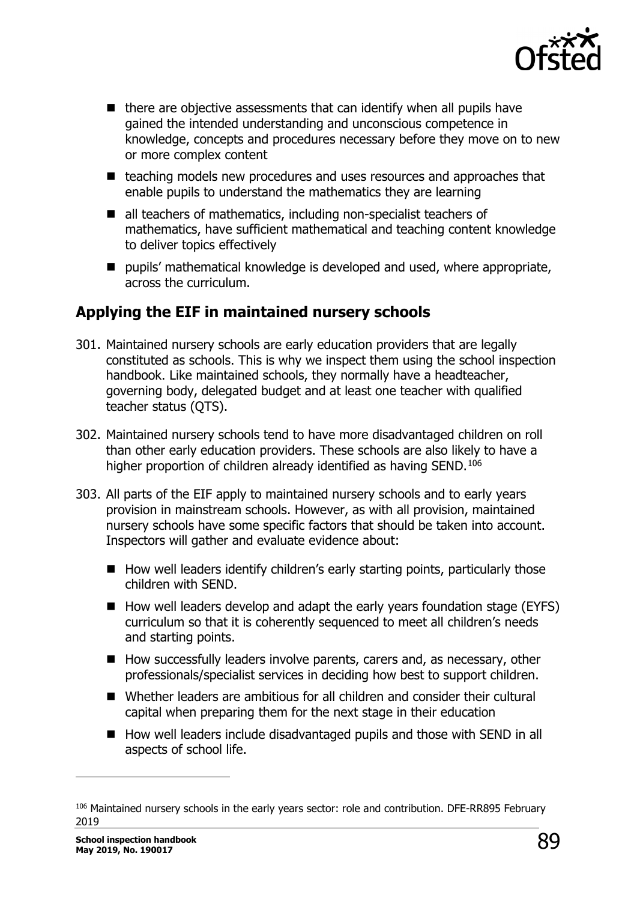- there are objective assessments that can identify when all pupils have gained the intended understanding and unconscious competence in knowledge, concepts and procedures necessary before they move on to new or more complex content
- teaching models new procedures and uses resources and approaches that enable pupils to understand the mathematics they are learning
- all teachers of mathematics, including non-specialist teachers of mathematics, have sufficient mathematical and teaching content knowledge to deliver topics effectively
- pupils' mathematical knowledge is developed and used, where appropriate, across the curriculum.

## Applying the EIF in maintained nursery schools

301. Maintained nursery schools are early education providers that are legally constituted as schools. This is why we inspect them using the school inspection handbook. Like maintained schools, they normally have a headteacher, governing body, delegated budget and at least one teacher with qualified teacher status (QTS).

302. Maintained nursery schools tend to have more disadvantaged children on roll than other early education providers. These schools are also likely to have a higher proportion of children already identified as having SEND.[106]

303. All parts of the EIF apply to maintained nursery schools and to early years provision in mainstream schools. However, as with all provision, maintained nursery schools have some specific factors that should be taken into account. Inspectors will gather and evaluate evidence about:

    - How well leaders identify children's early starting points, particularly those children with SEND.
    - How well leaders develop and adapt the early years foundation stage (EYFS) curriculum so that it is coherently sequenced to meet all children's needs and starting points.
    - How successfully leaders involve parents, carers and, as necessary, other professionals/specialist services in deciding how best to support children.
    - Whether leaders are ambitious for all children and consider their cultural capital when preparing them for the next stage in their education
    - How well leaders include disadvantaged pupils and those with SEND in all aspects of school life.

---

[106] Maintained nursery schools in the early years sector: role and contribution. DFE-RR895 February 2019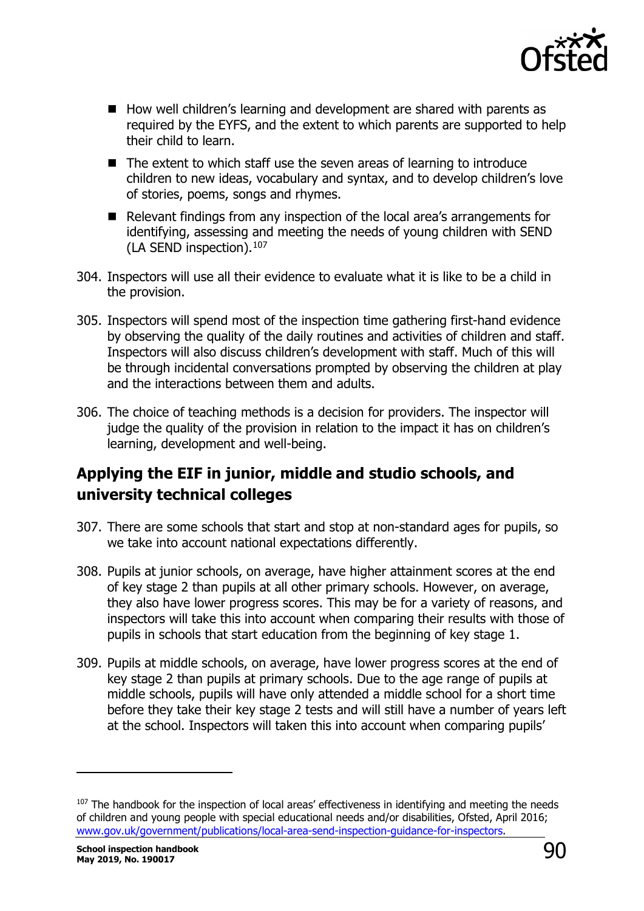- How well children's learning and development are shared with parents as required by the EYFS, and the extent to which parents are supported to help their child to learn.
- The extent to which staff use the seven areas of learning to introduce children to new ideas, vocabulary and syntax, and to develop children's love of stories, poems, songs and rhymes.
- Relevant findings from any inspection of the local area's arrangements for identifying, assessing and meeting the needs of young children with SEND (LA SEND inspection).[107]

304. Inspectors will use all their evidence to evaluate what it is like to be a child in the provision.

305. Inspectors will spend most of the inspection time gathering first-hand evidence by observing the quality of the daily routines and activities of children and staff. Inspectors will also discuss children's development with staff. Much of this will be through incidental conversations prompted by observing the children at play and the interactions between them and adults.

306. The choice of teaching methods is a decision for providers. The inspector will judge the quality of the provision in relation to the impact it has on children's learning, development and well-being.

## Applying the EIF in junior, middle and studio schools, and university technical colleges

307. There are some schools that start and stop at non-standard ages for pupils, so we take into account national expectations differently.

308. Pupils at junior schools, on average, have higher attainment scores at the end of key stage 2 than pupils at all other primary schools. However, on average, they also have lower progress scores. This may be for a variety of reasons, and inspectors will take this into account when comparing their results with those of pupils in schools that start education from the beginning of key stage 1.

309. Pupils at middle schools, on average, have lower progress scores at the end of key stage 2 than pupils at primary schools. Due to the age range of pupils at middle schools, pupils will have only attended a middle school for a short time before they take their key stage 2 tests and will still have a number of years left at the school. Inspectors will taken this into account when comparing pupils'

---

[107] The handbook for the inspection of local areas' effectiveness in identifying and meeting the needs of children and young people with special educational needs and/or disabilities, Ofsted, April 2016; www.gov.uk/government/publications/local-area-send-inspection-guidance-for-inspectors.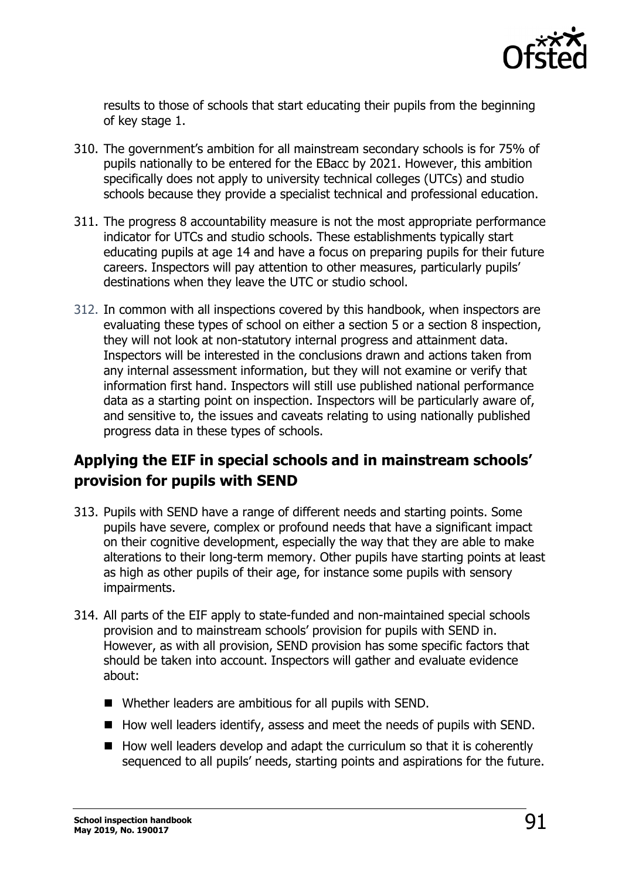results to those of schools that start educating their pupils from the beginning of key stage 1.

310. The government's ambition for all mainstream secondary schools is for 75% of pupils nationally to be entered for the EBacc by 2021. However, this ambition specifically does not apply to university technical colleges (UTCs) and studio schools because they provide a specialist technical and professional education.

311. The progress 8 accountability measure is not the most appropriate performance indicator for UTCs and studio schools. These establishments typically start educating pupils at age 14 and have a focus on preparing pupils for their future careers. Inspectors will pay attention to other measures, particularly pupils' destinations when they leave the UTC or studio school.

312. In common with all inspections covered by this handbook, when inspectors are evaluating these types of school on either a section 5 or a section 8 inspection, they will not look at non-statutory internal progress and attainment data. Inspectors will be interested in the conclusions drawn and actions taken from any internal assessment information, but they will not examine or verify that information first hand. Inspectors will still use published national performance data as a starting point on inspection. Inspectors will be particularly aware of, and sensitive to, the issues and caveats relating to using nationally published progress data in these types of schools.

## Applying the EIF in special schools and in mainstream schools' provision for pupils with SEND

313. Pupils with SEND have a range of different needs and starting points. Some pupils have severe, complex or profound needs that have a significant impact on their cognitive development, especially the way that they are able to make alterations to their long-term memory. Other pupils have starting points at least as high as other pupils of their age, for instance some pupils with sensory impairments.

314. All parts of the EIF apply to state-funded and non-maintained special schools provision and to mainstream schools' provision for pupils with SEND in. However, as with all provision, SEND provision has some specific factors that should be taken into account. Inspectors will gather and evaluate evidence about:

    - Whether leaders are ambitious for all pupils with SEND.
    - How well leaders identify, assess and meet the needs of pupils with SEND.
    - How well leaders develop and adapt the curriculum so that it is coherently sequenced to all pupils' needs, starting points and aspirations for the future.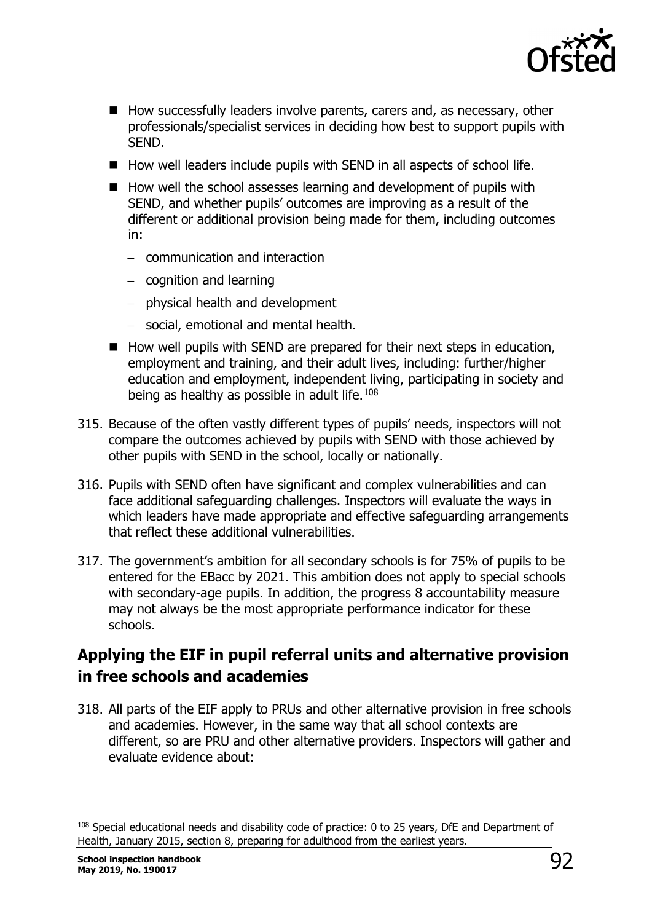- How successfully leaders involve parents, carers and, as necessary, other professionals/specialist services in deciding how best to support pupils with SEND.
- How well leaders include pupils with SEND in all aspects of school life.
- How well the school assesses learning and development of pupils with SEND, and whether pupils' outcomes are improving as a result of the different or additional provision being made for them, including outcomes in:
  - communication and interaction
  - cognition and learning
  - physical health and development
  - social, emotional and mental health.
- How well pupils with SEND are prepared for their next steps in education, employment and training, and their adult lives, including: further/higher education and employment, independent living, participating in society and being as healthy as possible in adult life.[108]

315. Because of the often vastly different types of pupils' needs, inspectors will not compare the outcomes achieved by pupils with SEND with those achieved by other pupils with SEND in the school, locally or nationally.

316. Pupils with SEND often have significant and complex vulnerabilities and can face additional safeguarding challenges. Inspectors will evaluate the ways in which leaders have made appropriate and effective safeguarding arrangements that reflect these additional vulnerabilities.

317. The government's ambition for all secondary schools is for 75% of pupils to be entered for the EBacc by 2021. This ambition does not apply to special schools with secondary-age pupils. In addition, the progress 8 accountability measure may not always be the most appropriate performance indicator for these schools.

## Applying the EIF in pupil referral units and alternative provision in free schools and academies

318. All parts of the EIF apply to PRUs and other alternative provision in free schools and academies. However, in the same way that all school contexts are different, so are PRU and other alternative providers. Inspectors will gather and evaluate evidence about:

---

[108] Special educational needs and disability code of practice: 0 to 25 years, DfE and Department of Health, January 2015, section 8, preparing for adulthood from the earliest years.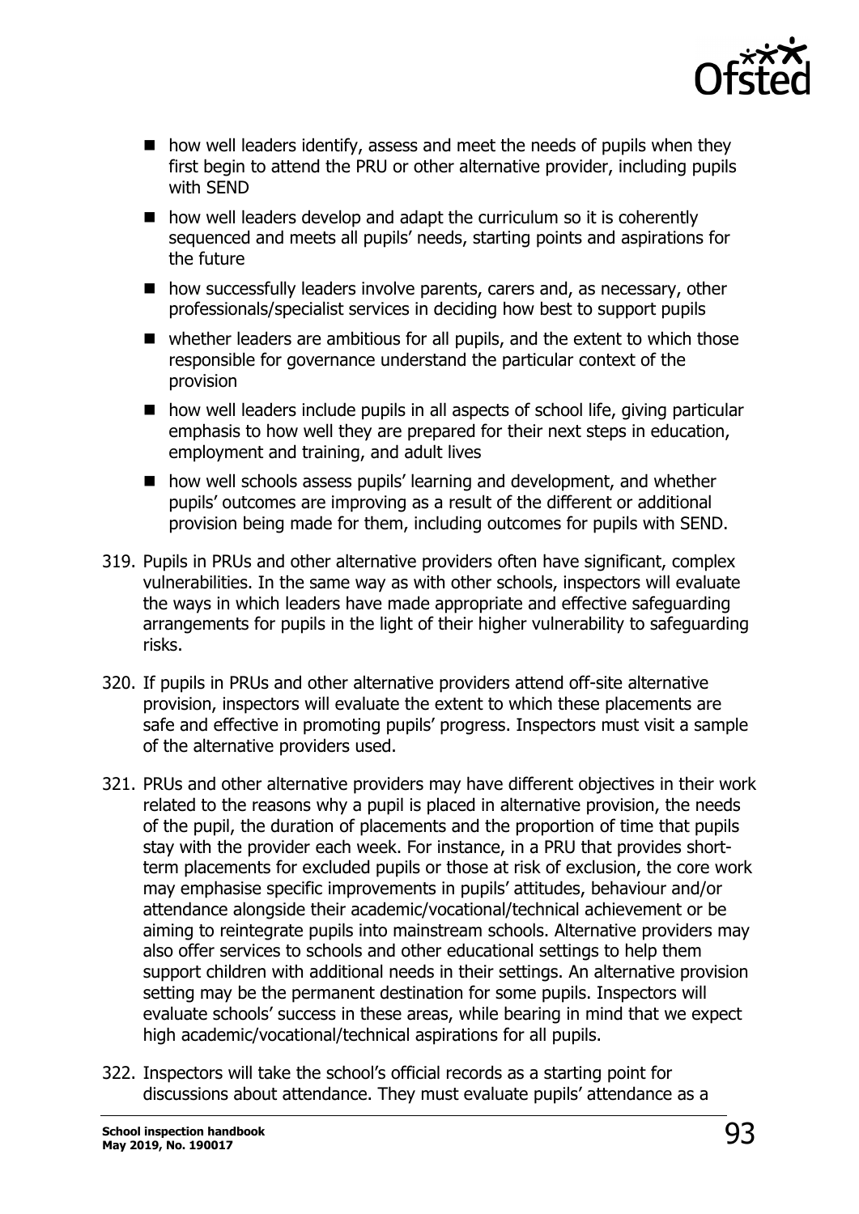- how well leaders identify, assess and meet the needs of pupils when they first begin to attend the PRU or other alternative provider, including pupils with SEND
- how well leaders develop and adapt the curriculum so it is coherently sequenced and meets all pupils' needs, starting points and aspirations for the future
- how successfully leaders involve parents, carers and, as necessary, other professionals/specialist services in deciding how best to support pupils
- whether leaders are ambitious for all pupils, and the extent to which those responsible for governance understand the particular context of the provision
- how well leaders include pupils in all aspects of school life, giving particular emphasis to how well they are prepared for their next steps in education, employment and training, and adult lives
- how well schools assess pupils' learning and development, and whether pupils' outcomes are improving as a result of the different or additional provision being made for them, including outcomes for pupils with SEND.

319. Pupils in PRUs and other alternative providers often have significant, complex vulnerabilities. In the same way as with other schools, inspectors will evaluate the ways in which leaders have made appropriate and effective safeguarding arrangements for pupils in the light of their higher vulnerability to safeguarding risks.

320. If pupils in PRUs and other alternative providers attend off-site alternative provision, inspectors will evaluate the extent to which these placements are safe and effective in promoting pupils' progress. Inspectors must visit a sample of the alternative providers used.

321. PRUs and other alternative providers may have different objectives in their work related to the reasons why a pupil is placed in alternative provision, the needs of the pupil, the duration of placements and the proportion of time that pupils stay with the provider each week. For instance, in a PRU that provides short-term placements for excluded pupils or those at risk of exclusion, the core work may emphasise specific improvements in pupils' attitudes, behaviour and/or attendance alongside their academic/vocational/technical achievement or be aiming to reintegrate pupils into mainstream schools. Alternative providers may also offer services to schools and other educational settings to help them support children with additional needs in their settings. An alternative provision setting may be the permanent destination for some pupils. Inspectors will evaluate schools' success in these areas, while bearing in mind that we expect high academic/vocational/technical aspirations for all pupils.

322. Inspectors will take the school's official records as a starting point for discussions about attendance. They must evaluate pupils' attendance as a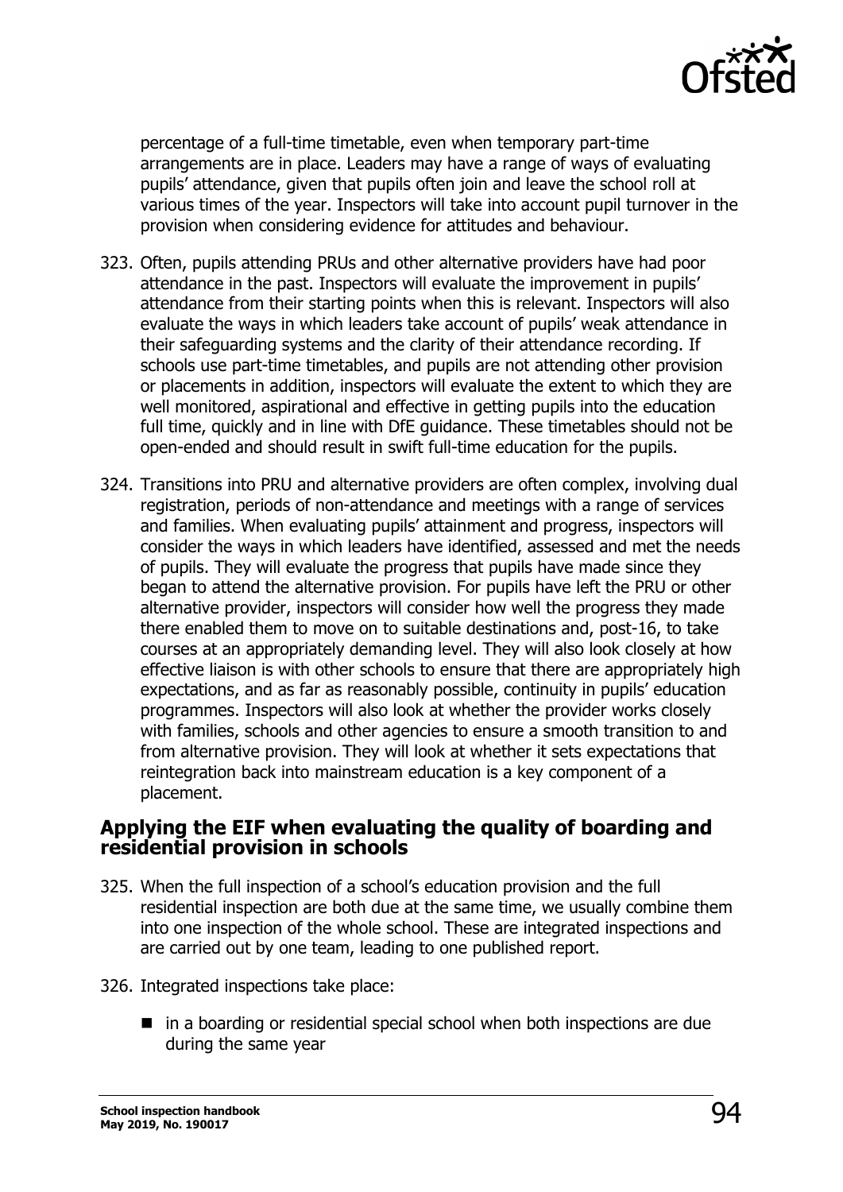percentage of a full-time timetable, even when temporary part-time arrangements are in place. Leaders may have a range of ways of evaluating pupils' attendance, given that pupils often join and leave the school roll at various times of the year. Inspectors will take into account pupil turnover in the provision when considering evidence for attitudes and behaviour.

323. Often, pupils attending PRUs and other alternative providers have had poor attendance in the past. Inspectors will evaluate the improvement in pupils' attendance from their starting points when this is relevant. Inspectors will also evaluate the ways in which leaders take account of pupils' weak attendance in their safeguarding systems and the clarity of their attendance recording. If schools use part-time timetables, and pupils are not attending other provision or placements in addition, inspectors will evaluate the extent to which they are well monitored, aspirational and effective in getting pupils into the education full time, quickly and in line with DfE guidance. These timetables should not be open-ended and should result in swift full-time education for the pupils.

324. Transitions into PRU and alternative providers are often complex, involving dual registration, periods of non-attendance and meetings with a range of services and families. When evaluating pupils' attainment and progress, inspectors will consider the ways in which leaders have identified, assessed and met the needs of pupils. They will evaluate the progress that pupils have made since they began to attend the alternative provision. For pupils have left the PRU or other alternative provider, inspectors will consider how well the progress they made there enabled them to move on to suitable destinations and, post-16, to take courses at an appropriately demanding level. They will also look closely at how effective liaison is with other schools to ensure that there are appropriately high expectations, and as far as reasonably possible, continuity in pupils' education programmes. Inspectors will also look at whether the provider works closely with families, schools and other agencies to ensure a smooth transition to and from alternative provision. They will look at whether it sets expectations that reintegration back into mainstream education is a key component of a placement.

## Applying the EIF when evaluating the quality of boarding and residential provision in schools

325. When the full inspection of a school's education provision and the full residential inspection are both due at the same time, we usually combine them into one inspection of the whole school. These are integrated inspections and are carried out by one team, leading to one published report.

326. Integrated inspections take place:

- in a boarding or residential special school when both inspections are due during the same year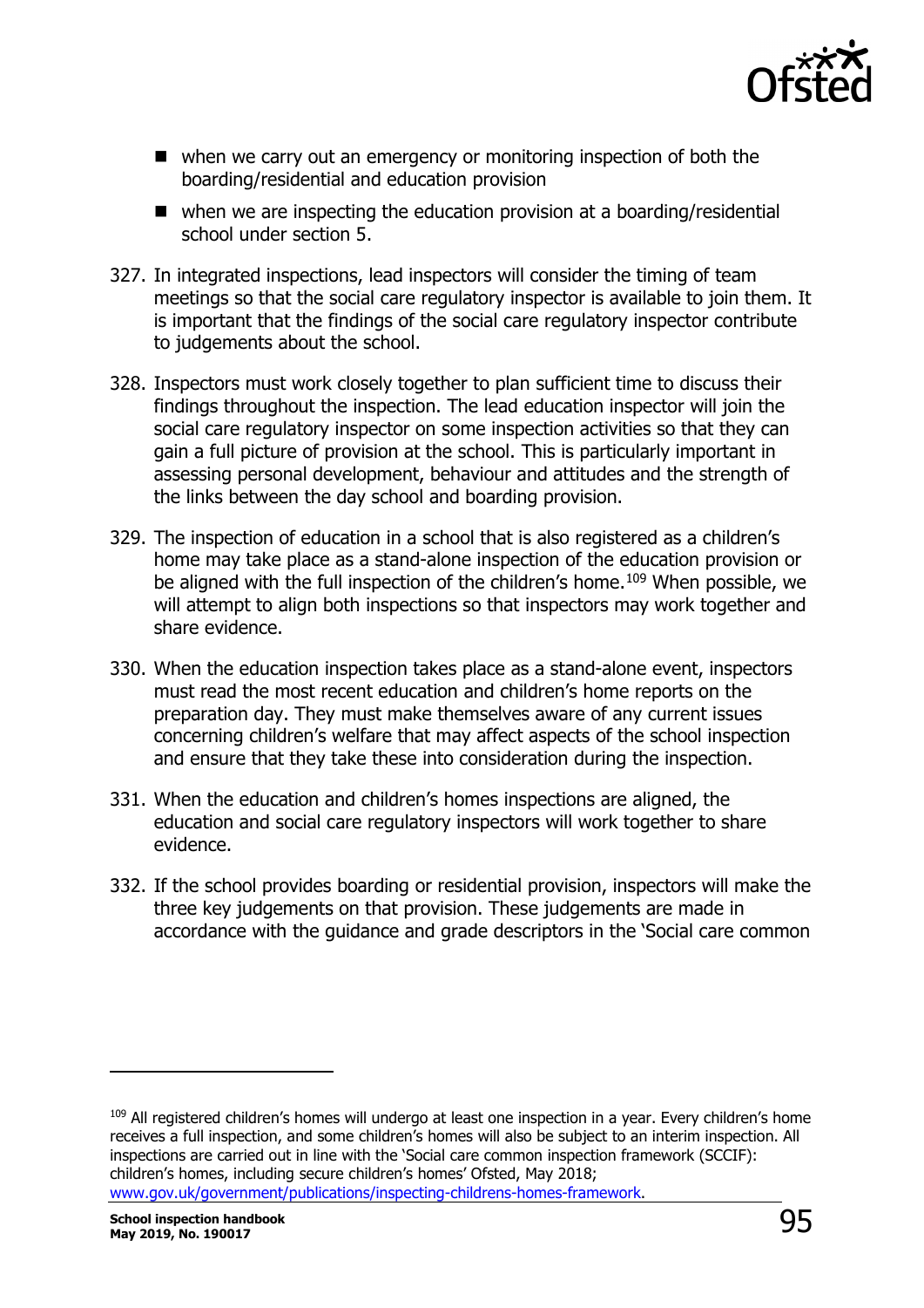- when we carry out an emergency or monitoring inspection of both the boarding/residential and education provision
- when we are inspecting the education provision at a boarding/residential school under section 5.

327. In integrated inspections, lead inspectors will consider the timing of team meetings so that the social care regulatory inspector is available to join them. It is important that the findings of the social care regulatory inspector contribute to judgements about the school.

328. Inspectors must work closely together to plan sufficient time to discuss their findings throughout the inspection. The lead education inspector will join the social care regulatory inspector on some inspection activities so that they can gain a full picture of provision at the school. This is particularly important in assessing personal development, behaviour and attitudes and the strength of the links between the day school and boarding provision.

329. The inspection of education in a school that is also registered as a children's home may take place as a stand-alone inspection of the education provision or be aligned with the full inspection of the children's home.[109] When possible, we will attempt to align both inspections so that inspectors may work together and share evidence.

330. When the education inspection takes place as a stand-alone event, inspectors must read the most recent education and children's home reports on the preparation day. They must make themselves aware of any current issues concerning children's welfare that may affect aspects of the school inspection and ensure that they take these into consideration during the inspection.

331. When the education and children's homes inspections are aligned, the education and social care regulatory inspectors will work together to share evidence.

332. If the school provides boarding or residential provision, inspectors will make the three key judgements on that provision. These judgements are made in accordance with the guidance and grade descriptors in the 'Social care common

---

[109] All registered children's homes will undergo at least one inspection in a year. Every children's home receives a full inspection, and some children's homes will also be subject to an interim inspection. All inspections are carried out in line with the 'Social care common inspection framework (SCCIF): children's homes, including secure children's homes' Ofsted, May 2018; www.gov.uk/government/publications/inspecting-childrens-homes-framework.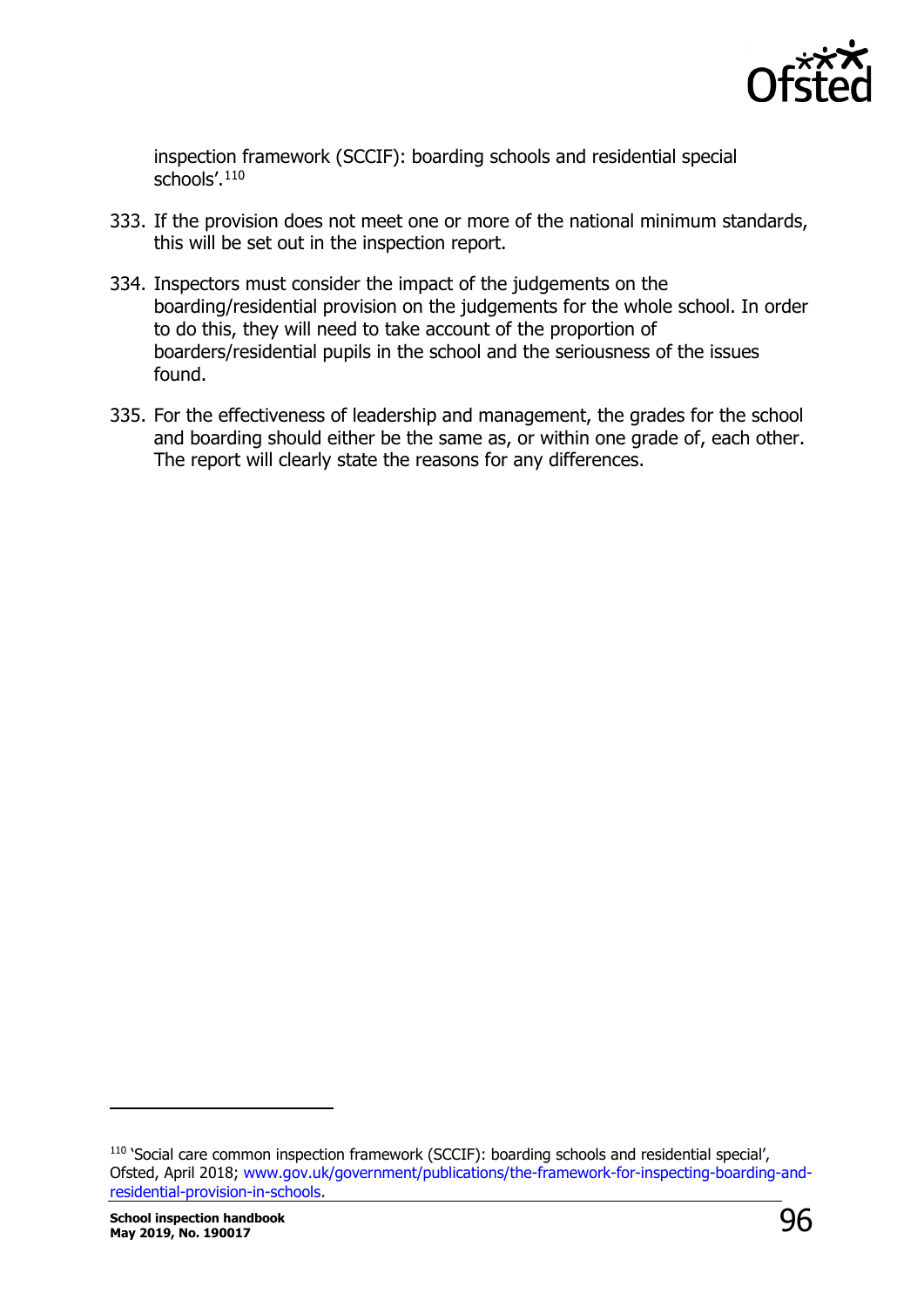inspection framework (SCCIF): boarding schools and residential special schools'.[110]

333. If the provision does not meet one or more of the national minimum standards, this will be set out in the inspection report.

334. Inspectors must consider the impact of the judgements on the boarding/residential provision on the judgements for the whole school. In order to do this, they will need to take account of the proportion of boarders/residential pupils in the school and the seriousness of the issues found.

335. For the effectiveness of leadership and management, the grades for the school and boarding should either be the same as, or within one grade of, each other. The report will clearly state the reasons for any differences.

---

[110] 'Social care common inspection framework (SCCIF): boarding schools and residential special', Ofsted, April 2018; www.gov.uk/government/publications/the-framework-for-inspecting-boarding-and-residential-provision-in-schools.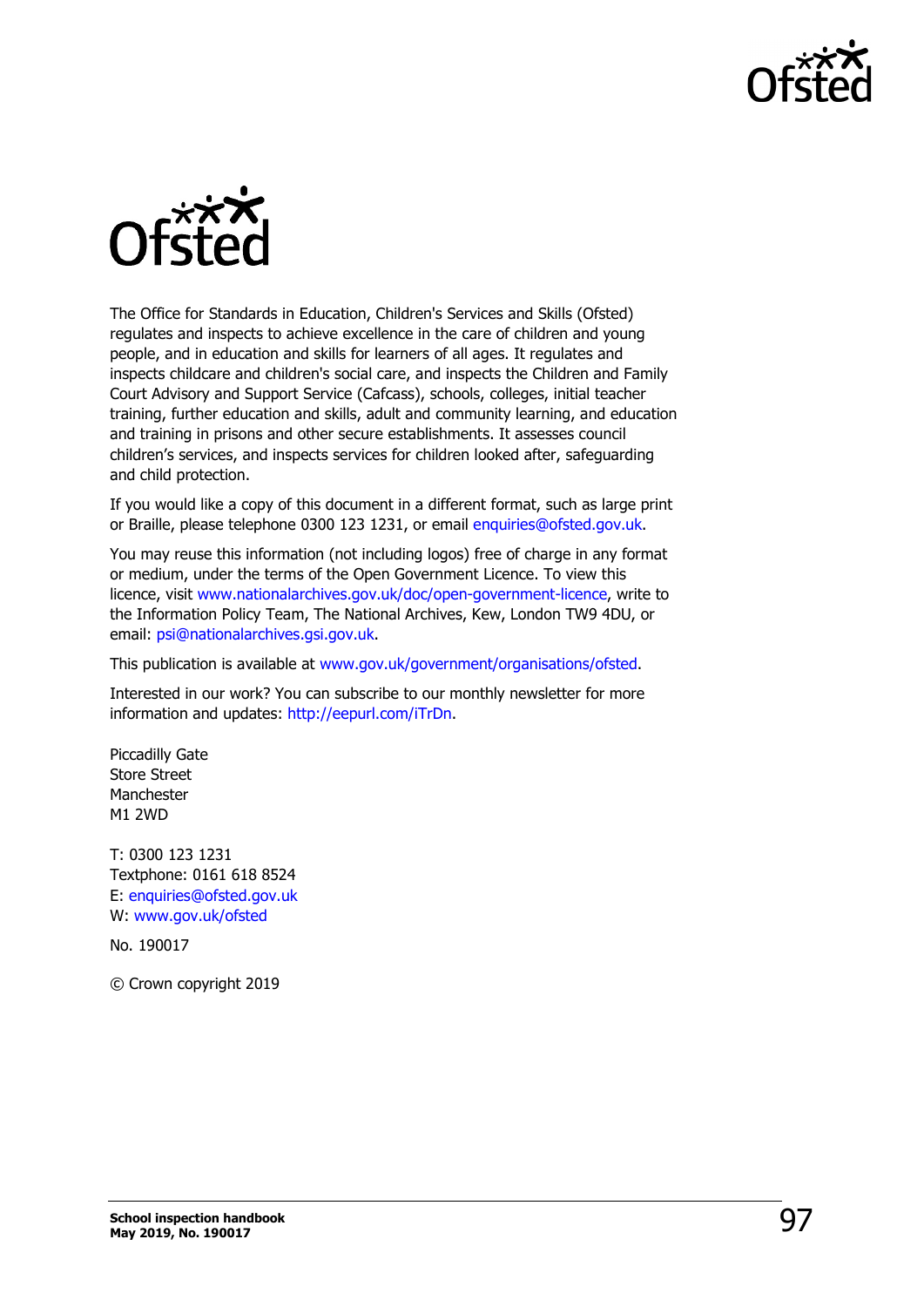The Office for Standards in Education, Children's Services and Skills (Ofsted) regulates and inspects to achieve excellence in the care of children and young people, and in education and skills for learners of all ages. It regulates and inspects childcare and children's social care, and inspects the Children and Family Court Advisory and Support Service (Cafcass), schools, colleges, initial teacher training, further education and skills, adult and community learning, and education and training in prisons and other secure establishments. It assesses council children's services, and inspects services for children looked after, safeguarding and child protection.

If you would like a copy of this document in a different format, such as large print or Braille, please telephone 0300 123 1231, or email enquiries@ofsted.gov.uk.

You may reuse this information (not including logos) free of charge in any format or medium, under the terms of the Open Government Licence. To view this licence, visit www.nationalarchives.gov.uk/doc/open-government-licence, write to the Information Policy Team, The National Archives, Kew, London TW9 4DU, or email: psi@nationalarchives.gsi.gov.uk.

This publication is available at www.gov.uk/government/organisations/ofsted.

Interested in our work? You can subscribe to our monthly newsletter for more information and updates: http://eepurl.com/iTrDn.

Piccadilly Gate
Store Street
Manchester
M1 2WD

T: 0300 123 1231
Textphone: 0161 618 8524
E: enquiries@ofsted.gov.uk
W: www.gov.uk/ofsted

No. 190017

© Crown copyright 2019